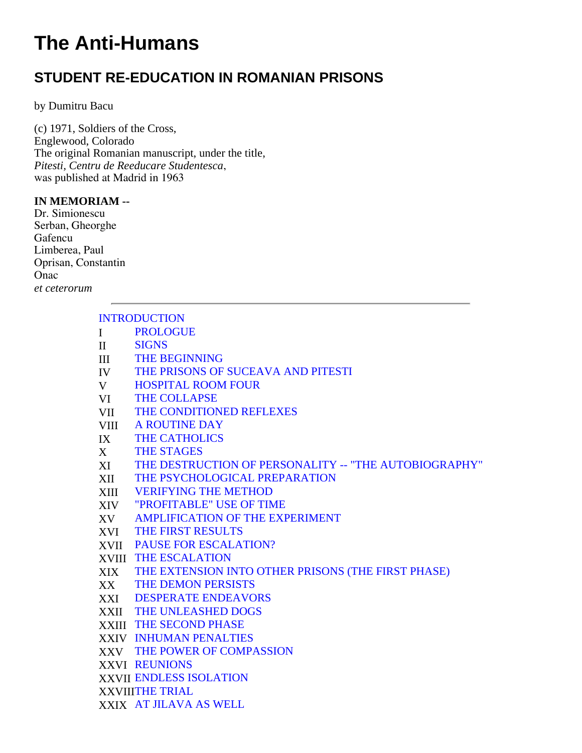# The Anti-Humans

## STUDENT RE-EDUCATION IN ROMANIAN PRISONS

by Dumitru Bacu

(c) 1971, Soldiers of the Cross,
Englewood, Colorado
The original Romanian manuscript, under the title,
*Pitesti, Centru de Reeducare Studentesca*,
was published at Madrid in 1963

**IN MEMORIAM** --
Dr. Simionescu
Serban, Gheorghe
Gafencu
Limberea, Paul
Oprisan, Constantin
Onac
*et ceterorum*

---

INTRODUCTION

| | |
|---|---|
| I | PROLOGUE |
| II | SIGNS |
| III | THE BEGINNING |
| IV | THE PRISONS OF SUCEAVA AND PITESTI |
| V | HOSPITAL ROOM FOUR |
| VI | THE COLLAPSE |
| VII | THE CONDITIONED REFLEXES |
| VIII | A ROUTINE DAY |
| IX | THE CATHOLICS |
| X | THE STAGES |
| XI | THE DESTRUCTION OF PERSONALITY -- "THE AUTOBIOGRAPHY" |
| XII | THE PSYCHOLOGICAL PREPARATION |
| XIII | VERIFYING THE METHOD |
| XIV | "PROFITABLE" USE OF TIME |
| XV | AMPLIFICATION OF THE EXPERIMENT |
| XVI | THE FIRST RESULTS |
| XVII | PAUSE FOR ESCALATION? |
| XVIII | THE ESCALATION |
| XIX | THE EXTENSION INTO OTHER PRISONS (THE FIRST PHASE) |
| XX | THE DEMON PERSISTS |
| XXI | DESPERATE ENDEAVORS |
| XXII | THE UNLEASHED DOGS |
| XXIII | THE SECOND PHASE |
| XXIV | INHUMAN PENALTIES |
| XXV | THE POWER OF COMPASSION |
| XXVI | REUNIONS |
| XXVII | ENDLESS ISOLATION |
| XXVIII | THE TRIAL |
| XXIX | AT JILAVA AS WELL |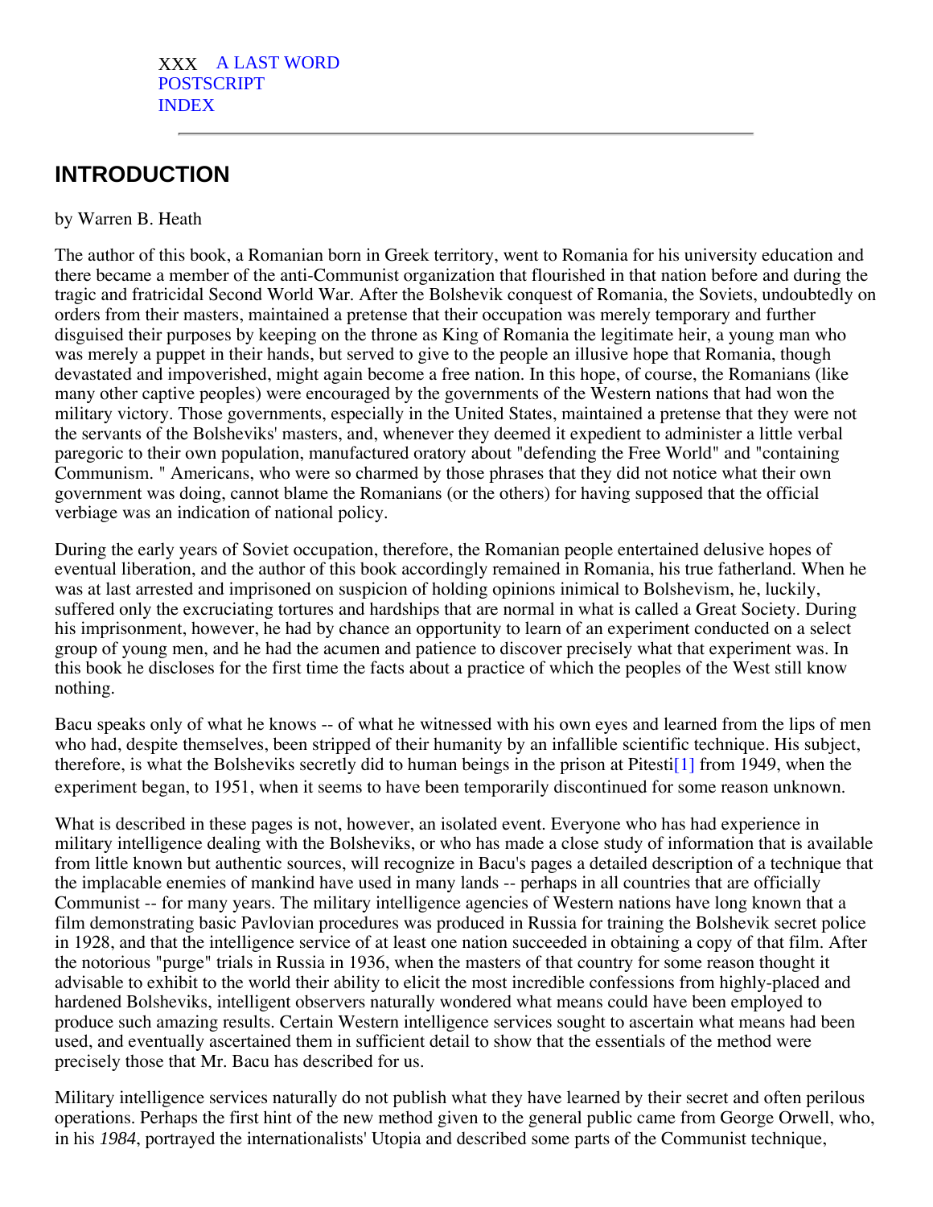XXX A LAST WORD
POSTSCRIPT
INDEX

---

## INTRODUCTION

by Warren B. Heath

The author of this book, a Romanian born in Greek territory, went to Romania for his university education and there became a member of the anti-Communist organization that flourished in that nation before and during the tragic and fratricidal Second World War. After the Bolshevik conquest of Romania, the Soviets, undoubtedly on orders from their masters, maintained a pretense that their occupation was merely temporary and further disguised their purposes by keeping on the throne as King of Romania the legitimate heir, a young man who was merely a puppet in their hands, but served to give to the people an illusive hope that Romania, though devastated and impoverished, might again become a free nation. In this hope, of course, the Romanians (like many other captive peoples) were encouraged by the governments of the Western nations that had won the military victory. Those governments, especially in the United States, maintained a pretense that they were not the servants of the Bolsheviks' masters, and, whenever they deemed it expedient to administer a little verbal paregoric to their own population, manufactured oratory about "defending the Free World" and "containing Communism. " Americans, who were so charmed by those phrases that they did not notice what their own government was doing, cannot blame the Romanians (or the others) for having supposed that the official verbiage was an indication of national policy.

During the early years of Soviet occupation, therefore, the Romanian people entertained delusive hopes of eventual liberation, and the author of this book accordingly remained in Romania, his true fatherland. When he was at last arrested and imprisoned on suspicion of holding opinions inimical to Bolshevism, he, luckily, suffered only the excruciating tortures and hardships that are normal in what is called a Great Society. During his imprisonment, however, he had by chance an opportunity to learn of an experiment conducted on a select group of young men, and he had the acumen and patience to discover precisely what that experiment was. In this book he discloses for the first time the facts about a practice of which the peoples of the West still know nothing.

Bacu speaks only of what he knows -- of what he witnessed with his own eyes and learned from the lips of men who had, despite themselves, been stripped of their humanity by an infallible scientific technique. His subject, therefore, is what the Bolsheviks secretly did to human beings in the prison at Pitesti[1] from 1949, when the experiment began, to 1951, when it seems to have been temporarily discontinued for some reason unknown.

What is described in these pages is not, however, an isolated event. Everyone who has had experience in military intelligence dealing with the Bolsheviks, or who has made a close study of information that is available from little known but authentic sources, will recognize in Bacu's pages a detailed description of a technique that the implacable enemies of mankind have used in many lands -- perhaps in all countries that are officially Communist -- for many years. The military intelligence agencies of Western nations have long known that a film demonstrating basic Pavlovian procedures was produced in Russia for training the Bolshevik secret police in 1928, and that the intelligence service of at least one nation succeeded in obtaining a copy of that film. After the notorious "purge" trials in Russia in 1936, when the masters of that country for some reason thought it advisable to exhibit to the world their ability to elicit the most incredible confessions from highly-placed and hardened Bolsheviks, intelligent observers naturally wondered what means could have been employed to produce such amazing results. Certain Western intelligence services sought to ascertain what means had been used, and eventually ascertained them in sufficient detail to show that the essentials of the method were precisely those that Mr. Bacu has described for us.

Military intelligence services naturally do not publish what they have learned by their secret and often perilous operations. Perhaps the first hint of the new method given to the general public came from George Orwell, who, in his *1984*, portrayed the internationalists' Utopia and described some parts of the Communist technique,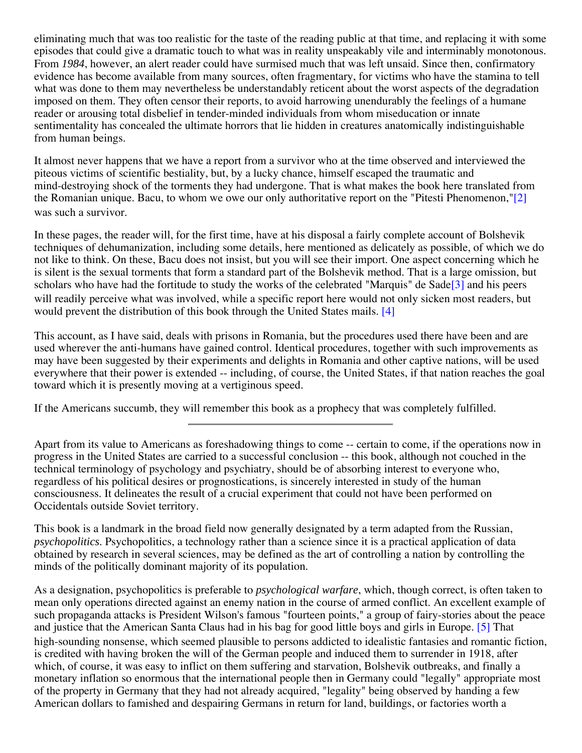eliminating much that was too realistic for the taste of the reading public at that time, and replacing it with some episodes that could give a dramatic touch to what was in reality unspeakably vile and interminably monotonous. From *1984*, however, an alert reader could have surmised much that was left unsaid. Since then, confirmatory evidence has become available from many sources, often fragmentary, for victims who have the stamina to tell what was done to them may nevertheless be understandably reticent about the worst aspects of the degradation imposed on them. They often censor their reports, to avoid harrowing unendurably the feelings of a humane reader or arousing total disbelief in tender-minded individuals from whom miseducation or innate sentimentality has concealed the ultimate horrors that lie hidden in creatures anatomically indistinguishable from human beings.

It almost never happens that we have a report from a survivor who at the time observed and interviewed the piteous victims of scientific bestiality, but, by a lucky chance, himself escaped the traumatic and mind-destroying shock of the torments they had undergone. That is what makes the book here translated from the Romanian unique. Bacu, to whom we owe our only authoritative report on the "Pitesti Phenomenon,"[2] was such a survivor.

In these pages, the reader will, for the first time, have at his disposal a fairly complete account of Bolshevik techniques of dehumanization, including some details, here mentioned as delicately as possible, of which we do not like to think. On these, Bacu does not insist, but you will see their import. One aspect concerning which he is silent is the sexual torments that form a standard part of the Bolshevik method. That is a large omission, but scholars who have had the fortitude to study the works of the celebrated "Marquis" de Sade[3] and his peers will readily perceive what was involved, while a specific report here would not only sicken most readers, but would prevent the distribution of this book through the United States mails. [4]

This account, as I have said, deals with prisons in Romania, but the procedures used there have been and are used wherever the anti-humans have gained control. Identical procedures, together with such improvements as may have been suggested by their experiments and delights in Romania and other captive nations, will be used everywhere that their power is extended -- including, of course, the United States, if that nation reaches the goal toward which it is presently moving at a vertiginous speed.

If the Americans succumb, they will remember this book as a prophecy that was completely fulfilled.

---

Apart from its value to Americans as foreshadowing things to come -- certain to come, if the operations now in progress in the United States are carried to a successful conclusion -- this book, although not couched in the technical terminology of psychology and psychiatry, should be of absorbing interest to everyone who, regardless of his political desires or prognostications, is sincerely interested in study of the human consciousness. It delineates the result of a crucial experiment that could not have been performed on Occidentals outside Soviet territory.

This book is a landmark in the broad field now generally designated by a term adapted from the Russian, *psychopolitics*. Psychopolitics, a technology rather than a science since it is a practical application of data obtained by research in several sciences, may be defined as the art of controlling a nation by controlling the minds of the politically dominant majority of its population.

As a designation, psychopolitics is preferable to *psychological warfare*, which, though correct, is often taken to mean only operations directed against an enemy nation in the course of armed conflict. An excellent example of such propaganda attacks is President Wilson's famous "fourteen points," a group of fairy-stories about the peace and justice that the American Santa Claus had in his bag for good little boys and girls in Europe. [5] That high-sounding nonsense, which seemed plausible to persons addicted to idealistic fantasies and romantic fiction, is credited with having broken the will of the German people and induced them to surrender in 1918, after which, of course, it was easy to inflict on them suffering and starvation, Bolshevik outbreaks, and finally a monetary inflation so enormous that the international people then in Germany could "legally" appropriate most of the property in Germany that they had not already acquired, "legality" being observed by handing a few American dollars to famished and despairing Germans in return for land, buildings, or factories worth a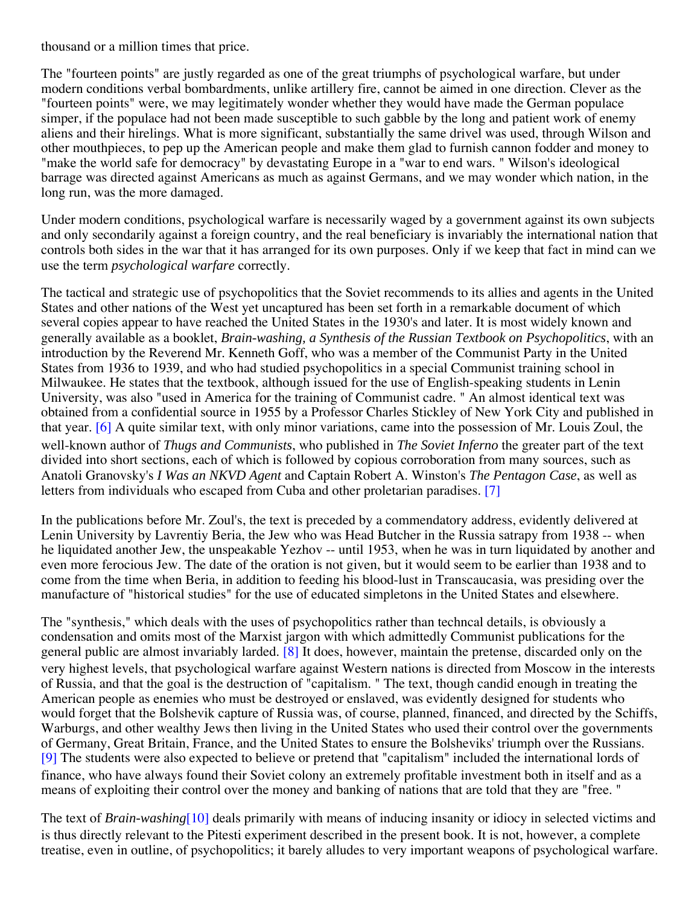thousand or a million times that price.

The "fourteen points" are justly regarded as one of the great triumphs of psychological warfare, but under modern conditions verbal bombardments, unlike artillery fire, cannot be aimed in one direction. Clever as the "fourteen points" were, we may legitimately wonder whether they would have made the German populace simper, if the populace had not been made susceptible to such gabble by the long and patient work of enemy aliens and their hirelings. What is more significant, substantially the same drivel was used, through Wilson and other mouthpieces, to pep up the American people and make them glad to furnish cannon fodder and money to "make the world safe for democracy" by devastating Europe in a "war to end wars. " Wilson's ideological barrage was directed against Americans as much as against Germans, and we may wonder which nation, in the long run, was the more damaged.

Under modern conditions, psychological warfare is necessarily waged by a government against its own subjects and only secondarily against a foreign country, and the real beneficiary is invariably the international nation that controls both sides in the war that it has arranged for its own purposes. Only if we keep that fact in mind can we use the term *psychological warfare* correctly.

The tactical and strategic use of psychopolitics that the Soviet recommends to its allies and agents in the United States and other nations of the West yet uncaptured has been set forth in a remarkable document of which several copies appear to have reached the United States in the 1930's and later. It is most widely known and generally available as a booklet, *Brain-washing, a Synthesis of the Russian Textbook on Psychopolitics*, with an introduction by the Reverend Mr. Kenneth Goff, who was a member of the Communist Party in the United States from 1936 to 1939, and who had studied psychopolitics in a special Communist training school in Milwaukee. He states that the textbook, although issued for the use of English-speaking students in Lenin University, was also "used in America for the training of Communist cadre. " An almost identical text was obtained from a confidential source in 1955 by a Professor Charles Stickley of New York City and published in that year. [6] A quite similar text, with only minor variations, came into the possession of Mr. Louis Zoul, the well-known author of *Thugs and Communists*, who published in *The Soviet Inferno* the greater part of the text divided into short sections, each of which is followed by copious corroboration from many sources, such as Anatoli Granovsky's *I Was an NKVD Agent* and Captain Robert A. Winston's *The Pentagon Case*, as well as letters from individuals who escaped from Cuba and other proletarian paradises. [7]

In the publications before Mr. Zoul's, the text is preceded by a commendatory address, evidently delivered at Lenin University by Lavrentiy Beria, the Jew who was Head Butcher in the Russia satrapy from 1938 -- when he liquidated another Jew, the unspeakable Yezhov -- until 1953, when he was in turn liquidated by another and even more ferocious Jew. The date of the oration is not given, but it would seem to be earlier than 1938 and to come from the time when Beria, in addition to feeding his blood-lust in Transcaucasia, was presiding over the manufacture of "historical studies" for the use of educated simpletons in the United States and elsewhere.

The "synthesis," which deals with the uses of psychopolitics rather than techncal details, is obviously a condensation and omits most of the Marxist jargon with which admittedly Communist publications for the general public are almost invariably larded. [8] It does, however, maintain the pretense, discarded only on the very highest levels, that psychological warfare against Western nations is directed from Moscow in the interests of Russia, and that the goal is the destruction of "capitalism. " The text, though candid enough in treating the American people as enemies who must be destroyed or enslaved, was evidently designed for students who would forget that the Bolshevik capture of Russia was, of course, planned, financed, and directed by the Schiffs, Warburgs, and other wealthy Jews then living in the United States who used their control over the governments of Germany, Great Britain, France, and the United States to ensure the Bolsheviks' triumph over the Russians. [9] The students were also expected to believe or pretend that "capitalism" included the international lords of finance, who have always found their Soviet colony an extremely profitable investment both in itself and as a means of exploiting their control over the money and banking of nations that are told that they are "free. "

The text of *Brain-washing*[10] deals primarily with means of inducing insanity or idiocy in selected victims and is thus directly relevant to the Pitesti experiment described in the present book. It is not, however, a complete treatise, even in outline, of psychopolitics; it barely alludes to very important weapons of psychological warfare.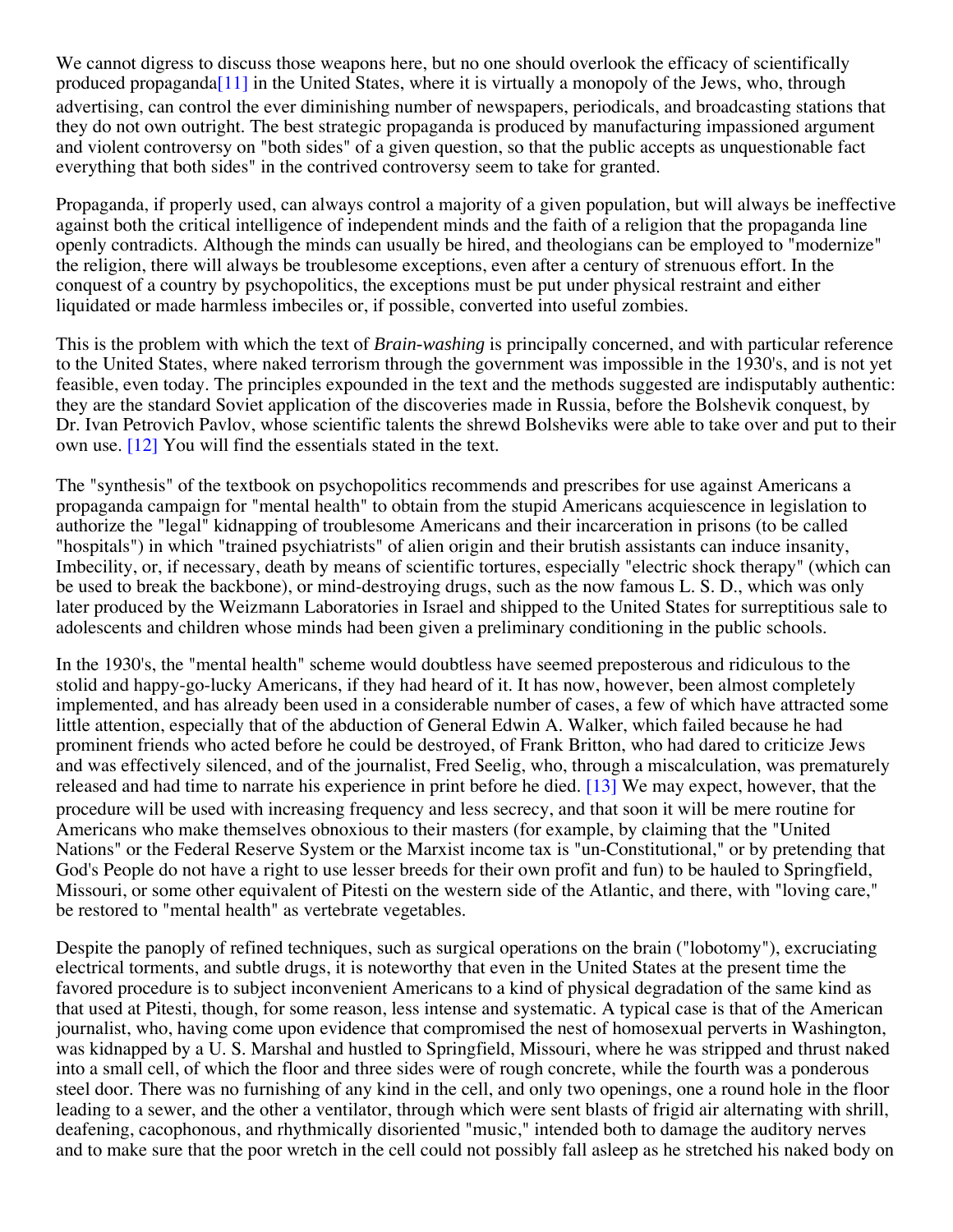We cannot digress to discuss those weapons here, but no one should overlook the efficacy of scientifically produced propaganda[11] in the United States, where it is virtually a monopoly of the Jews, who, through advertising, can control the ever diminishing number of newspapers, periodicals, and broadcasting stations that they do not own outright. The best strategic propaganda is produced by manufacturing impassioned argument and violent controversy on "both sides" of a given question, so that the public accepts as unquestionable fact everything that both sides" in the contrived controversy seem to take for granted.

Propaganda, if properly used, can always control a majority of a given population, but will always be ineffective against both the critical intelligence of independent minds and the faith of a religion that the propaganda line openly contradicts. Although the minds can usually be hired, and theologians can be employed to "modernize" the religion, there will always be troublesome exceptions, even after a century of strenuous effort. In the conquest of a country by psychopolitics, the exceptions must be put under physical restraint and either liquidated or made harmless imbeciles or, if possible, converted into useful zombies.

This is the problem with which the text of *Brain-washing* is principally concerned, and with particular reference to the United States, where naked terrorism through the government was impossible in the 1930's, and is not yet feasible, even today. The principles expounded in the text and the methods suggested are indisputably authentic: they are the standard Soviet application of the discoveries made in Russia, before the Bolshevik conquest, by Dr. Ivan Petrovich Pavlov, whose scientific talents the shrewd Bolsheviks were able to take over and put to their own use. [12] You will find the essentials stated in the text.

The "synthesis" of the textbook on psychopolitics recommends and prescribes for use against Americans a propaganda campaign for "mental health" to obtain from the stupid Americans acquiescence in legislation to authorize the "legal" kidnapping of troublesome Americans and their incarceration in prisons (to be called "hospitals") in which "trained psychiatrists" of alien origin and their brutish assistants can induce insanity, Imbecility, or, if necessary, death by means of scientific tortures, especially "electric shock therapy" (which can be used to break the backbone), or mind-destroying drugs, such as the now famous L. S. D., which was only later produced by the Weizmann Laboratories in Israel and shipped to the United States for surreptitious sale to adolescents and children whose minds had been given a preliminary conditioning in the public schools.

In the 1930's, the "mental health" scheme would doubtless have seemed preposterous and ridiculous to the stolid and happy-go-lucky Americans, if they had heard of it. It has now, however, been almost completely implemented, and has already been used in a considerable number of cases, a few of which have attracted some little attention, especially that of the abduction of General Edwin A. Walker, which failed because he had prominent friends who acted before he could be destroyed, of Frank Britton, who had dared to criticize Jews and was effectively silenced, and of the journalist, Fred Seelig, who, through a miscalculation, was prematurely released and had time to narrate his experience in print before he died. [13] We may expect, however, that the procedure will be used with increasing frequency and less secrecy, and that soon it will be mere routine for Americans who make themselves obnoxious to their masters (for example, by claiming that the "United Nations" or the Federal Reserve System or the Marxist income tax is "un-Constitutional," or by pretending that God's People do not have a right to use lesser breeds for their own profit and fun) to be hauled to Springfield, Missouri, or some other equivalent of Pitesti on the western side of the Atlantic, and there, with "loving care," be restored to "mental health" as vertebrate vegetables.

Despite the panoply of refined techniques, such as surgical operations on the brain ("lobotomy"), excruciating electrical torments, and subtle drugs, it is noteworthy that even in the United States at the present time the favored procedure is to subject inconvenient Americans to a kind of physical degradation of the same kind as that used at Pitesti, though, for some reason, less intense and systematic. A typical case is that of the American journalist, who, having come upon evidence that compromised the nest of homosexual perverts in Washington, was kidnapped by a U. S. Marshal and hustled to Springfield, Missouri, where he was stripped and thrust naked into a small cell, of which the floor and three sides were of rough concrete, while the fourth was a ponderous steel door. There was no furnishing of any kind in the cell, and only two openings, one a round hole in the floor leading to a sewer, and the other a ventilator, through which were sent blasts of frigid air alternating with shrill, deafening, cacophonous, and rhythmically disoriented "music," intended both to damage the auditory nerves and to make sure that the poor wretch in the cell could not possibly fall asleep as he stretched his naked body on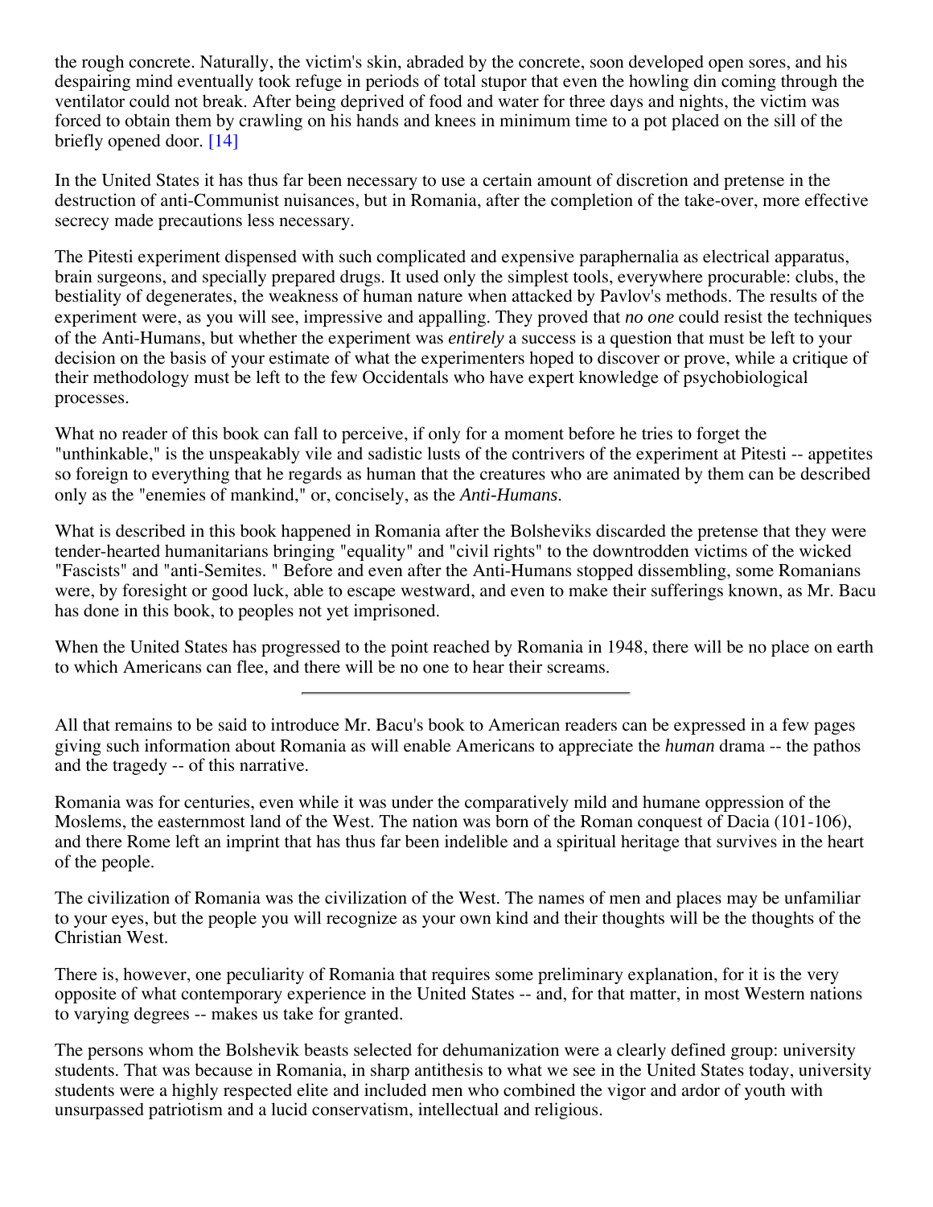the rough concrete. Naturally, the victim's skin, abraded by the concrete, soon developed open sores, and his despairing mind eventually took refuge in periods of total stupor that even the howling din coming through the ventilator could not break. After being deprived of food and water for three days and nights, the victim was forced to obtain them by crawling on his hands and knees in minimum time to a pot placed on the sill of the briefly opened door. [14]

In the United States it has thus far been necessary to use a certain amount of discretion and pretense in the destruction of anti-Communist nuisances, but in Romania, after the completion of the take-over, more effective secrecy made precautions less necessary.

The Pitesti experiment dispensed with such complicated and expensive paraphernalia as electrical apparatus, brain surgeons, and specially prepared drugs. It used only the simplest tools, everywhere procurable: clubs, the bestiality of degenerates, the weakness of human nature when attacked by Pavlov's methods. The results of the experiment were, as you will see, impressive and appalling. They proved that *no one* could resist the techniques of the Anti-Humans, but whether the experiment was *entirely* a success is a question that must be left to your decision on the basis of your estimate of what the experimenters hoped to discover or prove, while a critique of their methodology must be left to the few Occidentals who have expert knowledge of psychobiological processes.

What no reader of this book can fall to perceive, if only for a moment before he tries to forget the "unthinkable," is the unspeakably vile and sadistic lusts of the contrivers of the experiment at Pitesti -- appetites so foreign to everything that he regards as human that the creatures who are animated by them can be described only as the "enemies of mankind," or, concisely, as the *Anti-Humans*.

What is described in this book happened in Romania after the Bolsheviks discarded the pretense that they were tender-hearted humanitarians bringing "equality" and "civil rights" to the downtrodden victims of the wicked "Fascists" and "anti-Semites. " Before and even after the Anti-Humans stopped dissembling, some Romanians were, by foresight or good luck, able to escape westward, and even to make their sufferings known, as Mr. Bacu has done in this book, to peoples not yet imprisoned.

When the United States has progressed to the point reached by Romania in 1948, there will be no place on earth to which Americans can flee, and there will be no one to hear their screams.

---

All that remains to be said to introduce Mr. Bacu's book to American readers can be expressed in a few pages giving such information about Romania as will enable Americans to appreciate the *human* drama -- the pathos and the tragedy -- of this narrative.

Romania was for centuries, even while it was under the comparatively mild and humane oppression of the Moslems, the easternmost land of the West. The nation was born of the Roman conquest of Dacia (101-106), and there Rome left an imprint that has thus far been indelible and a spiritual heritage that survives in the heart of the people.

The civilization of Romania was the civilization of the West. The names of men and places may be unfamiliar to your eyes, but the people you will recognize as your own kind and their thoughts will be the thoughts of the Christian West.

There is, however, one peculiarity of Romania that requires some preliminary explanation, for it is the very opposite of what contemporary experience in the United States -- and, for that matter, in most Western nations to varying degrees -- makes us take for granted.

The persons whom the Bolshevik beasts selected for dehumanization were a clearly defined group: university students. That was because in Romania, in sharp antithesis to what we see in the United States today, university students were a highly respected elite and included men who combined the vigor and ardor of youth with unsurpassed patriotism and a lucid conservatism, intellectual and religious.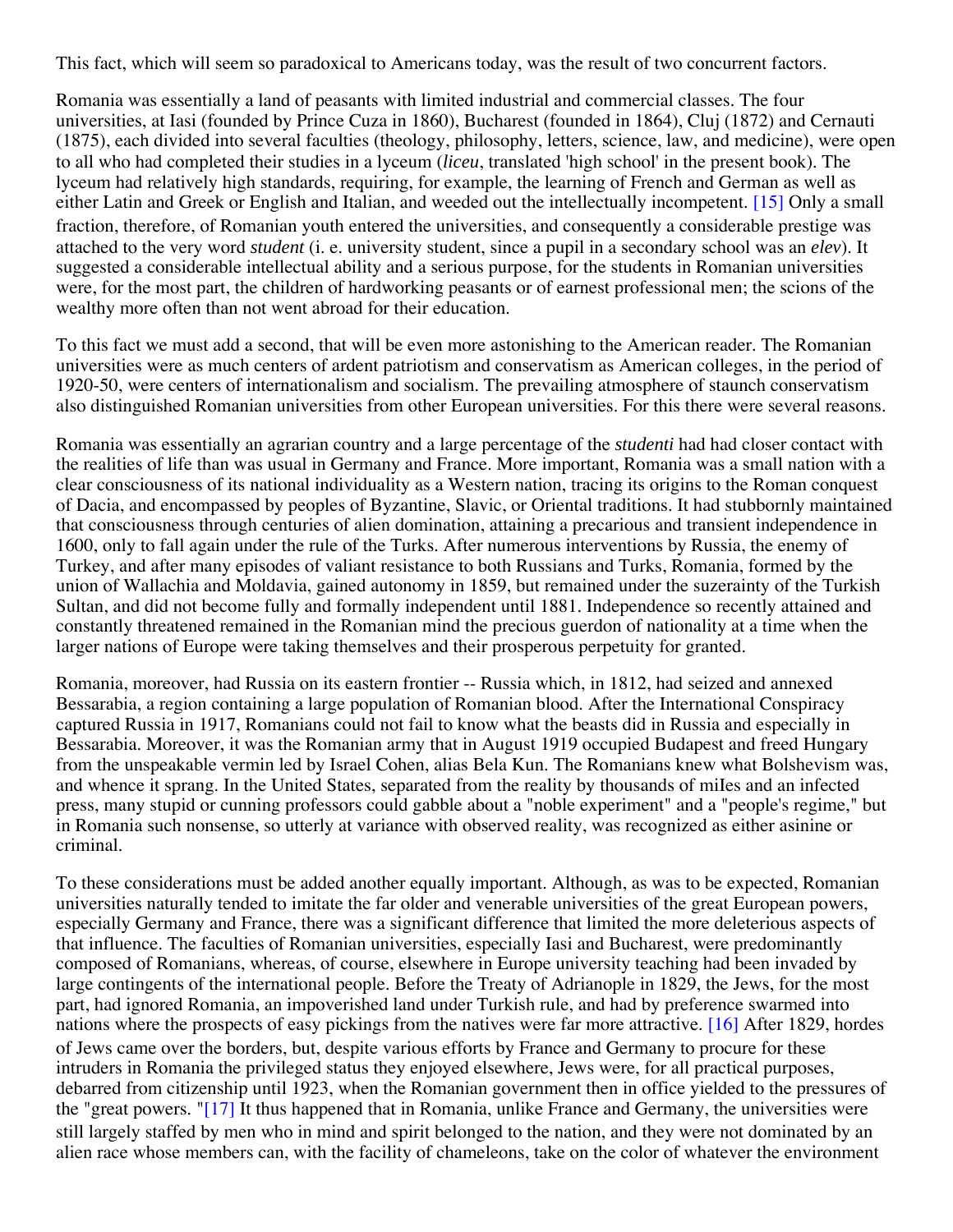This fact, which will seem so paradoxical to Americans today, was the result of two concurrent factors.

Romania was essentially a land of peasants with limited industrial and commercial classes. The four universities, at Iasi (founded by Prince Cuza in 1860), Bucharest (founded in 1864), Cluj (1872) and Cernauti (1875), each divided into several faculties (theology, philosophy, letters, science, law, and medicine), were open to all who had completed their studies in a lyceum (*liceu*, translated 'high school' in the present book). The lyceum had relatively high standards, requiring, for example, the learning of French and German as well as either Latin and Greek or English and Italian, and weeded out the intellectually incompetent. [15] Only a small fraction, therefore, of Romanian youth entered the universities, and consequently a considerable prestige was attached to the very word *student* (i. e. university student, since a pupil in a secondary school was an *elev*). It suggested a considerable intellectual ability and a serious purpose, for the students in Romanian universities were, for the most part, the children of hardworking peasants or of earnest professional men; the scions of the wealthy more often than not went abroad for their education.

To this fact we must add a second, that will be even more astonishing to the American reader. The Romanian universities were as much centers of ardent patriotism and conservatism as American colleges, in the period of 1920-50, were centers of internationalism and socialism. The prevailing atmosphere of staunch conservatism also distinguished Romanian universities from other European universities. For this there were several reasons.

Romania was essentially an agrarian country and a large percentage of the *studenti* had had closer contact with the realities of life than was usual in Germany and France. More important, Romania was a small nation with a clear consciousness of its national individuality as a Western nation, tracing its origins to the Roman conquest of Dacia, and encompassed by peoples of Byzantine, Slavic, or Oriental traditions. It had stubbornly maintained that consciousness through centuries of alien domination, attaining a precarious and transient independence in 1600, only to fall again under the rule of the Turks. After numerous interventions by Russia, the enemy of Turkey, and after many episodes of valiant resistance to both Russians and Turks, Romania, formed by the union of Wallachia and Moldavia, gained autonomy in 1859, but remained under the suzerainty of the Turkish Sultan, and did not become fully and formally independent until 1881. Independence so recently attained and constantly threatened remained in the Romanian mind the precious guerdon of nationality at a time when the larger nations of Europe were taking themselves and their prosperous perpetuity for granted.

Romania, moreover, had Russia on its eastern frontier -- Russia which, in 1812, had seized and annexed Bessarabia, a region containing a large population of Romanian blood. After the International Conspiracy captured Russia in 1917, Romanians could not fail to know what the beasts did in Russia and especially in Bessarabia. Moreover, it was the Romanian army that in August 1919 occupied Budapest and freed Hungary from the unspeakable vermin led by Israel Cohen, alias Bela Kun. The Romanians knew what Bolshevism was, and whence it sprang. In the United States, separated from the reality by thousands of miles and an infected press, many stupid or cunning professors could gabble about a "noble experiment" and a "people's regime," but in Romania such nonsense, so utterly at variance with observed reality, was recognized as either asinine or criminal.

To these considerations must be added another equally important. Although, as was to be expected, Romanian universities naturally tended to imitate the far older and venerable universities of the great European powers, especially Germany and France, there was a significant difference that limited the more deleterious aspects of that influence. The faculties of Romanian universities, especially Iasi and Bucharest, were predominantly composed of Romanians, whereas, of course, elsewhere in Europe university teaching had been invaded by large contingents of the international people. Before the Treaty of Adrianople in 1829, the Jews, for the most part, had ignored Romania, an impoverished land under Turkish rule, and had by preference swarmed into nations where the prospects of easy pickings from the natives were far more attractive. [16] After 1829, hordes of Jews came over the borders, but, despite various efforts by France and Germany to procure for these intruders in Romania the privileged status they enjoyed elsewhere, Jews were, for all practical purposes, debarred from citizenship until 1923, when the Romanian government then in office yielded to the pressures of the "great powers. "[17] It thus happened that in Romania, unlike France and Germany, the universities were still largely staffed by men who in mind and spirit belonged to the nation, and they were not dominated by an alien race whose members can, with the facility of chameleons, take on the color of whatever the environment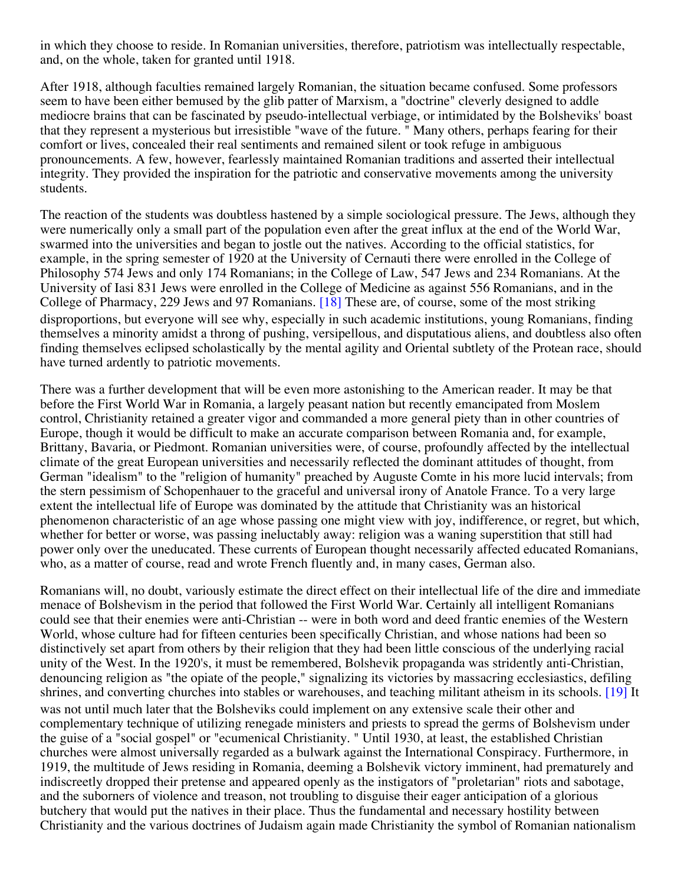in which they choose to reside. In Romanian universities, therefore, patriotism was intellectually respectable, and, on the whole, taken for granted until 1918.

After 1918, although faculties remained largely Romanian, the situation became confused. Some professors seem to have been either bemused by the glib patter of Marxism, a "doctrine" cleverly designed to addle mediocre brains that can be fascinated by pseudo-intellectual verbiage, or intimidated by the Bolsheviks' boast that they represent a mysterious but irresistible "wave of the future. " Many others, perhaps fearing for their comfort or lives, concealed their real sentiments and remained silent or took refuge in ambiguous pronouncements. A few, however, fearlessly maintained Romanian traditions and asserted their intellectual integrity. They provided the inspiration for the patriotic and conservative movements among the university students.

The reaction of the students was doubtless hastened by a simple sociological pressure. The Jews, although they were numerically only a small part of the population even after the great influx at the end of the World War, swarmed into the universities and began to jostle out the natives. According to the official statistics, for example, in the spring semester of 1920 at the University of Cernauti there were enrolled in the College of Philosophy 574 Jews and only 174 Romanians; in the College of Law, 547 Jews and 234 Romanians. At the University of Iasi 831 Jews were enrolled in the College of Medicine as against 556 Romanians, and in the College of Pharmacy, 229 Jews and 97 Romanians. [18] These are, of course, some of the most striking disproportions, but everyone will see why, especially in such academic institutions, young Romanians, finding themselves a minority amidst a throng of pushing, versipellous, and disputatious aliens, and doubtless also often finding themselves eclipsed scholastically by the mental agility and Oriental subtlety of the Protean race, should have turned ardently to patriotic movements.

There was a further development that will be even more astonishing to the American reader. It may be that before the First World War in Romania, a largely peasant nation but recently emancipated from Moslem control, Christianity retained a greater vigor and commanded a more general piety than in other countries of Europe, though it would be difficult to make an accurate comparison between Romania and, for example, Brittany, Bavaria, or Piedmont. Romanian universities were, of course, profoundly affected by the intellectual climate of the great European universities and necessarily reflected the dominant attitudes of thought, from German "idealism" to the "religion of humanity" preached by Auguste Comte in his more lucid intervals; from the stern pessimism of Schopenhauer to the graceful and universal irony of Anatole France. To a very large extent the intellectual life of Europe was dominated by the attitude that Christianity was an historical phenomenon characteristic of an age whose passing one might view with joy, indifference, or regret, but which, whether for better or worse, was passing ineluctably away: religion was a waning superstition that still had power only over the uneducated. These currents of European thought necessarily affected educated Romanians, who, as a matter of course, read and wrote French fluently and, in many cases, German also.

Romanians will, no doubt, variously estimate the direct effect on their intellectual life of the dire and immediate menace of Bolshevism in the period that followed the First World War. Certainly all intelligent Romanians could see that their enemies were anti-Christian -- were in both word and deed frantic enemies of the Western World, whose culture had for fifteen centuries been specifically Christian, and whose nations had been so distinctively set apart from others by their religion that they had been little conscious of the underlying racial unity of the West. In the 1920's, it must be remembered, Bolshevik propaganda was stridently anti-Christian, denouncing religion as "the opiate of the people," signalizing its victories by massacring ecclesiastics, defiling shrines, and converting churches into stables or warehouses, and teaching militant atheism in its schools. [19] It was not until much later that the Bolsheviks could implement on any extensive scale their other and complementary technique of utilizing renegade ministers and priests to spread the germs of Bolshevism under the guise of a "social gospel" or "ecumenical Christianity. " Until 1930, at least, the established Christian churches were almost universally regarded as a bulwark against the International Conspiracy. Furthermore, in 1919, the multitude of Jews residing in Romania, deeming a Bolshevik victory imminent, had prematurely and indiscreetly dropped their pretense and appeared openly as the instigators of "proletarian" riots and sabotage, and the suborners of violence and treason, not troubling to disguise their eager anticipation of a glorious butchery that would put the natives in their place. Thus the fundamental and necessary hostility between Christianity and the various doctrines of Judaism again made Christianity the symbol of Romanian nationalism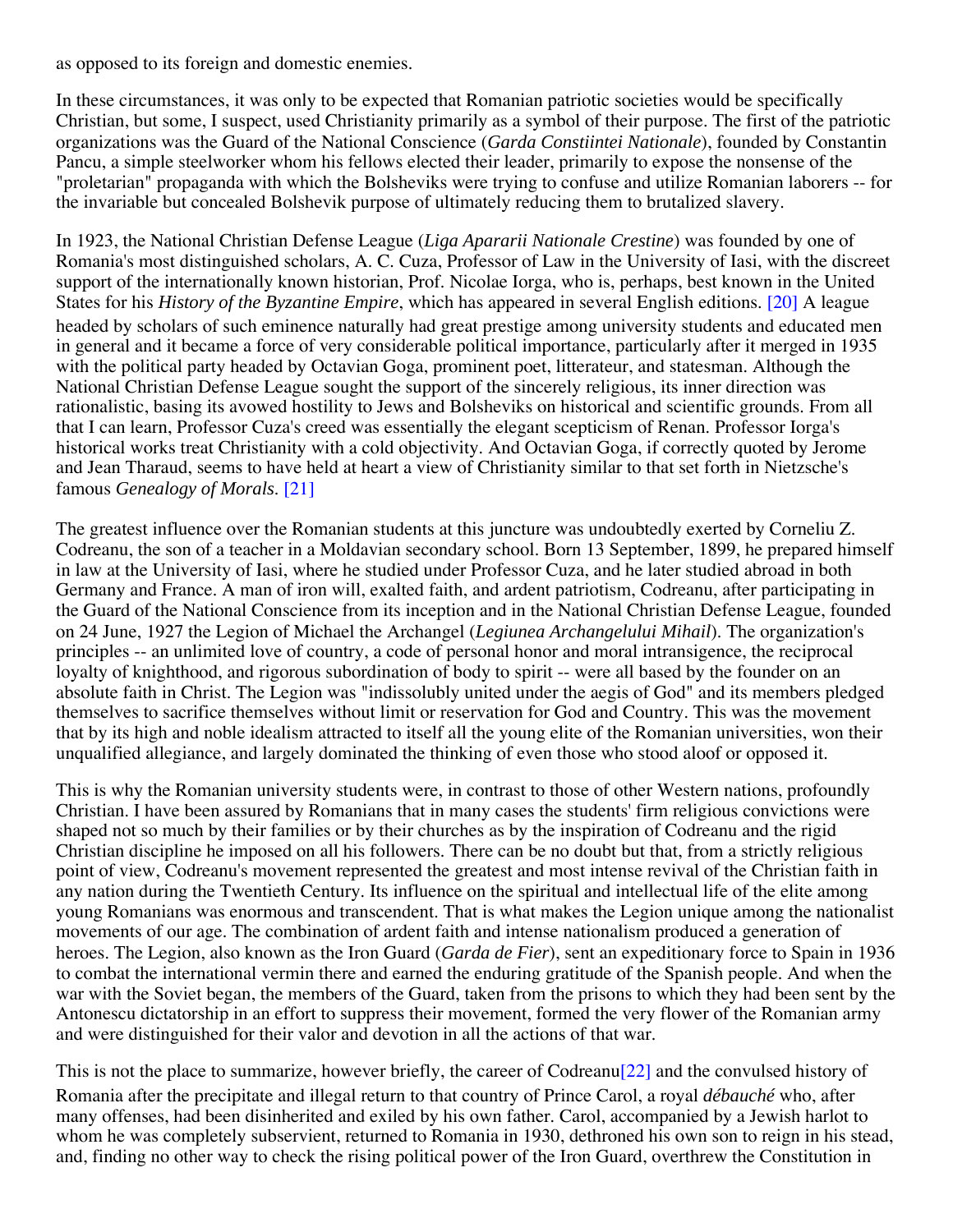as opposed to its foreign and domestic enemies.

In these circumstances, it was only to be expected that Romanian patriotic societies would be specifically Christian, but some, I suspect, used Christianity primarily as a symbol of their purpose. The first of the patriotic organizations was the Guard of the National Conscience (*Garda Constiintei Nationale*), founded by Constantin Pancu, a simple steelworker whom his fellows elected their leader, primarily to expose the nonsense of the "proletarian" propaganda with which the Bolsheviks were trying to confuse and utilize Romanian laborers -- for the invariable but concealed Bolshevik purpose of ultimately reducing them to brutalized slavery.

In 1923, the National Christian Defense League (*Liga Apararii Nationale Crestine*) was founded by one of Romania's most distinguished scholars, A. C. Cuza, Professor of Law in the University of Iasi, with the discreet support of the internationally known historian, Prof. Nicolae Iorga, who is, perhaps, best known in the United States for his *History of the Byzantine Empire*, which has appeared in several English editions. [20] A league headed by scholars of such eminence naturally had great prestige among university students and educated men in general and it became a force of very considerable political importance, particularly after it merged in 1935 with the political party headed by Octavian Goga, prominent poet, litterateur, and statesman. Although the National Christian Defense League sought the support of the sincerely religious, its inner direction was rationalistic, basing its avowed hostility to Jews and Bolsheviks on historical and scientific grounds. From all that I can learn, Professor Cuza's creed was essentially the elegant scepticism of Renan. Professor Iorga's historical works treat Christianity with a cold objectivity. And Octavian Goga, if correctly quoted by Jerome and Jean Tharaud, seems to have held at heart a view of Christianity similar to that set forth in Nietzsche's famous *Genealogy of Morals*. [21]

The greatest influence over the Romanian students at this juncture was undoubtedly exerted by Corneliu Z. Codreanu, the son of a teacher in a Moldavian secondary school. Born 13 September, 1899, he prepared himself in law at the University of Iasi, where he studied under Professor Cuza, and he later studied abroad in both Germany and France. A man of iron will, exalted faith, and ardent patriotism, Codreanu, after participating in the Guard of the National Conscience from its inception and in the National Christian Defense League, founded on 24 June, 1927 the Legion of Michael the Archangel (*Legiunea Archangelului Mihail*). The organization's principles -- an unlimited love of country, a code of personal honor and moral intransigence, the reciprocal loyalty of knighthood, and rigorous subordination of body to spirit -- were all based by the founder on an absolute faith in Christ. The Legion was "indissolubly united under the aegis of God" and its members pledged themselves to sacrifice themselves without limit or reservation for God and Country. This was the movement that by its high and noble idealism attracted to itself all the young elite of the Romanian universities, won their unqualified allegiance, and largely dominated the thinking of even those who stood aloof or opposed it.

This is why the Romanian university students were, in contrast to those of other Western nations, profoundly Christian. I have been assured by Romanians that in many cases the students' firm religious convictions were shaped not so much by their families or by their churches as by the inspiration of Codreanu and the rigid Christian discipline he imposed on all his followers. There can be no doubt but that, from a strictly religious point of view, Codreanu's movement represented the greatest and most intense revival of the Christian faith in any nation during the Twentieth Century. Its influence on the spiritual and intellectual life of the elite among young Romanians was enormous and transcendent. That is what makes the Legion unique among the nationalist movements of our age. The combination of ardent faith and intense nationalism produced a generation of heroes. The Legion, also known as the Iron Guard (*Garda de Fier*), sent an expeditionary force to Spain in 1936 to combat the international vermin there and earned the enduring gratitude of the Spanish people. And when the war with the Soviet began, the members of the Guard, taken from the prisons to which they had been sent by the Antonescu dictatorship in an effort to suppress their movement, formed the very flower of the Romanian army and were distinguished for their valor and devotion in all the actions of that war.

This is not the place to summarize, however briefly, the career of Codreanu[22] and the convulsed history of Romania after the precipitate and illegal return to that country of Prince Carol, a royal *débauché* who, after many offenses, had been disinherited and exiled by his own father. Carol, accompanied by a Jewish harlot to whom he was completely subservient, returned to Romania in 1930, dethroned his own son to reign in his stead, and, finding no other way to check the rising political power of the Iron Guard, overthrew the Constitution in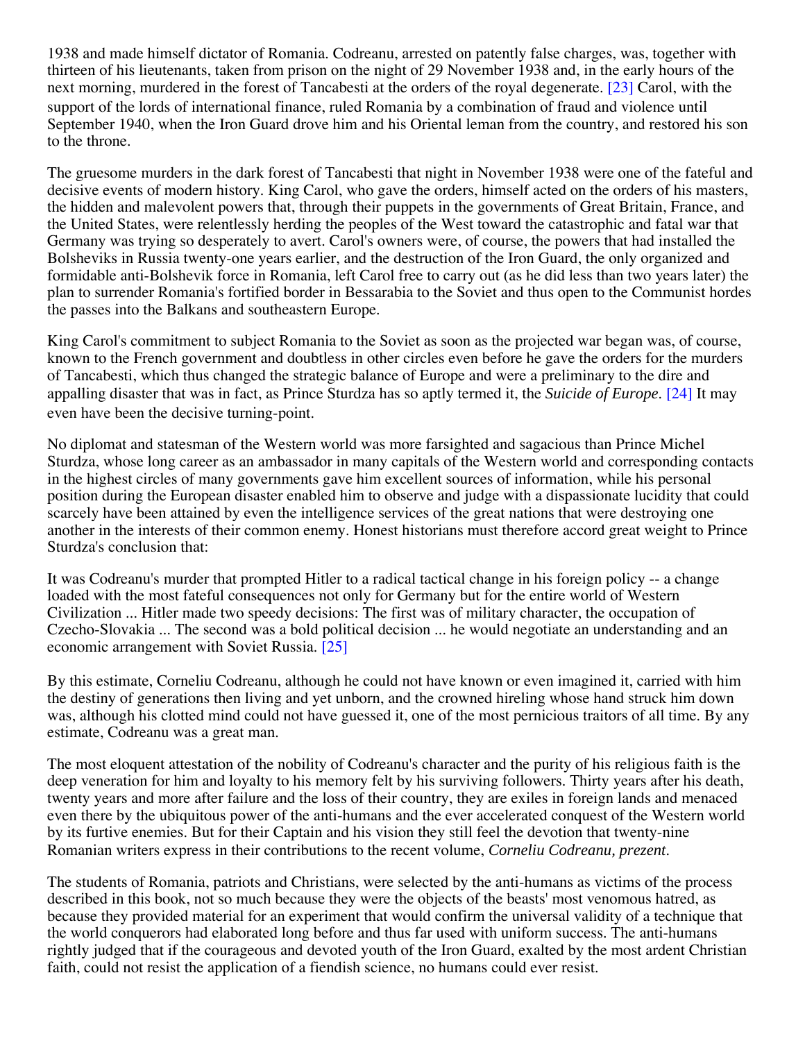1938 and made himself dictator of Romania. Codreanu, arrested on patently false charges, was, together with thirteen of his lieutenants, taken from prison on the night of 29 November 1938 and, in the early hours of the next morning, murdered in the forest of Tancabesti at the orders of the royal degenerate. [23] Carol, with the support of the lords of international finance, ruled Romania by a combination of fraud and violence until September 1940, when the Iron Guard drove him and his Oriental leman from the country, and restored his son to the throne.

The gruesome murders in the dark forest of Tancabesti that night in November 1938 were one of the fateful and decisive events of modern history. King Carol, who gave the orders, himself acted on the orders of his masters, the hidden and malevolent powers that, through their puppets in the governments of Great Britain, France, and the United States, were relentlessly herding the peoples of the West toward the catastrophic and fatal war that Germany was trying so desperately to avert. Carol's owners were, of course, the powers that had installed the Bolsheviks in Russia twenty-one years earlier, and the destruction of the Iron Guard, the only organized and formidable anti-Bolshevik force in Romania, left Carol free to carry out (as he did less than two years later) the plan to surrender Romania's fortified border in Bessarabia to the Soviet and thus open to the Communist hordes the passes into the Balkans and southeastern Europe.

King Carol's commitment to subject Romania to the Soviet as soon as the projected war began was, of course, known to the French government and doubtless in other circles even before he gave the orders for the murders of Tancabesti, which thus changed the strategic balance of Europe and were a preliminary to the dire and appalling disaster that was in fact, as Prince Sturdza has so aptly termed it, the *Suicide of Europe*. [24] It may even have been the decisive turning-point.

No diplomat and statesman of the Western world was more farsighted and sagacious than Prince Michel Sturdza, whose long career as an ambassador in many capitals of the Western world and corresponding contacts in the highest circles of many governments gave him excellent sources of information, while his personal position during the European disaster enabled him to observe and judge with a dispassionate lucidity that could scarcely have been attained by even the intelligence services of the great nations that were destroying one another in the interests of their common enemy. Honest historians must therefore accord great weight to Prince Sturdza's conclusion that:

It was Codreanu's murder that prompted Hitler to a radical tactical change in his foreign policy -- a change loaded with the most fateful consequences not only for Germany but for the entire world of Western Civilization ... Hitler made two speedy decisions: The first was of military character, the occupation of Czecho-Slovakia ... The second was a bold political decision ... he would negotiate an understanding and an economic arrangement with Soviet Russia. [25]

By this estimate, Corneliu Codreanu, although he could not have known or even imagined it, carried with him the destiny of generations then living and yet unborn, and the crowned hireling whose hand struck him down was, although his clotted mind could not have guessed it, one of the most pernicious traitors of all time. By any estimate, Codreanu was a great man.

The most eloquent attestation of the nobility of Codreanu's character and the purity of his religious faith is the deep veneration for him and loyalty to his memory felt by his surviving followers. Thirty years after his death, twenty years and more after failure and the loss of their country, they are exiles in foreign lands and menaced even there by the ubiquitous power of the anti-humans and the ever accelerated conquest of the Western world by its furtive enemies. But for their Captain and his vision they still feel the devotion that twenty-nine Romanian writers express in their contributions to the recent volume, *Corneliu Codreanu, prezent*.

The students of Romania, patriots and Christians, were selected by the anti-humans as victims of the process described in this book, not so much because they were the objects of the beasts' most venomous hatred, as because they provided material for an experiment that would confirm the universal validity of a technique that the world conquerors had elaborated long before and thus far used with uniform success. The anti-humans rightly judged that if the courageous and devoted youth of the Iron Guard, exalted by the most ardent Christian faith, could not resist the application of a fiendish science, no humans could ever resist.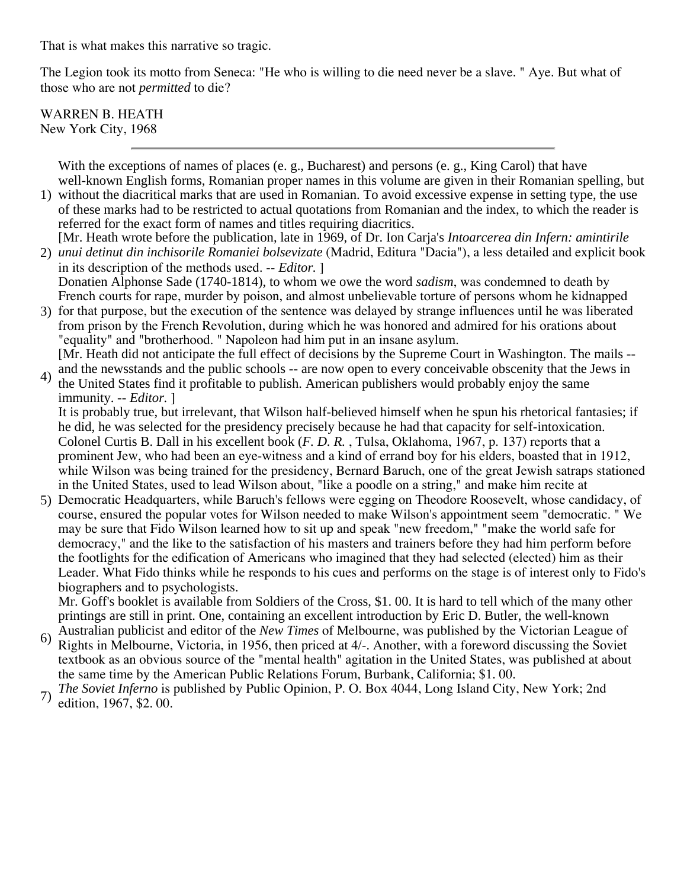That is what makes this narrative so tragic.

The Legion took its motto from Seneca: "He who is willing to die need never be a slave. " Aye. But what of those who are not *permitted* to die?

WARREN B. HEATH
New York City, 1968

---

1) With the exceptions of names of places (e. g., Bucharest) and persons (e. g., King Carol) that have well-known English forms, Romanian proper names in this volume are given in their Romanian spelling, but without the diacritical marks that are used in Romanian. To avoid excessive expense in setting type, the use of these marks had to be restricted to actual quotations from Romanian and the index, to which the reader is referred for the exact form of names and titles requiring diacritics.

2) [Mr. Heath wrote before the publication, late in 1969, of Dr. Ion Carja's *Intoarcerea din Infern: amintirile unui detinut din inchisorile Romaniei bolsevizate* (Madrid, Editura "Dacia"), a less detailed and explicit book in its description of the methods used. -- *Editor.* ]

3) Donatien Alphonse Sade (1740-1814), to whom we owe the word *sadism*, was condemned to death by French courts for rape, murder by poison, and almost unbelievable torture of persons whom he kidnapped for that purpose, but the execution of the sentence was delayed by strange influences until he was liberated from prison by the French Revolution, during which he was honored and admired for his orations about "equality" and "brotherhood. " Napoleon had him put in an insane asylum.

4) [Mr. Heath did not anticipate the full effect of decisions by the Supreme Court in Washington. The mails -- and the newsstands and the public schools -- are now open to every conceivable obscenity that the Jews in the United States find it profitable to publish. American publishers would probably enjoy the same immunity. -- *Editor.* ]

5) It is probably true, but irrelevant, that Wilson half-believed himself when he spun his rhetorical fantasies; if he did, he was selected for the presidency precisely because he had that capacity for self-intoxication. Colonel Curtis B. Dall in his excellent book (*F. D. R.* , Tulsa, Oklahoma, 1967, p. 137) reports that a prominent Jew, who had been an eye-witness and a kind of errand boy for his elders, boasted that in 1912, while Wilson was being trained for the presidency, Bernard Baruch, one of the great Jewish satraps stationed in the United States, used to lead Wilson about, "like a poodle on a string," and make him recite at Democratic Headquarters, while Baruch's fellows were egging on Theodore Roosevelt, whose candidacy, of course, ensured the popular votes for Wilson needed to make Wilson's appointment seem "democratic. " We may be sure that Fido Wilson learned how to sit up and speak "new freedom," "make the world safe for democracy," and the like to the satisfaction of his masters and trainers before they had him perform before the footlights for the edification of Americans who imagined that they had selected (elected) him as their Leader. What Fido thinks while he responds to his cues and performs on the stage is of interest only to Fido's biographers and to psychologists.

6) Mr. Goff's booklet is available from Soldiers of the Cross, $1. 00. It is hard to tell which of the many other printings are still in print. One, containing an excellent introduction by Eric D. Butler, the well-known Australian publicist and editor of the *New Times* of Melbourne, was published by the Victorian League of Rights in Melbourne, Victoria, in 1956, then priced at 4/-. Another, with a foreword discussing the Soviet textbook as an obvious source of the "mental health" agitation in the United States, was published at about the same time by the American Public Relations Forum, Burbank, California; $1. 00.

7) *The Soviet Inferno* is published by Public Opinion, P. O. Box 4044, Long Island City, New York; 2nd edition, 1967, $2. 00.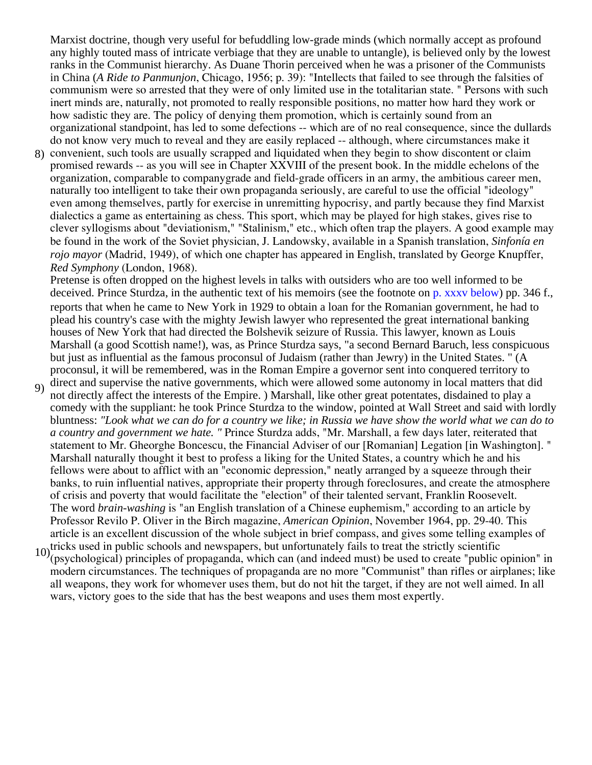Marxist doctrine, though very useful for befuddling low-grade minds (which normally accept as profound any highly touted mass of intricate verbiage that they are unable to untangle), is believed only by the lowest ranks in the Communist hierarchy. As Duane Thorin perceived when he was a prisoner of the Communists in China (*A Ride to Panmunjon*, Chicago, 1956; p. 39): "Intellects that failed to see through the falsities of communism were so arrested that they were of only limited use in the totalitarian state. " Persons with such inert minds are, naturally, not promoted to really responsible positions, no matter how hard they work or how sadistic they are. The policy of denying them promotion, which is certainly sound from an organizational standpoint, has led to some defections -- which are of no real consequence, since the dullards do not know very much to reveal and they are easily replaced -- although, where circumstances make it

8) convenient, such tools are usually scrapped and liquidated when they begin to show discontent or claim promised rewards -- as you will see in Chapter XXVIII of the present book. In the middle echelons of the organization, comparable to companygrade and field-grade officers in an army, the ambitious career men, naturally too intelligent to take their own propaganda seriously, are careful to use the official "ideology" even among themselves, partly for exercise in unremitting hypocrisy, and partly because they find Marxist dialectics a game as entertaining as chess. This sport, which may be played for high stakes, gives rise to clever syllogisms about "deviationism," "Stalinism," etc., which often trap the players. A good example may be found in the work of the Soviet physician, J. Landowsky, available in a Spanish translation, *Sinfonía en rojo mayor* (Madrid, 1949), of which one chapter has appeared in English, translated by George Knupffer, *Red Symphony* (London, 1968).

9) Pretense is often dropped on the highest levels in talks with outsiders who are too well informed to be deceived. Prince Sturdza, in the authentic text of his memoirs (see the footnote on p. xxxv below) pp. 346 f., reports that when he came to New York in 1929 to obtain a loan for the Romanian government, he had to plead his country's case with the mighty Jewish lawyer who represented the great international banking houses of New York that had directed the Bolshevik seizure of Russia. This lawyer, known as Louis Marshall (a good Scottish name!), was, as Prince Sturdza says, "a second Bernard Baruch, less conspicuous but just as influential as the famous proconsul of Judaism (rather than Jewry) in the United States. " (A proconsul, it will be remembered, was in the Roman Empire a governor sent into conquered territory to direct and supervise the native governments, which were allowed some autonomy in local matters that did not directly affect the interests of the Empire. ) Marshall, like other great potentates, disdained to play a comedy with the suppliant: he took Prince Sturdza to the window, pointed at Wall Street and said with lordly bluntness: *"Look what we can do for a country we like; in Russia we have show the world what we can do to a country and government we hate. "* Prince Sturdza adds, "Mr. Marshall, a few days later, reiterated that statement to Mr. Gheorghe Boncescu, the Financial Adviser of our [Romanian] Legation [in Washington]. " Marshall naturally thought it best to profess a liking for the United States, a country which he and his fellows were about to afflict with an "economic depression," neatly arranged by a squeeze through their banks, to ruin influential natives, appropriate their property through foreclosures, and create the atmosphere of crisis and poverty that would facilitate the "election" of their talented servant, Franklin Roosevelt.

10) The word *brain-washing* is "an English translation of a Chinese euphemism," according to an article by Professor Revilo P. Oliver in the Birch magazine, *American Opinion*, November 1964, pp. 29-40. This article is an excellent discussion of the whole subject in brief compass, and gives some telling examples of tricks used in public schools and newspapers, but unfortunately fails to treat the strictly scientific (psychological) principles of propaganda, which can (and indeed must) be used to create "public opinion" in modern circumstances. The techniques of propaganda are no more "Communist" than rifles or airplanes; like all weapons, they work for whomever uses them, but do not hit the target, if they are not well aimed. In all wars, victory goes to the side that has the best weapons and uses them most expertly.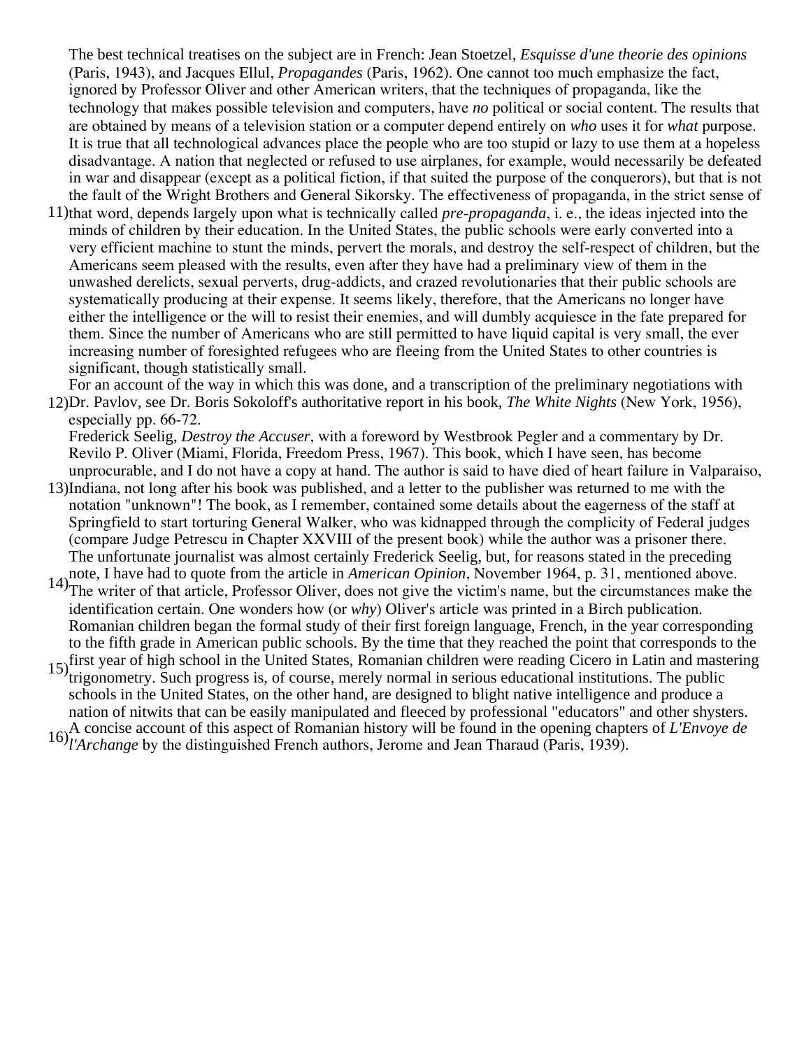The best technical treatises on the subject are in French: Jean Stoetzel, *Esquisse d'une theorie des opinions* (Paris, 1943), and Jacques Ellul, *Propagandes* (Paris, 1962). One cannot too much emphasize the fact, ignored by Professor Oliver and other American writers, that the techniques of propaganda, like the technology that makes possible television and computers, have *no* political or social content. The results that are obtained by means of a television station or a computer depend entirely on *who* uses it for *what* purpose. It is true that all technological advances place the people who are too stupid or lazy to use them at a hopeless disadvantage. A nation that neglected or refused to use airplanes, for example, would necessarily be defeated in war and disappear (except as a political fiction, if that suited the purpose of the conquerors), but that is not the fault of the Wright Brothers and General Sikorsky. The effectiveness of propaganda, in the strict sense of

11) that word, depends largely upon what is technically called *pre-propaganda*, i. e., the ideas injected into the minds of children by their education. In the United States, the public schools were early converted into a very efficient machine to stunt the minds, pervert the morals, and destroy the self-respect of children, but the Americans seem pleased with the results, even after they have had a preliminary view of them in the unwashed derelicts, sexual perverts, drug-addicts, and crazed revolutionaries that their public schools are systematically producing at their expense. It seems likely, therefore, that the Americans no longer have either the intelligence or the will to resist their enemies, and will dumbly acquiesce in the fate prepared for them. Since the number of Americans who are still permitted to have liquid capital is very small, the ever increasing number of foresighted refugees who are fleeing from the United States to other countries is significant, though statistically small.

12) For an account of the way in which this was done, and a transcription of the preliminary negotiations with Dr. Pavlov, see Dr. Boris Sokoloff's authoritative report in his book, *The White Nights* (New York, 1956), especially pp. 66-72.

13) Frederick Seelig, *Destroy the Accuser*, with a foreword by Westbrook Pegler and a commentary by Dr. Revilo P. Oliver (Miami, Florida, Freedom Press, 1967). This book, which I have seen, has become unprocurable, and I do not have a copy at hand. The author is said to have died of heart failure in Valparaiso, Indiana, not long after his book was published, and a letter to the publisher was returned to me with the notation "unknown"! The book, as I remember, contained some details about the eagerness of the staff at Springfield to start torturing General Walker, who was kidnapped through the complicity of Federal judges (compare Judge Petrescu in Chapter XXVIII of the present book) while the author was a prisoner there.

14) The unfortunate journalist was almost certainly Frederick Seelig, but, for reasons stated in the preceding note, I have had to quote from the article in *American Opinion*, November 1964, p. 31, mentioned above. The writer of that article, Professor Oliver, does not give the victim's name, but the circumstances make the identification certain. One wonders how (or *why*) Oliver's article was printed in a Birch publication.

15) Romanian children began the formal study of their first foreign language, French, in the year corresponding to the fifth grade in American public schools. By the time that they reached the point that corresponds to the first year of high school in the United States, Romanian children were reading Cicero in Latin and mastering trigonometry. Such progress is, of course, merely normal in serious educational institutions. The public schools in the United States, on the other hand, are designed to blight native intelligence and produce a nation of nitwits that can be easily manipulated and fleeced by professional "educators" and other shysters.

16) A concise account of this aspect of Romanian history will be found in the opening chapters of *L'Envoye de l'Archange* by the distinguished French authors, Jerome and Jean Tharaud (Paris, 1939).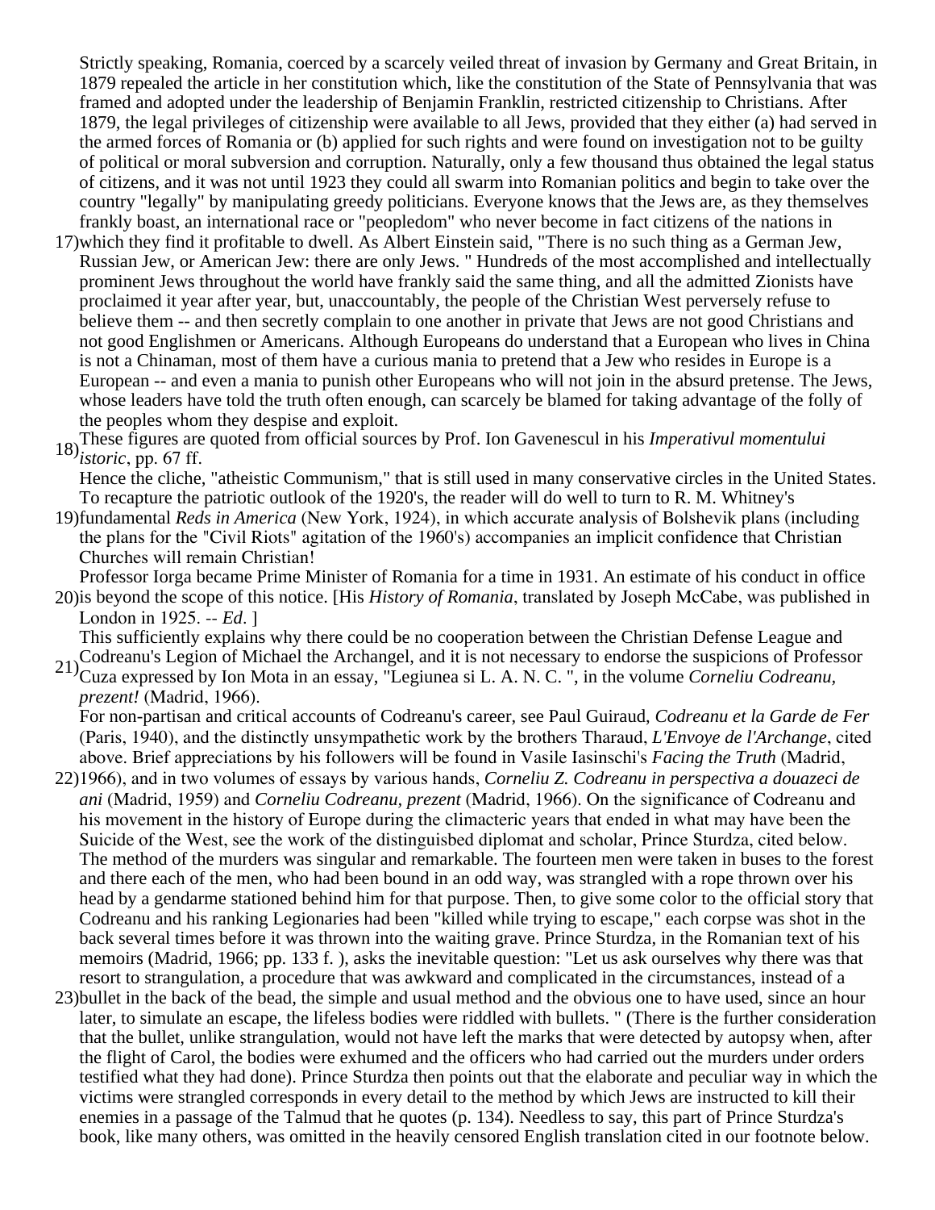Strictly speaking, Romania, coerced by a scarcely veiled threat of invasion by Germany and Great Britain, in 1879 repealed the article in her constitution which, like the constitution of the State of Pennsylvania that was framed and adopted under the leadership of Benjamin Franklin, restricted citizenship to Christians. After 1879, the legal privileges of citizenship were available to all Jews, provided that they either (a) had served in the armed forces of Romania or (b) applied for such rights and were found on investigation not to be guilty of political or moral subversion and corruption. Naturally, only a few thousand thus obtained the legal status of citizens, and it was not until 1923 they could all swarm into Romanian politics and begin to take over the country "legally" by manipulating greedy politicians. Everyone knows that the Jews are, as they themselves frankly boast, an international race or "peopledom" who never become in fact citizens of the nations in

17) which they find it profitable to dwell. As Albert Einstein said, "There is no such thing as a German Jew, Russian Jew, or American Jew: there are only Jews. " Hundreds of the most accomplished and intellectually prominent Jews throughout the world have frankly said the same thing, and all the admitted Zionists have proclaimed it year after year, but, unaccountably, the people of the Christian West perversely refuse to believe them -- and then secretly complain to one another in private that Jews are not good Christians and not good Englishmen or Americans. Although Europeans do understand that a European who lives in China is not a Chinaman, most of them have a curious mania to pretend that a Jew who resides in Europe is a European -- and even a mania to punish other Europeans who will not join in the absurd pretense. The Jews, whose leaders have told the truth often enough, can scarcely be blamed for taking advantage of the folly of the peoples whom they despise and exploit.

18) These figures are quoted from official sources by Prof. Ion Gavenescul in his *Imperativul momentului istoric*, pp. 67 ff.

19) Hence the cliche, "atheistic Communism," that is still used in many conservative circles in the United States. To recapture the patriotic outlook of the 1920's, the reader will do well to turn to R. M. Whitney's fundamental *Reds in America* (New York, 1924), in which accurate analysis of Bolshevik plans (including the plans for the "Civil Riots" agitation of the 1960's) accompanies an implicit confidence that Christian Churches will remain Christian!

20) Professor Iorga became Prime Minister of Romania for a time in 1931. An estimate of his conduct in office is beyond the scope of this notice. [His *History of Romania*, translated by Joseph McCabe, was published in London in 1925. -- *Ed*. ]

21) This sufficiently explains why there could be no cooperation between the Christian Defense League and Codreanu's Legion of Michael the Archangel, and it is not necessary to endorse the suspicions of Professor Cuza expressed by Ion Mota in an essay, "Legiunea si L. A. N. C. ", in the volume *Corneliu Codreanu, prezent!* (Madrid, 1966).

22) For non-partisan and critical accounts of Codreanu's career, see Paul Guiraud, *Codreanu et la Garde de Fer* (Paris, 1940), and the distinctly unsympathetic work by the brothers Tharaud, *L'Envoye de l'Archange*, cited above. Brief appreciations by his followers will be found in Vasile Iasinschi's *Facing the Truth* (Madrid, 1966), and in two volumes of essays by various hands, *Corneliu Z. Codreanu in perspectiva a douazeci de ani* (Madrid, 1959) and *Corneliu Codreanu, prezent* (Madrid, 1966). On the significance of Codreanu and his movement in the history of Europe during the climacteric years that ended in what may have been the Suicide of the West, see the work of the distinguisbed diplomat and scholar, Prince Sturdza, cited below.

23) The method of the murders was singular and remarkable. The fourteen men were taken in buses to the forest and there each of the men, who had been bound in an odd way, was strangled with a rope thrown over his head by a gendarme stationed behind him for that purpose. Then, to give some color to the official story that Codreanu and his ranking Legionaries had been "killed while trying to escape," each corpse was shot in the back several times before it was thrown into the waiting grave. Prince Sturdza, in the Romanian text of his memoirs (Madrid, 1966; pp. 133 f. ), asks the inevitable question: "Let us ask ourselves why there was that resort to strangulation, a procedure that was awkward and complicated in the circumstances, instead of a bullet in the back of the bead, the simple and usual method and the obvious one to have used, since an hour later, to simulate an escape, the lifeless bodies were riddled with bullets. " (There is the further consideration that the bullet, unlike strangulation, would not have left the marks that were detected by autopsy when, after the flight of Carol, the bodies were exhumed and the officers who had carried out the murders under orders testified what they had done). Prince Sturdza then points out that the elaborate and peculiar way in which the victims were strangled corresponds in every detail to the method by which Jews are instructed to kill their enemies in a passage of the Talmud that he quotes (p. 134). Needless to say, this part of Prince Sturdza's book, like many others, was omitted in the heavily censored English translation cited in our footnote below.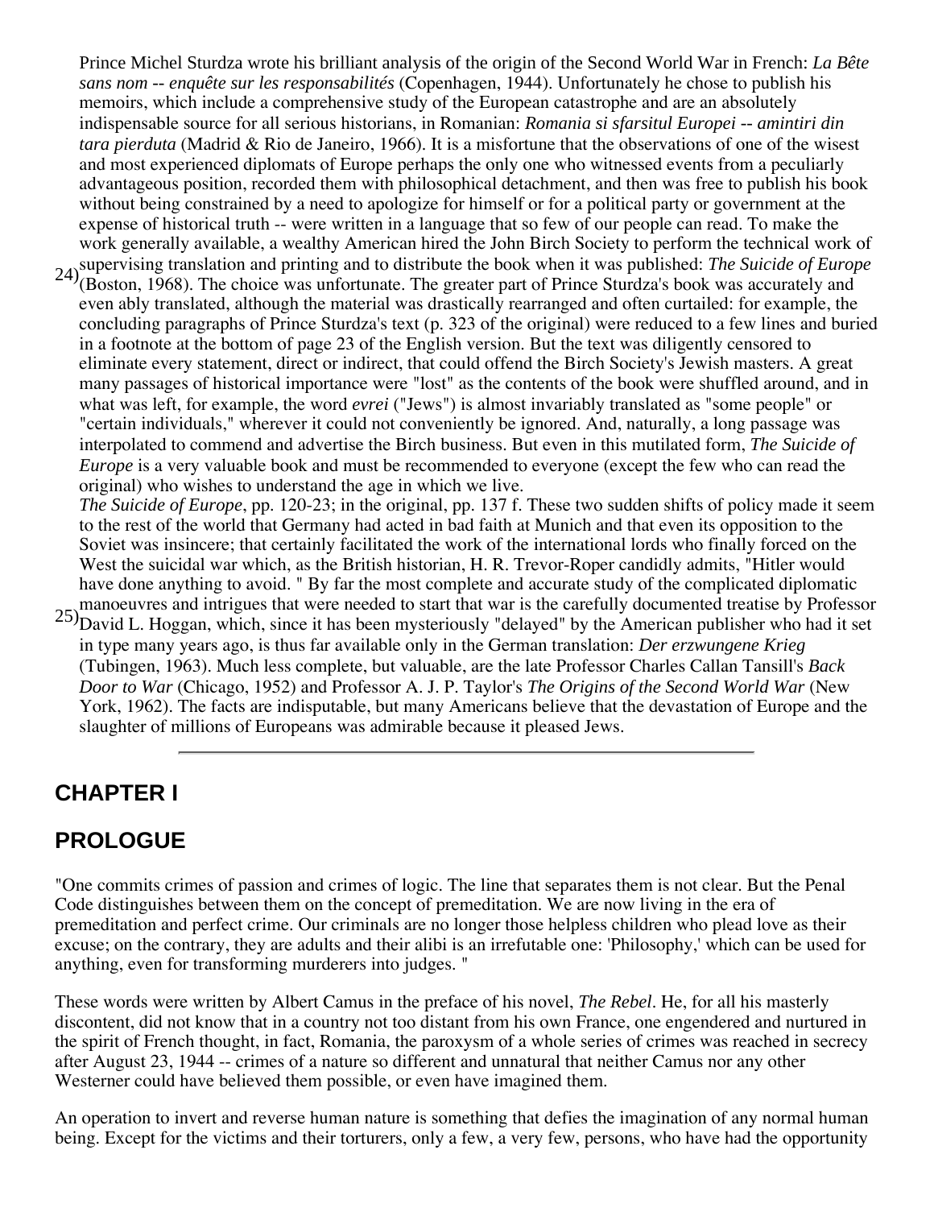24) Prince Michel Sturdza wrote his brilliant analysis of the origin of the Second World War in French: *La Bête sans nom -- enquête sur les responsabilités* (Copenhagen, 1944). Unfortunately he chose to publish his memoirs, which include a comprehensive study of the European catastrophe and are an absolutely indispensable source for all serious historians, in Romanian: *Romania si sfarsitul Europei -- amintiri din tara pierduta* (Madrid & Rio de Janeiro, 1966). It is a misfortune that the observations of one of the wisest and most experienced diplomats of Europe perhaps the only one who witnessed events from a peculiarly advantageous position, recorded them with philosophical detachment, and then was free to publish his book without being constrained by a need to apologize for himself or for a political party or government at the expense of historical truth -- were written in a language that so few of our people can read. To make the work generally available, a wealthy American hired the John Birch Society to perform the technical work of supervising translation and printing and to distribute the book when it was published: *The Suicide of Europe* (Boston, 1968). The choice was unfortunate. The greater part of Prince Sturdza's book was accurately and even ably translated, although the material was drastically rearranged and often curtailed: for example, the concluding paragraphs of Prince Sturdza's text (p. 323 of the original) were reduced to a few lines and buried in a footnote at the bottom of page 23 of the English version. But the text was diligently censored to eliminate every statement, direct or indirect, that could offend the Birch Society's Jewish masters. A great many passages of historical importance were "lost" as the contents of the book were shuffled around, and in what was left, for example, the word *evrei* ("Jews") is almost invariably translated as "some people" or "certain individuals," wherever it could not conveniently be ignored. And, naturally, a long passage was interpolated to commend and advertise the Birch business. But even in this mutilated form, *The Suicide of Europe* is a very valuable book and must be recommended to everyone (except the few who can read the original) who wishes to understand the age in which we live.

25) *The Suicide of Europe*, pp. 120-23; in the original, pp. 137 f. These two sudden shifts of policy made it seem to the rest of the world that Germany had acted in bad faith at Munich and that even its opposition to the Soviet was insincere; that certainly facilitated the work of the international lords who finally forced on the West the suicidal war which, as the British historian, H. R. Trevor-Roper candidly admits, "Hitler would have done anything to avoid. " By far the most complete and accurate study of the complicated diplomatic manoeuvres and intrigues that were needed to start that war is the carefully documented treatise by Professor David L. Hoggan, which, since it has been mysteriously "delayed" by the American publisher who had it set in type many years ago, is thus far available only in the German translation: *Der erzwungene Krieg* (Tubingen, 1963). Much less complete, but valuable, are the late Professor Charles Callan Tansill's *Back Door to War* (Chicago, 1952) and Professor A. J. P. Taylor's *The Origins of the Second World War* (New York, 1962). The facts are indisputable, but many Americans believe that the devastation of Europe and the slaughter of millions of Europeans was admirable because it pleased Jews.

---

## CHAPTER I

## PROLOGUE

"One commits crimes of passion and crimes of logic. The line that separates them is not clear. But the Penal Code distinguishes between them on the concept of premeditation. We are now living in the era of premeditation and perfect crime. Our criminals are no longer those helpless children who plead love as their excuse; on the contrary, they are adults and their alibi is an irrefutable one: 'Philosophy,' which can be used for anything, even for transforming murderers into judges. "

These words were written by Albert Camus in the preface of his novel, *The Rebel*. He, for all his masterly discontent, did not know that in a country not too distant from his own France, one engendered and nurtured in the spirit of French thought, in fact, Romania, the paroxysm of a whole series of crimes was reached in secrecy after August 23, 1944 -- crimes of a nature so different and unnatural that neither Camus nor any other Westerner could have believed them possible, or even have imagined them.

An operation to invert and reverse human nature is something that defies the imagination of any normal human being. Except for the victims and their torturers, only a few, a very few, persons, who have had the opportunity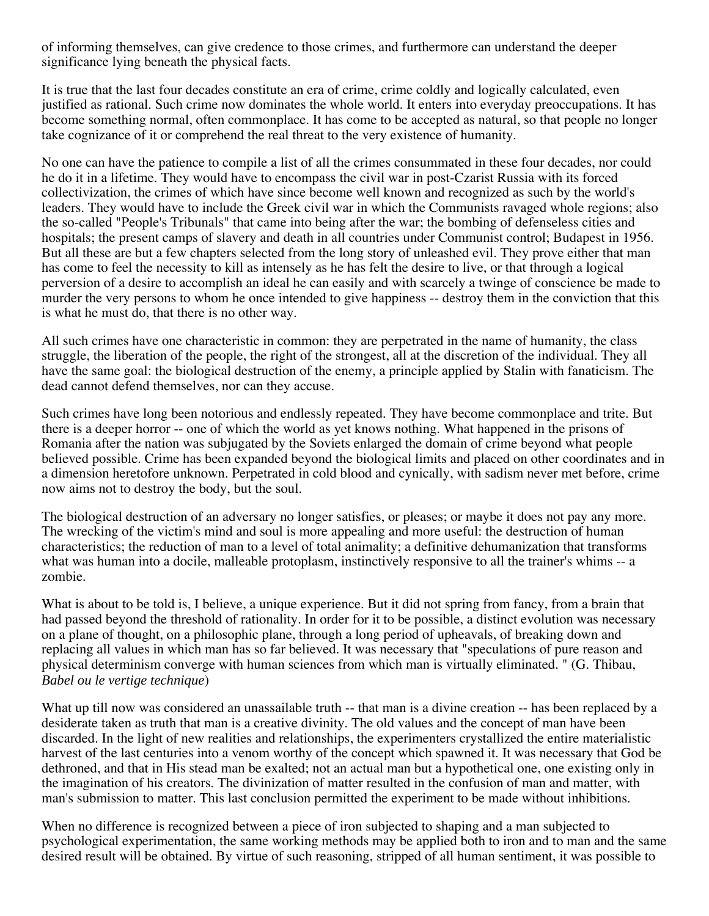of informing themselves, can give credence to those crimes, and furthermore can understand the deeper significance lying beneath the physical facts.

It is true that the last four decades constitute an era of crime, crime coldly and logically calculated, even justified as rational. Such crime now dominates the whole world. It enters into everyday preoccupations. It has become something normal, often commonplace. It has come to be accepted as natural, so that people no longer take cognizance of it or comprehend the real threat to the very existence of humanity.

No one can have the patience to compile a list of all the crimes consummated in these four decades, nor could he do it in a lifetime. They would have to encompass the civil war in post-Czarist Russia with its forced collectivization, the crimes of which have since become well known and recognized as such by the world's leaders. They would have to include the Greek civil war in which the Communists ravaged whole regions; also the so-called "People's Tribunals" that came into being after the war; the bombing of defenseless cities and hospitals; the present camps of slavery and death in all countries under Communist control; Budapest in 1956. But all these are but a few chapters selected from the long story of unleashed evil. They prove either that man has come to feel the necessity to kill as intensely as he has felt the desire to live, or that through a logical perversion of a desire to accomplish an ideal he can easily and with scarcely a twinge of conscience be made to murder the very persons to whom he once intended to give happiness -- destroy them in the conviction that this is what he must do, that there is no other way.

All such crimes have one characteristic in common: they are perpetrated in the name of humanity, the class struggle, the liberation of the people, the right of the strongest, all at the discretion of the individual. They all have the same goal: the biological destruction of the enemy, a principle applied by Stalin with fanaticism. The dead cannot defend themselves, nor can they accuse.

Such crimes have long been notorious and endlessly repeated. They have become commonplace and trite. But there is a deeper horror -- one of which the world as yet knows nothing. What happened in the prisons of Romania after the nation was subjugated by the Soviets enlarged the domain of crime beyond what people believed possible. Crime has been expanded beyond the biological limits and placed on other coordinates and in a dimension heretofore unknown. Perpetrated in cold blood and cynically, with sadism never met before, crime now aims not to destroy the body, but the soul.

The biological destruction of an adversary no longer satisfies, or pleases; or maybe it does not pay any more. The wrecking of the victim's mind and soul is more appealing and more useful: the destruction of human characteristics; the reduction of man to a level of total animality; a definitive dehumanization that transforms what was human into a docile, malleable protoplasm, instinctively responsive to all the trainer's whims -- a zombie.

What is about to be told is, I believe, a unique experience. But it did not spring from fancy, from a brain that had passed beyond the threshold of rationality. In order for it to be possible, a distinct evolution was necessary on a plane of thought, on a philosophic plane, through a long period of upheavals, of breaking down and replacing all values in which man has so far believed. It was necessary that "speculations of pure reason and physical determinism converge with human sciences from which man is virtually eliminated. " (G. Thibau, *Babel ou le vertige technique*)

What up till now was considered an unassailable truth -- that man is a divine creation -- has been replaced by a desiderate taken as truth that man is a creative divinity. The old values and the concept of man have been discarded. In the light of new realities and relationships, the experimenters crystallized the entire materialistic harvest of the last centuries into a venom worthy of the concept which spawned it. It was necessary that God be dethroned, and that in His stead man be exalted; not an actual man but a hypothetical one, one existing only in the imagination of his creators. The divinization of matter resulted in the confusion of man and matter, with man's submission to matter. This last conclusion permitted the experiment to be made without inhibitions.

When no difference is recognized between a piece of iron subjected to shaping and a man subjected to psychological experimentation, the same working methods may be applied both to iron and to man and the same desired result will be obtained. By virtue of such reasoning, stripped of all human sentiment, it was possible to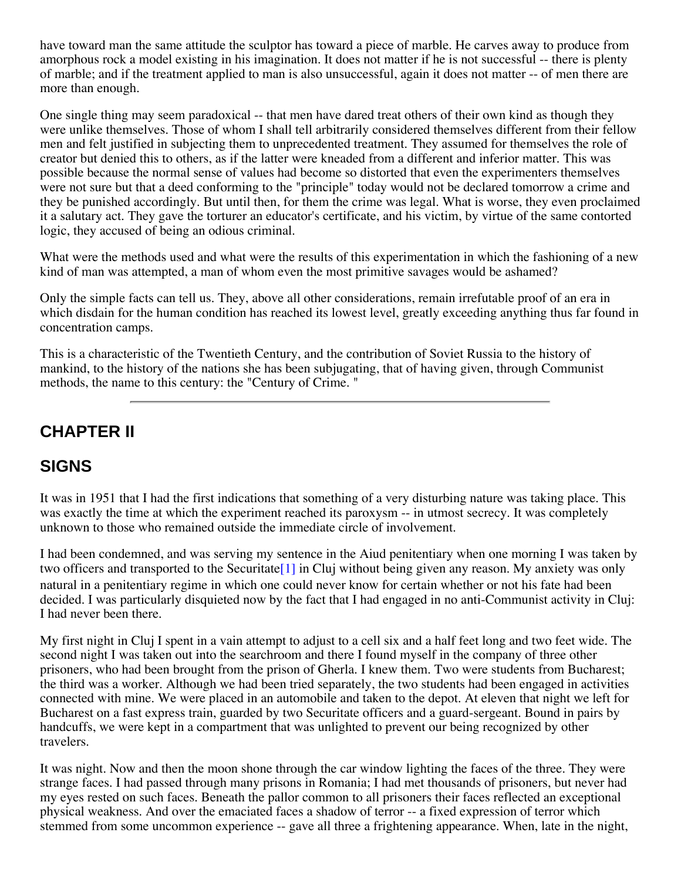have toward man the same attitude the sculptor has toward a piece of marble. He carves away to produce from amorphous rock a model existing in his imagination. It does not matter if he is not successful -- there is plenty of marble; and if the treatment applied to man is also unsuccessful, again it does not matter -- of men there are more than enough.

One single thing may seem paradoxical -- that men have dared treat others of their own kind as though they were unlike themselves. Those of whom I shall tell arbitrarily considered themselves different from their fellow men and felt justified in subjecting them to unprecedented treatment. They assumed for themselves the role of creator but denied this to others, as if the latter were kneaded from a different and inferior matter. This was possible because the normal sense of values had become so distorted that even the experimenters themselves were not sure but that a deed conforming to the "principle" today would not be declared tomorrow a crime and they be punished accordingly. But until then, for them the crime was legal. What is worse, they even proclaimed it a salutary act. They gave the torturer an educator's certificate, and his victim, by virtue of the same contorted logic, they accused of being an odious criminal.

What were the methods used and what were the results of this experimentation in which the fashioning of a new kind of man was attempted, a man of whom even the most primitive savages would be ashamed?

Only the simple facts can tell us. They, above all other considerations, remain irrefutable proof of an era in which disdain for the human condition has reached its lowest level, greatly exceeding anything thus far found in concentration camps.

This is a characteristic of the Twentieth Century, and the contribution of Soviet Russia to the history of mankind, to the history of the nations she has been subjugating, that of having given, through Communist methods, the name to this century: the "Century of Crime. "

---

## CHAPTER II

## SIGNS

It was in 1951 that I had the first indications that something of a very disturbing nature was taking place. This was exactly the time at which the experiment reached its paroxysm -- in utmost secrecy. It was completely unknown to those who remained outside the immediate circle of involvement.

I had been condemned, and was serving my sentence in the Aiud penitentiary when one morning I was taken by two officers and transported to the Securitate[1] in Cluj without being given any reason. My anxiety was only natural in a penitentiary regime in which one could never know for certain whether or not his fate had been decided. I was particularly disquieted now by the fact that I had engaged in no anti-Communist activity in Cluj: I had never been there.

My first night in Cluj I spent in a vain attempt to adjust to a cell six and a half feet long and two feet wide. The second night I was taken out into the searchroom and there I found myself in the company of three other prisoners, who had been brought from the prison of Gherla. I knew them. Two were students from Bucharest; the third was a worker. Although we had been tried separately, the two students had been engaged in activities connected with mine. We were placed in an automobile and taken to the depot. At eleven that night we left for Bucharest on a fast express train, guarded by two Securitate officers and a guard-sergeant. Bound in pairs by handcuffs, we were kept in a compartment that was unlighted to prevent our being recognized by other travelers.

It was night. Now and then the moon shone through the car window lighting the faces of the three. They were strange faces. I had passed through many prisons in Romania; I had met thousands of prisoners, but never had my eyes rested on such faces. Beneath the pallor common to all prisoners their faces reflected an exceptional physical weakness. And over the emaciated faces a shadow of terror -- a fixed expression of terror which stemmed from some uncommon experience -- gave all three a frightening appearance. When, late in the night,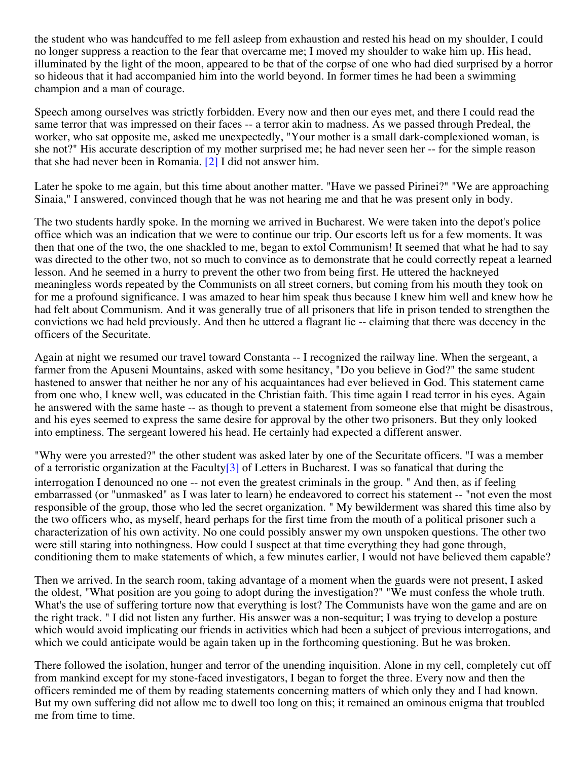the student who was handcuffed to me fell asleep from exhaustion and rested his head on my shoulder, I could no longer suppress a reaction to the fear that overcame me; I moved my shoulder to wake him up. His head, illuminated by the light of the moon, appeared to be that of the corpse of one who had died surprised by a horror so hideous that it had accompanied him into the world beyond. In former times he had been a swimming champion and a man of courage.

Speech among ourselves was strictly forbidden. Every now and then our eyes met, and there I could read the same terror that was impressed on their faces -- a terror akin to madness. As we passed through Predeal, the worker, who sat opposite me, asked me unexpectedly, "Your mother is a small dark-complexioned woman, is she not?" His accurate description of my mother surprised me; he had never seen her -- for the simple reason that she had never been in Romania. [2] I did not answer him.

Later he spoke to me again, but this time about another matter. "Have we passed Pirinei?" "We are approaching Sinaia," I answered, convinced though that he was not hearing me and that he was present only in body.

The two students hardly spoke. In the morning we arrived in Bucharest. We were taken into the depot's police office which was an indication that we were to continue our trip. Our escorts left us for a few moments. It was then that one of the two, the one shackled to me, began to extol Communism! It seemed that what he had to say was directed to the other two, not so much to convince as to demonstrate that he could correctly repeat a learned lesson. And he seemed in a hurry to prevent the other two from being first. He uttered the hackneyed meaningless words repeated by the Communists on all street corners, but coming from his mouth they took on for me a profound significance. I was amazed to hear him speak thus because I knew him well and knew how he had felt about Communism. And it was generally true of all prisoners that life in prison tended to strengthen the convictions we had held previously. And then he uttered a flagrant lie -- claiming that there was decency in the officers of the Securitate.

Again at night we resumed our travel toward Constanta -- I recognized the railway line. When the sergeant, a farmer from the Apuseni Mountains, asked with some hesitancy, "Do you believe in God?" the same student hastened to answer that neither he nor any of his acquaintances had ever believed in God. This statement came from one who, I knew well, was educated in the Christian faith. This time again I read terror in his eyes. Again he answered with the same haste -- as though to prevent a statement from someone else that might be disastrous, and his eyes seemed to express the same desire for approval by the other two prisoners. But they only looked into emptiness. The sergeant lowered his head. He certainly had expected a different answer.

"Why were you arrested?" the other student was asked later by one of the Securitate officers. "I was a member of a terroristic organization at the Faculty[3] of Letters in Bucharest. I was so fanatical that during the interrogation I denounced no one -- not even the greatest criminals in the group. " And then, as if feeling embarrassed (or "unmasked" as I was later to learn) he endeavored to correct his statement -- "not even the most responsible of the group, those who led the secret organization. " My bewilderment was shared this time also by the two officers who, as myself, heard perhaps for the first time from the mouth of a political prisoner such a characterization of his own activity. No one could possibly answer my own unspoken questions. The other two were still staring into nothingness. How could I suspect at that time everything they had gone through, conditioning them to make statements of which, a few minutes earlier, I would not have believed them capable?

Then we arrived. In the search room, taking advantage of a moment when the guards were not present, I asked the oldest, "What position are you going to adopt during the investigation?" "We must confess the whole truth. What's the use of suffering torture now that everything is lost? The Communists have won the game and are on the right track. " I did not listen any further. His answer was a non-sequitur; I was trying to develop a posture which would avoid implicating our friends in activities which had been a subject of previous interrogations, and which we could anticipate would be again taken up in the forthcoming questioning. But he was broken.

There followed the isolation, hunger and terror of the unending inquisition. Alone in my cell, completely cut off from mankind except for my stone-faced investigators, I began to forget the three. Every now and then the officers reminded me of them by reading statements concerning matters of which only they and I had known. But my own suffering did not allow me to dwell too long on this; it remained an ominous enigma that troubled me from time to time.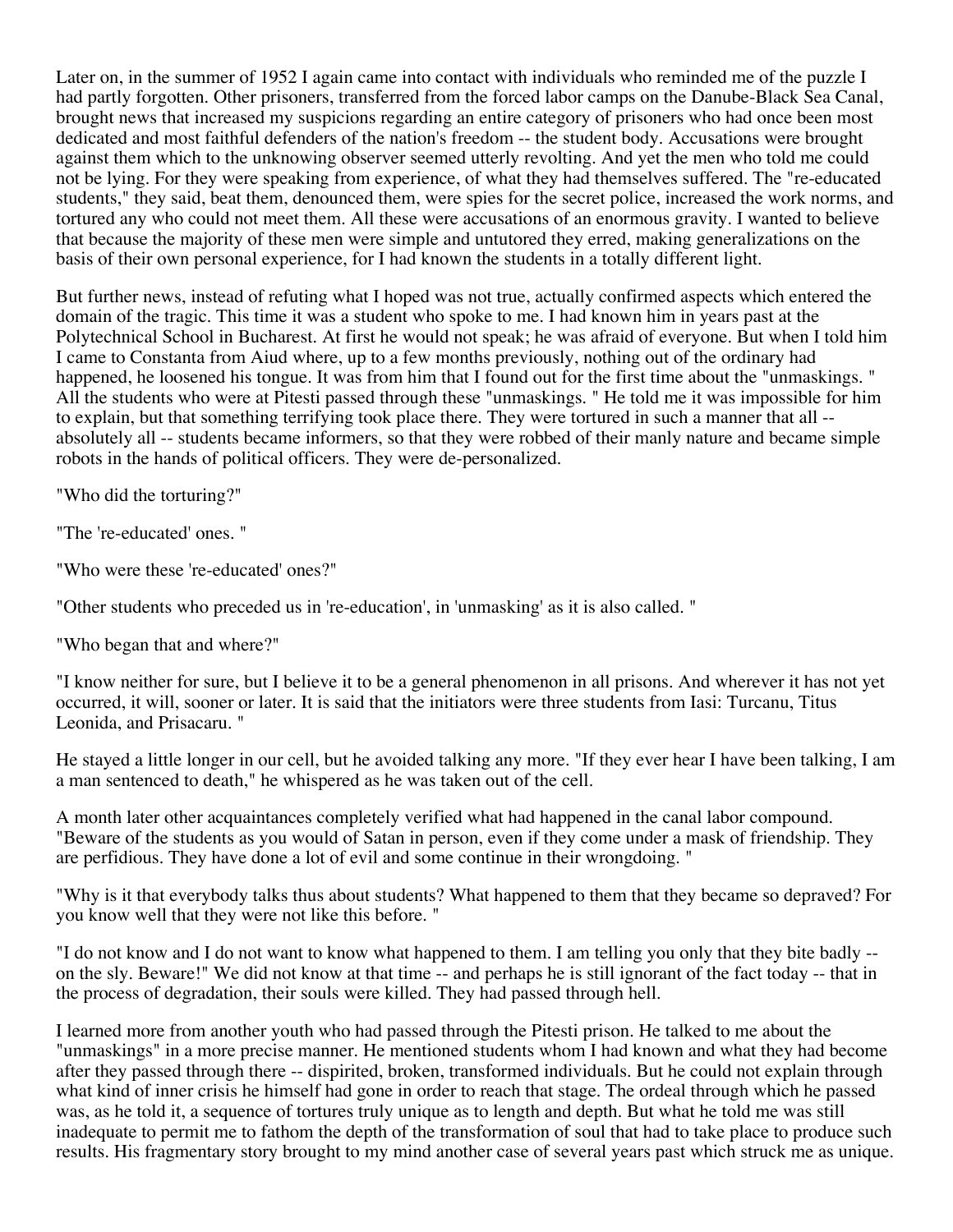Later on, in the summer of 1952 I again came into contact with individuals who reminded me of the puzzle I had partly forgotten. Other prisoners, transferred from the forced labor camps on the Danube-Black Sea Canal, brought news that increased my suspicions regarding an entire category of prisoners who had once been most dedicated and most faithful defenders of the nation's freedom -- the student body. Accusations were brought against them which to the unknowing observer seemed utterly revolting. And yet the men who told me could not be lying. For they were speaking from experience, of what they had themselves suffered. The "re-educated students," they said, beat them, denounced them, were spies for the secret police, increased the work norms, and tortured any who could not meet them. All these were accusations of an enormous gravity. I wanted to believe that because the majority of these men were simple and untutored they erred, making generalizations on the basis of their own personal experience, for I had known the students in a totally different light.

But further news, instead of refuting what I hoped was not true, actually confirmed aspects which entered the domain of the tragic. This time it was a student who spoke to me. I had known him in years past at the Polytechnical School in Bucharest. At first he would not speak; he was afraid of everyone. But when I told him I came to Constanta from Aiud where, up to a few months previously, nothing out of the ordinary had happened, he loosened his tongue. It was from him that I found out for the first time about the "unmaskings." All the students who were at Pitesti passed through these "unmaskings." He told me it was impossible for him to explain, but that something terrifying took place there. They were tortured in such a manner that all -- absolutely all -- students became informers, so that they were robbed of their manly nature and became simple robots in the hands of political officers. They were de-personalized.

"Who did the torturing?"

"The 're-educated' ones."

"Who were these 're-educated' ones?"

"Other students who preceded us in 're-education', in 'unmasking' as it is also called."

"Who began that and where?"

"I know neither for sure, but I believe it to be a general phenomenon in all prisons. And wherever it has not yet occurred, it will, sooner or later. It is said that the initiators were three students from Iasi: Turcanu, Titus Leonida, and Prisacaru."

He stayed a little longer in our cell, but he avoided talking any more. "If they ever hear I have been talking, I am a man sentenced to death," he whispered as he was taken out of the cell.

A month later other acquaintances completely verified what had happened in the canal labor compound. "Beware of the students as you would of Satan in person, even if they come under a mask of friendship. They are perfidious. They have done a lot of evil and some continue in their wrongdoing."

"Why is it that everybody talks thus about students? What happened to them that they became so depraved? For you know well that they were not like this before."

"I do not know and I do not want to know what happened to them. I am telling you only that they bite badly -- on the sly. Beware!" We did not know at that time -- and perhaps he is still ignorant of the fact today -- that in the process of degradation, their souls were killed. They had passed through hell.

I learned more from another youth who had passed through the Pitesti prison. He talked to me about the "unmaskings" in a more precise manner. He mentioned students whom I had known and what they had become after they passed through there -- dispirited, broken, transformed individuals. But he could not explain through what kind of inner crisis he himself had gone in order to reach that stage. The ordeal through which he passed was, as he told it, a sequence of tortures truly unique as to length and depth. But what he told me was still inadequate to permit me to fathom the depth of the transformation of soul that had to take place to produce such results. His fragmentary story brought to my mind another case of several years past which struck me as unique.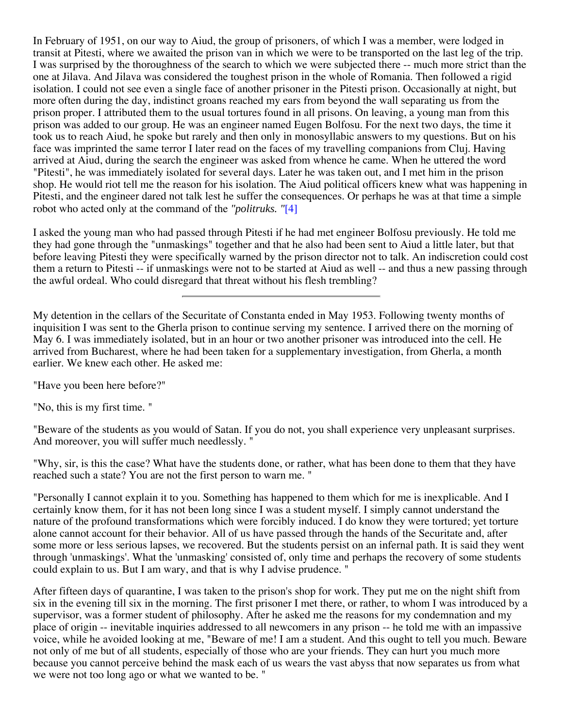In February of 1951, on our way to Aiud, the group of prisoners, of which I was a member, were lodged in transit at Pitesti, where we awaited the prison van in which we were to be transported on the last leg of the trip. I was surprised by the thoroughness of the search to which we were subjected there -- much more strict than the one at Jilava. And Jilava was considered the toughest prison in the whole of Romania. Then followed a rigid isolation. I could not see even a single face of another prisoner in the Pitesti prison. Occasionally at night, but more often during the day, indistinct groans reached my ears from beyond the wall separating us from the prison proper. I attributed them to the usual tortures found in all prisons. On leaving, a young man from this prison was added to our group. He was an engineer named Eugen Bolfosu. For the next two days, the time it took us to reach Aiud, he spoke but rarely and then only in monosyllabic answers to my questions. But on his face was imprinted the same terror I later read on the faces of my travelling companions from Cluj. Having arrived at Aiud, during the search the engineer was asked from whence he came. When he uttered the word "Pitesti", he was immediately isolated for several days. Later he was taken out, and I met him in the prison shop. He would riot tell me the reason for his isolation. The Aiud political officers knew what was happening in Pitesti, and the engineer dared not talk lest he suffer the consequences. Or perhaps he was at that time a simple robot who acted only at the command of the *"politruks. "*[4]

I asked the young man who had passed through Pitesti if he had met engineer Bolfosu previously. He told me they had gone through the "unmaskings" together and that he also had been sent to Aiud a little later, but that before leaving Pitesti they were specifically warned by the prison director not to talk. An indiscretion could cost them a return to Pitesti -- if unmaskings were not to be started at Aiud as well -- and thus a new passing through the awful ordeal. Who could disregard that threat without his flesh trembling?

---

My detention in the cellars of the Securitate of Constanta ended in May 1953. Following twenty months of inquisition I was sent to the Gherla prison to continue serving my sentence. I arrived there on the morning of May 6. I was immediately isolated, but in an hour or two another prisoner was introduced into the cell. He arrived from Bucharest, where he had been taken for a supplementary investigation, from Gherla, a month earlier. We knew each other. He asked me:

"Have you been here before?"

"No, this is my first time. "

"Beware of the students as you would of Satan. If you do not, you shall experience very unpleasant surprises. And moreover, you will suffer much needlessly. "

"Why, sir, is this the case? What have the students done, or rather, what has been done to them that they have reached such a state? You are not the first person to warn me. "

"Personally I cannot explain it to you. Something has happened to them which for me is inexplicable. And I certainly know them, for it has not been long since I was a student myself. I simply cannot understand the nature of the profound transformations which were forcibly induced. I do know they were tortured; yet torture alone cannot account for their behavior. All of us have passed through the hands of the Securitate and, after some more or less serious lapses, we recovered. But the students persist on an infernal path. It is said they went through 'unmaskings'. What the 'unmasking' consisted of, only time and perhaps the recovery of some students could explain to us. But I am wary, and that is why I advise prudence. "

After fifteen days of quarantine, I was taken to the prison's shop for work. They put me on the night shift from six in the evening till six in the morning. The first prisoner I met there, or rather, to whom I was introduced by a supervisor, was a former student of philosophy. After he asked me the reasons for my condemnation and my place of origin -- inevitable inquiries addressed to all newcomers in any prison -- he told me with an impassive voice, while he avoided looking at me, "Beware of me! I am a student. And this ought to tell you much. Beware not only of me but of all students, especially of those who are your friends. They can hurt you much more because you cannot perceive behind the mask each of us wears the vast abyss that now separates us from what we were not too long ago or what we wanted to be. "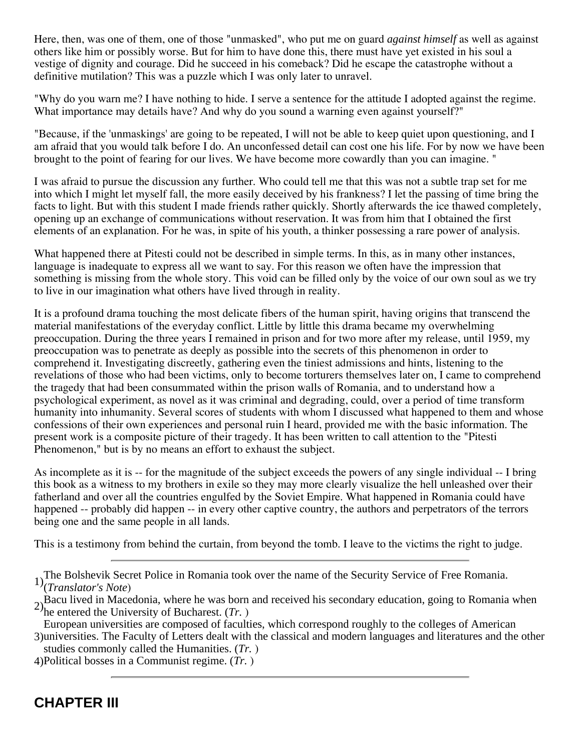Here, then, was one of them, one of those "unmasked", who put me on guard *against himself* as well as against others like him or possibly worse. But for him to have done this, there must have yet existed in his soul a vestige of dignity and courage. Did he succeed in his comeback? Did he escape the catastrophe without a definitive mutilation? This was a puzzle which I was only later to unravel.

"Why do you warn me? I have nothing to hide. I serve a sentence for the attitude I adopted against the regime. What importance may details have? And why do you sound a warning even against yourself?"

"Because, if the 'unmaskings' are going to be repeated, I will not be able to keep quiet upon questioning, and I am afraid that you would talk before I do. An unconfessed detail can cost one his life. For by now we have been brought to the point of fearing for our lives. We have become more cowardly than you can imagine. "

I was afraid to pursue the discussion any further. Who could tell me that this was not a subtle trap set for me into which I might let myself fall, the more easily deceived by his frankness? I let the passing of time bring the facts to light. But with this student I made friends rather quickly. Shortly afterwards the ice thawed completely, opening up an exchange of communications without reservation. It was from him that I obtained the first elements of an explanation. For he was, in spite of his youth, a thinker possessing a rare power of analysis.

What happened there at Pitesti could not be described in simple terms. In this, as in many other instances, language is inadequate to express all we want to say. For this reason we often have the impression that something is missing from the whole story. This void can be filled only by the voice of our own soul as we try to live in our imagination what others have lived through in reality.

It is a profound drama touching the most delicate fibers of the human spirit, having origins that transcend the material manifestations of the everyday conflict. Little by little this drama became my overwhelming preoccupation. During the three years I remained in prison and for two more after my release, until 1959, my preoccupation was to penetrate as deeply as possible into the secrets of this phenomenon in order to comprehend it. Investigating discreetly, gathering even the tiniest admissions and hints, listening to the revelations of those who had been victims, only to become torturers themselves later on, I came to comprehend the tragedy that had been consummated within the prison walls of Romania, and to understand how a psychological experiment, as novel as it was criminal and degrading, could, over a period of time transform humanity into inhumanity. Several scores of students with whom I discussed what happened to them and whose confessions of their own experiences and personal ruin I heard, provided me with the basic information. The present work is a composite picture of their tragedy. It has been written to call attention to the "Pitesti Phenomenon," but is by no means an effort to exhaust the subject.

As incomplete as it is -- for the magnitude of the subject exceeds the powers of any single individual -- I bring this book as a witness to my brothers in exile so they may more clearly visualize the hell unleashed over their fatherland and over all the countries engulfed by the Soviet Empire. What happened in Romania could have happened -- probably did happen -- in every other captive country, the authors and perpetrators of the terrors being one and the same people in all lands.

This is a testimony from behind the curtain, from beyond the tomb. I leave to the victims the right to judge.

---

1) The Bolshevik Secret Police in Romania took over the name of the Security Service of Free Romania. (*Translator's Note*)

2) Bacu lived in Macedonia, where he was born and received his secondary education, going to Romania when he entered the University of Bucharest. (*Tr.* )

3) European universities are composed of faculties, which correspond roughly to the colleges of American universities. The Faculty of Letters dealt with the classical and modern languages and literatures and the other studies commonly called the Humanities. (*Tr.* )

4) Political bosses in a Communist regime. (*Tr.* )

---

## CHAPTER III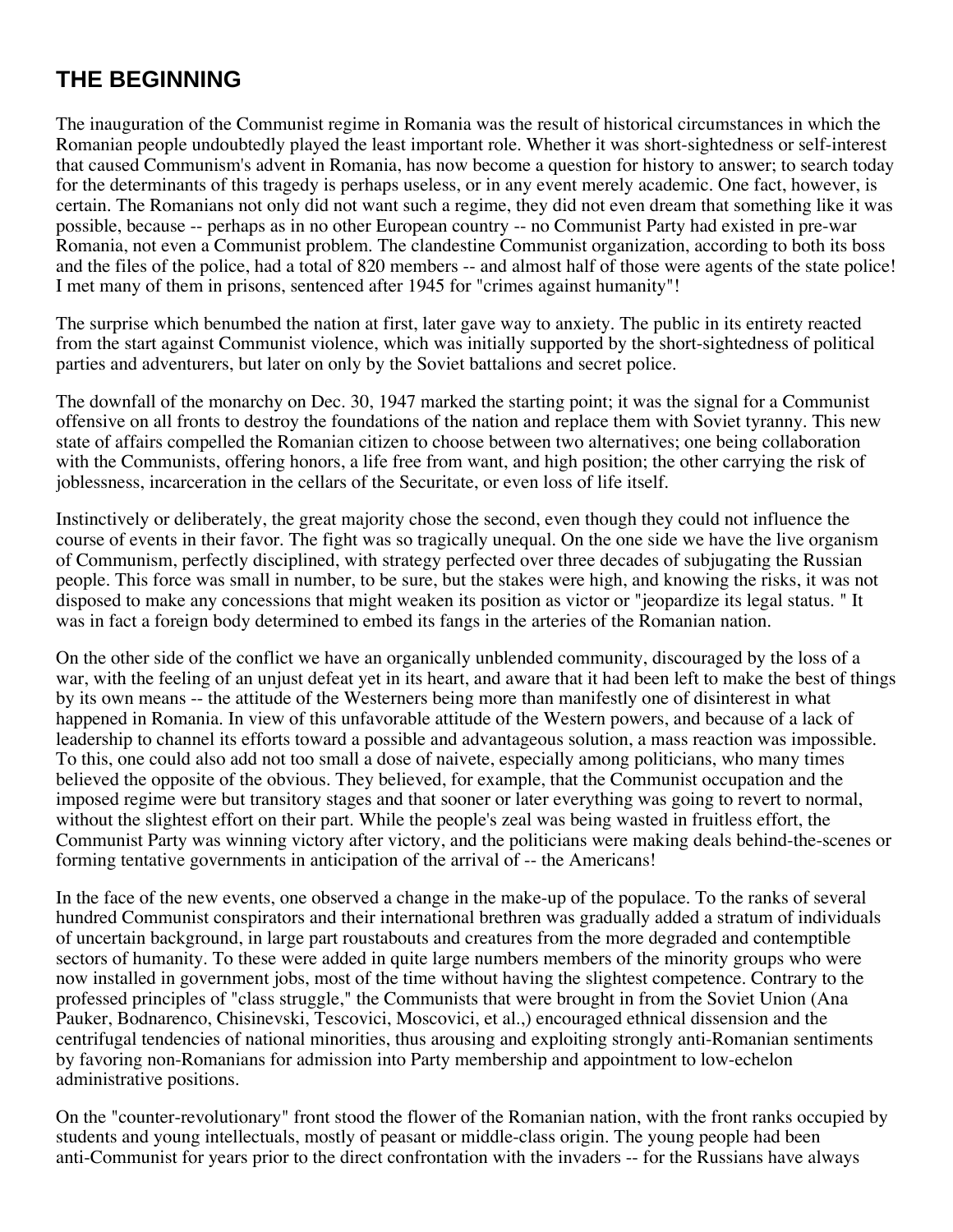## THE BEGINNING

The inauguration of the Communist regime in Romania was the result of historical circumstances in which the Romanian people undoubtedly played the least important role. Whether it was short-sightedness or self-interest that caused Communism's advent in Romania, has now become a question for history to answer; to search today for the determinants of this tragedy is perhaps useless, or in any event merely academic. One fact, however, is certain. The Romanians not only did not want such a regime, they did not even dream that something like it was possible, because -- perhaps as in no other European country -- no Communist Party had existed in pre-war Romania, not even a Communist problem. The clandestine Communist organization, according to both its boss and the files of the police, had a total of 820 members -- and almost half of those were agents of the state police! I met many of them in prisons, sentenced after 1945 for "crimes against humanity"!

The surprise which benumbed the nation at first, later gave way to anxiety. The public in its entirety reacted from the start against Communist violence, which was initially supported by the short-sightedness of political parties and adventurers, but later on only by the Soviet battalions and secret police.

The downfall of the monarchy on Dec. 30, 1947 marked the starting point; it was the signal for a Communist offensive on all fronts to destroy the foundations of the nation and replace them with Soviet tyranny. This new state of affairs compelled the Romanian citizen to choose between two alternatives; one being collaboration with the Communists, offering honors, a life free from want, and high position; the other carrying the risk of joblessness, incarceration in the cellars of the Securitate, or even loss of life itself.

Instinctively or deliberately, the great majority chose the second, even though they could not influence the course of events in their favor. The fight was so tragically unequal. On the one side we have the live organism of Communism, perfectly disciplined, with strategy perfected over three decades of subjugating the Russian people. This force was small in number, to be sure, but the stakes were high, and knowing the risks, it was not disposed to make any concessions that might weaken its position as victor or "jeopardize its legal status. " It was in fact a foreign body determined to embed its fangs in the arteries of the Romanian nation.

On the other side of the conflict we have an organically unblended community, discouraged by the loss of a war, with the feeling of an unjust defeat yet in its heart, and aware that it had been left to make the best of things by its own means -- the attitude of the Westerners being more than manifestly one of disinterest in what happened in Romania. In view of this unfavorable attitude of the Western powers, and because of a lack of leadership to channel its efforts toward a possible and advantageous solution, a mass reaction was impossible. To this, one could also add not too small a dose of naivete, especially among politicians, who many times believed the opposite of the obvious. They believed, for example, that the Communist occupation and the imposed regime were but transitory stages and that sooner or later everything was going to revert to normal, without the slightest effort on their part. While the people's zeal was being wasted in fruitless effort, the Communist Party was winning victory after victory, and the politicians were making deals behind-the-scenes or forming tentative governments in anticipation of the arrival of -- the Americans!

In the face of the new events, one observed a change in the make-up of the populace. To the ranks of several hundred Communist conspirators and their international brethren was gradually added a stratum of individuals of uncertain background, in large part roustabouts and creatures from the more degraded and contemptible sectors of humanity. To these were added in quite large numbers members of the minority groups who were now installed in government jobs, most of the time without having the slightest competence. Contrary to the professed principles of "class struggle," the Communists that were brought in from the Soviet Union (Ana Pauker, Bodnarenco, Chisinevski, Tescovici, Moscovici, et al.,) encouraged ethnical dissension and the centrifugal tendencies of national minorities, thus arousing and exploiting strongly anti-Romanian sentiments by favoring non-Romanians for admission into Party membership and appointment to low-echelon administrative positions.

On the "counter-revolutionary" front stood the flower of the Romanian nation, with the front ranks occupied by students and young intellectuals, mostly of peasant or middle-class origin. The young people had been anti-Communist for years prior to the direct confrontation with the invaders -- for the Russians have always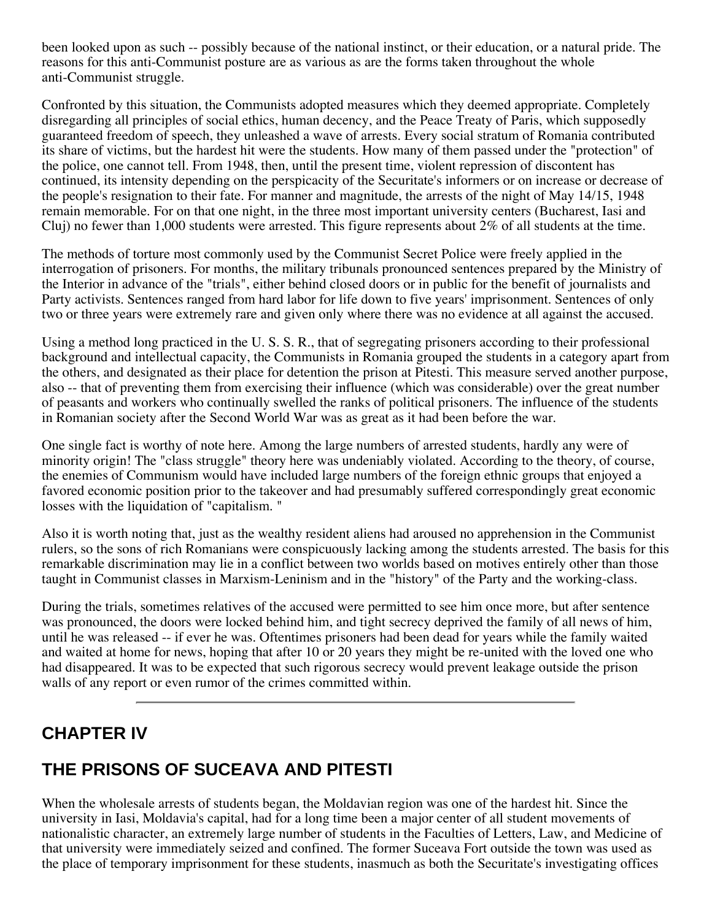been looked upon as such -- possibly because of the national instinct, or their education, or a natural pride. The reasons for this anti-Communist posture are as various as are the forms taken throughout the whole anti-Communist struggle.

Confronted by this situation, the Communists adopted measures which they deemed appropriate. Completely disregarding all principles of social ethics, human decency, and the Peace Treaty of Paris, which supposedly guaranteed freedom of speech, they unleashed a wave of arrests. Every social stratum of Romania contributed its share of victims, but the hardest hit were the students. How many of them passed under the "protection" of the police, one cannot tell. From 1948, then, until the present time, violent repression of discontent has continued, its intensity depending on the perspicacity of the Securitate's informers or on increase or decrease of the people's resignation to their fate. For manner and magnitude, the arrests of the night of May 14/15, 1948 remain memorable. For on that one night, in the three most important university centers (Bucharest, Iasi and Cluj) no fewer than 1,000 students were arrested. This figure represents about 2% of all students at the time.

The methods of torture most commonly used by the Communist Secret Police were freely applied in the interrogation of prisoners. For months, the military tribunals pronounced sentences prepared by the Ministry of the Interior in advance of the "trials", either behind closed doors or in public for the benefit of journalists and Party activists. Sentences ranged from hard labor for life down to five years' imprisonment. Sentences of only two or three years were extremely rare and given only where there was no evidence at all against the accused.

Using a method long practiced in the U. S. S. R., that of segregating prisoners according to their professional background and intellectual capacity, the Communists in Romania grouped the students in a category apart from the others, and designated as their place for detention the prison at Pitesti. This measure served another purpose, also -- that of preventing them from exercising their influence (which was considerable) over the great number of peasants and workers who continually swelled the ranks of political prisoners. The influence of the students in Romanian society after the Second World War was as great as it had been before the war.

One single fact is worthy of note here. Among the large numbers of arrested students, hardly any were of minority origin! The "class struggle" theory here was undeniably violated. According to the theory, of course, the enemies of Communism would have included large numbers of the foreign ethnic groups that enjoyed a favored economic position prior to the takeover and had presumably suffered correspondingly great economic losses with the liquidation of "capitalism. "

Also it is worth noting that, just as the wealthy resident aliens had aroused no apprehension in the Communist rulers, so the sons of rich Romanians were conspicuously lacking among the students arrested. The basis for this remarkable discrimination may lie in a conflict between two worlds based on motives entirely other than those taught in Communist classes in Marxism-Leninism and in the "history" of the Party and the working-class.

During the trials, sometimes relatives of the accused were permitted to see him once more, but after sentence was pronounced, the doors were locked behind him, and tight secrecy deprived the family of all news of him, until he was released -- if ever he was. Oftentimes prisoners had been dead for years while the family waited and waited at home for news, hoping that after 10 or 20 years they might be re-united with the loved one who had disappeared. It was to be expected that such rigorous secrecy would prevent leakage outside the prison walls of any report or even rumor of the crimes committed within.

---

## CHAPTER IV

## THE PRISONS OF SUCEAVA AND PITESTI

When the wholesale arrests of students began, the Moldavian region was one of the hardest hit. Since the university in Iasi, Moldavia's capital, had for a long time been a major center of all student movements of nationalistic character, an extremely large number of students in the Faculties of Letters, Law, and Medicine of that university were immediately seized and confined. The former Suceava Fort outside the town was used as the place of temporary imprisonment for these students, inasmuch as both the Securitate's investigating offices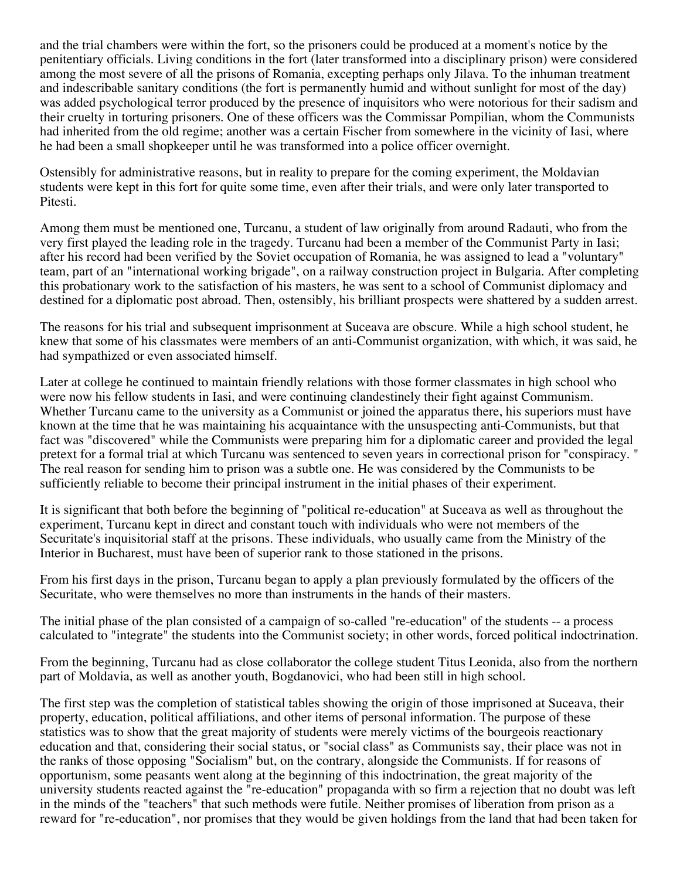and the trial chambers were within the fort, so the prisoners could be produced at a moment's notice by the penitentiary officials. Living conditions in the fort (later transformed into a disciplinary prison) were considered among the most severe of all the prisons of Romania, excepting perhaps only Jilava. To the inhuman treatment and indescribable sanitary conditions (the fort is permanently humid and without sunlight for most of the day) was added psychological terror produced by the presence of inquisitors who were notorious for their sadism and their cruelty in torturing prisoners. One of these officers was the Commissar Pompilian, whom the Communists had inherited from the old regime; another was a certain Fischer from somewhere in the vicinity of Iasi, where he had been a small shopkeeper until he was transformed into a police officer overnight.

Ostensibly for administrative reasons, but in reality to prepare for the coming experiment, the Moldavian students were kept in this fort for quite some time, even after their trials, and were only later transported to Pitesti.

Among them must be mentioned one, Turcanu, a student of law originally from around Radauti, who from the very first played the leading role in the tragedy. Turcanu had been a member of the Communist Party in Iasi; after his record had been verified by the Soviet occupation of Romania, he was assigned to lead a "voluntary" team, part of an "international working brigade", on a railway construction project in Bulgaria. After completing this probationary work to the satisfaction of his masters, he was sent to a school of Communist diplomacy and destined for a diplomatic post abroad. Then, ostensibly, his brilliant prospects were shattered by a sudden arrest.

The reasons for his trial and subsequent imprisonment at Suceava are obscure. While a high school student, he knew that some of his classmates were members of an anti-Communist organization, with which, it was said, he had sympathized or even associated himself.

Later at college he continued to maintain friendly relations with those former classmates in high school who were now his fellow students in Iasi, and were continuing clandestinely their fight against Communism. Whether Turcanu came to the university as a Communist or joined the apparatus there, his superiors must have known at the time that he was maintaining his acquaintance with the unsuspecting anti-Communists, but that fact was "discovered" while the Communists were preparing him for a diplomatic career and provided the legal pretext for a formal trial at which Turcanu was sentenced to seven years in correctional prison for "conspiracy." The real reason for sending him to prison was a subtle one. He was considered by the Communists to be sufficiently reliable to become their principal instrument in the initial phases of their experiment.

It is significant that both before the beginning of "political re-education" at Suceava as well as throughout the experiment, Turcanu kept in direct and constant touch with individuals who were not members of the Securitate's inquisitorial staff at the prisons. These individuals, who usually came from the Ministry of the Interior in Bucharest, must have been of superior rank to those stationed in the prisons.

From his first days in the prison, Turcanu began to apply a plan previously formulated by the officers of the Securitate, who were themselves no more than instruments in the hands of their masters.

The initial phase of the plan consisted of a campaign of so-called "re-education" of the students -- a process calculated to "integrate" the students into the Communist society; in other words, forced political indoctrination.

From the beginning, Turcanu had as close collaborator the college student Titus Leonida, also from the northern part of Moldavia, as well as another youth, Bogdanovici, who had been still in high school.

The first step was the completion of statistical tables showing the origin of those imprisoned at Suceava, their property, education, political affiliations, and other items of personal information. The purpose of these statistics was to show that the great majority of students were merely victims of the bourgeois reactionary education and that, considering their social status, or "social class" as Communists say, their place was not in the ranks of those opposing "Socialism" but, on the contrary, alongside the Communists. If for reasons of opportunism, some peasants went along at the beginning of this indoctrination, the great majority of the university students reacted against the "re-education" propaganda with so firm a rejection that no doubt was left in the minds of the "teachers" that such methods were futile. Neither promises of liberation from prison as a reward for "re-education", nor promises that they would be given holdings from the land that had been taken for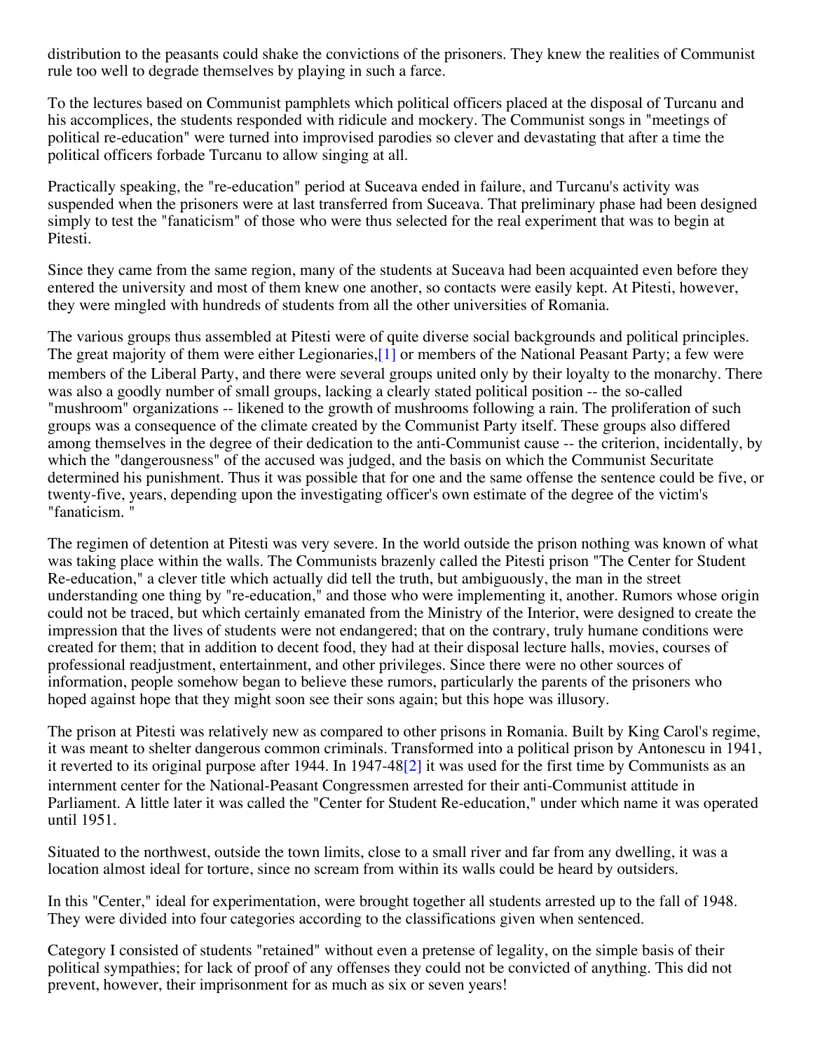distribution to the peasants could shake the convictions of the prisoners. They knew the realities of Communist rule too well to degrade themselves by playing in such a farce.

To the lectures based on Communist pamphlets which political officers placed at the disposal of Turcanu and his accomplices, the students responded with ridicule and mockery. The Communist songs in "meetings of political re-education" were turned into improvised parodies so clever and devastating that after a time the political officers forbade Turcanu to allow singing at all.

Practically speaking, the "re-education" period at Suceava ended in failure, and Turcanu's activity was suspended when the prisoners were at last transferred from Suceava. That preliminary phase had been designed simply to test the "fanaticism" of those who were thus selected for the real experiment that was to begin at Pitesti.

Since they came from the same region, many of the students at Suceava had been acquainted even before they entered the university and most of them knew one another, so contacts were easily kept. At Pitesti, however, they were mingled with hundreds of students from all the other universities of Romania.

The various groups thus assembled at Pitesti were of quite diverse social backgrounds and political principles. The great majority of them were either Legionaries,[1] or members of the National Peasant Party; a few were members of the Liberal Party, and there were several groups united only by their loyalty to the monarchy. There was also a goodly number of small groups, lacking a clearly stated political position -- the so-called "mushroom" organizations -- likened to the growth of mushrooms following a rain. The proliferation of such groups was a consequence of the climate created by the Communist Party itself. These groups also differed among themselves in the degree of their dedication to the anti-Communist cause -- the criterion, incidentally, by which the "dangerousness" of the accused was judged, and the basis on which the Communist Securitate determined his punishment. Thus it was possible that for one and the same offense the sentence could be five, or twenty-five, years, depending upon the investigating officer's own estimate of the degree of the victim's "fanaticism. "

The regimen of detention at Pitesti was very severe. In the world outside the prison nothing was known of what was taking place within the walls. The Communists brazenly called the Pitesti prison "The Center for Student Re-education," a clever title which actually did tell the truth, but ambiguously, the man in the street understanding one thing by "re-education," and those who were implementing it, another. Rumors whose origin could not be traced, but which certainly emanated from the Ministry of the Interior, were designed to create the impression that the lives of students were not endangered; that on the contrary, truly humane conditions were created for them; that in addition to decent food, they had at their disposal lecture halls, movies, courses of professional readjustment, entertainment, and other privileges. Since there were no other sources of information, people somehow began to believe these rumors, particularly the parents of the prisoners who hoped against hope that they might soon see their sons again; but this hope was illusory.

The prison at Pitesti was relatively new as compared to other prisons in Romania. Built by King Carol's regime, it was meant to shelter dangerous common criminals. Transformed into a political prison by Antonescu in 1941, it reverted to its original purpose after 1944. In 1947-48[2] it was used for the first time by Communists as an internment center for the National-Peasant Congressmen arrested for their anti-Communist attitude in Parliament. A little later it was called the "Center for Student Re-education," under which name it was operated until 1951.

Situated to the northwest, outside the town limits, close to a small river and far from any dwelling, it was a location almost ideal for torture, since no scream from within its walls could be heard by outsiders.

In this "Center," ideal for experimentation, were brought together all students arrested up to the fall of 1948. They were divided into four categories according to the classifications given when sentenced.

Category I consisted of students "retained" without even a pretense of legality, on the simple basis of their political sympathies; for lack of proof of any offenses they could not be convicted of anything. This did not prevent, however, their imprisonment for as much as six or seven years!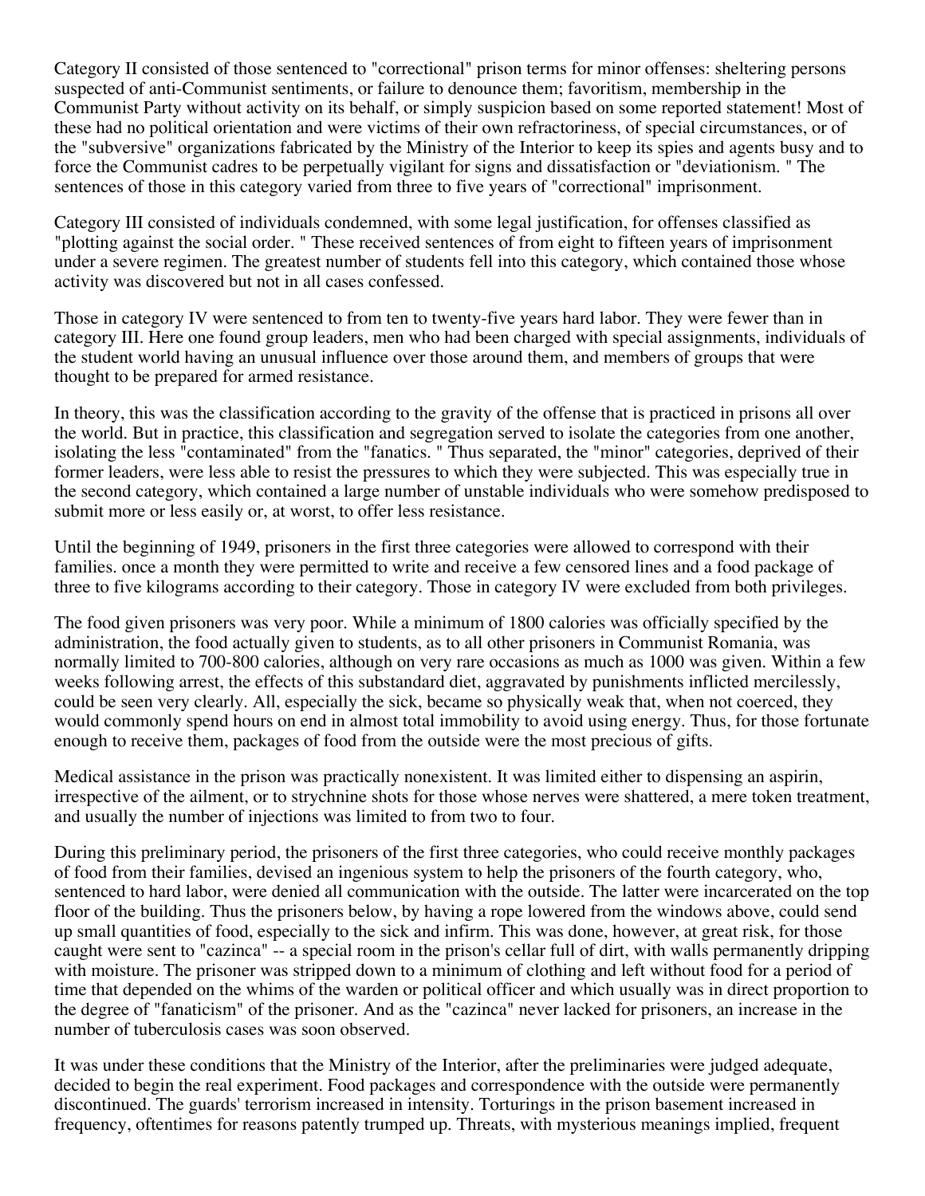Category II consisted of those sentenced to "correctional" prison terms for minor offenses: sheltering persons suspected of anti-Communist sentiments, or failure to denounce them; favoritism, membership in the Communist Party without activity on its behalf, or simply suspicion based on some reported statement! Most of these had no political orientation and were victims of their own refractoriness, of special circumstances, or of the "subversive" organizations fabricated by the Ministry of the Interior to keep its spies and agents busy and to force the Communist cadres to be perpetually vigilant for signs and dissatisfaction or "deviationism. " The sentences of those in this category varied from three to five years of "correctional" imprisonment.

Category III consisted of individuals condemned, with some legal justification, for offenses classified as "plotting against the social order. " These received sentences of from eight to fifteen years of imprisonment under a severe regimen. The greatest number of students fell into this category, which contained those whose activity was discovered but not in all cases confessed.

Those in category IV were sentenced to from ten to twenty-five years hard labor. They were fewer than in category III. Here one found group leaders, men who had been charged with special assignments, individuals of the student world having an unusual influence over those around them, and members of groups that were thought to be prepared for armed resistance.

In theory, this was the classification according to the gravity of the offense that is practiced in prisons all over the world. But in practice, this classification and segregation served to isolate the categories from one another, isolating the less "contaminated" from the "fanatics. " Thus separated, the "minor" categories, deprived of their former leaders, were less able to resist the pressures to which they were subjected. This was especially true in the second category, which contained a large number of unstable individuals who were somehow predisposed to submit more or less easily or, at worst, to offer less resistance.

Until the beginning of 1949, prisoners in the first three categories were allowed to correspond with their families. once a month they were permitted to write and receive a few censored lines and a food package of three to five kilograms according to their category. Those in category IV were excluded from both privileges.

The food given prisoners was very poor. While a minimum of 1800 calories was officially specified by the administration, the food actually given to students, as to all other prisoners in Communist Romania, was normally limited to 700-800 calories, although on very rare occasions as much as 1000 was given. Within a few weeks following arrest, the effects of this substandard diet, aggravated by punishments inflicted mercilessly, could be seen very clearly. All, especially the sick, became so physically weak that, when not coerced, they would commonly spend hours on end in almost total immobility to avoid using energy. Thus, for those fortunate enough to receive them, packages of food from the outside were the most precious of gifts.

Medical assistance in the prison was practically nonexistent. It was limited either to dispensing an aspirin, irrespective of the ailment, or to strychnine shots for those whose nerves were shattered, a mere token treatment, and usually the number of injections was limited to from two to four.

During this preliminary period, the prisoners of the first three categories, who could receive monthly packages of food from their families, devised an ingenious system to help the prisoners of the fourth category, who, sentenced to hard labor, were denied all communication with the outside. The latter were incarcerated on the top floor of the building. Thus the prisoners below, by having a rope lowered from the windows above, could send up small quantities of food, especially to the sick and infirm. This was done, however, at great risk, for those caught were sent to "cazinca" -- a special room in the prison's cellar full of dirt, with walls permanently dripping with moisture. The prisoner was stripped down to a minimum of clothing and left without food for a period of time that depended on the whims of the warden or political officer and which usually was in direct proportion to the degree of "fanaticism" of the prisoner. And as the "cazinca" never lacked for prisoners, an increase in the number of tuberculosis cases was soon observed.

It was under these conditions that the Ministry of the Interior, after the preliminaries were judged adequate, decided to begin the real experiment. Food packages and correspondence with the outside were permanently discontinued. The guards' terrorism increased in intensity. Torturings in the prison basement increased in frequency, oftentimes for reasons patently trumped up. Threats, with mysterious meanings implied, frequent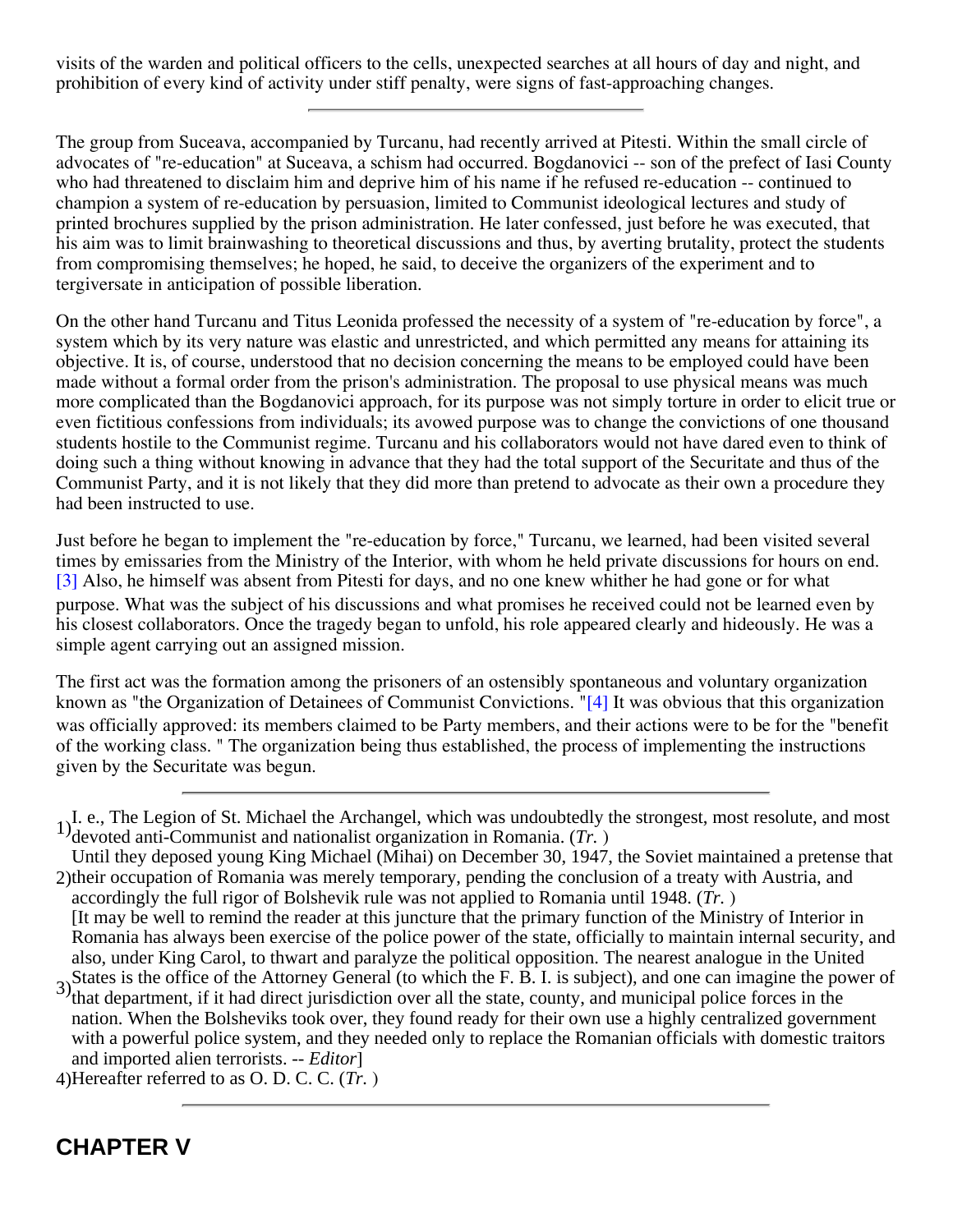visits of the warden and political officers to the cells, unexpected searches at all hours of day and night, and prohibition of every kind of activity under stiff penalty, were signs of fast-approaching changes.

---

The group from Suceava, accompanied by Turcanu, had recently arrived at Pitesti. Within the small circle of advocates of "re-education" at Suceava, a schism had occurred. Bogdanovici -- son of the prefect of Iasi County who had threatened to disclaim him and deprive him of his name if he refused re-education -- continued to champion a system of re-education by persuasion, limited to Communist ideological lectures and study of printed brochures supplied by the prison administration. He later confessed, just before he was executed, that his aim was to limit brainwashing to theoretical discussions and thus, by averting brutality, protect the students from compromising themselves; he hoped, he said, to deceive the organizers of the experiment and to tergiversate in anticipation of possible liberation.

On the other hand Turcanu and Titus Leonida professed the necessity of a system of "re-education by force", a system which by its very nature was elastic and unrestricted, and which permitted any means for attaining its objective. It is, of course, understood that no decision concerning the means to be employed could have been made without a formal order from the prison's administration. The proposal to use physical means was much more complicated than the Bogdanovici approach, for its purpose was not simply torture in order to elicit true or even fictitious confessions from individuals; its avowed purpose was to change the convictions of one thousand students hostile to the Communist regime. Turcanu and his collaborators would not have dared even to think of doing such a thing without knowing in advance that they had the total support of the Securitate and thus of the Communist Party, and it is not likely that they did more than pretend to advocate as their own a procedure they had been instructed to use.

Just before he began to implement the "re-education by force," Turcanu, we learned, had been visited several times by emissaries from the Ministry of the Interior, with whom he held private discussions for hours on end. [3] Also, he himself was absent from Pitesti for days, and no one knew whither he had gone or for what purpose. What was the subject of his discussions and what promises he received could not be learned even by his closest collaborators. Once the tragedy began to unfold, his role appeared clearly and hideously. He was a simple agent carrying out an assigned mission.

The first act was the formation among the prisoners of an ostensibly spontaneous and voluntary organization known as "the Organization of Detainees of Communist Convictions. "[4] It was obvious that this organization was officially approved: its members claimed to be Party members, and their actions were to be for the "benefit of the working class. " The organization being thus established, the process of implementing the instructions given by the Securitate was begun.

---

1) I. e., The Legion of St. Michael the Archangel, which was undoubtedly the strongest, most resolute, and most devoted anti-Communist and nationalist organization in Romania. (*Tr.* )

2) Until they deposed young King Michael (Mihai) on December 30, 1947, the Soviet maintained a pretense that their occupation of Romania was merely temporary, pending the conclusion of a treaty with Austria, and accordingly the full rigor of Bolshevik rule was not applied to Romania until 1948. (*Tr.* )

3) [It may be well to remind the reader at this juncture that the primary function of the Ministry of Interior in Romania has always been exercise of the police power of the state, officially to maintain internal security, and also, under King Carol, to thwart and paralyze the political opposition. The nearest analogue in the United States is the office of the Attorney General (to which the F. B. I. is subject), and one can imagine the power of that department, if it had direct jurisdiction over all the state, county, and municipal police forces in the nation. When the Bolsheviks took over, they found ready for their own use a highly centralized government with a powerful police system, and they needed only to replace the Romanian officials with domestic traitors and imported alien terrorists. -- *Editor*]

4) Hereafter referred to as O. D. C. C. (*Tr.* )

---

## CHAPTER V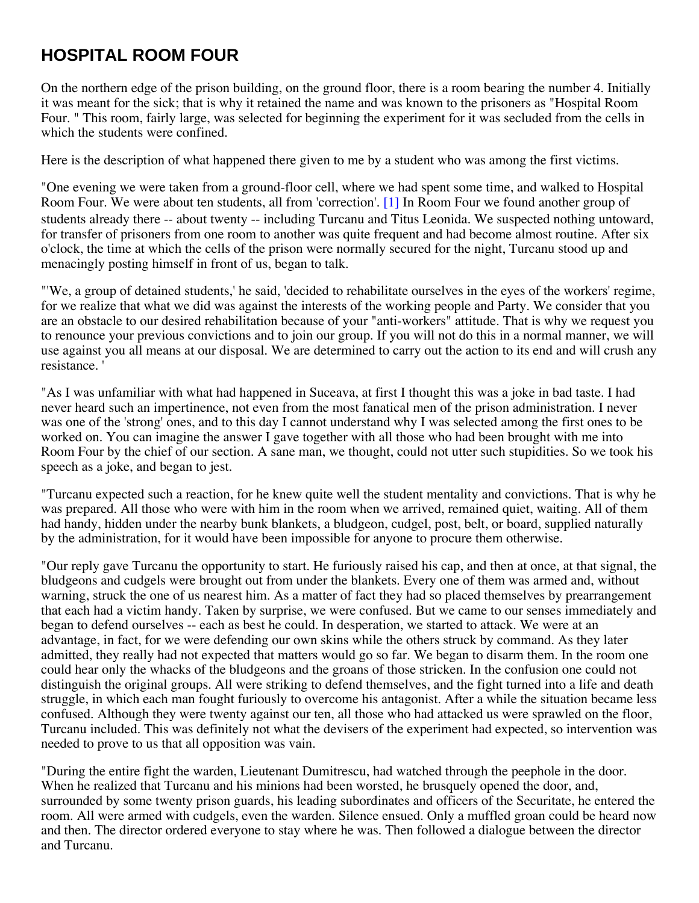## HOSPITAL ROOM FOUR

On the northern edge of the prison building, on the ground floor, there is a room bearing the number 4. Initially it was meant for the sick; that is why it retained the name and was known to the prisoners as "Hospital Room Four. " This room, fairly large, was selected for beginning the experiment for it was secluded from the cells in which the students were confined.

Here is the description of what happened there given to me by a student who was among the first victims.

"One evening we were taken from a ground-floor cell, where we had spent some time, and walked to Hospital Room Four. We were about ten students, all from 'correction'. [1] In Room Four we found another group of students already there -- about twenty -- including Turcanu and Titus Leonida. We suspected nothing untoward, for transfer of prisoners from one room to another was quite frequent and had become almost routine. After six o'clock, the time at which the cells of the prison were normally secured for the night, Turcanu stood up and menacingly posting himself in front of us, began to talk.

"'We, a group of detained students,' he said, 'decided to rehabilitate ourselves in the eyes of the workers' regime, for we realize that what we did was against the interests of the working people and Party. We consider that you are an obstacle to our desired rehabilitation because of your "anti-workers" attitude. That is why we request you to renounce your previous convictions and to join our group. If you will not do this in a normal manner, we will use against you all means at our disposal. We are determined to carry out the action to its end and will crush any resistance. '

"As I was unfamiliar with what had happened in Suceava, at first I thought this was a joke in bad taste. I had never heard such an impertinence, not even from the most fanatical men of the prison administration. I never was one of the 'strong' ones, and to this day I cannot understand why I was selected among the first ones to be worked on. You can imagine the answer I gave together with all those who had been brought with me into Room Four by the chief of our section. A sane man, we thought, could not utter such stupidities. So we took his speech as a joke, and began to jest.

"Turcanu expected such a reaction, for he knew quite well the student mentality and convictions. That is why he was prepared. All those who were with him in the room when we arrived, remained quiet, waiting. All of them had handy, hidden under the nearby bunk blankets, a bludgeon, cudgel, post, belt, or board, supplied naturally by the administration, for it would have been impossible for anyone to procure them otherwise.

"Our reply gave Turcanu the opportunity to start. He furiously raised his cap, and then at once, at that signal, the bludgeons and cudgels were brought out from under the blankets. Every one of them was armed and, without warning, struck the one of us nearest him. As a matter of fact they had so placed themselves by prearrangement that each had a victim handy. Taken by surprise, we were confused. But we came to our senses immediately and began to defend ourselves -- each as best he could. In desperation, we started to attack. We were at an advantage, in fact, for we were defending our own skins while the others struck by command. As they later admitted, they really had not expected that matters would go so far. We began to disarm them. In the room one could hear only the whacks of the bludgeons and the groans of those stricken. In the confusion one could not distinguish the original groups. All were striking to defend themselves, and the fight turned into a life and death struggle, in which each man fought furiously to overcome his antagonist. After a while the situation became less confused. Although they were twenty against our ten, all those who had attacked us were sprawled on the floor, Turcanu included. This was definitely not what the devisers of the experiment had expected, so intervention was needed to prove to us that all opposition was vain.

"During the entire fight the warden, Lieutenant Dumitrescu, had watched through the peephole in the door. When he realized that Turcanu and his minions had been worsted, he brusquely opened the door, and, surrounded by some twenty prison guards, his leading subordinates and officers of the Securitate, he entered the room. All were armed with cudgels, even the warden. Silence ensued. Only a muffled groan could be heard now and then. The director ordered everyone to stay where he was. Then followed a dialogue between the director and Turcanu.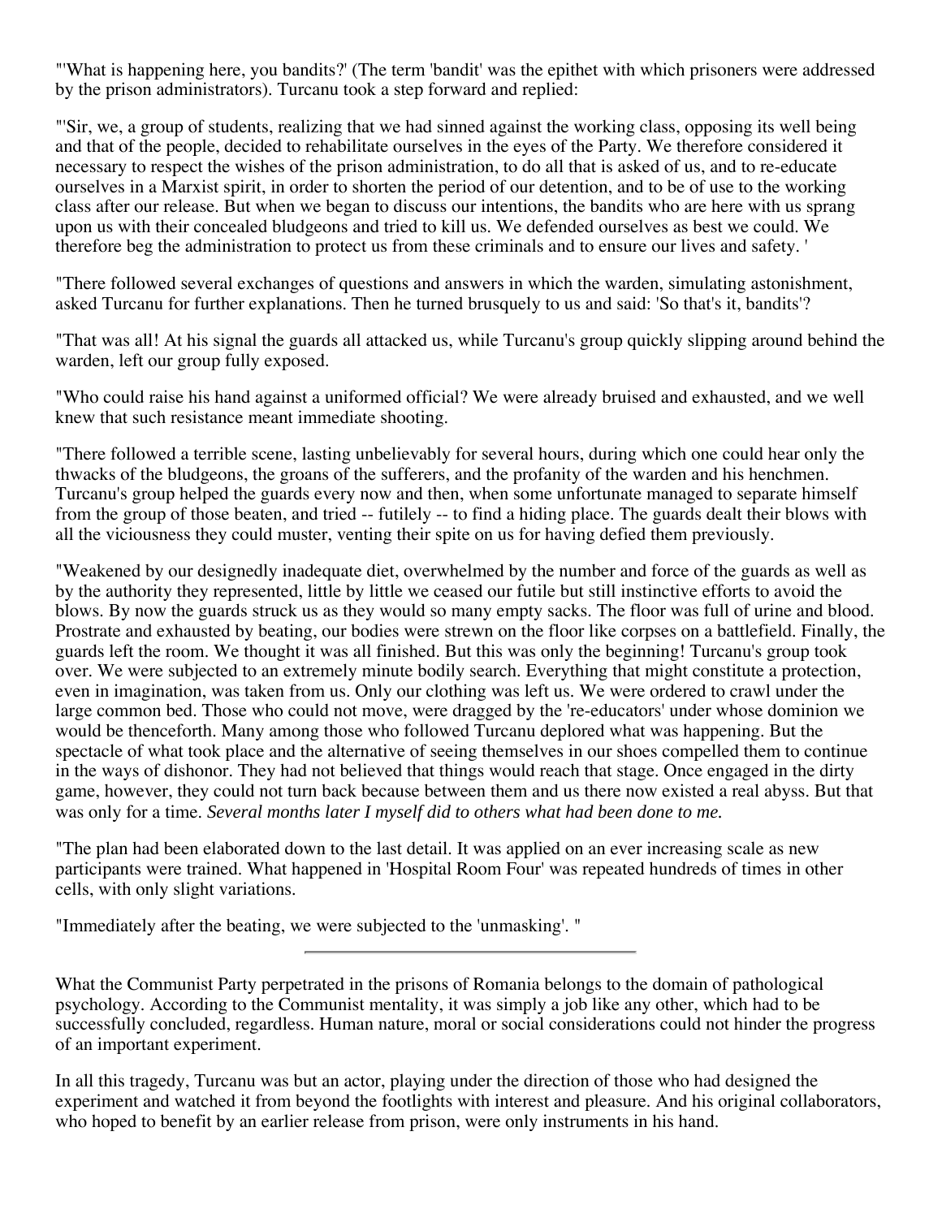"'What is happening here, you bandits?' (The term 'bandit' was the epithet with which prisoners were addressed by the prison administrators). Turcanu took a step forward and replied:

"'Sir, we, a group of students, realizing that we had sinned against the working class, opposing its well being and that of the people, decided to rehabilitate ourselves in the eyes of the Party. We therefore considered it necessary to respect the wishes of the prison administration, to do all that is asked of us, and to re-educate ourselves in a Marxist spirit, in order to shorten the period of our detention, and to be of use to the working class after our release. But when we began to discuss our intentions, the bandits who are here with us sprang upon us with their concealed bludgeons and tried to kill us. We defended ourselves as best we could. We therefore beg the administration to protect us from these criminals and to ensure our lives and safety. '

"There followed several exchanges of questions and answers in which the warden, simulating astonishment, asked Turcanu for further explanations. Then he turned brusquely to us and said: 'So that's it, bandits'?

"That was all! At his signal the guards all attacked us, while Turcanu's group quickly slipping around behind the warden, left our group fully exposed.

"Who could raise his hand against a uniformed official? We were already bruised and exhausted, and we well knew that such resistance meant immediate shooting.

"There followed a terrible scene, lasting unbelievably for several hours, during which one could hear only the thwacks of the bludgeons, the groans of the sufferers, and the profanity of the warden and his henchmen. Turcanu's group helped the guards every now and then, when some unfortunate managed to separate himself from the group of those beaten, and tried -- futilely -- to find a hiding place. The guards dealt their blows with all the viciousness they could muster, venting their spite on us for having defied them previously.

"Weakened by our designedly inadequate diet, overwhelmed by the number and force of the guards as well as by the authority they represented, little by little we ceased our futile but still instinctive efforts to avoid the blows. By now the guards struck us as they would so many empty sacks. The floor was full of urine and blood. Prostrate and exhausted by beating, our bodies were strewn on the floor like corpses on a battlefield. Finally, the guards left the room. We thought it was all finished. But this was only the beginning! Turcanu's group took over. We were subjected to an extremely minute bodily search. Everything that might constitute a protection, even in imagination, was taken from us. Only our clothing was left us. We were ordered to crawl under the large common bed. Those who could not move, were dragged by the 're-educators' under whose dominion we would be thenceforth. Many among those who followed Turcanu deplored what was happening. But the spectacle of what took place and the alternative of seeing themselves in our shoes compelled them to continue in the ways of dishonor. They had not believed that things would reach that stage. Once engaged in the dirty game, however, they could not turn back because between them and us there now existed a real abyss. But that was only for a time. *Several months later I myself did to others what had been done to me.*

"The plan had been elaborated down to the last detail. It was applied on an ever increasing scale as new participants were trained. What happened in 'Hospital Room Four' was repeated hundreds of times in other cells, with only slight variations.

"Immediately after the beating, we were subjected to the 'unmasking'. "

---

What the Communist Party perpetrated in the prisons of Romania belongs to the domain of pathological psychology. According to the Communist mentality, it was simply a job like any other, which had to be successfully concluded, regardless. Human nature, moral or social considerations could not hinder the progress of an important experiment.

In all this tragedy, Turcanu was but an actor, playing under the direction of those who had designed the experiment and watched it from beyond the footlights with interest and pleasure. And his original collaborators, who hoped to benefit by an earlier release from prison, were only instruments in his hand.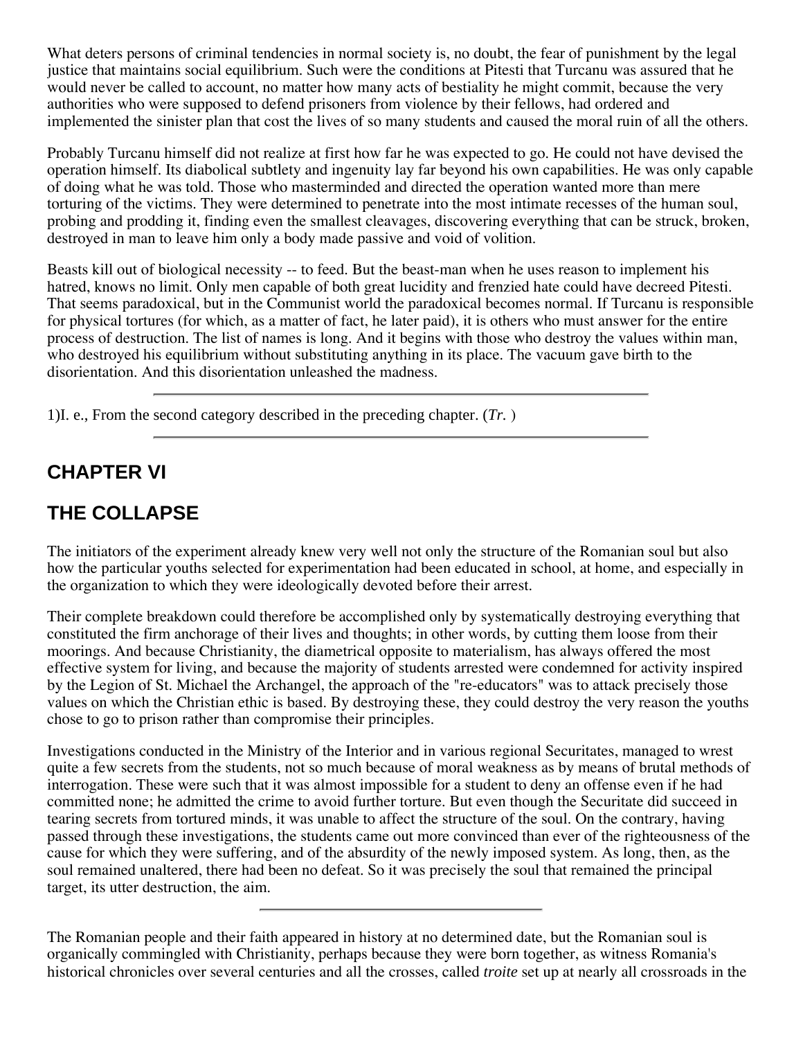What deters persons of criminal tendencies in normal society is, no doubt, the fear of punishment by the legal justice that maintains social equilibrium. Such were the conditions at Pitesti that Turcanu was assured that he would never be called to account, no matter how many acts of bestiality he might commit, because the very authorities who were supposed to defend prisoners from violence by their fellows, had ordered and implemented the sinister plan that cost the lives of so many students and caused the moral ruin of all the others.

Probably Turcanu himself did not realize at first how far he was expected to go. He could not have devised the operation himself. Its diabolical subtlety and ingenuity lay far beyond his own capabilities. He was only capable of doing what he was told. Those who masterminded and directed the operation wanted more than mere torturing of the victims. They were determined to penetrate into the most intimate recesses of the human soul, probing and prodding it, finding even the smallest cleavages, discovering everything that can be struck, broken, destroyed in man to leave him only a body made passive and void of volition.

Beasts kill out of biological necessity -- to feed. But the beast-man when he uses reason to implement his hatred, knows no limit. Only men capable of both great lucidity and frenzied hate could have decreed Pitesti. That seems paradoxical, but in the Communist world the paradoxical becomes normal. If Turcanu is responsible for physical tortures (for which, as a matter of fact, he later paid), it is others who must answer for the entire process of destruction. The list of names is long. And it begins with those who destroy the values within man, who destroyed his equilibrium without substituting anything in its place. The vacuum gave birth to the disorientation. And this disorientation unleashed the madness.

---

1)I. e., From the second category described in the preceding chapter. (*Tr.* )

---

## CHAPTER VI

## THE COLLAPSE

The initiators of the experiment already knew very well not only the structure of the Romanian soul but also how the particular youths selected for experimentation had been educated in school, at home, and especially in the organization to which they were ideologically devoted before their arrest.

Their complete breakdown could therefore be accomplished only by systematically destroying everything that constituted the firm anchorage of their lives and thoughts; in other words, by cutting them loose from their moorings. And because Christianity, the diametrical opposite to materialism, has always offered the most effective system for living, and because the majority of students arrested were condemned for activity inspired by the Legion of St. Michael the Archangel, the approach of the "re-educators" was to attack precisely those values on which the Christian ethic is based. By destroying these, they could destroy the very reason the youths chose to go to prison rather than compromise their principles.

Investigations conducted in the Ministry of the Interior and in various regional Securitates, managed to wrest quite a few secrets from the students, not so much because of moral weakness as by means of brutal methods of interrogation. These were such that it was almost impossible for a student to deny an offense even if he had committed none; he admitted the crime to avoid further torture. But even though the Securitate did succeed in tearing secrets from tortured minds, it was unable to affect the structure of the soul. On the contrary, having passed through these investigations, the students came out more convinced than ever of the righteousness of the cause for which they were suffering, and of the absurdity of the newly imposed system. As long, then, as the soul remained unaltered, there had been no defeat. So it was precisely the soul that remained the principal target, its utter destruction, the aim.

---

The Romanian people and their faith appeared in history at no determined date, but the Romanian soul is organically commingled with Christianity, perhaps because they were born together, as witness Romania's historical chronicles over several centuries and all the crosses, called *troite* set up at nearly all crossroads in the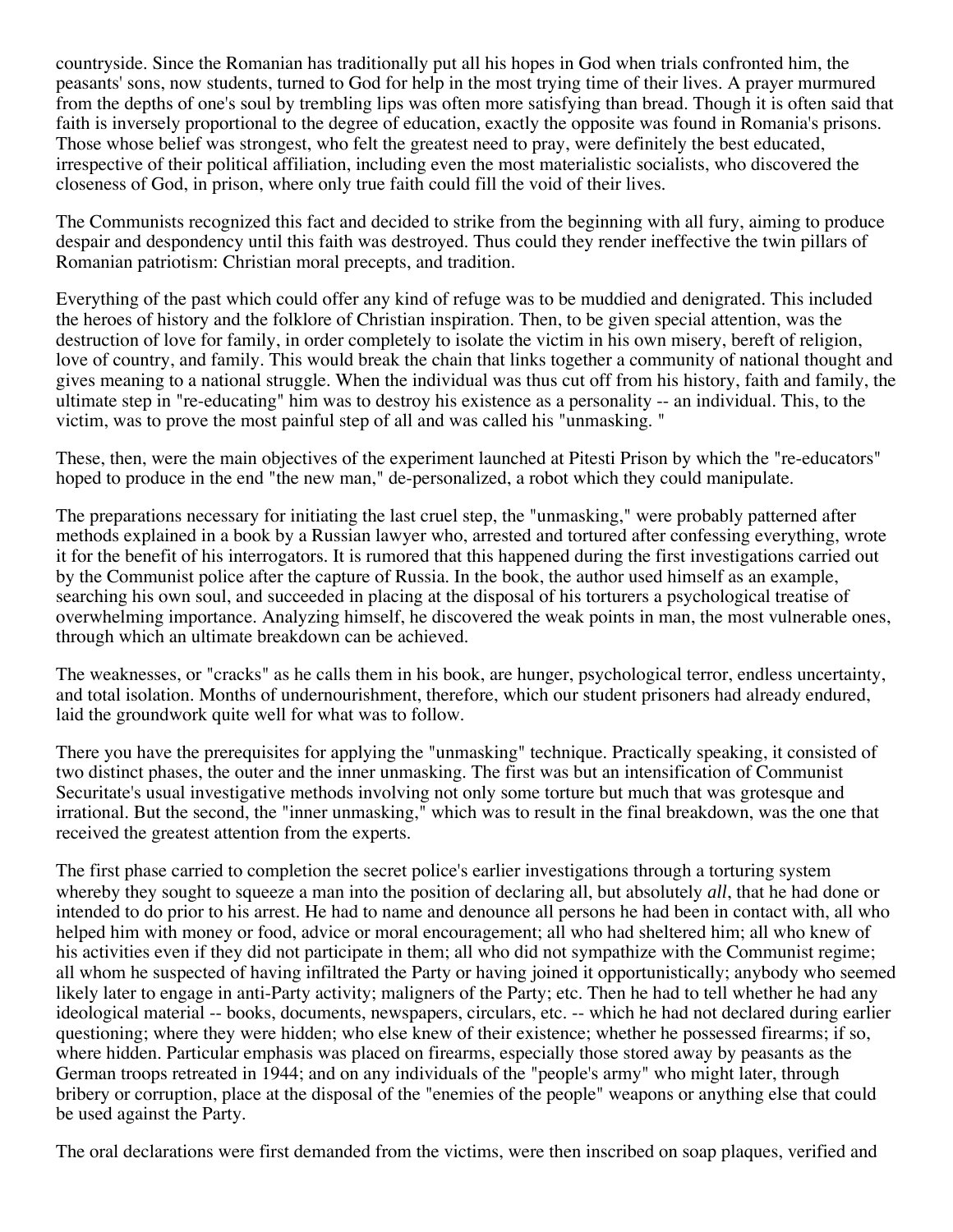countryside. Since the Romanian has traditionally put all his hopes in God when trials confronted him, the peasants' sons, now students, turned to God for help in the most trying time of their lives. A prayer murmured from the depths of one's soul by trembling lips was often more satisfying than bread. Though it is often said that faith is inversely proportional to the degree of education, exactly the opposite was found in Romania's prisons. Those whose belief was strongest, who felt the greatest need to pray, were definitely the best educated, irrespective of their political affiliation, including even the most materialistic socialists, who discovered the closeness of God, in prison, where only true faith could fill the void of their lives.

The Communists recognized this fact and decided to strike from the beginning with all fury, aiming to produce despair and despondency until this faith was destroyed. Thus could they render ineffective the twin pillars of Romanian patriotism: Christian moral precepts, and tradition.

Everything of the past which could offer any kind of refuge was to be muddied and denigrated. This included the heroes of history and the folklore of Christian inspiration. Then, to be given special attention, was the destruction of love for family, in order completely to isolate the victim in his own misery, bereft of religion, love of country, and family. This would break the chain that links together a community of national thought and gives meaning to a national struggle. When the individual was thus cut off from his history, faith and family, the ultimate step in "re-educating" him was to destroy his existence as a personality -- an individual. This, to the victim, was to prove the most painful step of all and was called his "unmasking. "

These, then, were the main objectives of the experiment launched at Pitesti Prison by which the "re-educators" hoped to produce in the end "the new man," de-personalized, a robot which they could manipulate.

The preparations necessary for initiating the last cruel step, the "unmasking," were probably patterned after methods explained in a book by a Russian lawyer who, arrested and tortured after confessing everything, wrote it for the benefit of his interrogators. It is rumored that this happened during the first investigations carried out by the Communist police after the capture of Russia. In the book, the author used himself as an example, searching his own soul, and succeeded in placing at the disposal of his torturers a psychological treatise of overwhelming importance. Analyzing himself, he discovered the weak points in man, the most vulnerable ones, through which an ultimate breakdown can be achieved.

The weaknesses, or "cracks" as he calls them in his book, are hunger, psychological terror, endless uncertainty, and total isolation. Months of undernourishment, therefore, which our student prisoners had already endured, laid the groundwork quite well for what was to follow.

There you have the prerequisites for applying the "unmasking" technique. Practically speaking, it consisted of two distinct phases, the outer and the inner unmasking. The first was but an intensification of Communist Securitate's usual investigative methods involving not only some torture but much that was grotesque and irrational. But the second, the "inner unmasking," which was to result in the final breakdown, was the one that received the greatest attention from the experts.

The first phase carried to completion the secret police's earlier investigations through a torturing system whereby they sought to squeeze a man into the position of declaring all, but absolutely *all*, that he had done or intended to do prior to his arrest. He had to name and denounce all persons he had been in contact with, all who helped him with money or food, advice or moral encouragement; all who had sheltered him; all who knew of his activities even if they did not participate in them; all who did not sympathize with the Communist regime; all whom he suspected of having infiltrated the Party or having joined it opportunistically; anybody who seemed likely later to engage in anti-Party activity; maligners of the Party; etc. Then he had to tell whether he had any ideological material -- books, documents, newspapers, circulars, etc. -- which he had not declared during earlier questioning; where they were hidden; who else knew of their existence; whether he possessed firearms; if so, where hidden. Particular emphasis was placed on firearms, especially those stored away by peasants as the German troops retreated in 1944; and on any individuals of the "people's army" who might later, through bribery or corruption, place at the disposal of the "enemies of the people" weapons or anything else that could be used against the Party.

The oral declarations were first demanded from the victims, were then inscribed on soap plaques, verified and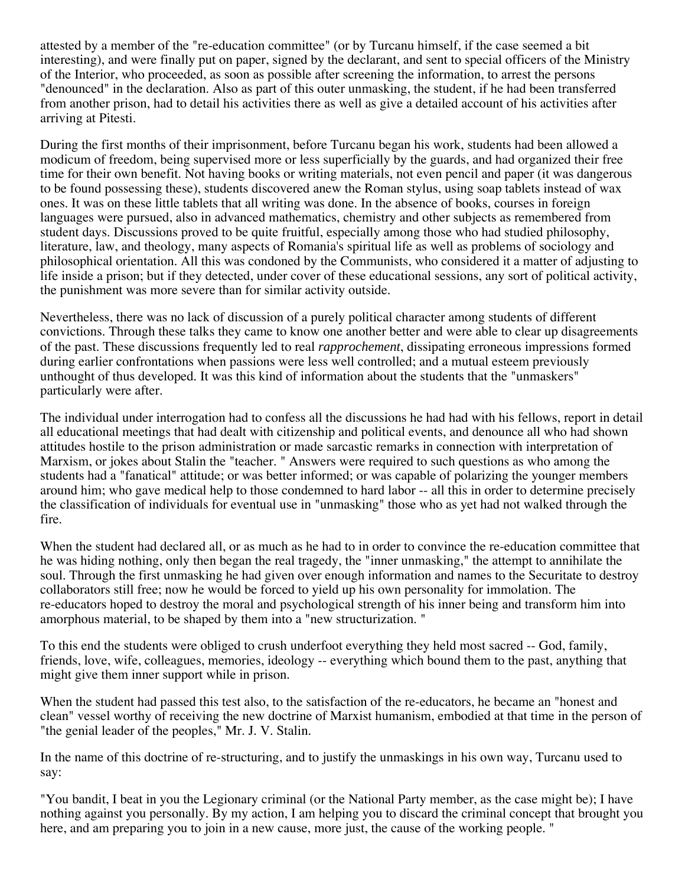attested by a member of the "re-education committee" (or by Turcanu himself, if the case seemed a bit interesting), and were finally put on paper, signed by the declarant, and sent to special officers of the Ministry of the Interior, who proceeded, as soon as possible after screening the information, to arrest the persons "denounced" in the declaration. Also as part of this outer unmasking, the student, if he had been transferred from another prison, had to detail his activities there as well as give a detailed account of his activities after arriving at Pitesti.

During the first months of their imprisonment, before Turcanu began his work, students had been allowed a modicum of freedom, being supervised more or less superficially by the guards, and had organized their free time for their own benefit. Not having books or writing materials, not even pencil and paper (it was dangerous to be found possessing these), students discovered anew the Roman stylus, using soap tablets instead of wax ones. It was on these little tablets that all writing was done. In the absence of books, courses in foreign languages were pursued, also in advanced mathematics, chemistry and other subjects as remembered from student days. Discussions proved to be quite fruitful, especially among those who had studied philosophy, literature, law, and theology, many aspects of Romania's spiritual life as well as problems of sociology and philosophical orientation. All this was condoned by the Communists, who considered it a matter of adjusting to life inside a prison; but if they detected, under cover of these educational sessions, any sort of political activity, the punishment was more severe than for similar activity outside.

Nevertheless, there was no lack of discussion of a purely political character among students of different convictions. Through these talks they came to know one another better and were able to clear up disagreements of the past. These discussions frequently led to real *rapprochement*, dissipating erroneous impressions formed during earlier confrontations when passions were less well controlled; and a mutual esteem previously unthought of thus developed. It was this kind of information about the students that the "unmaskers" particularly were after.

The individual under interrogation had to confess all the discussions he had had with his fellows, report in detail all educational meetings that had dealt with citizenship and political events, and denounce all who had shown attitudes hostile to the prison administration or made sarcastic remarks in connection with interpretation of Marxism, or jokes about Stalin the "teacher. " Answers were required to such questions as who among the students had a "fanatical" attitude; or was better informed; or was capable of polarizing the younger members around him; who gave medical help to those condemned to hard labor -- all this in order to determine precisely the classification of individuals for eventual use in "unmasking" those who as yet had not walked through the fire.

When the student had declared all, or as much as he had to in order to convince the re-education committee that he was hiding nothing, only then began the real tragedy, the "inner unmasking," the attempt to annihilate the soul. Through the first unmasking he had given over enough information and names to the Securitate to destroy collaborators still free; now he would be forced to yield up his own personality for immolation. The re-educators hoped to destroy the moral and psychological strength of his inner being and transform him into amorphous material, to be shaped by them into a "new structurization. "

To this end the students were obliged to crush underfoot everything they held most sacred -- God, family, friends, love, wife, colleagues, memories, ideology -- everything which bound them to the past, anything that might give them inner support while in prison.

When the student had passed this test also, to the satisfaction of the re-educators, he became an "honest and clean" vessel worthy of receiving the new doctrine of Marxist humanism, embodied at that time in the person of "the genial leader of the peoples," Mr. J. V. Stalin.

In the name of this doctrine of re-structuring, and to justify the unmaskings in his own way, Turcanu used to say:

"You bandit, I beat in you the Legionary criminal (or the National Party member, as the case might be); I have nothing against you personally. By my action, I am helping you to discard the criminal concept that brought you here, and am preparing you to join in a new cause, more just, the cause of the working people. "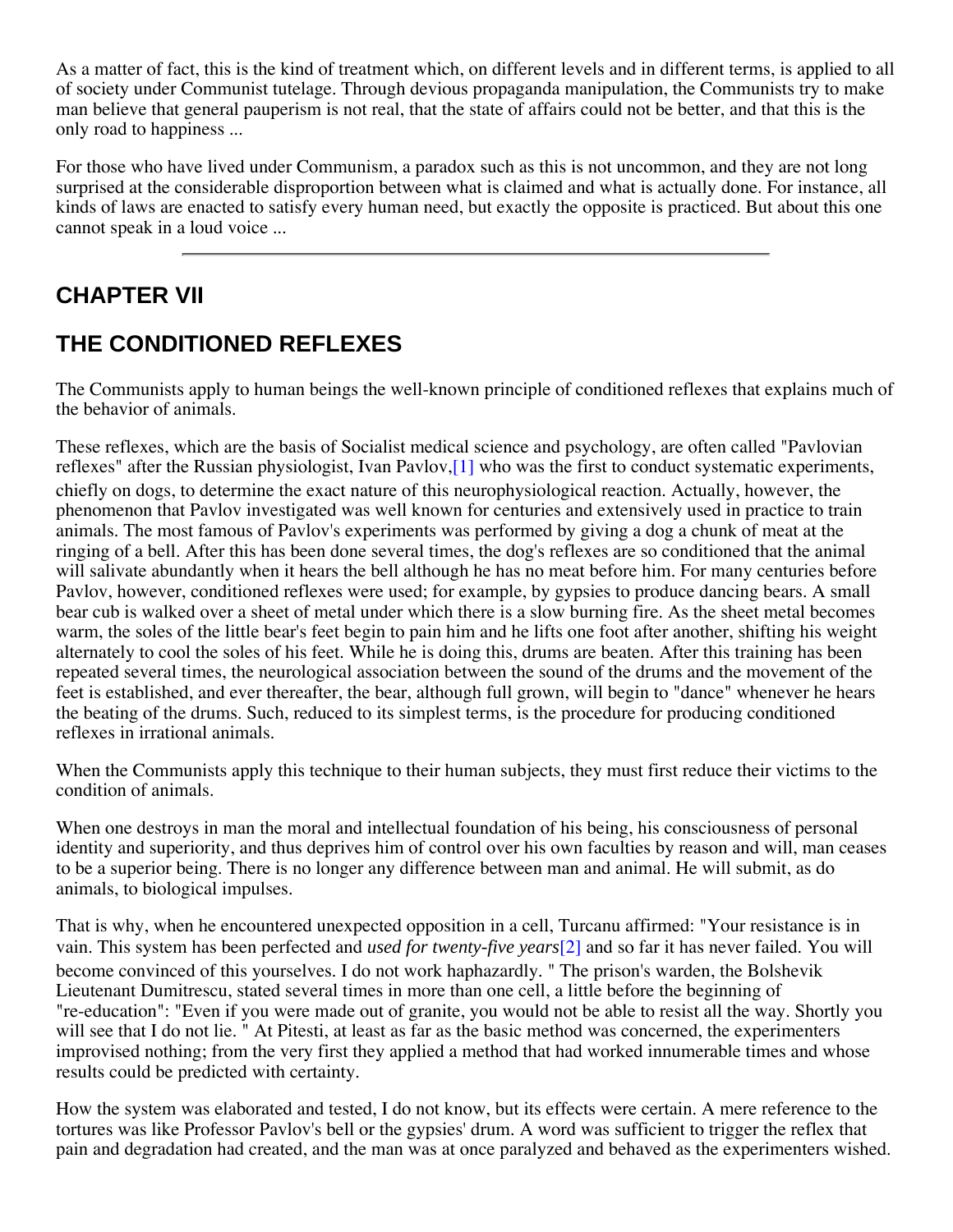As a matter of fact, this is the kind of treatment which, on different levels and in different terms, is applied to all of society under Communist tutelage. Through devious propaganda manipulation, the Communists try to make man believe that general pauperism is not real, that the state of affairs could not be better, and that this is the only road to happiness ...

For those who have lived under Communism, a paradox such as this is not uncommon, and they are not long surprised at the considerable disproportion between what is claimed and what is actually done. For instance, all kinds of laws are enacted to satisfy every human need, but exactly the opposite is practiced. But about this one cannot speak in a loud voice ...

---

## CHAPTER VII

## THE CONDITIONED REFLEXES

The Communists apply to human beings the well-known principle of conditioned reflexes that explains much of the behavior of animals.

These reflexes, which are the basis of Socialist medical science and psychology, are often called "Pavlovian reflexes" after the Russian physiologist, Ivan Pavlov,[1] who was the first to conduct systematic experiments, chiefly on dogs, to determine the exact nature of this neurophysiological reaction. Actually, however, the phenomenon that Pavlov investigated was well known for centuries and extensively used in practice to train animals. The most famous of Pavlov's experiments was performed by giving a dog a chunk of meat at the ringing of a bell. After this has been done several times, the dog's reflexes are so conditioned that the animal will salivate abundantly when it hears the bell although he has no meat before him. For many centuries before Pavlov, however, conditioned reflexes were used; for example, by gypsies to produce dancing bears. A small bear cub is walked over a sheet of metal under which there is a slow burning fire. As the sheet metal becomes warm, the soles of the little bear's feet begin to pain him and he lifts one foot after another, shifting his weight alternately to cool the soles of his feet. While he is doing this, drums are beaten. After this training has been repeated several times, the neurological association between the sound of the drums and the movement of the feet is established, and ever thereafter, the bear, although full grown, will begin to "dance" whenever he hears the beating of the drums. Such, reduced to its simplest terms, is the procedure for producing conditioned reflexes in irrational animals.

When the Communists apply this technique to their human subjects, they must first reduce their victims to the condition of animals.

When one destroys in man the moral and intellectual foundation of his being, his consciousness of personal identity and superiority, and thus deprives him of control over his own faculties by reason and will, man ceases to be a superior being. There is no longer any difference between man and animal. He will submit, as do animals, to biological impulses.

That is why, when he encountered unexpected opposition in a cell, Turcanu affirmed: "Your resistance is in vain. This system has been perfected and *used for twenty-five years*[2] and so far it has never failed. You will become convinced of this yourselves. I do not work haphazardly. " The prison's warden, the Bolshevik Lieutenant Dumitrescu, stated several times in more than one cell, a little before the beginning of "re-education": "Even if you were made out of granite, you would not be able to resist all the way. Shortly you will see that I do not lie. " At Pitesti, at least as far as the basic method was concerned, the experimenters improvised nothing; from the very first they applied a method that had worked innumerable times and whose results could be predicted with certainty.

How the system was elaborated and tested, I do not know, but its effects were certain. A mere reference to the tortures was like Professor Pavlov's bell or the gypsies' drum. A word was sufficient to trigger the reflex that pain and degradation had created, and the man was at once paralyzed and behaved as the experimenters wished.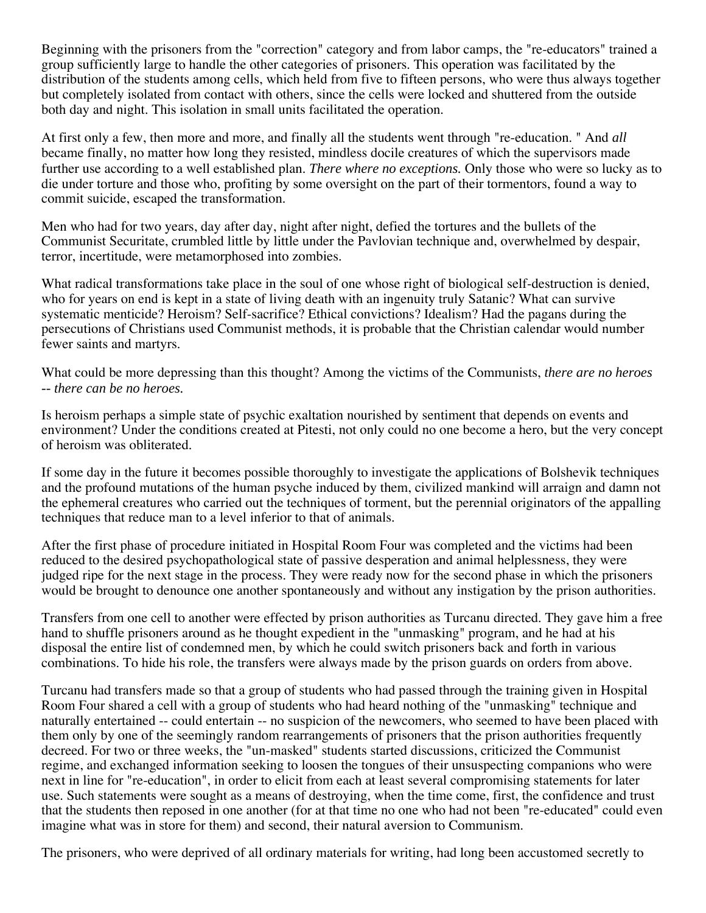Beginning with the prisoners from the "correction" category and from labor camps, the "re-educators" trained a group sufficiently large to handle the other categories of prisoners. This operation was facilitated by the distribution of the students among cells, which held from five to fifteen persons, who were thus always together but completely isolated from contact with others, since the cells were locked and shuttered from the outside both day and night. This isolation in small units facilitated the operation.

At first only a few, then more and more, and finally all the students went through "re-education. " And *all* became finally, no matter how long they resisted, mindless docile creatures of which the supervisors made further use according to a well established plan. *There where no exceptions.* Only those who were so lucky as to die under torture and those who, profiting by some oversight on the part of their tormentors, found a way to commit suicide, escaped the transformation.

Men who had for two years, day after day, night after night, defied the tortures and the bullets of the Communist Securitate, crumbled little by little under the Pavlovian technique and, overwhelmed by despair, terror, incertitude, were metamorphosed into zombies.

What radical transformations take place in the soul of one whose right of biological self-destruction is denied, who for years on end is kept in a state of living death with an ingenuity truly Satanic? What can survive systematic menticide? Heroism? Self-sacrifice? Ethical convictions? Idealism? Had the pagans during the persecutions of Christians used Communist methods, it is probable that the Christian calendar would number fewer saints and martyrs.

What could be more depressing than this thought? Among the victims of the Communists, *there are no heroes -- there can be no heroes.*

Is heroism perhaps a simple state of psychic exaltation nourished by sentiment that depends on events and environment? Under the conditions created at Pitesti, not only could no one become a hero, but the very concept of heroism was obliterated.

If some day in the future it becomes possible thoroughly to investigate the applications of Bolshevik techniques and the profound mutations of the human psyche induced by them, civilized mankind will arraign and damn not the ephemeral creatures who carried out the techniques of torment, but the perennial originators of the appalling techniques that reduce man to a level inferior to that of animals.

After the first phase of procedure initiated in Hospital Room Four was completed and the victims had been reduced to the desired psychopathological state of passive desperation and animal helplessness, they were judged ripe for the next stage in the process. They were ready now for the second phase in which the prisoners would be brought to denounce one another spontaneously and without any instigation by the prison authorities.

Transfers from one cell to another were effected by prison authorities as Turcanu directed. They gave him a free hand to shuffle prisoners around as he thought expedient in the "unmasking" program, and he had at his disposal the entire list of condemned men, by which he could switch prisoners back and forth in various combinations. To hide his role, the transfers were always made by the prison guards on orders from above.

Turcanu had transfers made so that a group of students who had passed through the training given in Hospital Room Four shared a cell with a group of students who had heard nothing of the "unmasking" technique and naturally entertained -- could entertain -- no suspicion of the newcomers, who seemed to have been placed with them only by one of the seemingly random rearrangements of prisoners that the prison authorities frequently decreed. For two or three weeks, the "un-masked" students started discussions, criticized the Communist regime, and exchanged information seeking to loosen the tongues of their unsuspecting companions who were next in line for "re-education", in order to elicit from each at least several compromising statements for later use. Such statements were sought as a means of destroying, when the time come, first, the confidence and trust that the students then reposed in one another (for at that time no one who had not been "re-educated" could even imagine what was in store for them) and second, their natural aversion to Communism.

The prisoners, who were deprived of all ordinary materials for writing, had long been accustomed secretly to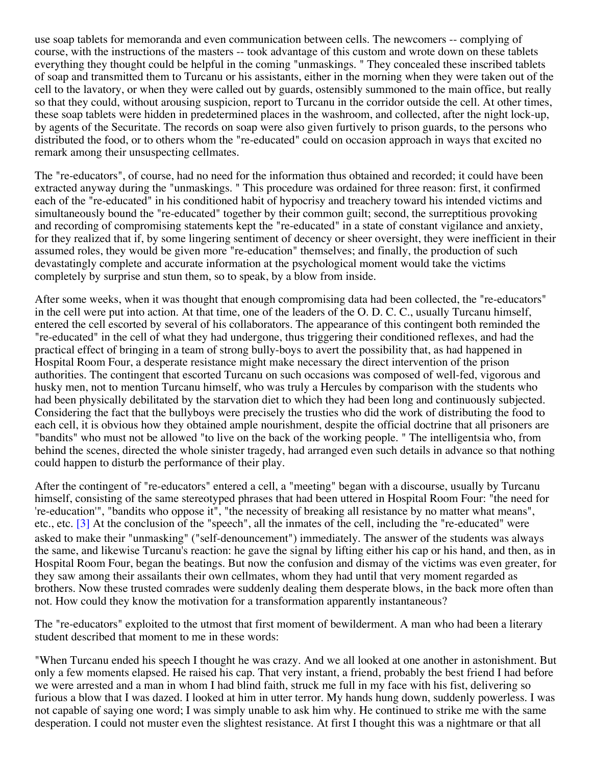use soap tablets for memoranda and even communication between cells. The newcomers -- complying of course, with the instructions of the masters -- took advantage of this custom and wrote down on these tablets everything they thought could be helpful in the coming "unmaskings. " They concealed these inscribed tablets of soap and transmitted them to Turcanu or his assistants, either in the morning when they were taken out of the cell to the lavatory, or when they were called out by guards, ostensibly summoned to the main office, but really so that they could, without arousing suspicion, report to Turcanu in the corridor outside the cell. At other times, these soap tablets were hidden in predetermined places in the washroom, and collected, after the night lock-up, by agents of the Securitate. The records on soap were also given furtively to prison guards, to the persons who distributed the food, or to others whom the "re-educated" could on occasion approach in ways that excited no remark among their unsuspecting cellmates.

The "re-educators", of course, had no need for the information thus obtained and recorded; it could have been extracted anyway during the "unmaskings. " This procedure was ordained for three reason: first, it confirmed each of the "re-educated" in his conditioned habit of hypocrisy and treachery toward his intended victims and simultaneously bound the "re-educated" together by their common guilt; second, the surreptitious provoking and recording of compromising statements kept the "re-educated" in a state of constant vigilance and anxiety, for they realized that if, by some lingering sentiment of decency or sheer oversight, they were inefficient in their assumed roles, they would be given more "re-education" themselves; and finally, the production of such devastatingly complete and accurate information at the psychological moment would take the victims completely by surprise and stun them, so to speak, by a blow from inside.

After some weeks, when it was thought that enough compromising data had been collected, the "re-educators" in the cell were put into action. At that time, one of the leaders of the O. D. C. C., usually Turcanu himself, entered the cell escorted by several of his collaborators. The appearance of this contingent both reminded the "re-educated" in the cell of what they had undergone, thus triggering their conditioned reflexes, and had the practical effect of bringing in a team of strong bully-boys to avert the possibility that, as had happened in Hospital Room Four, a desperate resistance might make necessary the direct intervention of the prison authorities. The contingent that escorted Turcanu on such occasions was composed of well-fed, vigorous and husky men, not to mention Turcanu himself, who was truly a Hercules by comparison with the students who had been physically debilitated by the starvation diet to which they had been long and continuously subjected. Considering the fact that the bullyboys were precisely the trusties who did the work of distributing the food to each cell, it is obvious how they obtained ample nourishment, despite the official doctrine that all prisoners are "bandits" who must not be allowed "to live on the back of the working people. " The intelligentsia who, from behind the scenes, directed the whole sinister tragedy, had arranged even such details in advance so that nothing could happen to disturb the performance of their play.

After the contingent of "re-educators" entered a cell, a "meeting" began with a discourse, usually by Turcanu himself, consisting of the same stereotyped phrases that had been uttered in Hospital Room Four: "the need for 're-education'", "bandits who oppose it", "the necessity of breaking all resistance by no matter what means", etc., etc. [3] At the conclusion of the "speech", all the inmates of the cell, including the "re-educated" were asked to make their "unmasking" ("self-denouncement") immediately. The answer of the students was always the same, and likewise Turcanu's reaction: he gave the signal by lifting either his cap or his hand, and then, as in Hospital Room Four, began the beatings. But now the confusion and dismay of the victims was even greater, for they saw among their assailants their own cellmates, whom they had until that very moment regarded as brothers. Now these trusted comrades were suddenly dealing them desperate blows, in the back more often than not. How could they know the motivation for a transformation apparently instantaneous?

The "re-educators" exploited to the utmost that first moment of bewilderment. A man who had been a literary student described that moment to me in these words:

"When Turcanu ended his speech I thought he was crazy. And we all looked at one another in astonishment. But only a few moments elapsed. He raised his cap. That very instant, a friend, probably the best friend I had before we were arrested and a man in whom I had blind faith, struck me full in my face with his fist, delivering so furious a blow that I was dazed. I looked at him in utter terror. My hands hung down, suddenly powerless. I was not capable of saying one word; I was simply unable to ask him why. He continued to strike me with the same desperation. I could not muster even the slightest resistance. At first I thought this was a nightmare or that all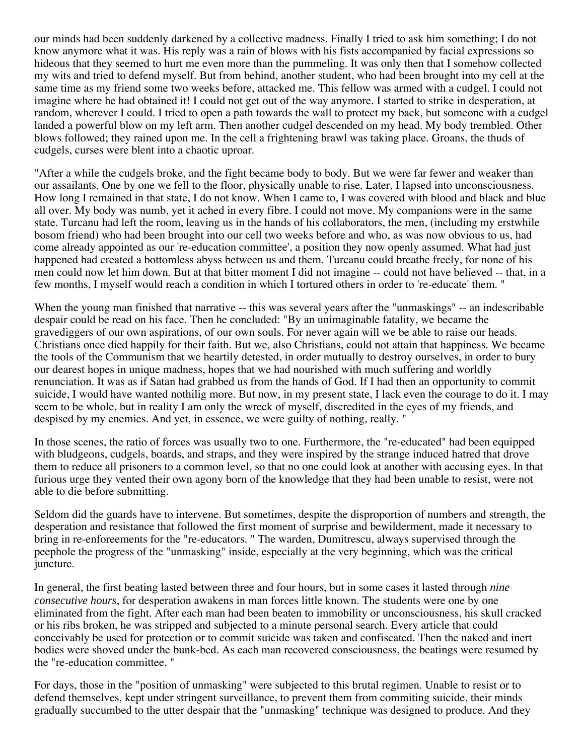our minds had been suddenly darkened by a collective madness. Finally I tried to ask him something; I do not know anymore what it was. His reply was a rain of blows with his fists accompanied by facial expressions so hideous that they seemed to hurt me even more than the pummeling. It was only then that I somehow collected my wits and tried to defend myself. But from behind, another student, who had been brought into my cell at the same time as my friend some two weeks before, attacked me. This fellow was armed with a cudgel. I could not imagine where he had obtained it! I could not get out of the way anymore. I started to strike in desperation, at random, wherever I could. I tried to open a path towards the wall to protect my back, but someone with a cudgel landed a powerful blow on my left arm. Then another cudgel descended on my head. My body trembled. Other blows followed; they rained upon me. In the cell a frightening brawl was taking place. Groans, the thuds of cudgels, curses were blent into a chaotic uproar.

"After a while the cudgels broke, and the fight became body to body. But we were far fewer and weaker than our assailants. One by one we fell to the floor, physically unable to rise. Later, I lapsed into unconsciousness. How long I remained in that state, I do not know. When I came to, I was covered with blood and black and blue all over. My body was numb, yet it ached in every fibre. I could not move. My companions were in the same state. Turcanu had left the room, leaving us in the hands of his collaborators, the men, (including my erstwhile bosom friend) who had been brought into our cell two weeks before and who, as was now obvious to us, had come already appointed as our 're-education committee', a position they now openly assumed. What had just happened had created a bottomless abyss between us and them. Turcanu could breathe freely, for none of his men could now let him down. But at that bitter moment I did not imagine -- could not have believed -- that, in a few months, I myself would reach a condition in which I tortured others in order to 're-educate' them. "

When the young man finished that narrative -- this was several years after the "unmaskings" -- an indescribable despair could be read on his face. Then he concluded: "By an unimaginable fatality, we became the gravediggers of our own aspirations, of our own souls. For never again will we be able to raise our heads. Christians once died happily for their faith. But we, also Christians, could not attain that happiness. We became the tools of the Communism that we heartily detested, in order mutually to destroy ourselves, in order to bury our dearest hopes in unique madness, hopes that we had nourished with much suffering and worldly renunciation. It was as if Satan had grabbed us from the hands of God. If I had then an opportunity to commit suicide, I would have wanted nothilig more. But now, in my present state, I lack even the courage to do it. I may seem to be whole, but in reality I am only the wreck of myself, discredited in the eyes of my friends, and despised by my enemies. And yet, in essence, we were guilty of nothing, really. "

In those scenes, the ratio of forces was usually two to one. Furthermore, the "re-educated" had been equipped with bludgeons, cudgels, boards, and straps, and they were inspired by the strange induced hatred that drove them to reduce all prisoners to a common level, so that no one could look at another with accusing eyes. In that furious urge they vented their own agony born of the knowledge that they had been unable to resist, were not able to die before submitting.

Seldom did the guards have to intervene. But sometimes, despite the disproportion of numbers and strength, the desperation and resistance that followed the first moment of surprise and bewilderment, made it necessary to bring in re-enforcements for the "re-educators. " The warden, Dumitrescu, always supervised through the peephole the progress of the "unmasking" inside, especially at the very beginning, which was the critical juncture.

In general, the first beating lasted between three and four hours, but in some cases it lasted through *nine consecutive hours*, for desperation awakens in man forces little known. The students were one by one eliminated from the fight. After each man had been beaten to immobility or unconsciousness, his skull cracked or his ribs broken, he was stripped and subjected to a minute personal search. Every article that could conceivably be used for protection or to commit suicide was taken and confiscated. Then the naked and inert bodies were shoved under the bunk-bed. As each man recovered consciousness, the beatings were resumed by the "re-education committee. "

For days, those in the "position of unmasking" were subjected to this brutal regimen. Unable to resist or to defend themselves, kept under stringent surveillance, to prevent them from commiting suicide, their minds gradually succumbed to the utter despair that the "unmasking" technique was designed to produce. And they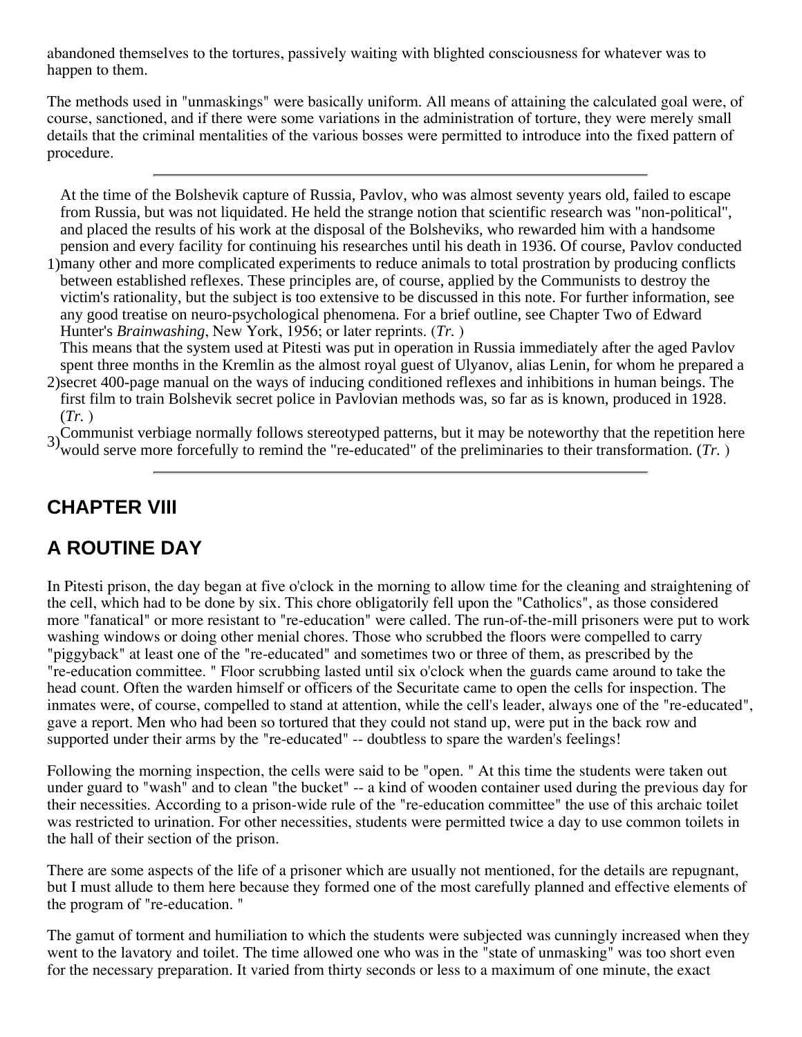abandoned themselves to the tortures, passively waiting with blighted consciousness for whatever was to happen to them.

The methods used in "unmaskings" were basically uniform. All means of attaining the calculated goal were, of course, sanctioned, and if there were some variations in the administration of torture, they were merely small details that the criminal mentalities of the various bosses were permitted to introduce into the fixed pattern of procedure.

---

1) At the time of the Bolshevik capture of Russia, Pavlov, who was almost seventy years old, failed to escape from Russia, but was not liquidated. He held the strange notion that scientific research was "non-political", and placed the results of his work at the disposal of the Bolsheviks, who rewarded him with a handsome pension and every facility for continuing his researches until his death in 1936. Of course, Pavlov conducted many other and more complicated experiments to reduce animals to total prostration by producing conflicts between established reflexes. These principles are, of course, applied by the Communists to destroy the victim's rationality, but the subject is too extensive to be discussed in this note. For further information, see any good treatise on neuro-psychological phenomena. For a brief outline, see Chapter Two of Edward Hunter's *Brainwashing*, New York, 1956; or later reprints. (*Tr.* )

2) This means that the system used at Pitesti was put in operation in Russia immediately after the aged Pavlov spent three months in the Kremlin as the almost royal guest of Ulyanov, alias Lenin, for whom he prepared a secret 400-page manual on the ways of inducing conditioned reflexes and inhibitions in human beings. The first film to train Bolshevik secret police in Pavlovian methods was, so far as is known, produced in 1928. (*Tr.* )

3) Communist verbiage normally follows stereotyped patterns, but it may be noteworthy that the repetition here would serve more forcefully to remind the "re-educated" of the preliminaries to their transformation. (*Tr.* )

---

## CHAPTER VIII

## A ROUTINE DAY

In Pitesti prison, the day began at five o'clock in the morning to allow time for the cleaning and straightening of the cell, which had to be done by six. This chore obligatorily fell upon the "Catholics", as those considered more "fanatical" or more resistant to "re-education" were called. The run-of-the-mill prisoners were put to work washing windows or doing other menial chores. Those who scrubbed the floors were compelled to carry "piggyback" at least one of the "re-educated" and sometimes two or three of them, as prescribed by the "re-education committee. " Floor scrubbing lasted until six o'clock when the guards came around to take the head count. Often the warden himself or officers of the Securitate came to open the cells for inspection. The inmates were, of course, compelled to stand at attention, while the cell's leader, always one of the "re-educated", gave a report. Men who had been so tortured that they could not stand up, were put in the back row and supported under their arms by the "re-educated" -- doubtless to spare the warden's feelings!

Following the morning inspection, the cells were said to be "open. " At this time the students were taken out under guard to "wash" and to clean "the bucket" -- a kind of wooden container used during the previous day for their necessities. According to a prison-wide rule of the "re-education committee" the use of this archaic toilet was restricted to urination. For other necessities, students were permitted twice a day to use common toilets in the hall of their section of the prison.

There are some aspects of the life of a prisoner which are usually not mentioned, for the details are repugnant, but I must allude to them here because they formed one of the most carefully planned and effective elements of the program of "re-education. "

The gamut of torment and humiliation to which the students were subjected was cunningly increased when they went to the lavatory and toilet. The time allowed one who was in the "state of unmasking" was too short even for the necessary preparation. It varied from thirty seconds or less to a maximum of one minute, the exact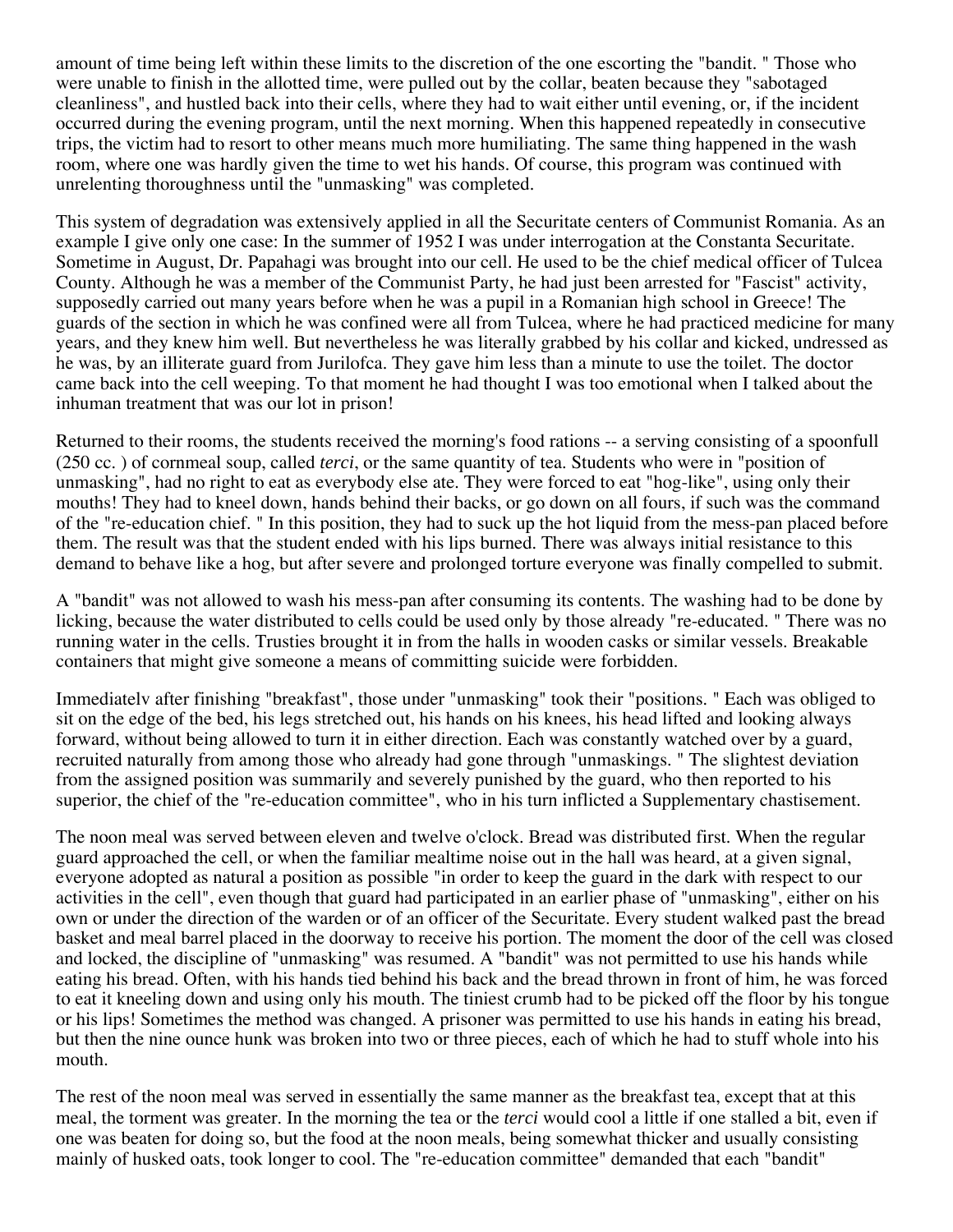amount of time being left within these limits to the discretion of the one escorting the "bandit. " Those who were unable to finish in the allotted time, were pulled out by the collar, beaten because they "sabotaged cleanliness", and hustled back into their cells, where they had to wait either until evening, or, if the incident occurred during the evening program, until the next morning. When this happened repeatedly in consecutive trips, the victim had to resort to other means much more humiliating. The same thing happened in the wash room, where one was hardly given the time to wet his hands. Of course, this program was continued with unrelenting thoroughness until the "unmasking" was completed.

This system of degradation was extensively applied in all the Securitate centers of Communist Romania. As an example I give only one case: In the summer of 1952 I was under interrogation at the Constanta Securitate. Sometime in August, Dr. Papahagi was brought into our cell. He used to be the chief medical officer of Tulcea County. Although he was a member of the Communist Party, he had just been arrested for "Fascist" activity, supposedly carried out many years before when he was a pupil in a Romanian high school in Greece! The guards of the section in which he was confined were all from Tulcea, where he had practiced medicine for many years, and they knew him well. But nevertheless he was literally grabbed by his collar and kicked, undressed as he was, by an illiterate guard from Jurilofca. They gave him less than a minute to use the toilet. The doctor came back into the cell weeping. To that moment he had thought I was too emotional when I talked about the inhuman treatment that was our lot in prison!

Returned to their rooms, the students received the morning's food rations -- a serving consisting of a spoonfull (250 cc. ) of cornmeal soup, called *terci*, or the same quantity of tea. Students who were in "position of unmasking", had no right to eat as everybody else ate. They were forced to eat "hog-like", using only their mouths! They had to kneel down, hands behind their backs, or go down on all fours, if such was the command of the "re-education chief. " In this position, they had to suck up the hot liquid from the mess-pan placed before them. The result was that the student ended with his lips burned. There was always initial resistance to this demand to behave like a hog, but after severe and prolonged torture everyone was finally compelled to submit.

A "bandit" was not allowed to wash his mess-pan after consuming its contents. The washing had to be done by licking, because the water distributed to cells could be used only by those already "re-educated. " There was no running water in the cells. Trusties brought it in from the halls in wooden casks or similar vessels. Breakable containers that might give someone a means of committing suicide were forbidden.

Immediatelv after finishing "breakfast", those under "unmasking" took their "positions. " Each was obliged to sit on the edge of the bed, his legs stretched out, his hands on his knees, his head lifted and looking always forward, without being allowed to turn it in either direction. Each was constantly watched over by a guard, recruited naturally from among those who already had gone through "unmaskings. " The slightest deviation from the assigned position was summarily and severely punished by the guard, who then reported to his superior, the chief of the "re-education committee", who in his turn inflicted a Supplementary chastisement.

The noon meal was served between eleven and twelve o'clock. Bread was distributed first. When the regular guard approached the cell, or when the familiar mealtime noise out in the hall was heard, at a given signal, everyone adopted as natural a position as possible "in order to keep the guard in the dark with respect to our activities in the cell", even though that guard had participated in an earlier phase of "unmasking", either on his own or under the direction of the warden or of an officer of the Securitate. Every student walked past the bread basket and meal barrel placed in the doorway to receive his portion. The moment the door of the cell was closed and locked, the discipline of "unmasking" was resumed. A "bandit" was not permitted to use his hands while eating his bread. Often, with his hands tied behind his back and the bread thrown in front of him, he was forced to eat it kneeling down and using only his mouth. The tiniest crumb had to be picked off the floor by his tongue or his lips! Sometimes the method was changed. A prisoner was permitted to use his hands in eating his bread, but then the nine ounce hunk was broken into two or three pieces, each of which he had to stuff whole into his mouth.

The rest of the noon meal was served in essentially the same manner as the breakfast tea, except that at this meal, the torment was greater. In the morning the tea or the *terci* would cool a little if one stalled a bit, even if one was beaten for doing so, but the food at the noon meals, being somewhat thicker and usually consisting mainly of husked oats, took longer to cool. The "re-education committee" demanded that each "bandit"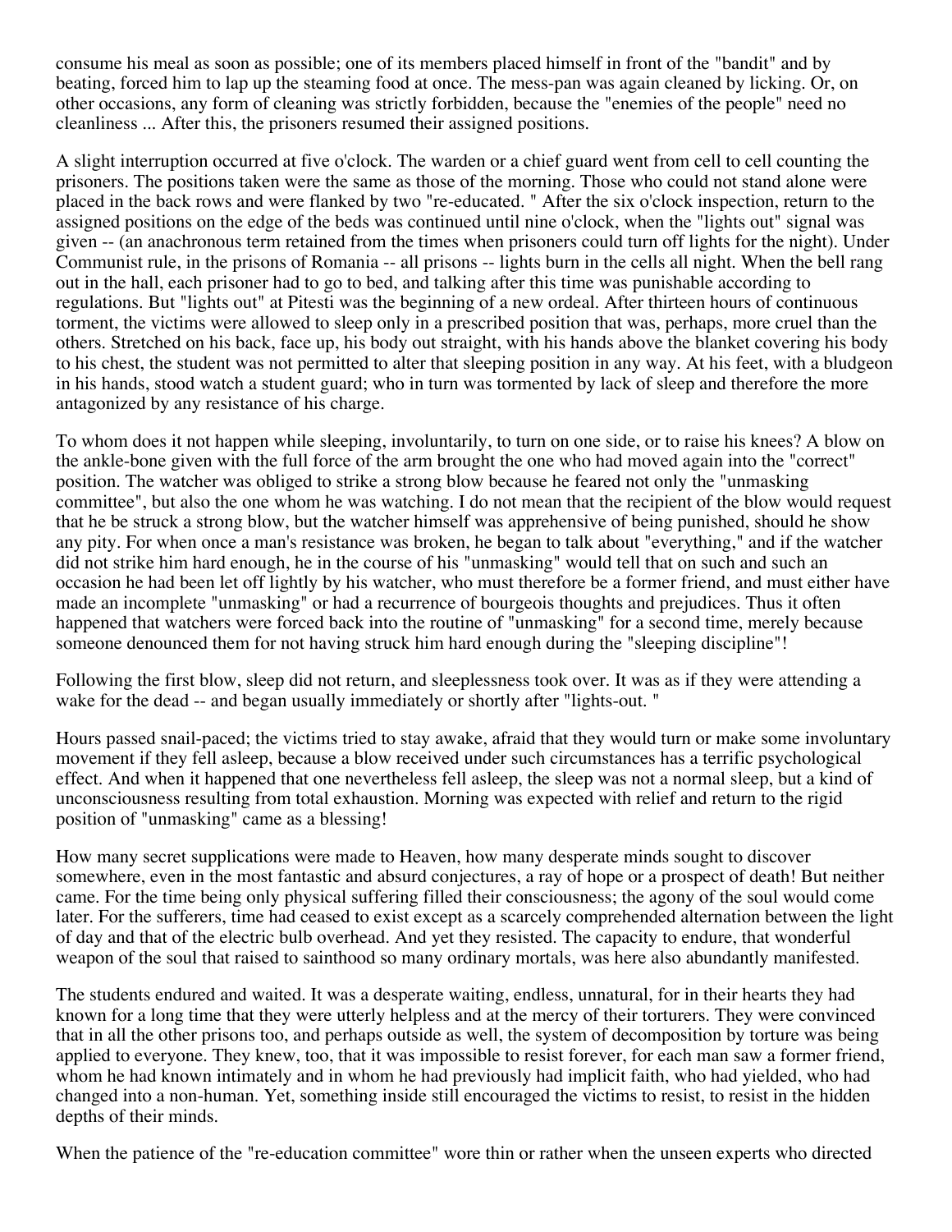consume his meal as soon as possible; one of its members placed himself in front of the "bandit" and by beating, forced him to lap up the steaming food at once. The mess-pan was again cleaned by licking. Or, on other occasions, any form of cleaning was strictly forbidden, because the "enemies of the people" need no cleanliness ... After this, the prisoners resumed their assigned positions.

A slight interruption occurred at five o'clock. The warden or a chief guard went from cell to cell counting the prisoners. The positions taken were the same as those of the morning. Those who could not stand alone were placed in the back rows and were flanked by two "re-educated. " After the six o'clock inspection, return to the assigned positions on the edge of the beds was continued until nine o'clock, when the "lights out" signal was given -- (an anachronous term retained from the times when prisoners could turn off lights for the night). Under Communist rule, in the prisons of Romania -- all prisons -- lights burn in the cells all night. When the bell rang out in the hall, each prisoner had to go to bed, and talking after this time was punishable according to regulations. But "lights out" at Pitesti was the beginning of a new ordeal. After thirteen hours of continuous torment, the victims were allowed to sleep only in a prescribed position that was, perhaps, more cruel than the others. Stretched on his back, face up, his body out straight, with his hands above the blanket covering his body to his chest, the student was not permitted to alter that sleeping position in any way. At his feet, with a bludgeon in his hands, stood watch a student guard; who in turn was tormented by lack of sleep and therefore the more antagonized by any resistance of his charge.

To whom does it not happen while sleeping, involuntarily, to turn on one side, or to raise his knees? A blow on the ankle-bone given with the full force of the arm brought the one who had moved again into the "correct" position. The watcher was obliged to strike a strong blow because he feared not only the "unmasking committee", but also the one whom he was watching. I do not mean that the recipient of the blow would request that he be struck a strong blow, but the watcher himself was apprehensive of being punished, should he show any pity. For when once a man's resistance was broken, he began to talk about "everything," and if the watcher did not strike him hard enough, he in the course of his "unmasking" would tell that on such and such an occasion he had been let off lightly by his watcher, who must therefore be a former friend, and must either have made an incomplete "unmasking" or had a recurrence of bourgeois thoughts and prejudices. Thus it often happened that watchers were forced back into the routine of "unmasking" for a second time, merely because someone denounced them for not having struck him hard enough during the "sleeping discipline"!

Following the first blow, sleep did not return, and sleeplessness took over. It was as if they were attending a wake for the dead -- and began usually immediately or shortly after "lights-out. "

Hours passed snail-paced; the victims tried to stay awake, afraid that they would turn or make some involuntary movement if they fell asleep, because a blow received under such circumstances has a terrific psychological effect. And when it happened that one nevertheless fell asleep, the sleep was not a normal sleep, but a kind of unconsciousness resulting from total exhaustion. Morning was expected with relief and return to the rigid position of "unmasking" came as a blessing!

How many secret supplications were made to Heaven, how many desperate minds sought to discover somewhere, even in the most fantastic and absurd conjectures, a ray of hope or a prospect of death! But neither came. For the time being only physical suffering filled their consciousness; the agony of the soul would come later. For the sufferers, time had ceased to exist except as a scarcely comprehended alternation between the light of day and that of the electric bulb overhead. And yet they resisted. The capacity to endure, that wonderful weapon of the soul that raised to sainthood so many ordinary mortals, was here also abundantly manifested.

The students endured and waited. It was a desperate waiting, endless, unnatural, for in their hearts they had known for a long time that they were utterly helpless and at the mercy of their torturers. They were convinced that in all the other prisons too, and perhaps outside as well, the system of decomposition by torture was being applied to everyone. They knew, too, that it was impossible to resist forever, for each man saw a former friend, whom he had known intimately and in whom he had previously had implicit faith, who had yielded, who had changed into a non-human. Yet, something inside still encouraged the victims to resist, to resist in the hidden depths of their minds.

When the patience of the "re-education committee" wore thin or rather when the unseen experts who directed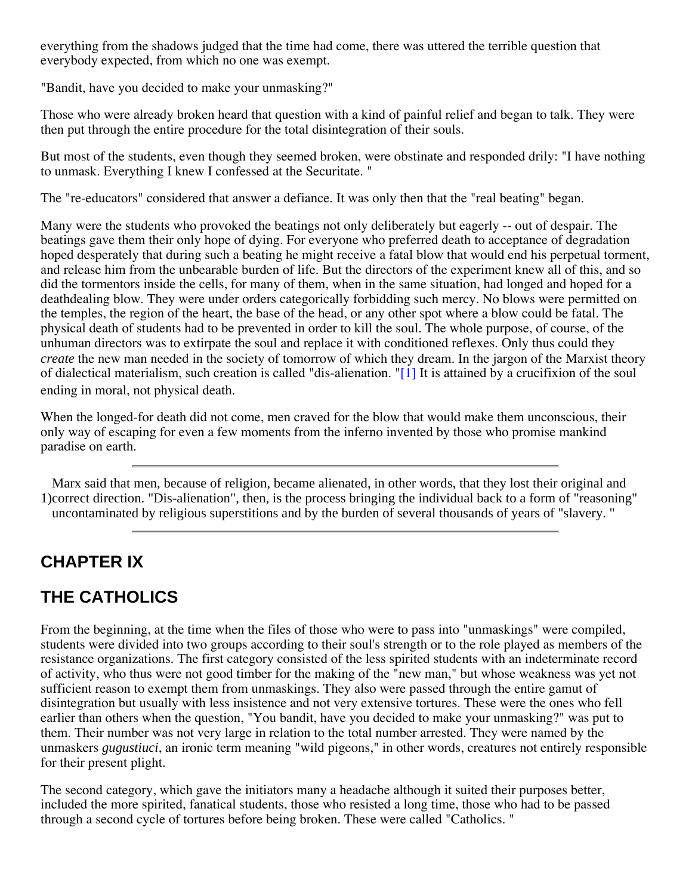everything from the shadows judged that the time had come, there was uttered the terrible question that everybody expected, from which no one was exempt.

"Bandit, have you decided to make your unmasking?"

Those who were already broken heard that question with a kind of painful relief and began to talk. They were then put through the entire procedure for the total disintegration of their souls.

But most of the students, even though they seemed broken, were obstinate and responded drily: "I have nothing to unmask. Everything I knew I confessed at the Securitate. "

The "re-educators" considered that answer a defiance. It was only then that the "real beating" began.

Many were the students who provoked the beatings not only deliberately but eagerly -- out of despair. The beatings gave them their only hope of dying. For everyone who preferred death to acceptance of degradation hoped desperately that during such a beating he might receive a fatal blow that would end his perpetual torment, and release him from the unbearable burden of life. But the directors of the experiment knew all of this, and so did the tormentors inside the cells, for many of them, when in the same situation, had longed and hoped for a deathdealing blow. They were under orders categorically forbidding such mercy. No blows were permitted on the temples, the region of the heart, the base of the head, or any other spot where a blow could be fatal. The physical death of students had to be prevented in order to kill the soul. The whole purpose, of course, of the unhuman directors was to extirpate the soul and replace it with conditioned reflexes. Only thus could they *create* the new man needed in the society of tomorrow of which they dream. In the jargon of the Marxist theory of dialectical materialism, such creation is called "dis-alienation. "[1] It is attained by a crucifixion of the soul ending in moral, not physical death.

When the longed-for death did not come, men craved for the blow that would make them unconscious, their only way of escaping for even a few moments from the inferno invented by those who promise mankind paradise on earth.

---

1) Marx said that men, because of religion, became alienated, in other words, that they lost their original and correct direction. "Dis-alienation", then, is the process bringing the individual back to a form of "reasoning" uncontaminated by religious superstitions and by the burden of several thousands of years of "slavery. "

---

## CHAPTER IX

## THE CATHOLICS

From the beginning, at the time when the files of those who were to pass into "unmaskings" were compiled, students were divided into two groups according to their soul's strength or to the role played as members of the resistance organizations. The first category consisted of the less spirited students with an indeterminate record of activity, who thus were not good timber for the making of the "new man," but whose weakness was yet not sufficient reason to exempt them from unmaskings. They also were passed through the entire gamut of disintegration but usually with less insistence and not very extensive tortures. These were the ones who fell earlier than others when the question, "You bandit, have you decided to make your unmasking?" was put to them. Their number was not very large in relation to the total number arrested. They were named by the unmaskers *gugustiuci*, an ironic term meaning "wild pigeons," in other words, creatures not entirely responsible for their present plight.

The second category, which gave the initiators many a headache although it suited their purposes better, included the more spirited, fanatical students, those who resisted a long time, those who had to be passed through a second cycle of tortures before being broken. These were called "Catholics. "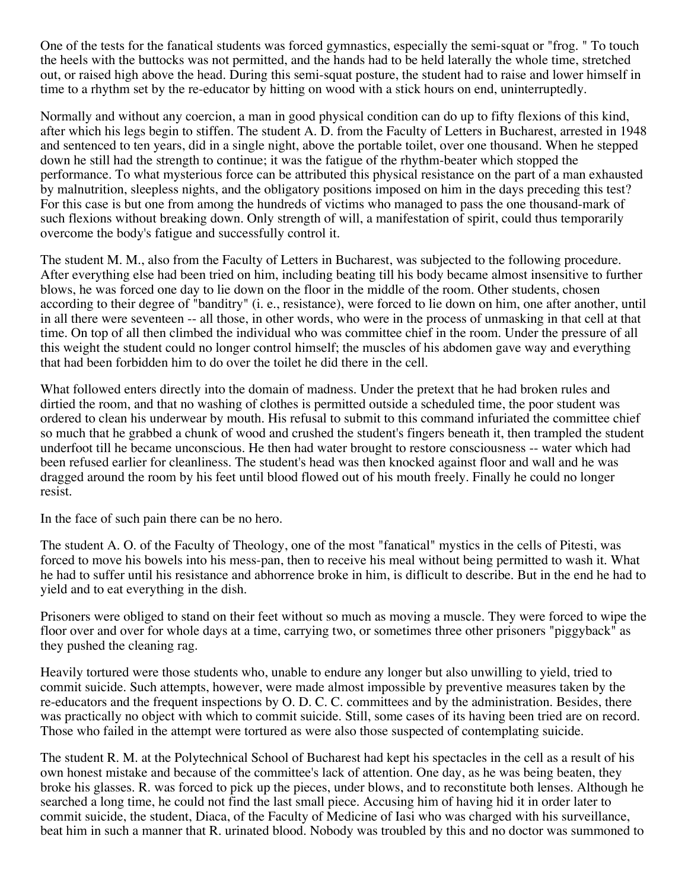One of the tests for the fanatical students was forced gymnastics, especially the semi-squat or "frog. " To touch the heels with the buttocks was not permitted, and the hands had to be held laterally the whole time, stretched out, or raised high above the head. During this semi-squat posture, the student had to raise and lower himself in time to a rhythm set by the re-educator by hitting on wood with a stick hours on end, uninterruptedly.

Normally and without any coercion, a man in good physical condition can do up to fifty flexions of this kind, after which his legs begin to stiffen. The student A. D. from the Faculty of Letters in Bucharest, arrested in 1948 and sentenced to ten years, did in a single night, above the portable toilet, over one thousand. When he stepped down he still had the strength to continue; it was the fatigue of the rhythm-beater which stopped the performance. To what mysterious force can be attributed this physical resistance on the part of a man exhausted by malnutrition, sleepless nights, and the obligatory positions imposed on him in the days preceding this test? For this case is but one from among the hundreds of victims who managed to pass the one thousand-mark of such flexions without breaking down. Only strength of will, a manifestation of spirit, could thus temporarily overcome the body's fatigue and successfully control it.

The student M. M., also from the Faculty of Letters in Bucharest, was subjected to the following procedure. After everything else had been tried on him, including beating till his body became almost insensitive to further blows, he was forced one day to lie down on the floor in the middle of the room. Other students, chosen according to their degree of "banditry" (i. e., resistance), were forced to lie down on him, one after another, until in all there were seventeen -- all those, in other words, who were in the process of unmasking in that cell at that time. On top of all then climbed the individual who was committee chief in the room. Under the pressure of all this weight the student could no longer control himself; the muscles of his abdomen gave way and everything that had been forbidden him to do over the toilet he did there in the cell.

What followed enters directly into the domain of madness. Under the pretext that he had broken rules and dirtied the room, and that no washing of clothes is permitted outside a scheduled time, the poor student was ordered to clean his underwear by mouth. His refusal to submit to this command infuriated the committee chief so much that he grabbed a chunk of wood and crushed the student's fingers beneath it, then trampled the student underfoot till he became unconscious. He then had water brought to restore consciousness -- water which had been refused earlier for cleanliness. The student's head was then knocked against floor and wall and he was dragged around the room by his feet until blood flowed out of his mouth freely. Finally he could no longer resist.

In the face of such pain there can be no hero.

The student A. O. of the Faculty of Theology, one of the most "fanatical" mystics in the cells of Pitesti, was forced to move his bowels into his mess-pan, then to receive his meal without being permitted to wash it. What he had to suffer until his resistance and abhorrence broke in him, is diflicult to describe. But in the end he had to yield and to eat everything in the dish.

Prisoners were obliged to stand on their feet without so much as moving a muscle. They were forced to wipe the floor over and over for whole days at a time, carrying two, or sometimes three other prisoners "piggyback" as they pushed the cleaning rag.

Heavily tortured were those students who, unable to endure any longer but also unwilling to yield, tried to commit suicide. Such attempts, however, were made almost impossible by preventive measures taken by the re-educators and the frequent inspections by O. D. C. C. committees and by the administration. Besides, there was practically no object with which to commit suicide. Still, some cases of its having been tried are on record. Those who failed in the attempt were tortured as were also those suspected of contemplating suicide.

The student R. M. at the Polytechnical School of Bucharest had kept his spectacles in the cell as a result of his own honest mistake and because of the committee's lack of attention. One day, as he was being beaten, they broke his glasses. R. was forced to pick up the pieces, under blows, and to reconstitute both lenses. Although he searched a long time, he could not find the last small piece. Accusing him of having hid it in order later to commit suicide, the student, Diaca, of the Faculty of Medicine of Iasi who was charged with his surveillance, beat him in such a manner that R. urinated blood. Nobody was troubled by this and no doctor was summoned to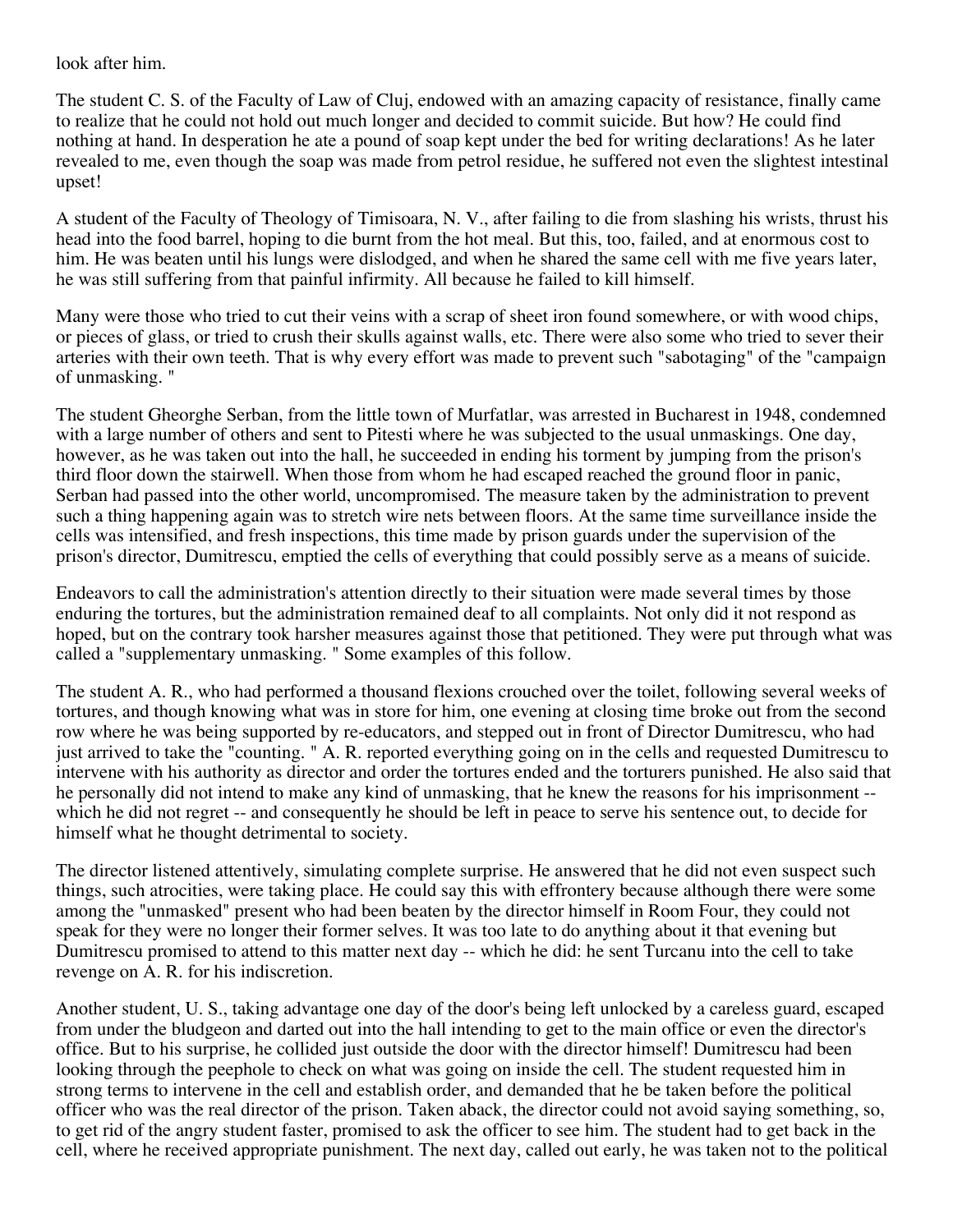look after him.

The student C. S. of the Faculty of Law of Cluj, endowed with an amazing capacity of resistance, finally came to realize that he could not hold out much longer and decided to commit suicide. But how? He could find nothing at hand. In desperation he ate a pound of soap kept under the bed for writing declarations! As he later revealed to me, even though the soap was made from petrol residue, he suffered not even the slightest intestinal upset!

A student of the Faculty of Theology of Timisoara, N. V., after failing to die from slashing his wrists, thrust his head into the food barrel, hoping to die burnt from the hot meal. But this, too, failed, and at enormous cost to him. He was beaten until his lungs were dislodged, and when he shared the same cell with me five years later, he was still suffering from that painful infirmity. All because he failed to kill himself.

Many were those who tried to cut their veins with a scrap of sheet iron found somewhere, or with wood chips, or pieces of glass, or tried to crush their skulls against walls, etc. There were also some who tried to sever their arteries with their own teeth. That is why every effort was made to prevent such "sabotaging" of the "campaign of unmasking. "

The student Gheorghe Serban, from the little town of Murfatlar, was arrested in Bucharest in 1948, condemned with a large number of others and sent to Pitesti where he was subjected to the usual unmaskings. One day, however, as he was taken out into the hall, he succeeded in ending his torment by jumping from the prison's third floor down the stairwell. When those from whom he had escaped reached the ground floor in panic, Serban had passed into the other world, uncompromised. The measure taken by the administration to prevent such a thing happening again was to stretch wire nets between floors. At the same time surveillance inside the cells was intensified, and fresh inspections, this time made by prison guards under the supervision of the prison's director, Dumitrescu, emptied the cells of everything that could possibly serve as a means of suicide.

Endeavors to call the administration's attention directly to their situation were made several times by those enduring the tortures, but the administration remained deaf to all complaints. Not only did it not respond as hoped, but on the contrary took harsher measures against those that petitioned. They were put through what was called a "supplementary unmasking. " Some examples of this follow.

The student A. R., who had performed a thousand flexions crouched over the toilet, following several weeks of tortures, and though knowing what was in store for him, one evening at closing time broke out from the second row where he was being supported by re-educators, and stepped out in front of Director Dumitrescu, who had just arrived to take the "counting. " A. R. reported everything going on in the cells and requested Dumitrescu to intervene with his authority as director and order the tortures ended and the torturers punished. He also said that he personally did not intend to make any kind of unmasking, that he knew the reasons for his imprisonment -- which he did not regret -- and consequently he should be left in peace to serve his sentence out, to decide for himself what he thought detrimental to society.

The director listened attentively, simulating complete surprise. He answered that he did not even suspect such things, such atrocities, were taking place. He could say this with effrontery because although there were some among the "unmasked" present who had been beaten by the director himself in Room Four, they could not speak for they were no longer their former selves. It was too late to do anything about it that evening but Dumitrescu promised to attend to this matter next day -- which he did: he sent Turcanu into the cell to take revenge on A. R. for his indiscretion.

Another student, U. S., taking advantage one day of the door's being left unlocked by a careless guard, escaped from under the bludgeon and darted out into the hall intending to get to the main office or even the director's office. But to his surprise, he collided just outside the door with the director himself! Dumitrescu had been looking through the peephole to check on what was going on inside the cell. The student requested him in strong terms to intervene in the cell and establish order, and demanded that he be taken before the political officer who was the real director of the prison. Taken aback, the director could not avoid saying something, so, to get rid of the angry student faster, promised to ask the officer to see him. The student had to get back in the cell, where he received appropriate punishment. The next day, called out early, he was taken not to the political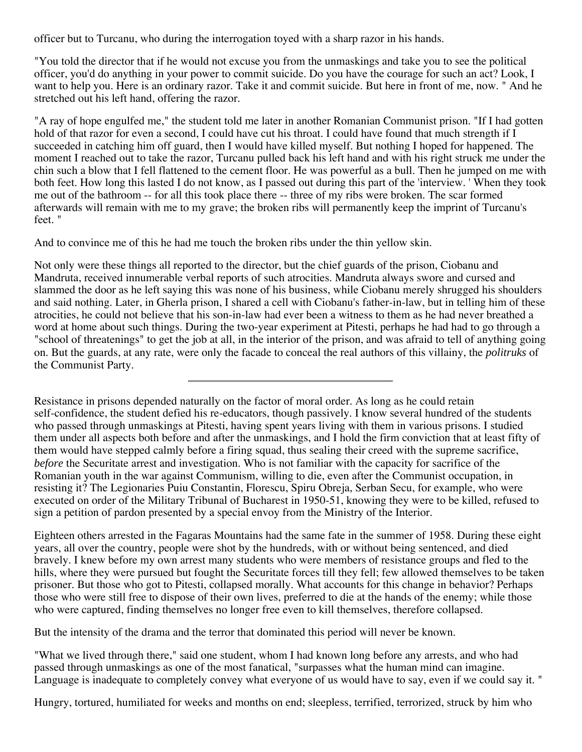officer but to Turcanu, who during the interrogation toyed with a sharp razor in his hands.

"You told the director that if he would not excuse you from the unmaskings and take you to see the political officer, you'd do anything in your power to commit suicide. Do you have the courage for such an act? Look, I want to help you. Here is an ordinary razor. Take it and commit suicide. But here in front of me, now. " And he stretched out his left hand, offering the razor.

"A ray of hope engulfed me," the student told me later in another Romanian Communist prison. "If I had gotten hold of that razor for even a second, I could have cut his throat. I could have found that much strength if I succeeded in catching him off guard, then I would have killed myself. But nothing I hoped for happened. The moment I reached out to take the razor, Turcanu pulled back his left hand and with his right struck me under the chin such a blow that I fell flattened to the cement floor. He was powerful as a bull. Then he jumped on me with both feet. How long this lasted I do not know, as I passed out during this part of the 'interview. ' When they took me out of the bathroom -- for all this took place there -- three of my ribs were broken. The scar formed afterwards will remain with me to my grave; the broken ribs will permanently keep the imprint of Turcanu's feet. "

And to convince me of this he had me touch the broken ribs under the thin yellow skin.

Not only were these things all reported to the director, but the chief guards of the prison, Ciobanu and Mandruta, received innumerable verbal reports of such atrocities. Mandruta always swore and cursed and slammed the door as he left saying this was none of his business, while Ciobanu merely shrugged his shoulders and said nothing. Later, in Gherla prison, I shared a cell with Ciobanu's father-in-law, but in telling him of these atrocities, he could not believe that his son-in-law had ever been a witness to them as he had never breathed a word at home about such things. During the two-year experiment at Pitesti, perhaps he had had to go through a "school of threatenings" to get the job at all, in the interior of the prison, and was afraid to tell of anything going on. But the guards, at any rate, were only the facade to conceal the real authors of this villainy, the *politruks* of the Communist Party.

---

Resistance in prisons depended naturally on the factor of moral order. As long as he could retain self-confidence, the student defied his re-educators, though passively. I know several hundred of the students who passed through unmaskings at Pitesti, having spent years living with them in various prisons. I studied them under all aspects both before and after the unmaskings, and I hold the firm conviction that at least fifty of them would have stepped calmly before a firing squad, thus sealing their creed with the supreme sacrifice, *before* the Securitate arrest and investigation. Who is not familiar with the capacity for sacrifice of the Romanian youth in the war against Communism, willing to die, even after the Communist occupation, in resisting it? The Legionaries Puiu Constantin, Florescu, Spiru Obreja, Serban Secu, for example, who were executed on order of the Military Tribunal of Bucharest in 1950-51, knowing they were to be killed, refused to sign a petition of pardon presented by a special envoy from the Ministry of the Interior.

Eighteen others arrested in the Fagaras Mountains had the same fate in the summer of 1958. During these eight years, all over the country, people were shot by the hundreds, with or without being sentenced, and died bravely. I knew before my own arrest many students who were members of resistance groups and fled to the hills, where they were pursued but fought the Securitate forces till they fell; few allowed themselves to be taken prisoner. But those who got to Pitesti, collapsed morally. What accounts for this change in behavior? Perhaps those who were still free to dispose of their own lives, preferred to die at the hands of the enemy; while those who were captured, finding themselves no longer free even to kill themselves, therefore collapsed.

But the intensity of the drama and the terror that dominated this period will never be known.

"What we lived through there," said one student, whom I had known long before any arrests, and who had passed through unmaskings as one of the most fanatical, "surpasses what the human mind can imagine. Language is inadequate to completely convey what everyone of us would have to say, even if we could say it. "

Hungry, tortured, humiliated for weeks and months on end; sleepless, terrified, terrorized, struck by him who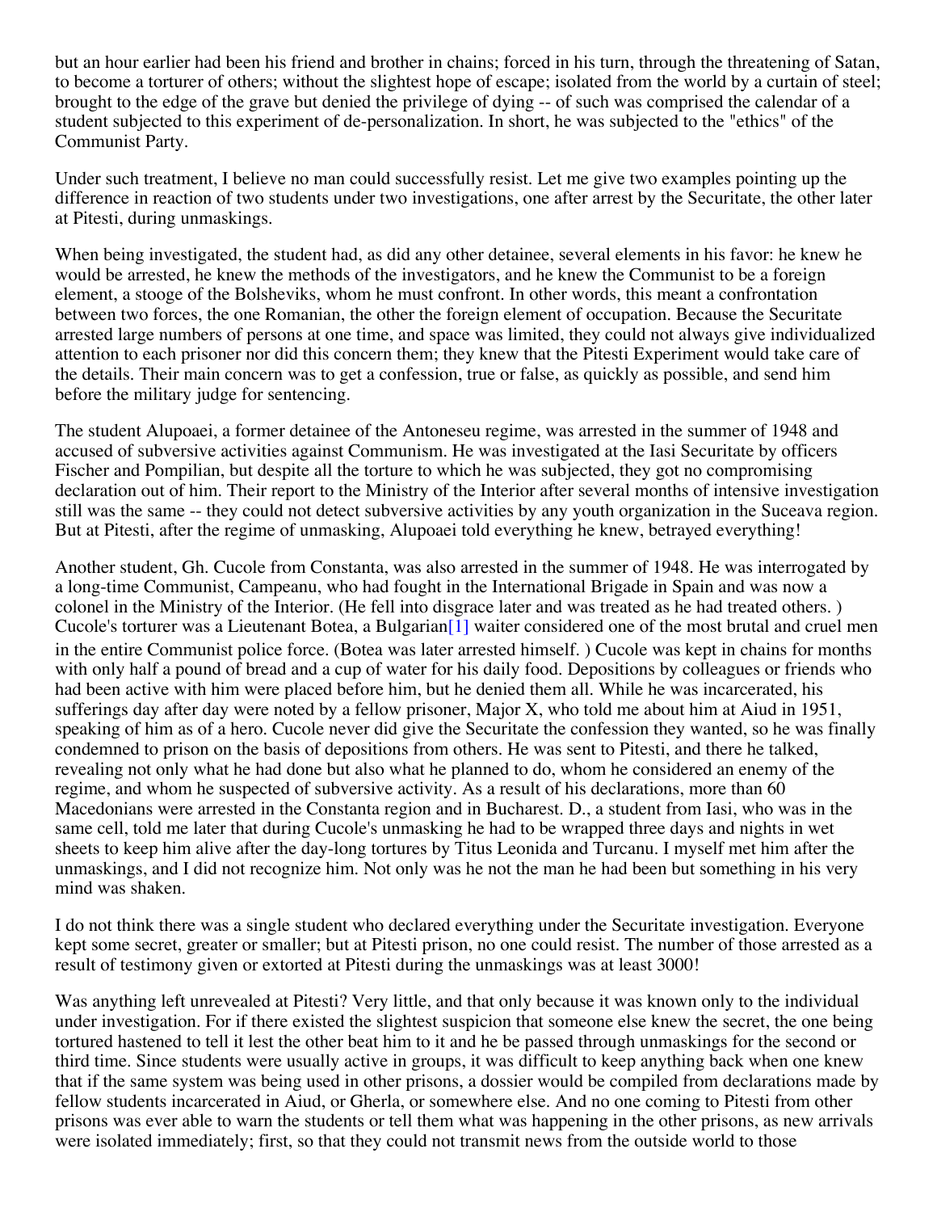but an hour earlier had been his friend and brother in chains; forced in his turn, through the threatening of Satan, to become a torturer of others; without the slightest hope of escape; isolated from the world by a curtain of steel; brought to the edge of the grave but denied the privilege of dying -- of such was comprised the calendar of a student subjected to this experiment of de-personalization. In short, he was subjected to the "ethics" of the Communist Party.

Under such treatment, I believe no man could successfully resist. Let me give two examples pointing up the difference in reaction of two students under two investigations, one after arrest by the Securitate, the other later at Pitesti, during unmaskings.

When being investigated, the student had, as did any other detainee, several elements in his favor: he knew he would be arrested, he knew the methods of the investigators, and he knew the Communist to be a foreign element, a stooge of the Bolsheviks, whom he must confront. In other words, this meant a confrontation between two forces, the one Romanian, the other the foreign element of occupation. Because the Securitate arrested large numbers of persons at one time, and space was limited, they could not always give individualized attention to each prisoner nor did this concern them; they knew that the Pitesti Experiment would take care of the details. Their main concern was to get a confession, true or false, as quickly as possible, and send him before the military judge for sentencing.

The student Alupoaei, a former detainee of the Antoneseu regime, was arrested in the summer of 1948 and accused of subversive activities against Communism. He was investigated at the Iasi Securitate by officers Fischer and Pompilian, but despite all the torture to which he was subjected, they got no compromising declaration out of him. Their report to the Ministry of the Interior after several months of intensive investigation still was the same -- they could not detect subversive activities by any youth organization in the Suceava region. But at Pitesti, after the regime of unmasking, Alupoaei told everything he knew, betrayed everything!

Another student, Gh. Cucole from Constanta, was also arrested in the summer of 1948. He was interrogated by a long-time Communist, Campeanu, who had fought in the International Brigade in Spain and was now a colonel in the Ministry of the Interior. (He fell into disgrace later and was treated as he had treated others. ) Cucole's torturer was a Lieutenant Botea, a Bulgarian[1] waiter considered one of the most brutal and cruel men in the entire Communist police force. (Botea was later arrested himself. ) Cucole was kept in chains for months with only half a pound of bread and a cup of water for his daily food. Depositions by colleagues or friends who had been active with him were placed before him, but he denied them all. While he was incarcerated, his sufferings day after day were noted by a fellow prisoner, Major X, who told me about him at Aiud in 1951, speaking of him as of a hero. Cucole never did give the Securitate the confession they wanted, so he was finally condemned to prison on the basis of depositions from others. He was sent to Pitesti, and there he talked, revealing not only what he had done but also what he planned to do, whom he considered an enemy of the regime, and whom he suspected of subversive activity. As a result of his declarations, more than 60 Macedonians were arrested in the Constanta region and in Bucharest. D., a student from Iasi, who was in the same cell, told me later that during Cucole's unmasking he had to be wrapped three days and nights in wet sheets to keep him alive after the day-long tortures by Titus Leonida and Turcanu. I myself met him after the unmaskings, and I did not recognize him. Not only was he not the man he had been but something in his very mind was shaken.

I do not think there was a single student who declared everything under the Securitate investigation. Everyone kept some secret, greater or smaller; but at Pitesti prison, no one could resist. The number of those arrested as a result of testimony given or extorted at Pitesti during the unmaskings was at least 3000!

Was anything left unrevealed at Pitesti? Very little, and that only because it was known only to the individual under investigation. For if there existed the slightest suspicion that someone else knew the secret, the one being tortured hastened to tell it lest the other beat him to it and he be passed through unmaskings for the second or third time. Since students were usually active in groups, it was difficult to keep anything back when one knew that if the same system was being used in other prisons, a dossier would be compiled from declarations made by fellow students incarcerated in Aiud, or Gherla, or somewhere else. And no one coming to Pitesti from other prisons was ever able to warn the students or tell them what was happening in the other prisons, as new arrivals were isolated immediately; first, so that they could not transmit news from the outside world to those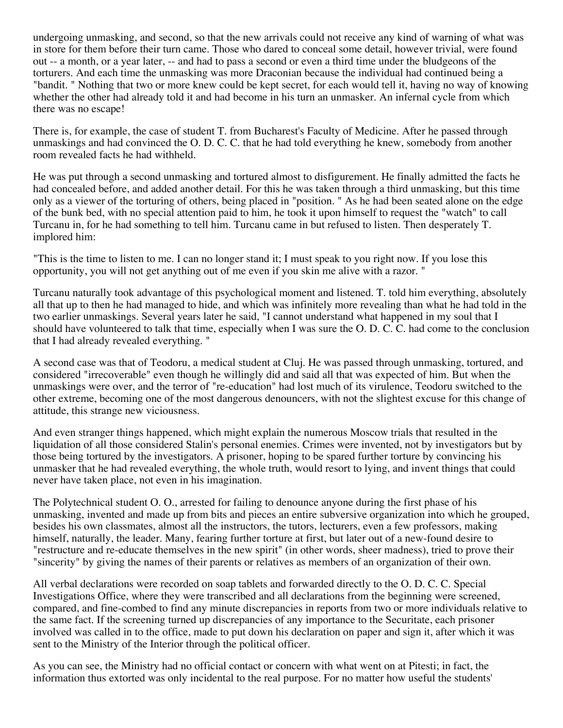undergoing unmasking, and second, so that the new arrivals could not receive any kind of warning of what was in store for them before their turn came. Those who dared to conceal some detail, however trivial, were found out -- a month, or a year later, -- and had to pass a second or even a third time under the bludgeons of the torturers. And each time the unmasking was more Draconian because the individual had continued being a "bandit." Nothing that two or more knew could be kept secret, for each would tell it, having no way of knowing whether the other had already told it and had become in his turn an unmasker. An infernal cycle from which there was no escape!

There is, for example, the case of student T. from Bucharest's Faculty of Medicine. After he passed through unmaskings and had convinced the O. D. C. C. that he had told everything he knew, somebody from another room revealed facts he had withheld.

He was put through a second unmasking and tortured almost to disfigurement. He finally admitted the facts he had concealed before, and added another detail. For this he was taken through a third unmasking, but this time only as a viewer of the torturing of others, being placed in "position." As he had been seated alone on the edge of the bunk bed, with no special attention paid to him, he took it upon himself to request the "watch" to call Turcanu in, for he had something to tell him. Turcanu came in but refused to listen. Then desperately T. implored him:

"This is the time to listen to me. I can no longer stand it; I must speak to you right now. If you lose this opportunity, you will not get anything out of me even if you skin me alive with a razor."

Turcanu naturally took advantage of this psychological moment and listened. T. told him everything, absolutely all that up to then he had managed to hide, and which was infinitely more revealing than what he had told in the two earlier unmaskings. Several years later he said, "I cannot understand what happened in my soul that I should have volunteered to talk that time, especially when I was sure the O. D. C. C. had come to the conclusion that I had already revealed everything."

A second case was that of Teodoru, a medical student at Cluj. He was passed through unmasking, tortured, and considered "irrecoverable" even though he willingly did and said all that was expected of him. But when the unmaskings were over, and the terror of "re-education" had lost much of its virulence, Teodoru switched to the other extreme, becoming one of the most dangerous denouncers, with not the slightest excuse for this change of attitude, this strange new viciousness.

And even stranger things happened, which might explain the numerous Moscow trials that resulted in the liquidation of all those considered Stalin's personal enemies. Crimes were invented, not by investigators but by those being tortured by the investigators. A prisoner, hoping to be spared further torture by convincing his unmasker that he had revealed everything, the whole truth, would resort to lying, and invent things that could never have taken place, not even in his imagination.

The Polytechnical student O. O., arrested for failing to denounce anyone during the first phase of his unmasking, invented and made up from bits and pieces an entire subversive organization into which he grouped, besides his own classmates, almost all the instructors, the tutors, lecturers, even a few professors, making himself, naturally, the leader. Many, fearing further torture at first, but later out of a new-found desire to "restructure and re-educate themselves in the new spirit" (in other words, sheer madness), tried to prove their "sincerity" by giving the names of their parents or relatives as members of an organization of their own.

All verbal declarations were recorded on soap tablets and forwarded directly to the O. D. C. C. Special Investigations Office, where they were transcribed and all declarations from the beginning were screened, compared, and fine-combed to find any minute discrepancies in reports from two or more individuals relative to the same fact. If the screening turned up discrepancies of any importance to the Securitate, each prisoner involved was called in to the office, made to put down his declaration on paper and sign it, after which it was sent to the Ministry of the Interior through the political officer.

As you can see, the Ministry had no official contact or concern with what went on at Pitesti; in fact, the information thus extorted was only incidental to the real purpose. For no matter how useful the students'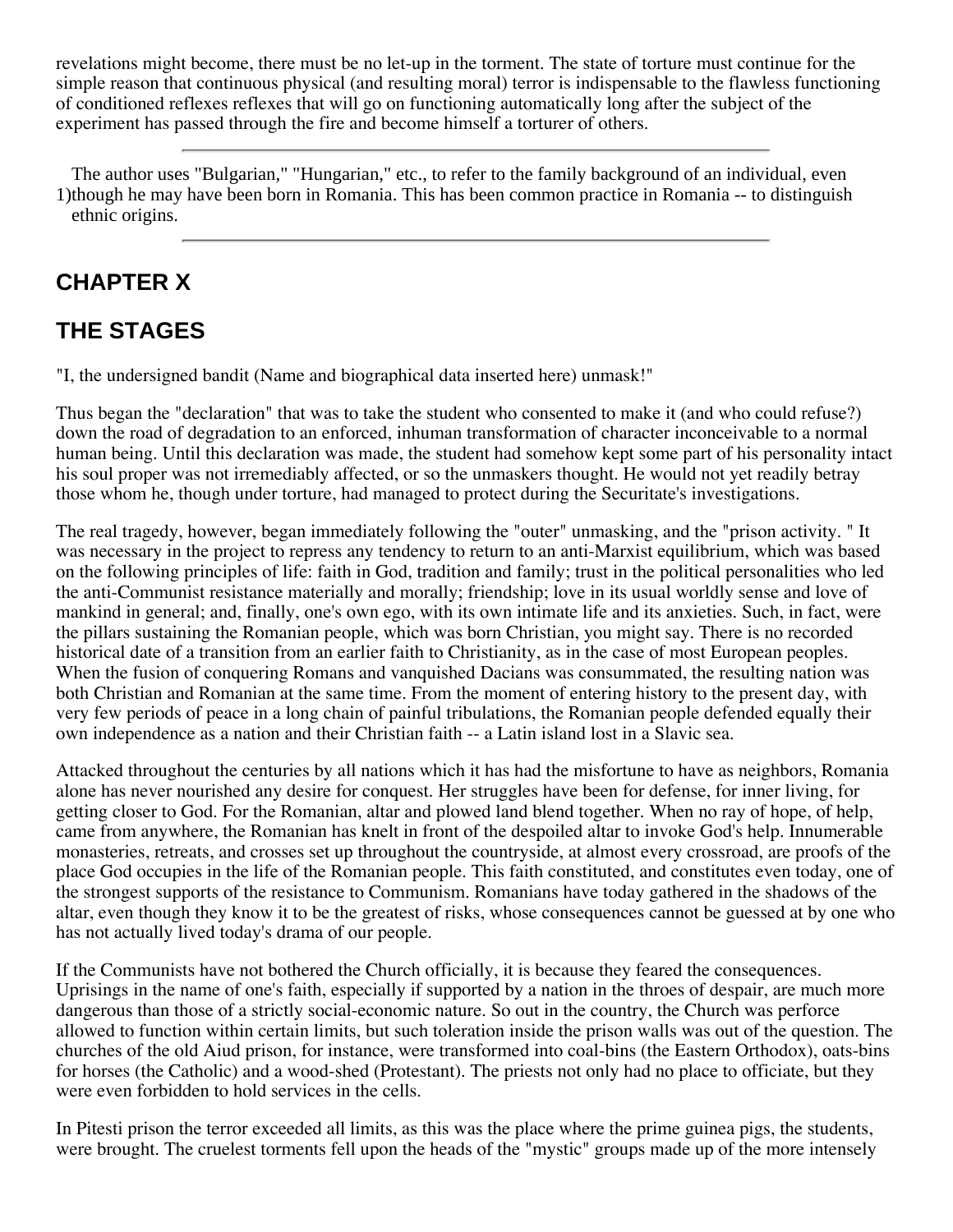revelations might become, there must be no let-up in the torment. The state of torture must continue for the simple reason that continuous physical (and resulting moral) terror is indispensable to the flawless functioning of conditioned reflexes reflexes that will go on functioning automatically long after the subject of the experiment has passed through the fire and become himself a torturer of others.

---

1) The author uses "Bulgarian," "Hungarian," etc., to refer to the family background of an individual, even though he may have been born in Romania. This has been common practice in Romania -- to distinguish ethnic origins.

---

## CHAPTER X

## THE STAGES

"I, the undersigned bandit (Name and biographical data inserted here) unmask!"

Thus began the "declaration" that was to take the student who consented to make it (and who could refuse?) down the road of degradation to an enforced, inhuman transformation of character inconceivable to a normal human being. Until this declaration was made, the student had somehow kept some part of his personality intact his soul proper was not irremediably affected, or so the unmaskers thought. He would not yet readily betray those whom he, though under torture, had managed to protect during the Securitate's investigations.

The real tragedy, however, began immediately following the "outer" unmasking, and the "prison activity. " It was necessary in the project to repress any tendency to return to an anti-Marxist equilibrium, which was based on the following principles of life: faith in God, tradition and family; trust in the political personalities who led the anti-Communist resistance materially and morally; friendship; love in its usual worldly sense and love of mankind in general; and, finally, one's own ego, with its own intimate life and its anxieties. Such, in fact, were the pillars sustaining the Romanian people, which was born Christian, you might say. There is no recorded historical date of a transition from an earlier faith to Christianity, as in the case of most European peoples. When the fusion of conquering Romans and vanquished Dacians was consummated, the resulting nation was both Christian and Romanian at the same time. From the moment of entering history to the present day, with very few periods of peace in a long chain of painful tribulations, the Romanian people defended equally their own independence as a nation and their Christian faith -- a Latin island lost in a Slavic sea.

Attacked throughout the centuries by all nations which it has had the misfortune to have as neighbors, Romania alone has never nourished any desire for conquest. Her struggles have been for defense, for inner living, for getting closer to God. For the Romanian, altar and plowed land blend together. When no ray of hope, of help, came from anywhere, the Romanian has knelt in front of the despoiled altar to invoke God's help. Innumerable monasteries, retreats, and crosses set up throughout the countryside, at almost every crossroad, are proofs of the place God occupies in the life of the Romanian people. This faith constituted, and constitutes even today, one of the strongest supports of the resistance to Communism. Romanians have today gathered in the shadows of the altar, even though they know it to be the greatest of risks, whose consequences cannot be guessed at by one who has not actually lived today's drama of our people.

If the Communists have not bothered the Church officially, it is because they feared the consequences. Uprisings in the name of one's faith, especially if supported by a nation in the throes of despair, are much more dangerous than those of a strictly social-economic nature. So out in the country, the Church was perforce allowed to function within certain limits, but such toleration inside the prison walls was out of the question. The churches of the old Aiud prison, for instance, were transformed into coal-bins (the Eastern Orthodox), oats-bins for horses (the Catholic) and a wood-shed (Protestant). The priests not only had no place to officiate, but they were even forbidden to hold services in the cells.

In Pitesti prison the terror exceeded all limits, as this was the place where the prime guinea pigs, the students, were brought. The cruelest torments fell upon the heads of the "mystic" groups made up of the more intensely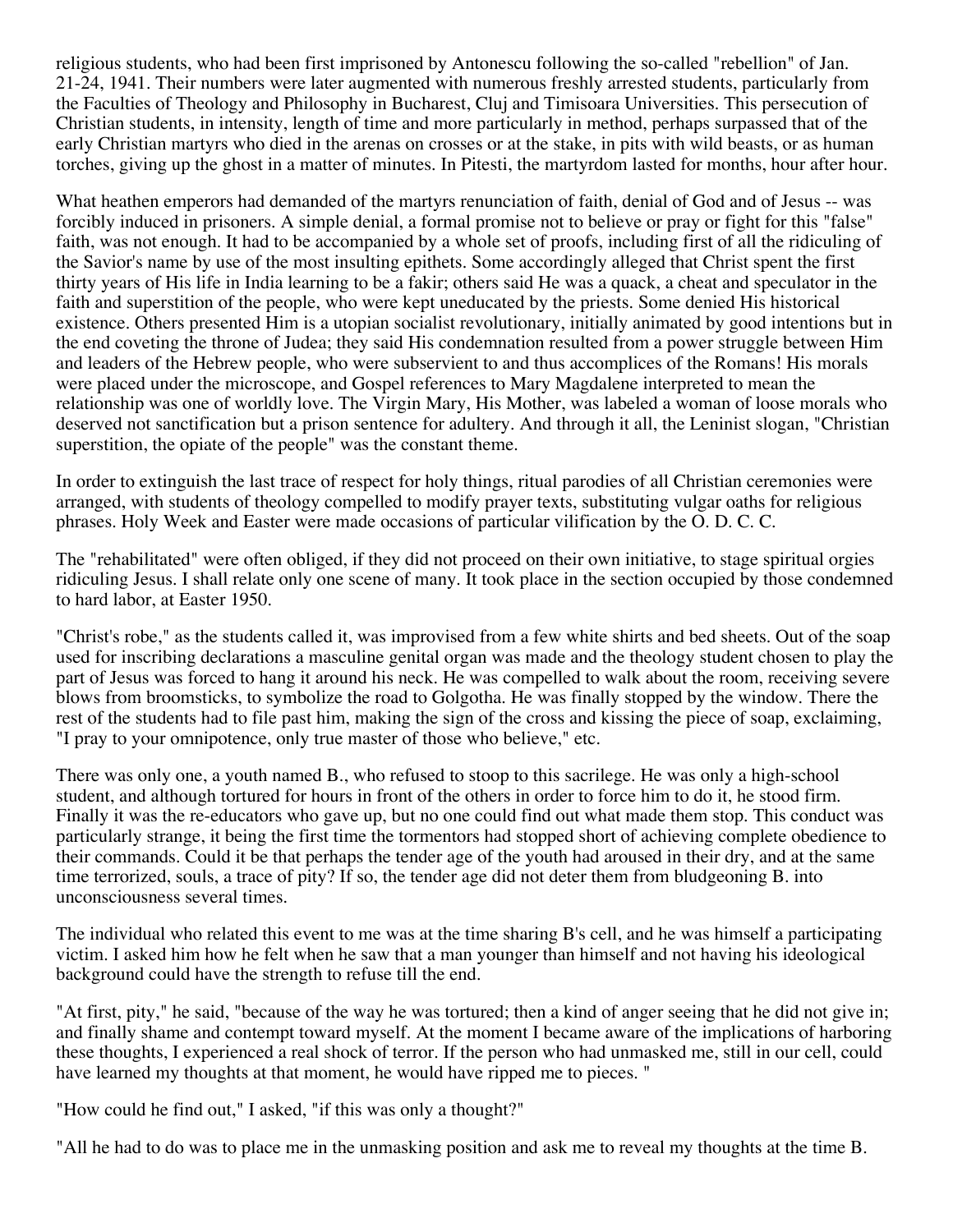religious students, who had been first imprisoned by Antonescu following the so-called "rebellion" of Jan. 21-24, 1941. Their numbers were later augmented with numerous freshly arrested students, particularly from the Faculties of Theology and Philosophy in Bucharest, Cluj and Timisoara Universities. This persecution of Christian students, in intensity, length of time and more particularly in method, perhaps surpassed that of the early Christian martyrs who died in the arenas on crosses or at the stake, in pits with wild beasts, or as human torches, giving up the ghost in a matter of minutes. In Pitesti, the martyrdom lasted for months, hour after hour.

What heathen emperors had demanded of the martyrs renunciation of faith, denial of God and of Jesus -- was forcibly induced in prisoners. A simple denial, a formal promise not to believe or pray or fight for this "false" faith, was not enough. It had to be accompanied by a whole set of proofs, including first of all the ridiculing of the Savior's name by use of the most insulting epithets. Some accordingly alleged that Christ spent the first thirty years of His life in India learning to be a fakir; others said He was a quack, a cheat and speculator in the faith and superstition of the people, who were kept uneducated by the priests. Some denied His historical existence. Others presented Him is a utopian socialist revolutionary, initially animated by good intentions but in the end coveting the throne of Judea; they said His condemnation resulted from a power struggle between Him and leaders of the Hebrew people, who were subservient to and thus accomplices of the Romans! His morals were placed under the microscope, and Gospel references to Mary Magdalene interpreted to mean the relationship was one of worldly love. The Virgin Mary, His Mother, was labeled a woman of loose morals who deserved not sanctification but a prison sentence for adultery. And through it all, the Leninist slogan, "Christian superstition, the opiate of the people" was the constant theme.

In order to extinguish the last trace of respect for holy things, ritual parodies of all Christian ceremonies were arranged, with students of theology compelled to modify prayer texts, substituting vulgar oaths for religious phrases. Holy Week and Easter were made occasions of particular vilification by the O. D. C. C.

The "rehabilitated" were often obliged, if they did not proceed on their own initiative, to stage spiritual orgies ridiculing Jesus. I shall relate only one scene of many. It took place in the section occupied by those condemned to hard labor, at Easter 1950.

"Christ's robe," as the students called it, was improvised from a few white shirts and bed sheets. Out of the soap used for inscribing declarations a masculine genital organ was made and the theology student chosen to play the part of Jesus was forced to hang it around his neck. He was compelled to walk about the room, receiving severe blows from broomsticks, to symbolize the road to Golgotha. He was finally stopped by the window. There the rest of the students had to file past him, making the sign of the cross and kissing the piece of soap, exclaiming, "I pray to your omnipotence, only true master of those who believe," etc.

There was only one, a youth named B., who refused to stoop to this sacrilege. He was only a high-school student, and although tortured for hours in front of the others in order to force him to do it, he stood firm. Finally it was the re-educators who gave up, but no one could find out what made them stop. This conduct was particularly strange, it being the first time the tormentors had stopped short of achieving complete obedience to their commands. Could it be that perhaps the tender age of the youth had aroused in their dry, and at the same time terrorized, souls, a trace of pity? If so, the tender age did not deter them from bludgeoning B. into unconsciousness several times.

The individual who related this event to me was at the time sharing B's cell, and he was himself a participating victim. I asked him how he felt when he saw that a man younger than himself and not having his ideological background could have the strength to refuse till the end.

"At first, pity," he said, "because of the way he was tortured; then a kind of anger seeing that he did not give in; and finally shame and contempt toward myself. At the moment I became aware of the implications of harboring these thoughts, I experienced a real shock of terror. If the person who had unmasked me, still in our cell, could have learned my thoughts at that moment, he would have ripped me to pieces. "

"How could he find out," I asked, "if this was only a thought?"

"All he had to do was to place me in the unmasking position and ask me to reveal my thoughts at the time B.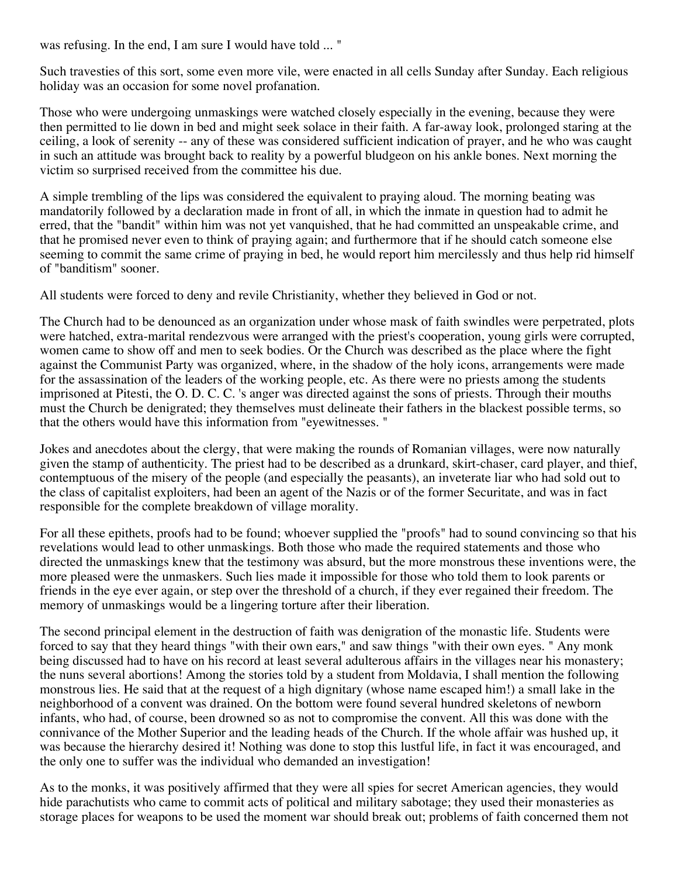was refusing. In the end, I am sure I would have told ... "

Such travesties of this sort, some even more vile, were enacted in all cells Sunday after Sunday. Each religious holiday was an occasion for some novel profanation.

Those who were undergoing unmaskings were watched closely especially in the evening, because they were then permitted to lie down in bed and might seek solace in their faith. A far-away look, prolonged staring at the ceiling, a look of serenity -- any of these was considered sufficient indication of prayer, and he who was caught in such an attitude was brought back to reality by a powerful bludgeon on his ankle bones. Next morning the victim so surprised received from the committee his due.

A simple trembling of the lips was considered the equivalent to praying aloud. The morning beating was mandatorily followed by a declaration made in front of all, in which the inmate in question had to admit he erred, that the "bandit" within him was not yet vanquished, that he had committed an unspeakable crime, and that he promised never even to think of praying again; and furthermore that if he should catch someone else seeming to commit the same crime of praying in bed, he would report him mercilessly and thus help rid himself of "banditism" sooner.

All students were forced to deny and revile Christianity, whether they believed in God or not.

The Church had to be denounced as an organization under whose mask of faith swindles were perpetrated, plots were hatched, extra-marital rendezvous were arranged with the priest's cooperation, young girls were corrupted, women came to show off and men to seek bodies. Or the Church was described as the place where the fight against the Communist Party was organized, where, in the shadow of the holy icons, arrangements were made for the assassination of the leaders of the working people, etc. As there were no priests among the students imprisoned at Pitesti, the O. D. C. C. 's anger was directed against the sons of priests. Through their mouths must the Church be denigrated; they themselves must delineate their fathers in the blackest possible terms, so that the others would have this information from "eyewitnesses. "

Jokes and anecdotes about the clergy, that were making the rounds of Romanian villages, were now naturally given the stamp of authenticity. The priest had to be described as a drunkard, skirt-chaser, card player, and thief, contemptuous of the misery of the people (and especially the peasants), an inveterate liar who had sold out to the class of capitalist exploiters, had been an agent of the Nazis or of the former Securitate, and was in fact responsible for the complete breakdown of village morality.

For all these epithets, proofs had to be found; whoever supplied the "proofs" had to sound convincing so that his revelations would lead to other unmaskings. Both those who made the required statements and those who directed the unmaskings knew that the testimony was absurd, but the more monstrous these inventions were, the more pleased were the unmaskers. Such lies made it impossible for those who told them to look parents or friends in the eye ever again, or step over the threshold of a church, if they ever regained their freedom. The memory of unmaskings would be a lingering torture after their liberation.

The second principal element in the destruction of faith was denigration of the monastic life. Students were forced to say that they heard things "with their own ears," and saw things "with their own eyes. " Any monk being discussed had to have on his record at least several adulterous affairs in the villages near his monastery; the nuns several abortions! Among the stories told by a student from Moldavia, I shall mention the following monstrous lies. He said that at the request of a high dignitary (whose name escaped him!) a small lake in the neighborhood of a convent was drained. On the bottom were found several hundred skeletons of newborn infants, who had, of course, been drowned so as not to compromise the convent. All this was done with the connivance of the Mother Superior and the leading heads of the Church. If the whole affair was hushed up, it was because the hierarchy desired it! Nothing was done to stop this lustful life, in fact it was encouraged, and the only one to suffer was the individual who demanded an investigation!

As to the monks, it was positively affirmed that they were all spies for secret American agencies, they would hide parachutists who came to commit acts of political and military sabotage; they used their monasteries as storage places for weapons to be used the moment war should break out; problems of faith concerned them not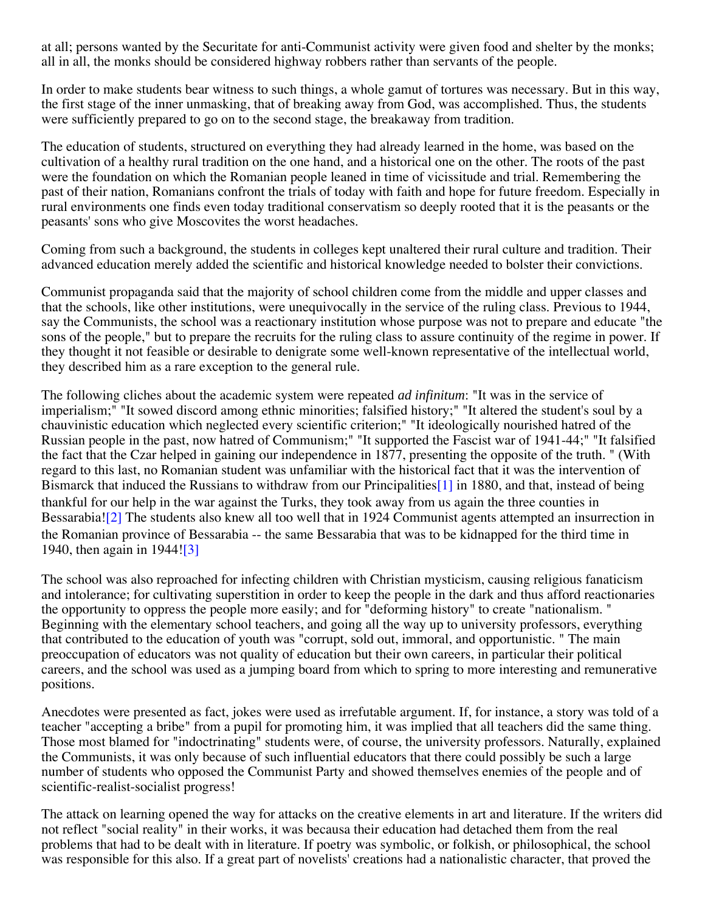at all; persons wanted by the Securitate for anti-Communist activity were given food and shelter by the monks; all in all, the monks should be considered highway robbers rather than servants of the people.

In order to make students bear witness to such things, a whole gamut of tortures was necessary. But in this way, the first stage of the inner unmasking, that of breaking away from God, was accomplished. Thus, the students were sufficiently prepared to go on to the second stage, the breakaway from tradition.

The education of students, structured on everything they had already learned in the home, was based on the cultivation of a healthy rural tradition on the one hand, and a historical one on the other. The roots of the past were the foundation on which the Romanian people leaned in time of vicissitude and trial. Remembering the past of their nation, Romanians confront the trials of today with faith and hope for future freedom. Especially in rural environments one finds even today traditional conservatism so deeply rooted that it is the peasants or the peasants' sons who give Moscovites the worst headaches.

Coming from such a background, the students in colleges kept unaltered their rural culture and tradition. Their advanced education merely added the scientific and historical knowledge needed to bolster their convictions.

Communist propaganda said that the majority of school children come from the middle and upper classes and that the schools, like other institutions, were unequivocally in the service of the ruling class. Previous to 1944, say the Communists, the school was a reactionary institution whose purpose was not to prepare and educate "the sons of the people," but to prepare the recruits for the ruling class to assure continuity of the regime in power. If they thought it not feasible or desirable to denigrate some well-known representative of the intellectual world, they described him as a rare exception to the general rule.

The following cliches about the academic system were repeated *ad infinitum*: "It was in the service of imperialism;" "It sowed discord among ethnic minorities; falsified history;" "It altered the student's soul by a chauvinistic education which neglected every scientific criterion;" "It ideologically nourished hatred of the Russian people in the past, now hatred of Communism;" "It supported the Fascist war of 1941-44;" "It falsified the fact that the Czar helped in gaining our independence in 1877, presenting the opposite of the truth. " (With regard to this last, no Romanian student was unfamiliar with the historical fact that it was the intervention of Bismarck that induced the Russians to withdraw from our Principalities[1] in 1880, and that, instead of being thankful for our help in the war against the Turks, they took away from us again the three counties in Bessarabia![2] The students also knew all too well that in 1924 Communist agents attempted an insurrection in the Romanian province of Bessarabia -- the same Bessarabia that was to be kidnapped for the third time in 1940, then again in 1944![3]

The school was also reproached for infecting children with Christian mysticism, causing religious fanaticism and intolerance; for cultivating superstition in order to keep the people in the dark and thus afford reactionaries the opportunity to oppress the people more easily; and for "deforming history" to create "nationalism. " Beginning with the elementary school teachers, and going all the way up to university professors, everything that contributed to the education of youth was "corrupt, sold out, immoral, and opportunistic. " The main preoccupation of educators was not quality of education but their own careers, in particular their political careers, and the school was used as a jumping board from which to spring to more interesting and remunerative positions.

Anecdotes were presented as fact, jokes were used as irrefutable argument. If, for instance, a story was told of a teacher "accepting a bribe" from a pupil for promoting him, it was implied that all teachers did the same thing. Those most blamed for "indoctrinating" students were, of course, the university professors. Naturally, explained the Communists, it was only because of such influential educators that there could possibly be such a large number of students who opposed the Communist Party and showed themselves enemies of the people and of scientific-realist-socialist progress!

The attack on learning opened the way for attacks on the creative elements in art and literature. If the writers did not reflect "social reality" in their works, it was becausa their education had detached them from the real problems that had to be dealt with in literature. If poetry was symbolic, or folkish, or philosophical, the school was responsible for this also. If a great part of novelists' creations had a nationalistic character, that proved the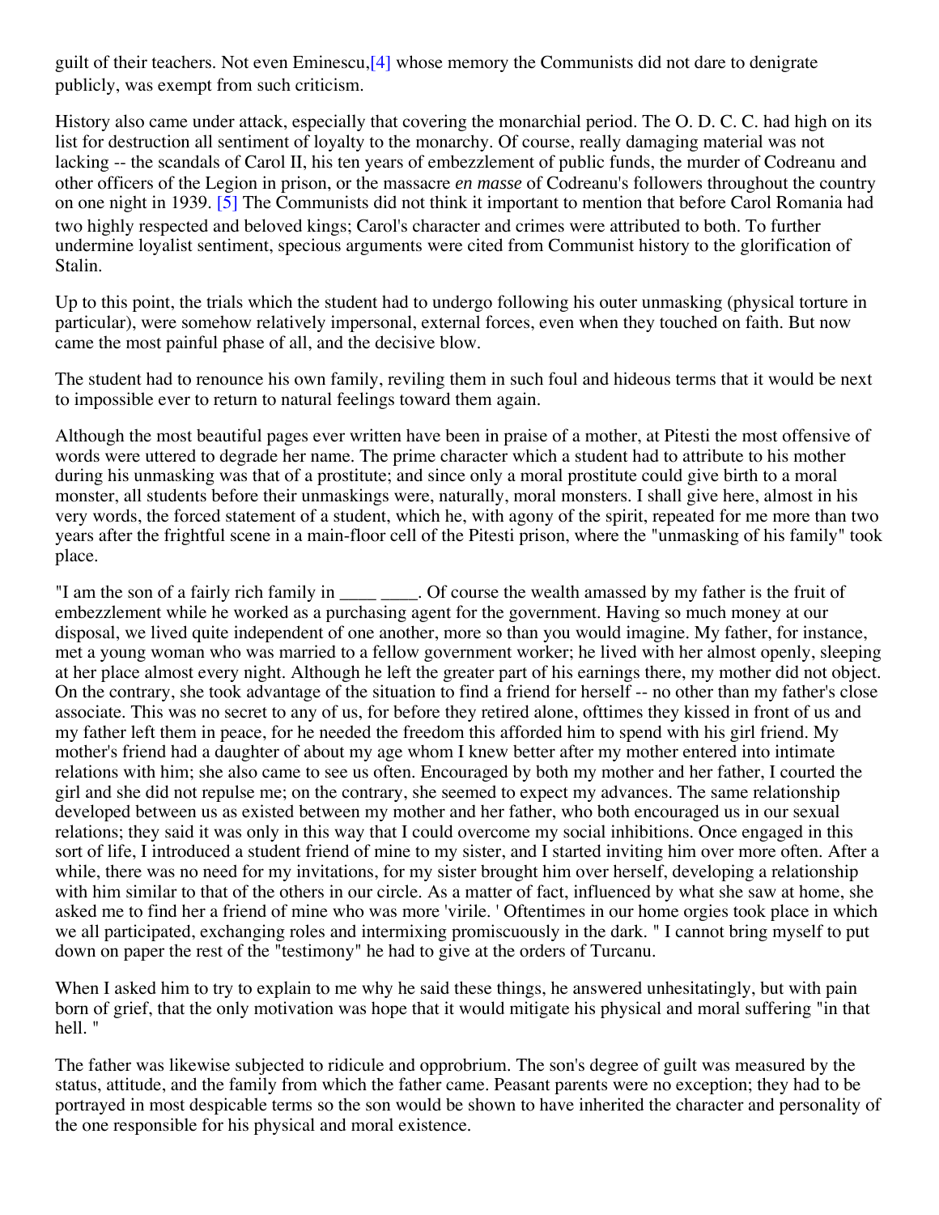guilt of their teachers. Not even Eminescu,[4] whose memory the Communists did not dare to denigrate publicly, was exempt from such criticism.

History also came under attack, especially that covering the monarchial period. The O. D. C. C. had high on its list for destruction all sentiment of loyalty to the monarchy. Of course, really damaging material was not lacking -- the scandals of Carol II, his ten years of embezzlement of public funds, the murder of Codreanu and other officers of the Legion in prison, or the massacre *en masse* of Codreanu's followers throughout the country on one night in 1939. [5] The Communists did not think it important to mention that before Carol Romania had two highly respected and beloved kings; Carol's character and crimes were attributed to both. To further undermine loyalist sentiment, specious arguments were cited from Communist history to the glorification of Stalin.

Up to this point, the trials which the student had to undergo following his outer unmasking (physical torture in particular), were somehow relatively impersonal, external forces, even when they touched on faith. But now came the most painful phase of all, and the decisive blow.

The student had to renounce his own family, reviling them in such foul and hideous terms that it would be next to impossible ever to return to natural feelings toward them again.

Although the most beautiful pages ever written have been in praise of a mother, at Pitesti the most offensive of words were uttered to degrade her name. The prime character which a student had to attribute to his mother during his unmasking was that of a prostitute; and since only a moral prostitute could give birth to a moral monster, all students before their unmaskings were, naturally, moral monsters. I shall give here, almost in his very words, the forced statement of a student, which he, with agony of the spirit, repeated for me more than two years after the frightful scene in a main-floor cell of the Pitesti prison, where the "unmasking of his family" took place.

"I am the son of a fairly rich family in ____ ____. Of course the wealth amassed by my father is the fruit of embezzlement while he worked as a purchasing agent for the government. Having so much money at our disposal, we lived quite independent of one another, more so than you would imagine. My father, for instance, met a young woman who was married to a fellow government worker; he lived with her almost openly, sleeping at her place almost every night. Although he left the greater part of his earnings there, my mother did not object. On the contrary, she took advantage of the situation to find a friend for herself -- no other than my father's close associate. This was no secret to any of us, for before they retired alone, ofttimes they kissed in front of us and my father left them in peace, for he needed the freedom this afforded him to spend with his girl friend. My mother's friend had a daughter of about my age whom I knew better after my mother entered into intimate relations with him; she also came to see us often. Encouraged by both my mother and her father, I courted the girl and she did not repulse me; on the contrary, she seemed to expect my advances. The same relationship developed between us as existed between my mother and her father, who both encouraged us in our sexual relations; they said it was only in this way that I could overcome my social inhibitions. Once engaged in this sort of life, I introduced a student friend of mine to my sister, and I started inviting him over more often. After a while, there was no need for my invitations, for my sister brought him over herself, developing a relationship with him similar to that of the others in our circle. As a matter of fact, influenced by what she saw at home, she asked me to find her a friend of mine who was more 'virile. ' Oftentimes in our home orgies took place in which we all participated, exchanging roles and intermixing promiscuously in the dark. " I cannot bring myself to put down on paper the rest of the "testimony" he had to give at the orders of Turcanu.

When I asked him to try to explain to me why he said these things, he answered unhesitatingly, but with pain born of grief, that the only motivation was hope that it would mitigate his physical and moral suffering "in that hell. "

The father was likewise subjected to ridicule and opprobrium. The son's degree of guilt was measured by the status, attitude, and the family from which the father came. Peasant parents were no exception; they had to be portrayed in most despicable terms so the son would be shown to have inherited the character and personality of the one responsible for his physical and moral existence.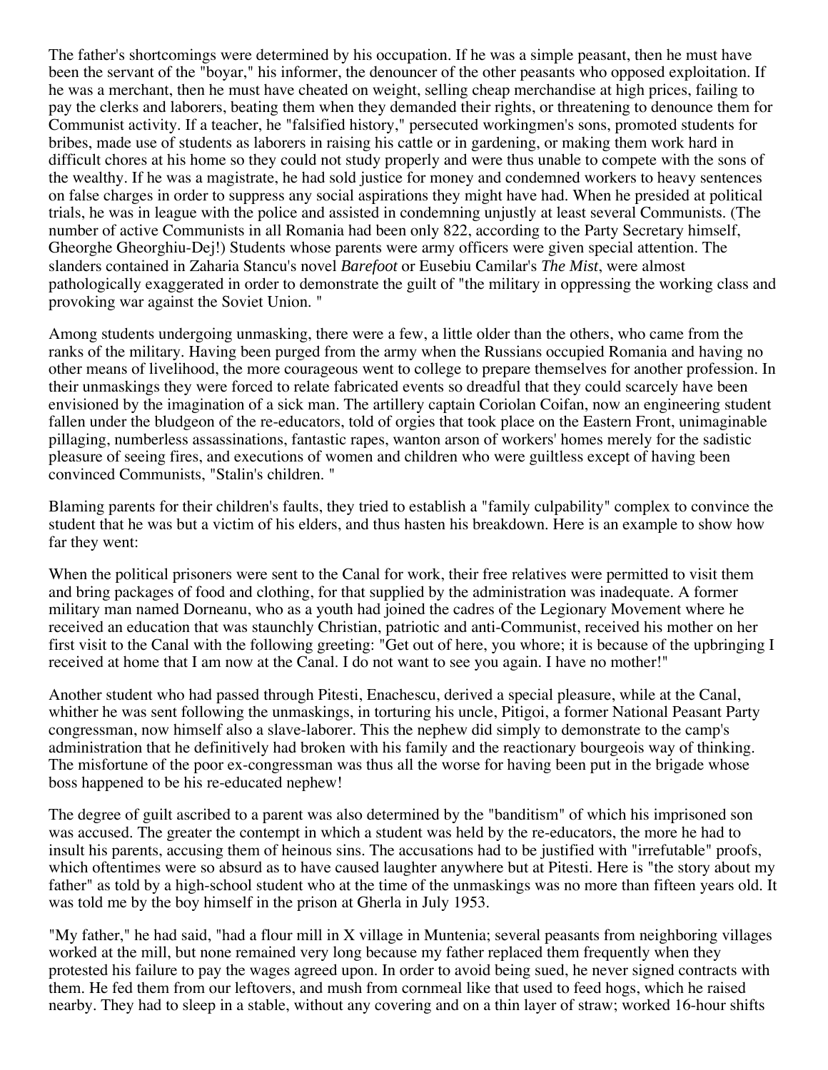The father's shortcomings were determined by his occupation. If he was a simple peasant, then he must have been the servant of the "boyar," his informer, the denouncer of the other peasants who opposed exploitation. If he was a merchant, then he must have cheated on weight, selling cheap merchandise at high prices, failing to pay the clerks and laborers, beating them when they demanded their rights, or threatening to denounce them for Communist activity. If a teacher, he "falsified history," persecuted workingmen's sons, promoted students for bribes, made use of students as laborers in raising his cattle or in gardening, or making them work hard in difficult chores at his home so they could not study properly and were thus unable to compete with the sons of the wealthy. If he was a magistrate, he had sold justice for money and condemned workers to heavy sentences on false charges in order to suppress any social aspirations they might have had. When he presided at political trials, he was in league with the police and assisted in condemning unjustly at least several Communists. (The number of active Communists in all Romania had been only 822, according to the Party Secretary himself, Gheorghe Gheorghiu-Dej!) Students whose parents were army officers were given special attention. The slanders contained in Zaharia Stancu's novel *Barefoot* or Eusebiu Camilar's *The Mist*, were almost pathologically exaggerated in order to demonstrate the guilt of "the military in oppressing the working class and provoking war against the Soviet Union. "

Among students undergoing unmasking, there were a few, a little older than the others, who came from the ranks of the military. Having been purged from the army when the Russians occupied Romania and having no other means of livelihood, the more courageous went to college to prepare themselves for another profession. In their unmaskings they were forced to relate fabricated events so dreadful that they could scarcely have been envisioned by the imagination of a sick man. The artillery captain Coriolan Coifan, now an engineering student fallen under the bludgeon of the re-educators, told of orgies that took place on the Eastern Front, unimaginable pillaging, numberless assassinations, fantastic rapes, wanton arson of workers' homes merely for the sadistic pleasure of seeing fires, and executions of women and children who were guiltless except of having been convinced Communists, "Stalin's children. "

Blaming parents for their children's faults, they tried to establish a "family culpability" complex to convince the student that he was but a victim of his elders, and thus hasten his breakdown. Here is an example to show how far they went:

When the political prisoners were sent to the Canal for work, their free relatives were permitted to visit them and bring packages of food and clothing, for that supplied by the administration was inadequate. A former military man named Dorneanu, who as a youth had joined the cadres of the Legionary Movement where he received an education that was staunchly Christian, patriotic and anti-Communist, received his mother on her first visit to the Canal with the following greeting: "Get out of here, you whore; it is because of the upbringing I received at home that I am now at the Canal. I do not want to see you again. I have no mother!"

Another student who had passed through Pitesti, Enachescu, derived a special pleasure, while at the Canal, whither he was sent following the unmaskings, in torturing his uncle, Pitigoi, a former National Peasant Party congressman, now himself also a slave-laborer. This the nephew did simply to demonstrate to the camp's administration that he definitively had broken with his family and the reactionary bourgeois way of thinking. The misfortune of the poor ex-congressman was thus all the worse for having been put in the brigade whose boss happened to be his re-educated nephew!

The degree of guilt ascribed to a parent was also determined by the "banditism" of which his imprisoned son was accused. The greater the contempt in which a student was held by the re-educators, the more he had to insult his parents, accusing them of heinous sins. The accusations had to be justified with "irrefutable" proofs, which oftentimes were so absurd as to have caused laughter anywhere but at Pitesti. Here is "the story about my father" as told by a high-school student who at the time of the unmaskings was no more than fifteen years old. It was told me by the boy himself in the prison at Gherla in July 1953.

"My father," he had said, "had a flour mill in X village in Muntenia; several peasants from neighboring villages worked at the mill, but none remained very long because my father replaced them frequently when they protested his failure to pay the wages agreed upon. In order to avoid being sued, he never signed contracts with them. He fed them from our leftovers, and mush from cornmeal like that used to feed hogs, which he raised nearby. They had to sleep in a stable, without any covering and on a thin layer of straw; worked 16-hour shifts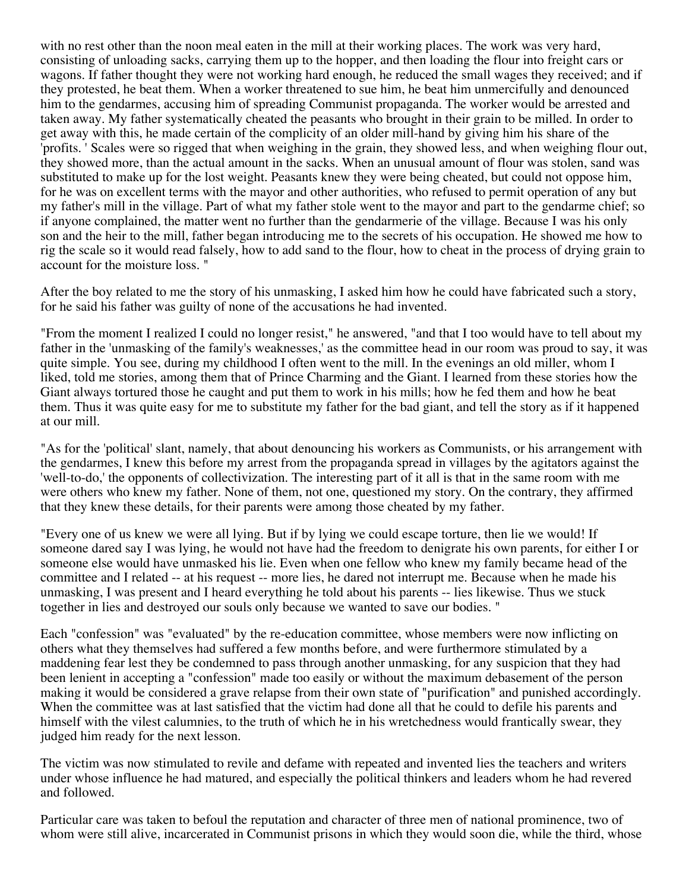with no rest other than the noon meal eaten in the mill at their working places. The work was very hard, consisting of unloading sacks, carrying them up to the hopper, and then loading the flour into freight cars or wagons. If father thought they were not working hard enough, he reduced the small wages they received; and if they protested, he beat them. When a worker threatened to sue him, he beat him unmercifully and denounced him to the gendarmes, accusing him of spreading Communist propaganda. The worker would be arrested and taken away. My father systematically cheated the peasants who brought in their grain to be milled. In order to get away with this, he made certain of the complicity of an older mill-hand by giving him his share of the 'profits. ' Scales were so rigged that when weighing in the grain, they showed less, and when weighing flour out, they showed more, than the actual amount in the sacks. When an unusual amount of flour was stolen, sand was substituted to make up for the lost weight. Peasants knew they were being cheated, but could not oppose him, for he was on excellent terms with the mayor and other authorities, who refused to permit operation of any but my father's mill in the village. Part of what my father stole went to the mayor and part to the gendarme chief; so if anyone complained, the matter went no further than the gendarmerie of the village. Because I was his only son and the heir to the mill, father began introducing me to the secrets of his occupation. He showed me how to rig the scale so it would read falsely, how to add sand to the flour, how to cheat in the process of drying grain to account for the moisture loss. "

After the boy related to me the story of his unmasking, I asked him how he could have fabricated such a story, for he said his father was guilty of none of the accusations he had invented.

"From the moment I realized I could no longer resist," he answered, "and that I too would have to tell about my father in the 'unmasking of the family's weaknesses,' as the committee head in our room was proud to say, it was quite simple. You see, during my childhood I often went to the mill. In the evenings an old miller, whom I liked, told me stories, among them that of Prince Charming and the Giant. I learned from these stories how the Giant always tortured those he caught and put them to work in his mills; how he fed them and how he beat them. Thus it was quite easy for me to substitute my father for the bad giant, and tell the story as if it happened at our mill.

"As for the 'political' slant, namely, that about denouncing his workers as Communists, or his arrangement with the gendarmes, I knew this before my arrest from the propaganda spread in villages by the agitators against the 'well-to-do,' the opponents of collectivization. The interesting part of it all is that in the same room with me were others who knew my father. None of them, not one, questioned my story. On the contrary, they affirmed that they knew these details, for their parents were among those cheated by my father.

"Every one of us knew we were all lying. But if by lying we could escape torture, then lie we would! If someone dared say I was lying, he would not have had the freedom to denigrate his own parents, for either I or someone else would have unmasked his lie. Even when one fellow who knew my family became head of the committee and I related -- at his request -- more lies, he dared not interrupt me. Because when he made his unmasking, I was present and I heard everything he told about his parents -- lies likewise. Thus we stuck together in lies and destroyed our souls only because we wanted to save our bodies. "

Each "confession" was "evaluated" by the re-education committee, whose members were now inflicting on others what they themselves had suffered a few months before, and were furthermore stimulated by a maddening fear lest they be condemned to pass through another unmasking, for any suspicion that they had been lenient in accepting a "confession" made too easily or without the maximum debasement of the person making it would be considered a grave relapse from their own state of "purification" and punished accordingly. When the committee was at last satisfied that the victim had done all that he could to defile his parents and himself with the vilest calumnies, to the truth of which he in his wretchedness would frantically swear, they judged him ready for the next lesson.

The victim was now stimulated to revile and defame with repeated and invented lies the teachers and writers under whose influence he had matured, and especially the political thinkers and leaders whom he had revered and followed.

Particular care was taken to befoul the reputation and character of three men of national prominence, two of whom were still alive, incarcerated in Communist prisons in which they would soon die, while the third, whose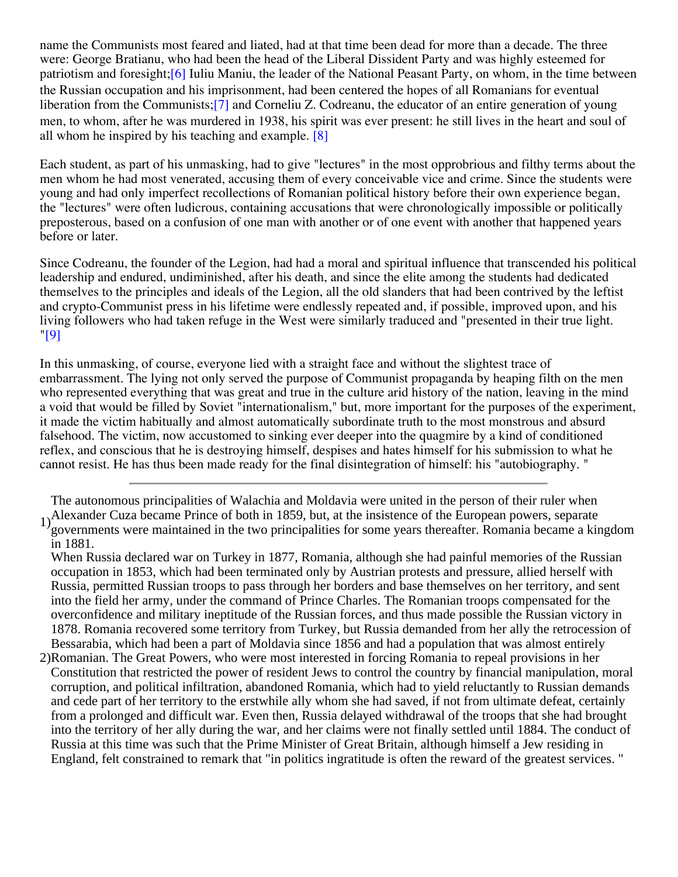name the Communists most feared and liated, had at that time been dead for more than a decade. The three were: George Bratianu, who had been the head of the Liberal Dissident Party and was highly esteemed for patriotism and foresight;[6] Iuliu Maniu, the leader of the National Peasant Party, on whom, in the time between the Russian occupation and his imprisonment, had been centered the hopes of all Romanians for eventual liberation from the Communists;[7] and Corneliu Z. Codreanu, the educator of an entire generation of young men, to whom, after he was murdered in 1938, his spirit was ever present: he still lives in the heart and soul of all whom he inspired by his teaching and example. [8]

Each student, as part of his unmasking, had to give "lectures" in the most opprobrious and filthy terms about the men whom he had most venerated, accusing them of every conceivable vice and crime. Since the students were young and had only imperfect recollections of Romanian political history before their own experience began, the "lectures" were often ludicrous, containing accusations that were chronologically impossible or politically preposterous, based on a confusion of one man with another or of one event with another that happened years before or later.

Since Codreanu, the founder of the Legion, had had a moral and spiritual influence that transcended his political leadership and endured, undiminished, after his death, and since the elite among the students had dedicated themselves to the principles and ideals of the Legion, all the old slanders that had been contrived by the leftist and crypto-Communist press in his lifetime were endlessly repeated and, if possible, improved upon, and his living followers who had taken refuge in the West were similarly traduced and "presented in their true light. "[9]

In this unmasking, of course, everyone lied with a straight face and without the slightest trace of embarrassment. The lying not only served the purpose of Communist propaganda by heaping filth on the men who represented everything that was great and true in the culture arid history of the nation, leaving in the mind a void that would be filled by Soviet "internationalism," but, more important for the purposes of the experiment, it made the victim habitually and almost automatically subordinate truth to the most monstrous and absurd falsehood. The victim, now accustomed to sinking ever deeper into the quagmire by a kind of conditioned reflex, and conscious that he is destroying himself, despises and hates himself for his submission to what he cannot resist. He has thus been made ready for the final disintegration of himself: his "autobiography. "

---

1) The autonomous principalities of Walachia and Moldavia were united in the person of their ruler when Alexander Cuza became Prince of both in 1859, but, at the insistence of the European powers, separate governments were maintained in the two principalities for some years thereafter. Romania became a kingdom in 1881.

2) When Russia declared war on Turkey in 1877, Romania, although she had painful memories of the Russian occupation in 1853, which had been terminated only by Austrian protests and pressure, allied herself with Russia, permitted Russian troops to pass through her borders and base themselves on her territory, and sent into the field her army, under the command of Prince Charles. The Romanian troops compensated for the overconfidence and military ineptitude of the Russian forces, and thus made possible the Russian victory in 1878. Romania recovered some territory from Turkey, but Russia demanded from her ally the retrocession of Bessarabia, which had been a part of Moldavia since 1856 and had a population that was almost entirely Romanian. The Great Powers, who were most interested in forcing Romania to repeal provisions in her Constitution that restricted the power of resident Jews to control the country by financial manipulation, moral corruption, and political infiltration, abandoned Romania, which had to yield reluctantly to Russian demands and cede part of her territory to the erstwhile ally whom she had saved, if not from ultimate defeat, certainly from a prolonged and difficult war. Even then, Russia delayed withdrawal of the troops that she had brought into the territory of her ally during the war, and her claims were not finally settled until 1884. The conduct of Russia at this time was such that the Prime Minister of Great Britain, although himself a Jew residing in England, felt constrained to remark that "in politics ingratitude is often the reward of the greatest services. "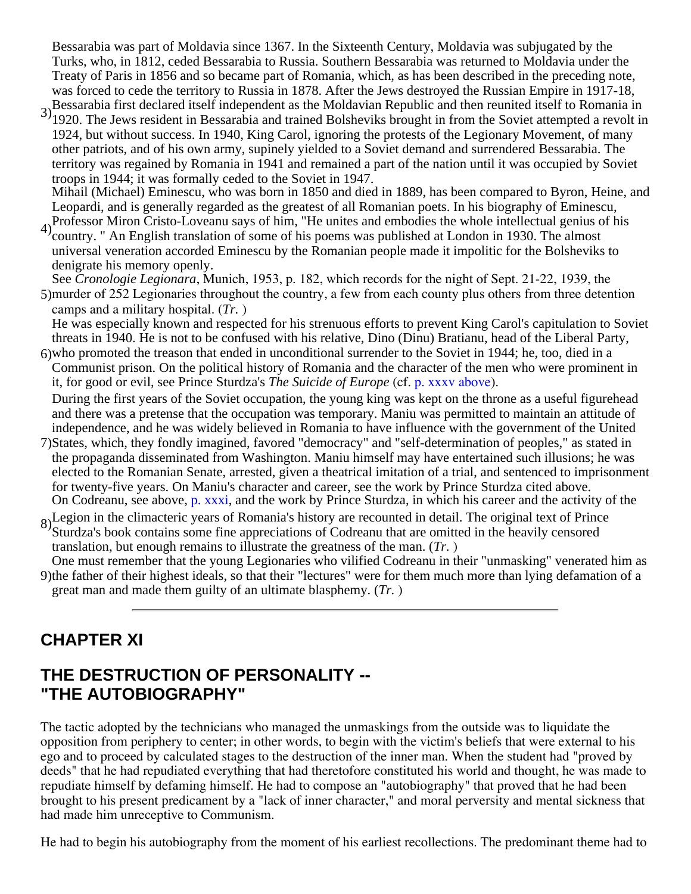3) Bessarabia was part of Moldavia since 1367. In the Sixteenth Century, Moldavia was subjugated by the Turks, who, in 1812, ceded Bessarabia to Russia. Southern Bessarabia was returned to Moldavia under the Treaty of Paris in 1856 and so became part of Romania, which, as has been described in the preceding note, was forced to cede the territory to Russia in 1878. After the Jews destroyed the Russian Empire in 1917-18, Bessarabia first declared itself independent as the Moldavian Republic and then reunited itself to Romania in 1920. The Jews resident in Bessarabia and trained Bolsheviks brought in from the Soviet attempted a revolt in 1924, but without success. In 1940, King Carol, ignoring the protests of the Legionary Movement, of many other patriots, and of his own army, supinely yielded to a Soviet demand and surrendered Bessarabia. The territory was regained by Romania in 1941 and remained a part of the nation until it was occupied by Soviet troops in 1944; it was formally ceded to the Soviet in 1947.

4) Mihail (Michael) Eminescu, who was born in 1850 and died in 1889, has been compared to Byron, Heine, and Leopardi, and is generally regarded as the greatest of all Romanian poets. In his biography of Eminescu, Professor Miron Cristo-Loveanu says of him, "He unites and embodies the whole intellectual genius of his country. " An English translation of some of his poems was published at London in 1930. The almost universal veneration accorded Eminescu by the Romanian people made it impolitic for the Bolsheviks to denigrate his memory openly.

5) See *Cronologie Legionara*, Munich, 1953, p. 182, which records for the night of Sept. 21-22, 1939, the murder of 252 Legionaries throughout the country, a few from each county plus others from three detention camps and a military hospital. (*Tr.* )

6) He was especially known and respected for his strenuous efforts to prevent King Carol's capitulation to Soviet threats in 1940. He is not to be confused with his relative, Dino (Dinu) Bratianu, head of the Liberal Party, who promoted the treason that ended in unconditional surrender to the Soviet in 1944; he, too, died in a Communist prison. On the political history of Romania and the character of the men who were prominent in it, for good or evil, see Prince Sturdza's *The Suicide of Europe* (cf. p. xxxv above).

7) During the first years of the Soviet occupation, the young king was kept on the throne as a useful figurehead and there was a pretense that the occupation was temporary. Maniu was permitted to maintain an attitude of independence, and he was widely believed in Romania to have influence with the government of the United States, which, they fondly imagined, favored "democracy" and "self-determination of peoples," as stated in the propaganda disseminated from Washington. Maniu himself may have entertained such illusions; he was elected to the Romanian Senate, arrested, given a theatrical imitation of a trial, and sentenced to imprisonment for twenty-five years. On Maniu's character and career, see the work by Prince Sturdza cited above.

8) On Codreanu, see above, p. xxxi, and the work by Prince Sturdza, in which his career and the activity of the Legion in the climacteric years of Romania's history are recounted in detail. The original text of Prince Sturdza's book contains some fine appreciations of Codreanu that are omitted in the heavily censored translation, but enough remains to illustrate the greatness of the man. (*Tr.* )

9) One must remember that the young Legionaries who vilified Codreanu in their "unmasking" venerated him as the father of their highest ideals, so that their "lectures" were for them much more than lying defamation of a great man and made them guilty of an ultimate blasphemy. (*Tr.* )

---

## CHAPTER XI

## THE DESTRUCTION OF PERSONALITY -- "THE AUTOBIOGRAPHY"

The tactic adopted by the technicians who managed the unmaskings from the outside was to liquidate the opposition from periphery to center; in other words, to begin with the victim's beliefs that were external to his ego and to proceed by calculated stages to the destruction of the inner man. When the student had "proved by deeds" that he had repudiated everything that had theretofore constituted his world and thought, he was made to repudiate himself by defaming himself. He had to compose an "autobiography" that proved that he had been brought to his present predicament by a "lack of inner character," and moral perversity and mental sickness that had made him unreceptive to Communism.

He had to begin his autobiography from the moment of his earliest recollections. The predominant theme had to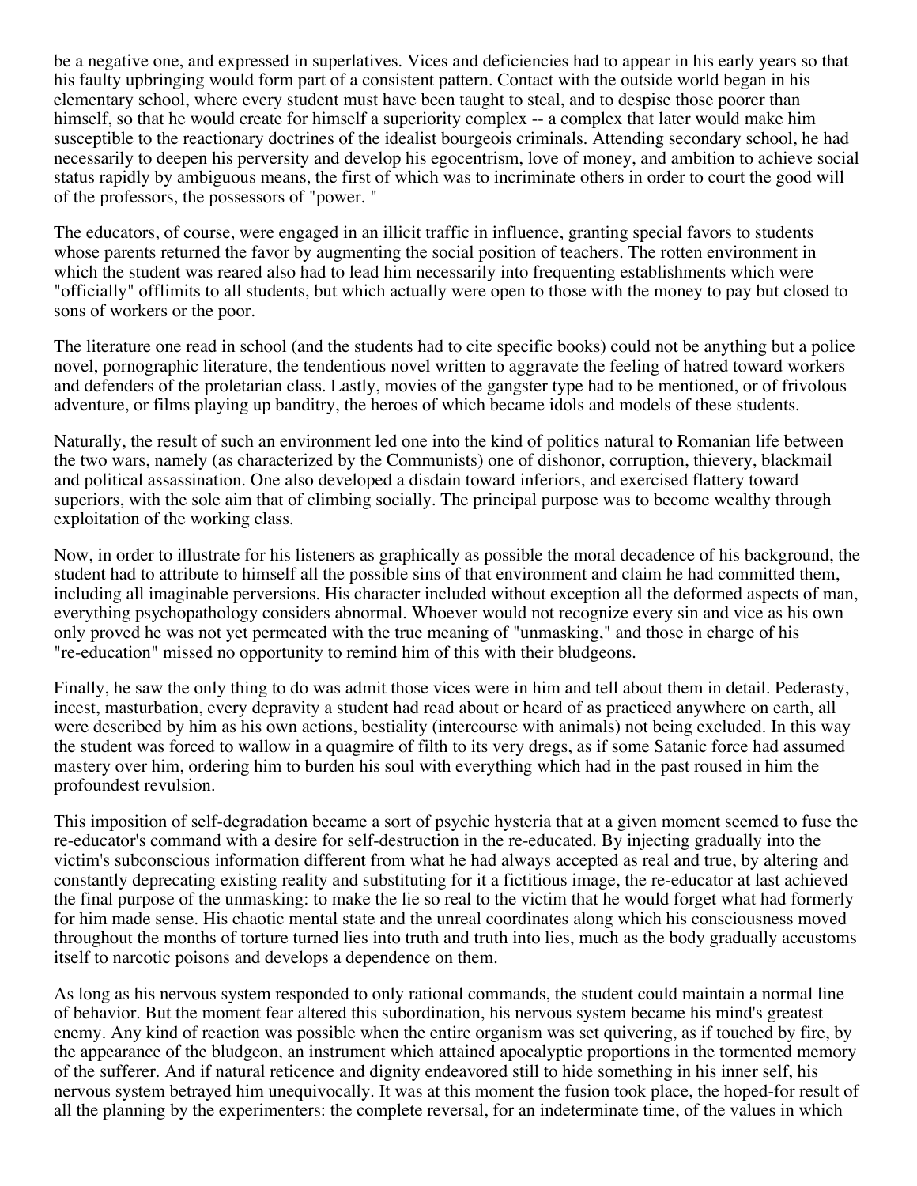be a negative one, and expressed in superlatives. Vices and deficiencies had to appear in his early years so that his faulty upbringing would form part of a consistent pattern. Contact with the outside world began in his elementary school, where every student must have been taught to steal, and to despise those poorer than himself, so that he would create for himself a superiority complex -- a complex that later would make him susceptible to the reactionary doctrines of the idealist bourgeois criminals. Attending secondary school, he had necessarily to deepen his perversity and develop his egocentrism, love of money, and ambition to achieve social status rapidly by ambiguous means, the first of which was to incriminate others in order to court the good will of the professors, the possessors of "power. "

The educators, of course, were engaged in an illicit traffic in influence, granting special favors to students whose parents returned the favor by augmenting the social position of teachers. The rotten environment in which the student was reared also had to lead him necessarily into frequenting establishments which were "officially" offlimits to all students, but which actually were open to those with the money to pay but closed to sons of workers or the poor.

The literature one read in school (and the students had to cite specific books) could not be anything but a police novel, pornographic literature, the tendentious novel written to aggravate the feeling of hatred toward workers and defenders of the proletarian class. Lastly, movies of the gangster type had to be mentioned, or of frivolous adventure, or films playing up banditry, the heroes of which became idols and models of these students.

Naturally, the result of such an environment led one into the kind of politics natural to Romanian life between the two wars, namely (as characterized by the Communists) one of dishonor, corruption, thievery, blackmail and political assassination. One also developed a disdain toward inferiors, and exercised flattery toward superiors, with the sole aim that of climbing socially. The principal purpose was to become wealthy through exploitation of the working class.

Now, in order to illustrate for his listeners as graphically as possible the moral decadence of his background, the student had to attribute to himself all the possible sins of that environment and claim he had committed them, including all imaginable perversions. His character included without exception all the deformed aspects of man, everything psychopathology considers abnormal. Whoever would not recognize every sin and vice as his own only proved he was not yet permeated with the true meaning of "unmasking," and those in charge of his "re-education" missed no opportunity to remind him of this with their bludgeons.

Finally, he saw the only thing to do was admit those vices were in him and tell about them in detail. Pederasty, incest, masturbation, every depravity a student had read about or heard of as practiced anywhere on earth, all were described by him as his own actions, bestiality (intercourse with animals) not being excluded. In this way the student was forced to wallow in a quagmire of filth to its very dregs, as if some Satanic force had assumed mastery over him, ordering him to burden his soul with everything which had in the past roused in him the profoundest revulsion.

This imposition of self-degradation became a sort of psychic hysteria that at a given moment seemed to fuse the re-educator's command with a desire for self-destruction in the re-educated. By injecting gradually into the victim's subconscious information different from what he had always accepted as real and true, by altering and constantly deprecating existing reality and substituting for it a fictitious image, the re-educator at last achieved the final purpose of the unmasking: to make the lie so real to the victim that he would forget what had formerly for him made sense. His chaotic mental state and the unreal coordinates along which his consciousness moved throughout the months of torture turned lies into truth and truth into lies, much as the body gradually accustoms itself to narcotic poisons and develops a dependence on them.

As long as his nervous system responded to only rational commands, the student could maintain a normal line of behavior. But the moment fear altered this subordination, his nervous system became his mind's greatest enemy. Any kind of reaction was possible when the entire organism was set quivering, as if touched by fire, by the appearance of the bludgeon, an instrument which attained apocalyptic proportions in the tormented memory of the sufferer. And if natural reticence and dignity endeavored still to hide something in his inner self, his nervous system betrayed him unequivocally. It was at this moment the fusion took place, the hoped-for result of all the planning by the experimenters: the complete reversal, for an indeterminate time, of the values in which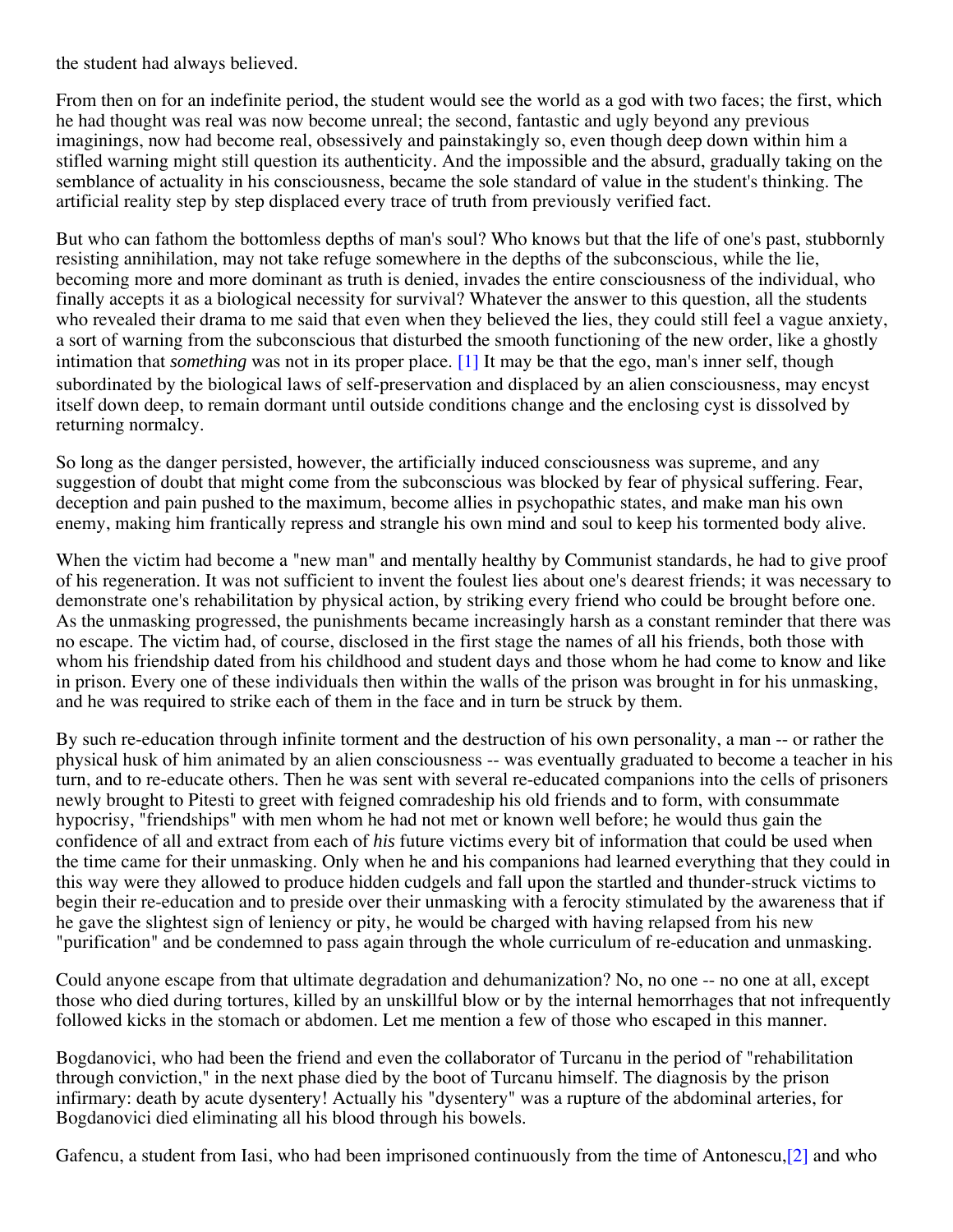the student had always believed.

From then on for an indefinite period, the student would see the world as a god with two faces; the first, which he had thought was real was now become unreal; the second, fantastic and ugly beyond any previous imaginings, now had become real, obsessively and painstakingly so, even though deep down within him a stifled warning might still question its authenticity. And the impossible and the absurd, gradually taking on the semblance of actuality in his consciousness, became the sole standard of value in the student's thinking. The artificial reality step by step displaced every trace of truth from previously verified fact.

But who can fathom the bottomless depths of man's soul? Who knows but that the life of one's past, stubbornly resisting annihilation, may not take refuge somewhere in the depths of the subconscious, while the lie, becoming more and more dominant as truth is denied, invades the entire consciousness of the individual, who finally accepts it as a biological necessity for survival? Whatever the answer to this question, all the students who revealed their drama to me said that even when they believed the lies, they could still feel a vague anxiety, a sort of warning from the subconscious that disturbed the smooth functioning of the new order, like a ghostly intimation that *something* was not in its proper place. [1] It may be that the ego, man's inner self, though subordinated by the biological laws of self-preservation and displaced by an alien consciousness, may encyst itself down deep, to remain dormant until outside conditions change and the enclosing cyst is dissolved by returning normalcy.

So long as the danger persisted, however, the artificially induced consciousness was supreme, and any suggestion of doubt that might come from the subconscious was blocked by fear of physical suffering. Fear, deception and pain pushed to the maximum, become allies in psychopathic states, and make man his own enemy, making him frantically repress and strangle his own mind and soul to keep his tormented body alive.

When the victim had become a "new man" and mentally healthy by Communist standards, he had to give proof of his regeneration. It was not sufficient to invent the foulest lies about one's dearest friends; it was necessary to demonstrate one's rehabilitation by physical action, by striking every friend who could be brought before one. As the unmasking progressed, the punishments became increasingly harsh as a constant reminder that there was no escape. The victim had, of course, disclosed in the first stage the names of all his friends, both those with whom his friendship dated from his childhood and student days and those whom he had come to know and like in prison. Every one of these individuals then within the walls of the prison was brought in for his unmasking, and he was required to strike each of them in the face and in turn be struck by them.

By such re-education through infinite torment and the destruction of his own personality, a man -- or rather the physical husk of him animated by an alien consciousness -- was eventually graduated to become a teacher in his turn, and to re-educate others. Then he was sent with several re-educated companions into the cells of prisoners newly brought to Pitesti to greet with feigned comradeship his old friends and to form, with consummate hypocrisy, "friendships" with men whom he had not met or known well before; he would thus gain the confidence of all and extract from each of *his* future victims every bit of information that could be used when the time came for their unmasking. Only when he and his companions had learned everything that they could in this way were they allowed to produce hidden cudgels and fall upon the startled and thunder-struck victims to begin their re-education and to preside over their unmasking with a ferocity stimulated by the awareness that if he gave the slightest sign of leniency or pity, he would be charged with having relapsed from his new "purification" and be condemned to pass again through the whole curriculum of re-education and unmasking.

Could anyone escape from that ultimate degradation and dehumanization? No, no one -- no one at all, except those who died during tortures, killed by an unskillful blow or by the internal hemorrhages that not infrequently followed kicks in the stomach or abdomen. Let me mention a few of those who escaped in this manner.

Bogdanovici, who had been the friend and even the collaborator of Turcanu in the period of "rehabilitation through conviction," in the next phase died by the boot of Turcanu himself. The diagnosis by the prison infirmary: death by acute dysentery! Actually his "dysentery" was a rupture of the abdominal arteries, for Bogdanovici died eliminating all his blood through his bowels.

Gafencu, a student from Iasi, who had been imprisoned continuously from the time of Antonescu,[2] and who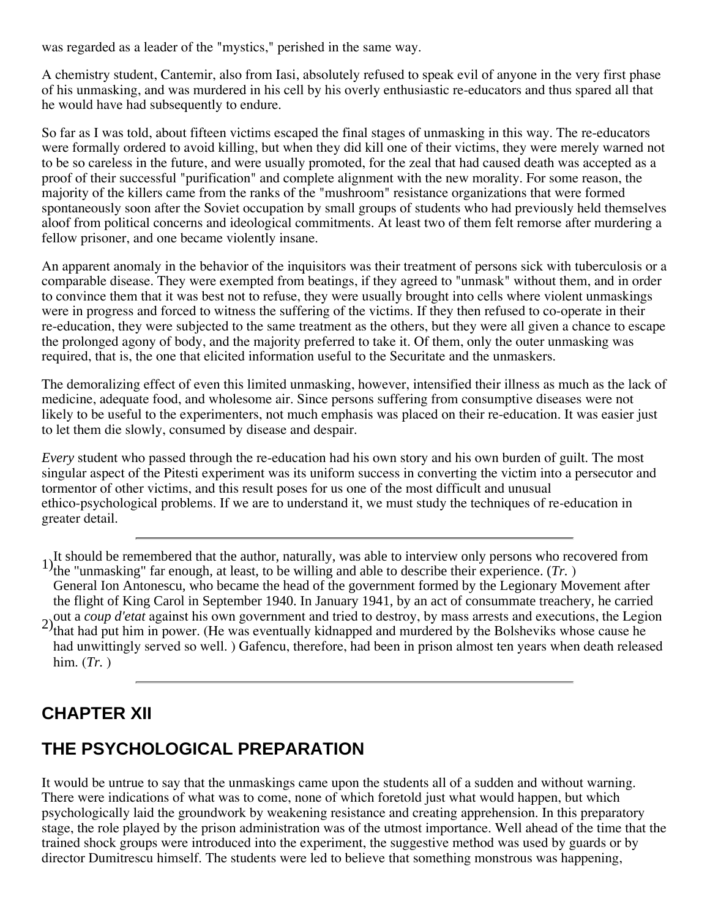was regarded as a leader of the "mystics," perished in the same way.

A chemistry student, Cantemir, also from Iasi, absolutely refused to speak evil of anyone in the very first phase of his unmasking, and was murdered in his cell by his overly enthusiastic re-educators and thus spared all that he would have had subsequently to endure.

So far as I was told, about fifteen victims escaped the final stages of unmasking in this way. The re-educators were formally ordered to avoid killing, but when they did kill one of their victims, they were merely warned not to be so careless in the future, and were usually promoted, for the zeal that had caused death was accepted as a proof of their successful "purification" and complete alignment with the new morality. For some reason, the majority of the killers came from the ranks of the "mushroom" resistance organizations that were formed spontaneously soon after the Soviet occupation by small groups of students who had previously held themselves aloof from political concerns and ideological commitments. At least two of them felt remorse after murdering a fellow prisoner, and one became violently insane.

An apparent anomaly in the behavior of the inquisitors was their treatment of persons sick with tuberculosis or a comparable disease. They were exempted from beatings, if they agreed to "unmask" without them, and in order to convince them that it was best not to refuse, they were usually brought into cells where violent unmaskings were in progress and forced to witness the suffering of the victims. If they then refused to co-operate in their re-education, they were subjected to the same treatment as the others, but they were all given a chance to escape the prolonged agony of body, and the majority preferred to take it. Of them, only the outer unmasking was required, that is, the one that elicited information useful to the Securitate and the unmaskers.

The demoralizing effect of even this limited unmasking, however, intensified their illness as much as the lack of medicine, adequate food, and wholesome air. Since persons suffering from consumptive diseases were not likely to be useful to the experimenters, not much emphasis was placed on their re-education. It was easier just to let them die slowly, consumed by disease and despair.

*Every* student who passed through the re-education had his own story and his own burden of guilt. The most singular aspect of the Pitesti experiment was its uniform success in converting the victim into a persecutor and tormentor of other victims, and this result poses for us one of the most difficult and unusual ethico-psychological problems. If we are to understand it, we must study the techniques of re-education in greater detail.

---

1) It should be remembered that the author, naturally, was able to interview only persons who recovered from the "unmasking" far enough, at least, to be willing and able to describe their experience. (*Tr.* )

2) General Ion Antonescu, who became the head of the government formed by the Legionary Movement after the flight of King Carol in September 1940. In January 1941, by an act of consummate treachery, he carried out a *coup d'etat* against his own government and tried to destroy, by mass arrests and executions, the Legion that had put him in power. (He was eventually kidnapped and murdered by the Bolsheviks whose cause he had unwittingly served so well. ) Gafencu, therefore, had been in prison almost ten years when death released him. (*Tr.* )

---

## CHAPTER XII

## THE PSYCHOLOGICAL PREPARATION

It would be untrue to say that the unmaskings came upon the students all of a sudden and without warning. There were indications of what was to come, none of which foretold just what would happen, but which psychologically laid the groundwork by weakening resistance and creating apprehension. In this preparatory stage, the role played by the prison administration was of the utmost importance. Well ahead of the time that the trained shock groups were introduced into the experiment, the suggestive method was used by guards or by director Dumitrescu himself. The students were led to believe that something monstrous was happening,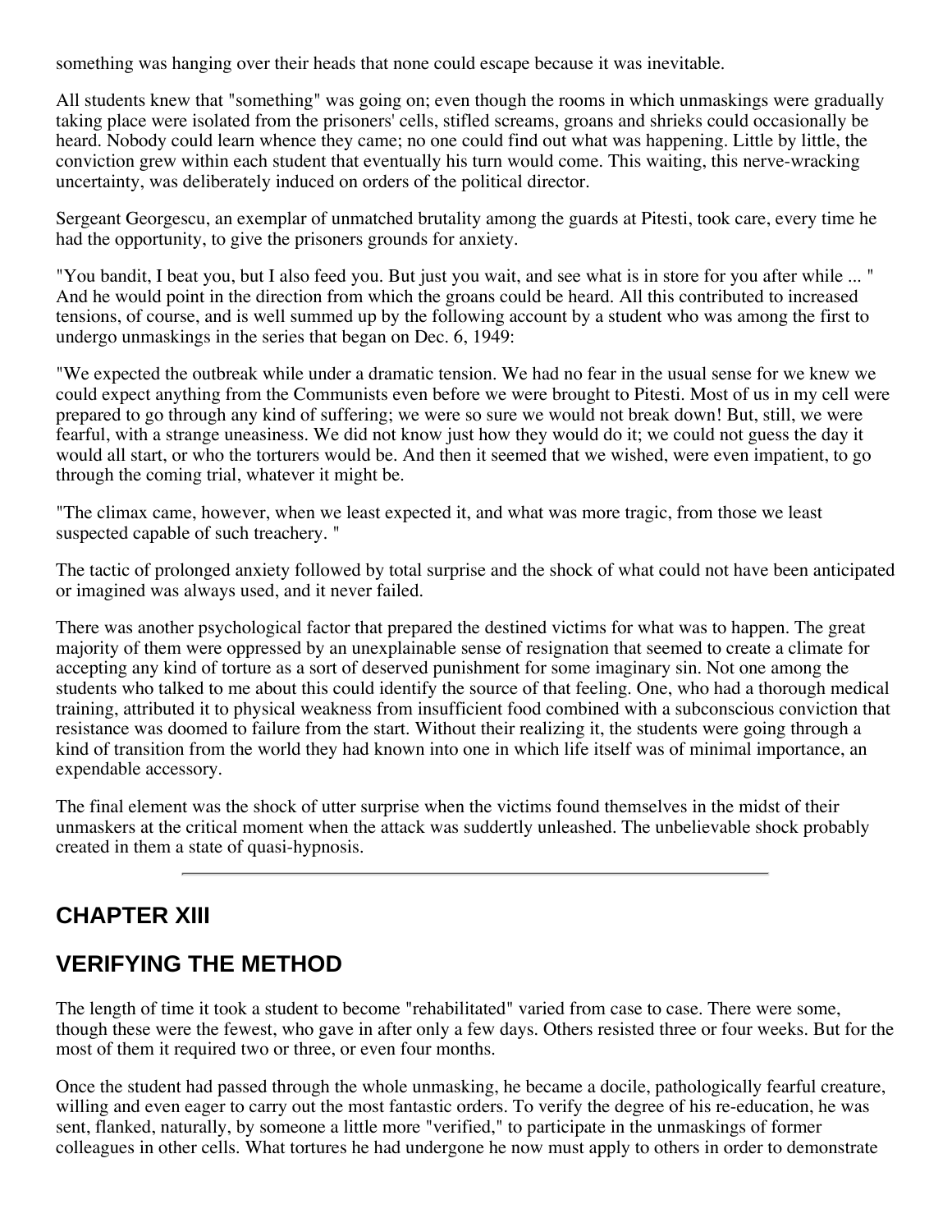something was hanging over their heads that none could escape because it was inevitable.

All students knew that "something" was going on; even though the rooms in which unmaskings were gradually taking place were isolated from the prisoners' cells, stifled screams, groans and shrieks could occasionally be heard. Nobody could learn whence they came; no one could find out what was happening. Little by little, the conviction grew within each student that eventually his turn would come. This waiting, this nerve-wracking uncertainty, was deliberately induced on orders of the political director.

Sergeant Georgescu, an exemplar of unmatched brutality among the guards at Pitesti, took care, every time he had the opportunity, to give the prisoners grounds for anxiety.

"You bandit, I beat you, but I also feed you. But just you wait, and see what is in store for you after while ... " And he would point in the direction from which the groans could be heard. All this contributed to increased tensions, of course, and is well summed up by the following account by a student who was among the first to undergo unmaskings in the series that began on Dec. 6, 1949:

"We expected the outbreak while under a dramatic tension. We had no fear in the usual sense for we knew we could expect anything from the Communists even before we were brought to Pitesti. Most of us in my cell were prepared to go through any kind of suffering; we were so sure we would not break down! But, still, we were fearful, with a strange uneasiness. We did not know just how they would do it; we could not guess the day it would all start, or who the torturers would be. And then it seemed that we wished, were even impatient, to go through the coming trial, whatever it might be.

"The climax came, however, when we least expected it, and what was more tragic, from those we least suspected capable of such treachery. "

The tactic of prolonged anxiety followed by total surprise and the shock of what could not have been anticipated or imagined was always used, and it never failed.

There was another psychological factor that prepared the destined victims for what was to happen. The great majority of them were oppressed by an unexplainable sense of resignation that seemed to create a climate for accepting any kind of torture as a sort of deserved punishment for some imaginary sin. Not one among the students who talked to me about this could identify the source of that feeling. One, who had a thorough medical training, attributed it to physical weakness from insufficient food combined with a subconscious conviction that resistance was doomed to failure from the start. Without their realizing it, the students were going through a kind of transition from the world they had known into one in which life itself was of minimal importance, an expendable accessory.

The final element was the shock of utter surprise when the victims found themselves in the midst of their unmaskers at the critical moment when the attack was suddertly unleashed. The unbelievable shock probably created in them a state of quasi-hypnosis.

---

## CHAPTER XIII

## VERIFYING THE METHOD

The length of time it took a student to become "rehabilitated" varied from case to case. There were some, though these were the fewest, who gave in after only a few days. Others resisted three or four weeks. But for the most of them it required two or three, or even four months.

Once the student had passed through the whole unmasking, he became a docile, pathologically fearful creature, willing and even eager to carry out the most fantastic orders. To verify the degree of his re-education, he was sent, flanked, naturally, by someone a little more "verified," to participate in the unmaskings of former colleagues in other cells. What tortures he had undergone he now must apply to others in order to demonstrate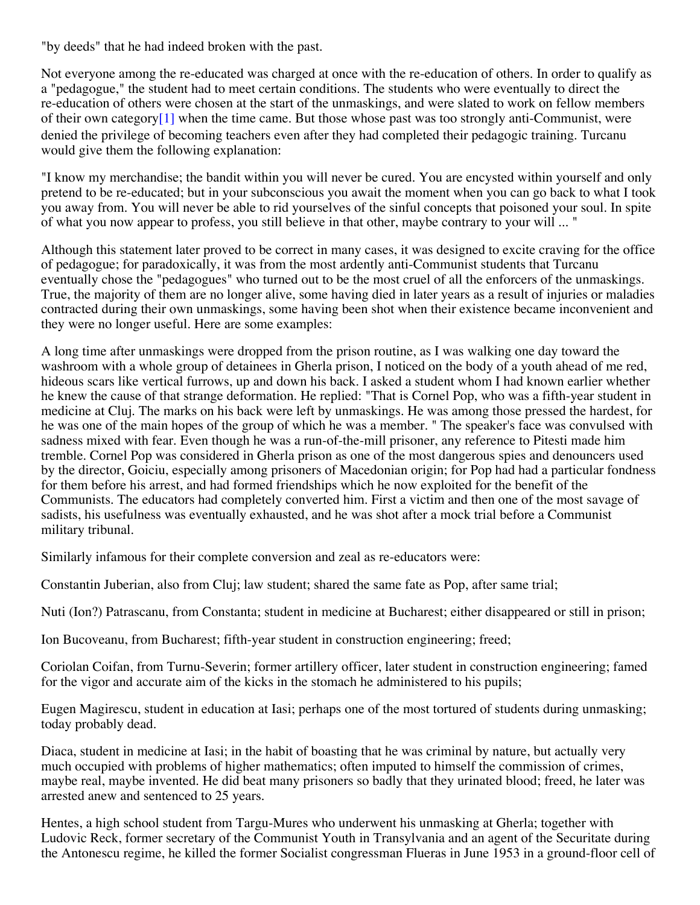"by deeds" that he had indeed broken with the past.

Not everyone among the re-educated was charged at once with the re-education of others. In order to qualify as a "pedagogue," the student had to meet certain conditions. The students who were eventually to direct the re-education of others were chosen at the start of the unmaskings, and were slated to work on fellow members of their own category[1] when the time came. But those whose past was too strongly anti-Communist, were denied the privilege of becoming teachers even after they had completed their pedagogic training. Turcanu would give them the following explanation:

"I know my merchandise; the bandit within you will never be cured. You are encysted within yourself and only pretend to be re-educated; but in your subconscious you await the moment when you can go back to what I took you away from. You will never be able to rid yourselves of the sinful concepts that poisoned your soul. In spite of what you now appear to profess, you still believe in that other, maybe contrary to your will ... "

Although this statement later proved to be correct in many cases, it was designed to excite craving for the office of pedagogue; for paradoxically, it was from the most ardently anti-Communist students that Turcanu eventually chose the "pedagogues" who turned out to be the most cruel of all the enforcers of the unmaskings. True, the majority of them are no longer alive, some having died in later years as a result of injuries or maladies contracted during their own unmaskings, some having been shot when their existence became inconvenient and they were no longer useful. Here are some examples:

A long time after unmaskings were dropped from the prison routine, as I was walking one day toward the washroom with a whole group of detainees in Gherla prison, I noticed on the body of a youth ahead of me red, hideous scars like vertical furrows, up and down his back. I asked a student whom I had known earlier whether he knew the cause of that strange deformation. He replied: "That is Cornel Pop, who was a fifth-year student in medicine at Cluj. The marks on his back were left by unmaskings. He was among those pressed the hardest, for he was one of the main hopes of the group of which he was a member. " The speaker's face was convulsed with sadness mixed with fear. Even though he was a run-of-the-mill prisoner, any reference to Pitesti made him tremble. Cornel Pop was considered in Gherla prison as one of the most dangerous spies and denouncers used by the director, Goiciu, especially among prisoners of Macedonian origin; for Pop had had a particular fondness for them before his arrest, and had formed friendships which he now exploited for the benefit of the Communists. The educators had completely converted him. First a victim and then one of the most savage of sadists, his usefulness was eventually exhausted, and he was shot after a mock trial before a Communist military tribunal.

Similarly infamous for their complete conversion and zeal as re-educators were:

Constantin Juberian, also from Cluj; law student; shared the same fate as Pop, after same trial;

Nuti (Ion?) Patrascanu, from Constanta; student in medicine at Bucharest; either disappeared or still in prison;

Ion Bucoveanu, from Bucharest; fifth-year student in construction engineering; freed;

Coriolan Coifan, from Turnu-Severin; former artillery officer, later student in construction engineering; famed for the vigor and accurate aim of the kicks in the stomach he administered to his pupils;

Eugen Magirescu, student in education at Iasi; perhaps one of the most tortured of students during unmasking; today probably dead.

Diaca, student in medicine at Iasi; in the habit of boasting that he was criminal by nature, but actually very much occupied with problems of higher mathematics; often imputed to himself the commission of crimes, maybe real, maybe invented. He did beat many prisoners so badly that they urinated blood; freed, he later was arrested anew and sentenced to 25 years.

Hentes, a high school student from Targu-Mures who underwent his unmasking at Gherla; together with Ludovic Reck, former secretary of the Communist Youth in Transylvania and an agent of the Securitate during the Antonescu regime, he killed the former Socialist congressman Flueras in June 1953 in a ground-floor cell of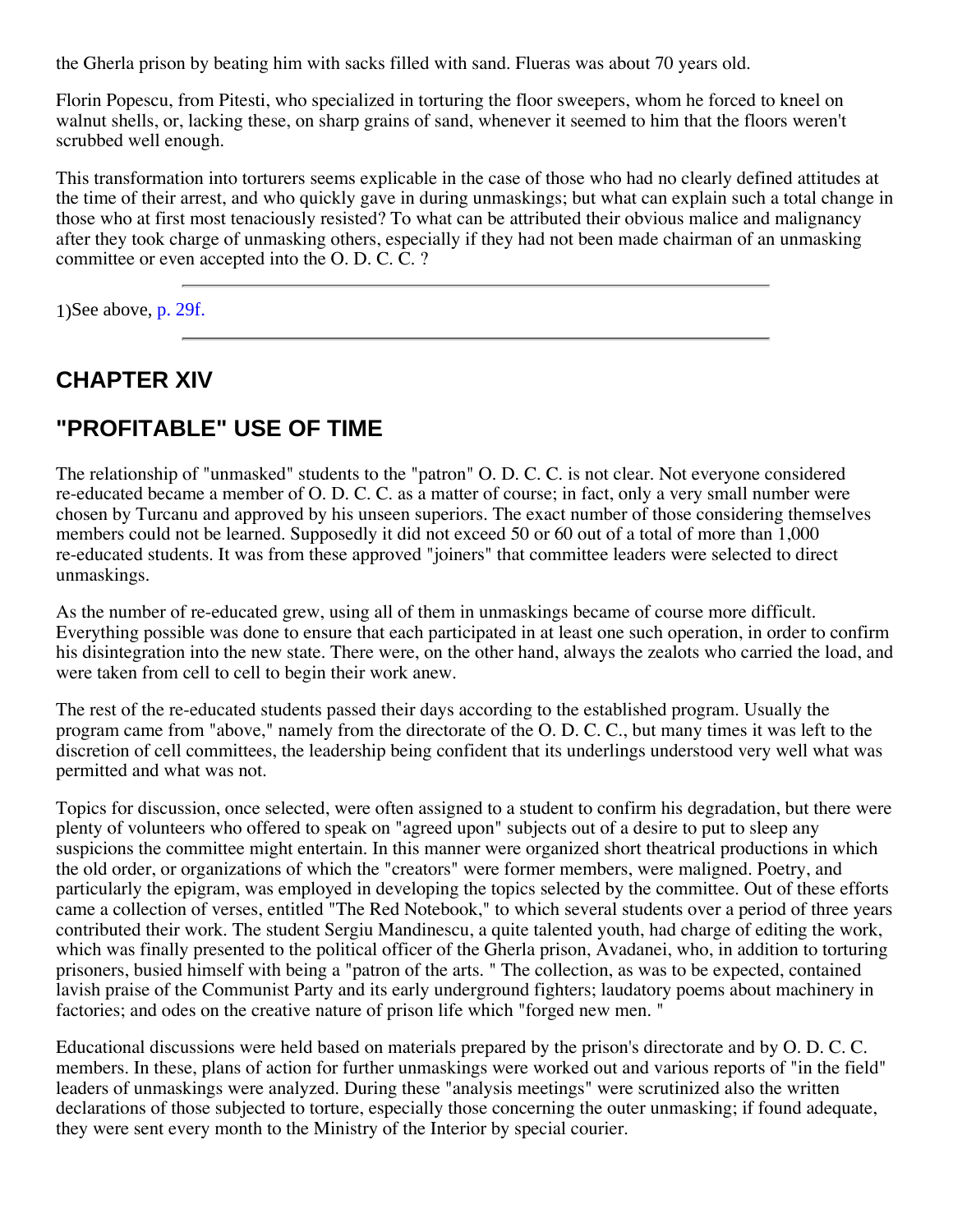the Gherla prison by beating him with sacks filled with sand. Flueras was about 70 years old.

Florin Popescu, from Pitesti, who specialized in torturing the floor sweepers, whom he forced to kneel on walnut shells, or, lacking these, on sharp grains of sand, whenever it seemed to him that the floors weren't scrubbed well enough.

This transformation into torturers seems explicable in the case of those who had no clearly defined attitudes at the time of their arrest, and who quickly gave in during unmaskings; but what can explain such a total change in those who at first most tenaciously resisted? To what can be attributed their obvious malice and malignancy after they took charge of unmasking others, especially if they had not been made chairman of an unmasking committee or even accepted into the O. D. C. C. ?

---

1)See above, p. 29f.

---

## CHAPTER XIV

## "PROFITABLE" USE OF TIME

The relationship of "unmasked" students to the "patron" O. D. C. C. is not clear. Not everyone considered re-educated became a member of O. D. C. C. as a matter of course; in fact, only a very small number were chosen by Turcanu and approved by his unseen superiors. The exact number of those considering themselves members could not be learned. Supposedly it did not exceed 50 or 60 out of a total of more than 1,000 re-educated students. It was from these approved "joiners" that committee leaders were selected to direct unmaskings.

As the number of re-educated grew, using all of them in unmaskings became of course more difficult. Everything possible was done to ensure that each participated in at least one such operation, in order to confirm his disintegration into the new state. There were, on the other hand, always the zealots who carried the load, and were taken from cell to cell to begin their work anew.

The rest of the re-educated students passed their days according to the established program. Usually the program came from "above," namely from the directorate of the O. D. C. C., but many times it was left to the discretion of cell committees, the leadership being confident that its underlings understood very well what was permitted and what was not.

Topics for discussion, once selected, were often assigned to a student to confirm his degradation, but there were plenty of volunteers who offered to speak on "agreed upon" subjects out of a desire to put to sleep any suspicions the committee might entertain. In this manner were organized short theatrical productions in which the old order, or organizations of which the "creators" were former members, were maligned. Poetry, and particularly the epigram, was employed in developing the topics selected by the committee. Out of these efforts came a collection of verses, entitled "The Red Notebook," to which several students over a period of three years contributed their work. The student Sergiu Mandinescu, a quite talented youth, had charge of editing the work, which was finally presented to the political officer of the Gherla prison, Avadanei, who, in addition to torturing prisoners, busied himself with being a "patron of the arts. " The collection, as was to be expected, contained lavish praise of the Communist Party and its early underground fighters; laudatory poems about machinery in factories; and odes on the creative nature of prison life which "forged new men. "

Educational discussions were held based on materials prepared by the prison's directorate and by O. D. C. C. members. In these, plans of action for further unmaskings were worked out and various reports of "in the field" leaders of unmaskings were analyzed. During these "analysis meetings" were scrutinized also the written declarations of those subjected to torture, especially those concerning the outer unmasking; if found adequate, they were sent every month to the Ministry of the Interior by special courier.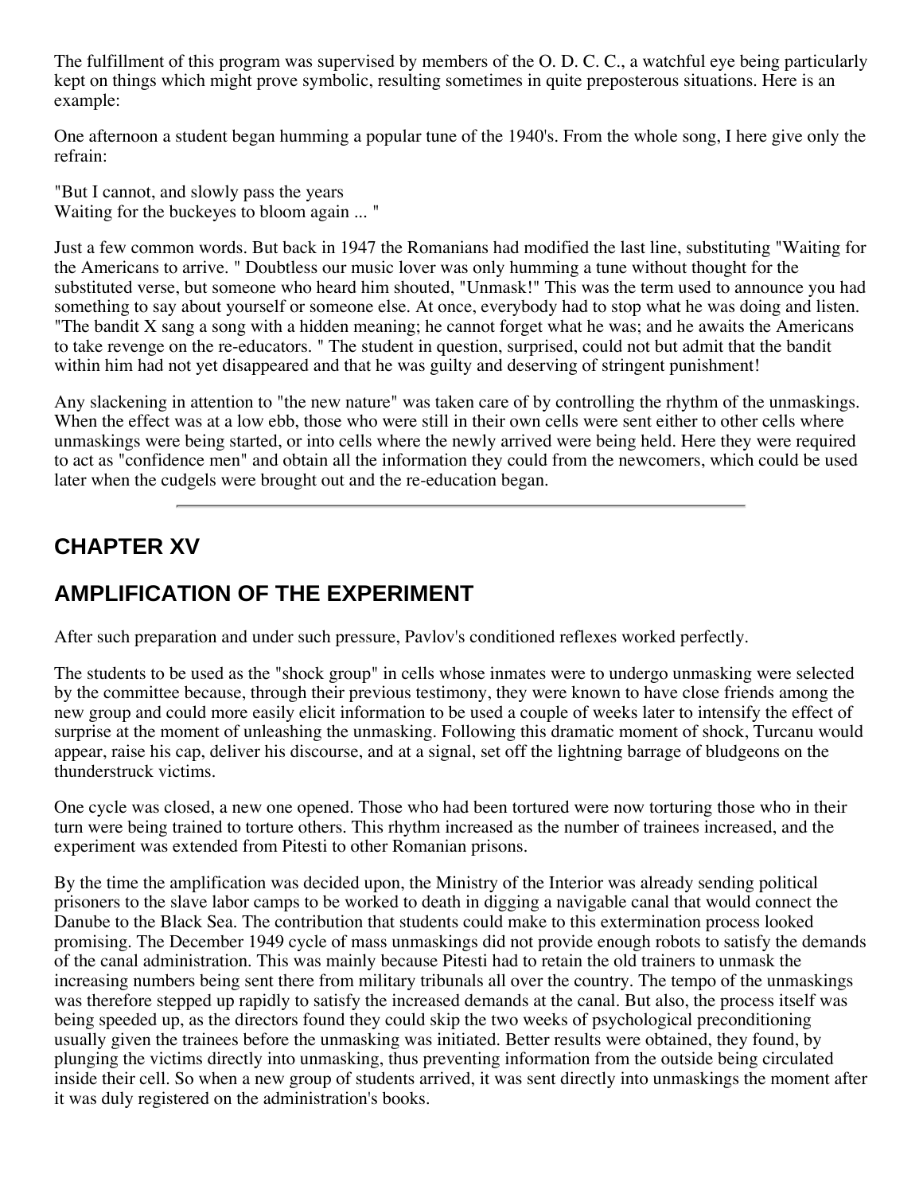The fulfillment of this program was supervised by members of the O. D. C. C., a watchful eye being particularly kept on things which might prove symbolic, resulting sometimes in quite preposterous situations. Here is an example:

One afternoon a student began humming a popular tune of the 1940's. From the whole song, I here give only the refrain:

"But I cannot, and slowly pass the years
Waiting for the buckeyes to bloom again ... "

Just a few common words. But back in 1947 the Romanians had modified the last line, substituting "Waiting for the Americans to arrive. " Doubtless our music lover was only humming a tune without thought for the substituted verse, but someone who heard him shouted, "Unmask!" This was the term used to announce you had something to say about yourself or someone else. At once, everybody had to stop what he was doing and listen. "The bandit X sang a song with a hidden meaning; he cannot forget what he was; and he awaits the Americans to take revenge on the re-educators. " The student in question, surprised, could not but admit that the bandit within him had not yet disappeared and that he was guilty and deserving of stringent punishment!

Any slackening in attention to "the new nature" was taken care of by controlling the rhythm of the unmaskings. When the effect was at a low ebb, those who were still in their own cells were sent either to other cells where unmaskings were being started, or into cells where the newly arrived were being held. Here they were required to act as "confidence men" and obtain all the information they could from the newcomers, which could be used later when the cudgels were brought out and the re-education began.

---

## CHAPTER XV

## AMPLIFICATION OF THE EXPERIMENT

After such preparation and under such pressure, Pavlov's conditioned reflexes worked perfectly.

The students to be used as the "shock group" in cells whose inmates were to undergo unmasking were selected by the committee because, through their previous testimony, they were known to have close friends among the new group and could more easily elicit information to be used a couple of weeks later to intensify the effect of surprise at the moment of unleashing the unmasking. Following this dramatic moment of shock, Turcanu would appear, raise his cap, deliver his discourse, and at a signal, set off the lightning barrage of bludgeons on the thunderstruck victims.

One cycle was closed, a new one opened. Those who had been tortured were now torturing those who in their turn were being trained to torture others. This rhythm increased as the number of trainees increased, and the experiment was extended from Pitesti to other Romanian prisons.

By the time the amplification was decided upon, the Ministry of the Interior was already sending political prisoners to the slave labor camps to be worked to death in digging a navigable canal that would connect the Danube to the Black Sea. The contribution that students could make to this extermination process looked promising. The December 1949 cycle of mass unmaskings did not provide enough robots to satisfy the demands of the canal administration. This was mainly because Pitesti had to retain the old trainers to unmask the increasing numbers being sent there from military tribunals all over the country. The tempo of the unmaskings was therefore stepped up rapidly to satisfy the increased demands at the canal. But also, the process itself was being speeded up, as the directors found they could skip the two weeks of psychological preconditioning usually given the trainees before the unmasking was initiated. Better results were obtained, they found, by plunging the victims directly into unmasking, thus preventing information from the outside being circulated inside their cell. So when a new group of students arrived, it was sent directly into unmaskings the moment after it was duly registered on the administration's books.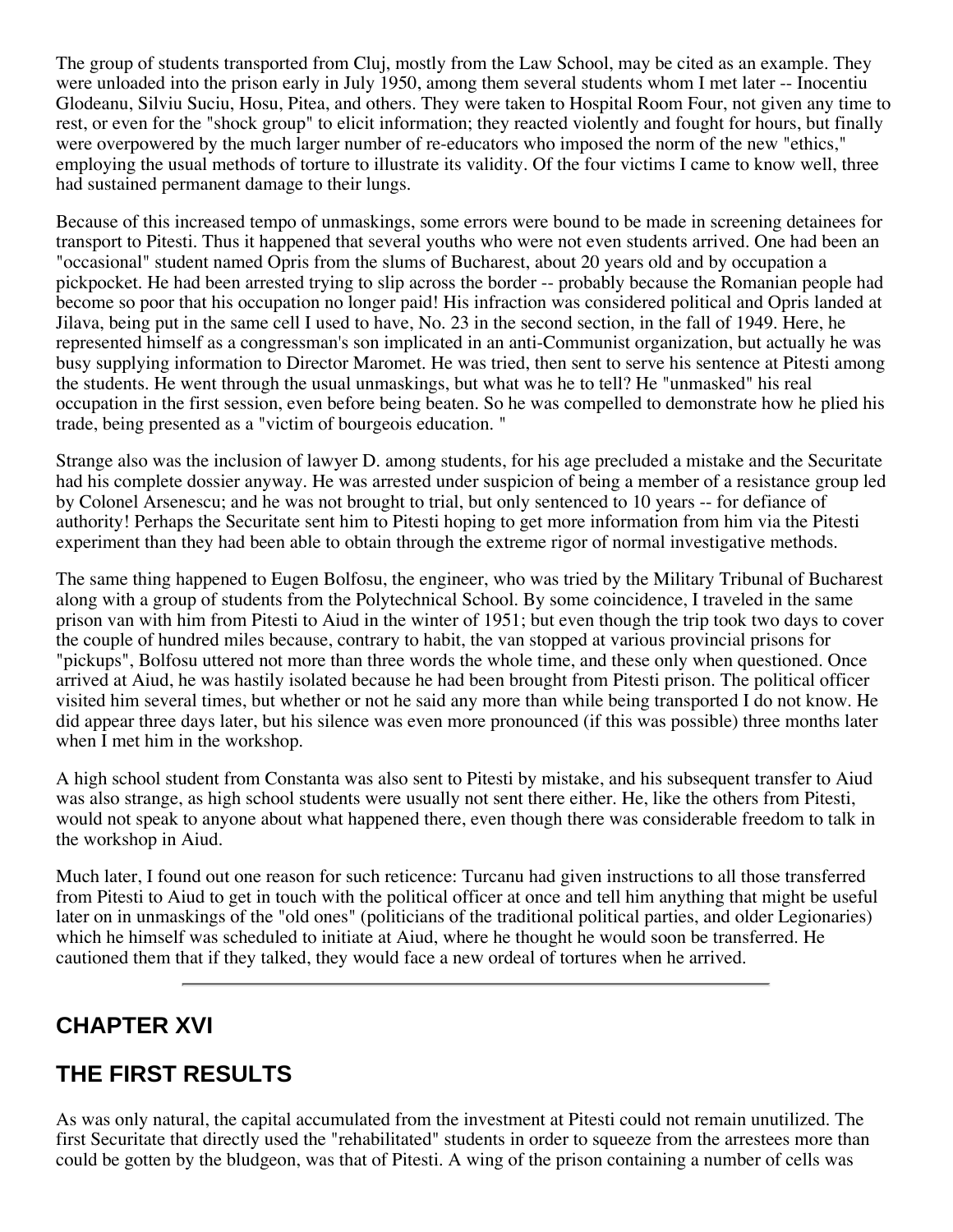The group of students transported from Cluj, mostly from the Law School, may be cited as an example. They were unloaded into the prison early in July 1950, among them several students whom I met later -- Inocentiu Glodeanu, Silviu Suciu, Hosu, Pitea, and others. They were taken to Hospital Room Four, not given any time to rest, or even for the "shock group" to elicit information; they reacted violently and fought for hours, but finally were overpowered by the much larger number of re-educators who imposed the norm of the new "ethics," employing the usual methods of torture to illustrate its validity. Of the four victims I came to know well, three had sustained permanent damage to their lungs.

Because of this increased tempo of unmaskings, some errors were bound to be made in screening detainees for transport to Pitesti. Thus it happened that several youths who were not even students arrived. One had been an "occasional" student named Opris from the slums of Bucharest, about 20 years old and by occupation a pickpocket. He had been arrested trying to slip across the border -- probably because the Romanian people had become so poor that his occupation no longer paid! His infraction was considered political and Opris landed at Jilava, being put in the same cell I used to have, No. 23 in the second section, in the fall of 1949. Here, he represented himself as a congressman's son implicated in an anti-Communist organization, but actually he was busy supplying information to Director Maromet. He was tried, then sent to serve his sentence at Pitesti among the students. He went through the usual unmaskings, but what was he to tell? He "unmasked" his real occupation in the first session, even before being beaten. So he was compelled to demonstrate how he plied his trade, being presented as a "victim of bourgeois education. "

Strange also was the inclusion of lawyer D. among students, for his age precluded a mistake and the Securitate had his complete dossier anyway. He was arrested under suspicion of being a member of a resistance group led by Colonel Arsenescu; and he was not brought to trial, but only sentenced to 10 years -- for defiance of authority! Perhaps the Securitate sent him to Pitesti hoping to get more information from him via the Pitesti experiment than they had been able to obtain through the extreme rigor of normal investigative methods.

The same thing happened to Eugen Bolfosu, the engineer, who was tried by the Military Tribunal of Bucharest along with a group of students from the Polytechnical School. By some coincidence, I traveled in the same prison van with him from Pitesti to Aiud in the winter of 1951; but even though the trip took two days to cover the couple of hundred miles because, contrary to habit, the van stopped at various provincial prisons for "pickups", Bolfosu uttered not more than three words the whole time, and these only when questioned. Once arrived at Aiud, he was hastily isolated because he had been brought from Pitesti prison. The political officer visited him several times, but whether or not he said any more than while being transported I do not know. He did appear three days later, but his silence was even more pronounced (if this was possible) three months later when I met him in the workshop.

A high school student from Constanta was also sent to Pitesti by mistake, and his subsequent transfer to Aiud was also strange, as high school students were usually not sent there either. He, like the others from Pitesti, would not speak to anyone about what happened there, even though there was considerable freedom to talk in the workshop in Aiud.

Much later, I found out one reason for such reticence: Turcanu had given instructions to all those transferred from Pitesti to Aiud to get in touch with the political officer at once and tell him anything that might be useful later on in unmaskings of the "old ones" (politicians of the traditional political parties, and older Legionaries) which he himself was scheduled to initiate at Aiud, where he thought he would soon be transferred. He cautioned them that if they talked, they would face a new ordeal of tortures when he arrived.

---

## CHAPTER XVI

## THE FIRST RESULTS

As was only natural, the capital accumulated from the investment at Pitesti could not remain unutilized. The first Securitate that directly used the "rehabilitated" students in order to squeeze from the arrestees more than could be gotten by the bludgeon, was that of Pitesti. A wing of the prison containing a number of cells was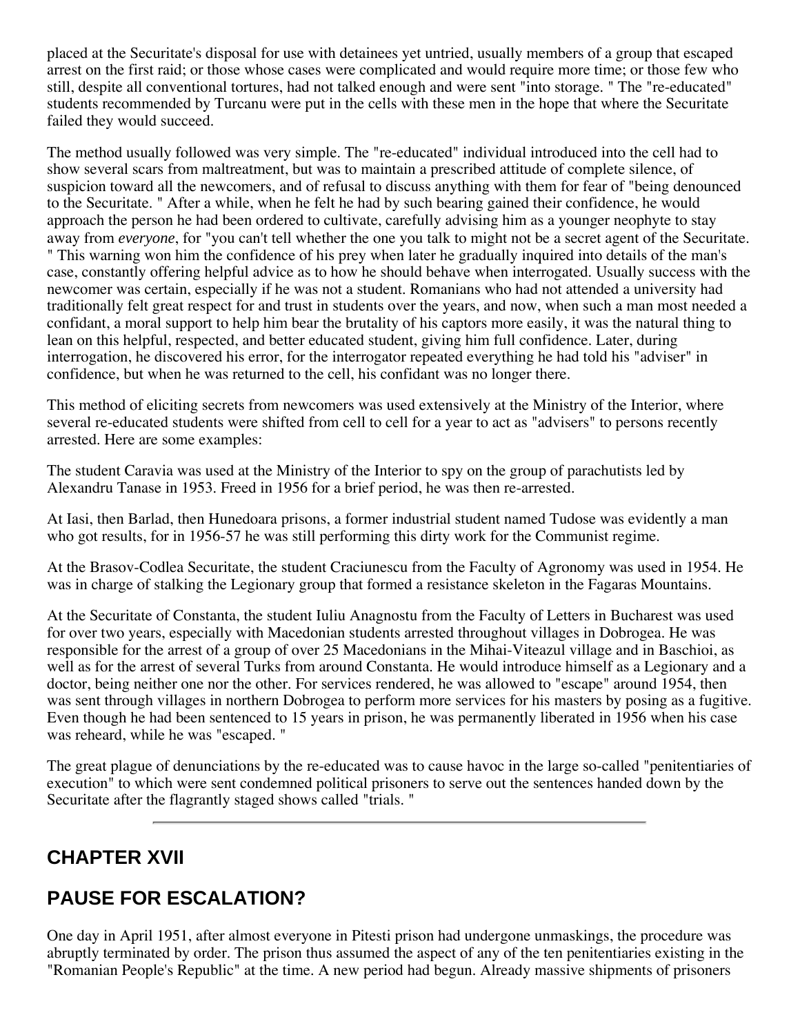placed at the Securitate's disposal for use with detainees yet untried, usually members of a group that escaped arrest on the first raid; or those whose cases were complicated and would require more time; or those few who still, despite all conventional tortures, had not talked enough and were sent "into storage. " The "re-educated" students recommended by Turcanu were put in the cells with these men in the hope that where the Securitate failed they would succeed.

The method usually followed was very simple. The "re-educated" individual introduced into the cell had to show several scars from maltreatment, but was to maintain a prescribed attitude of complete silence, of suspicion toward all the newcomers, and of refusal to discuss anything with them for fear of "being denounced to the Securitate. " After a while, when he felt he had by such bearing gained their confidence, he would approach the person he had been ordered to cultivate, carefully advising him as a younger neophyte to stay away from *everyone*, for "you can't tell whether the one you talk to might not be a secret agent of the Securitate. " This warning won him the confidence of his prey when later he gradually inquired into details of the man's case, constantly offering helpful advice as to how he should behave when interrogated. Usually success with the newcomer was certain, especially if he was not a student. Romanians who had not attended a university had traditionally felt great respect for and trust in students over the years, and now, when such a man most needed a confidant, a moral support to help him bear the brutality of his captors more easily, it was the natural thing to lean on this helpful, respected, and better educated student, giving him full confidence. Later, during interrogation, he discovered his error, for the interrogator repeated everything he had told his "adviser" in confidence, but when he was returned to the cell, his confidant was no longer there.

This method of eliciting secrets from newcomers was used extensively at the Ministry of the Interior, where several re-educated students were shifted from cell to cell for a year to act as "advisers" to persons recently arrested. Here are some examples:

The student Caravia was used at the Ministry of the Interior to spy on the group of parachutists led by Alexandru Tanase in 1953. Freed in 1956 for a brief period, he was then re-arrested.

At Iasi, then Barlad, then Hunedoara prisons, a former industrial student named Tudose was evidently a man who got results, for in 1956-57 he was still performing this dirty work for the Communist regime.

At the Brasov-Codlea Securitate, the student Craciunescu from the Faculty of Agronomy was used in 1954. He was in charge of stalking the Legionary group that formed a resistance skeleton in the Fagaras Mountains.

At the Securitate of Constanta, the student Iuliu Anagnostu from the Faculty of Letters in Bucharest was used for over two years, especially with Macedonian students arrested throughout villages in Dobrogea. He was responsible for the arrest of a group of over 25 Macedonians in the Mihai-Viteazul village and in Baschioi, as well as for the arrest of several Turks from around Constanta. He would introduce himself as a Legionary and a doctor, being neither one nor the other. For services rendered, he was allowed to "escape" around 1954, then was sent through villages in northern Dobrogea to perform more services for his masters by posing as a fugitive. Even though he had been sentenced to 15 years in prison, he was permanently liberated in 1956 when his case was reheard, while he was "escaped. "

The great plague of denunciations by the re-educated was to cause havoc in the large so-called "penitentiaries of execution" to which were sent condemned political prisoners to serve out the sentences handed down by the Securitate after the flagrantly staged shows called "trials. "

---

## CHAPTER XVII

## PAUSE FOR ESCALATION?

One day in April 1951, after almost everyone in Pitesti prison had undergone unmaskings, the procedure was abruptly terminated by order. The prison thus assumed the aspect of any of the ten penitentiaries existing in the "Romanian People's Republic" at the time. A new period had begun. Already massive shipments of prisoners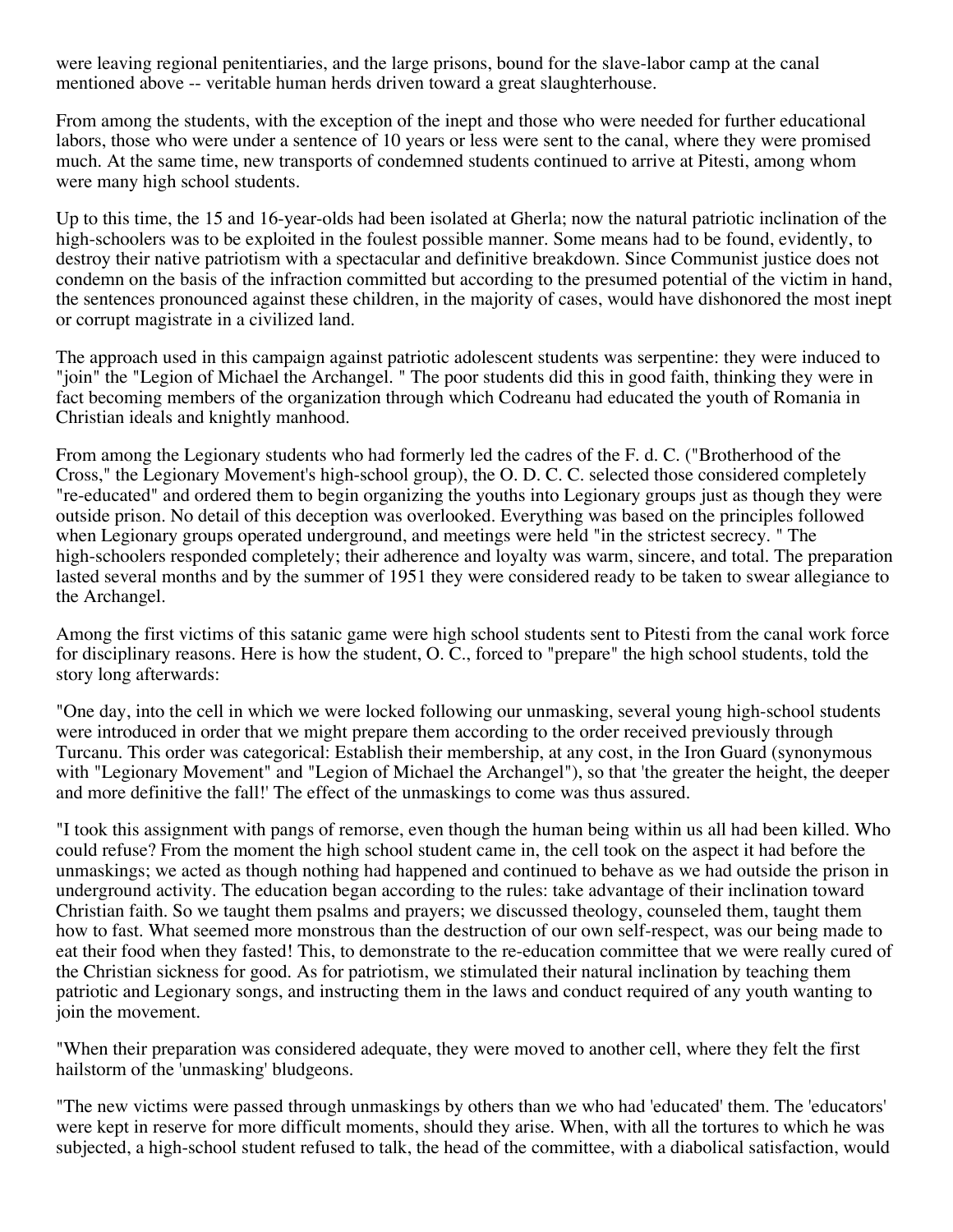were leaving regional penitentiaries, and the large prisons, bound for the slave-labor camp at the canal mentioned above -- veritable human herds driven toward a great slaughterhouse.

From among the students, with the exception of the inept and those who were needed for further educational labors, those who were under a sentence of 10 years or less were sent to the canal, where they were promised much. At the same time, new transports of condemned students continued to arrive at Pitesti, among whom were many high school students.

Up to this time, the 15 and 16-year-olds had been isolated at Gherla; now the natural patriotic inclination of the high-schoolers was to be exploited in the foulest possible manner. Some means had to be found, evidently, to destroy their native patriotism with a spectacular and definitive breakdown. Since Communist justice does not condemn on the basis of the infraction committed but according to the presumed potential of the victim in hand, the sentences pronounced against these children, in the majority of cases, would have dishonored the most inept or corrupt magistrate in a civilized land.

The approach used in this campaign against patriotic adolescent students was serpentine: they were induced to "join" the "Legion of Michael the Archangel. " The poor students did this in good faith, thinking they were in fact becoming members of the organization through which Codreanu had educated the youth of Romania in Christian ideals and knightly manhood.

From among the Legionary students who had formerly led the cadres of the F. d. C. ("Brotherhood of the Cross," the Legionary Movement's high-school group), the O. D. C. C. selected those considered completely "re-educated" and ordered them to begin organizing the youths into Legionary groups just as though they were outside prison. No detail of this deception was overlooked. Everything was based on the principles followed when Legionary groups operated underground, and meetings were held "in the strictest secrecy. " The high-schoolers responded completely; their adherence and loyalty was warm, sincere, and total. The preparation lasted several months and by the summer of 1951 they were considered ready to be taken to swear allegiance to the Archangel.

Among the first victims of this satanic game were high school students sent to Pitesti from the canal work force for disciplinary reasons. Here is how the student, O. C., forced to "prepare" the high school students, told the story long afterwards:

"One day, into the cell in which we were locked following our unmasking, several young high-school students were introduced in order that we might prepare them according to the order received previously through Turcanu. This order was categorical: Establish their membership, at any cost, in the Iron Guard (synonymous with "Legionary Movement" and "Legion of Michael the Archangel"), so that 'the greater the height, the deeper and more definitive the fall!' The effect of the unmaskings to come was thus assured.

"I took this assignment with pangs of remorse, even though the human being within us all had been killed. Who could refuse? From the moment the high school student came in, the cell took on the aspect it had before the unmaskings; we acted as though nothing had happened and continued to behave as we had outside the prison in underground activity. The education began according to the rules: take advantage of their inclination toward Christian faith. So we taught them psalms and prayers; we discussed theology, counseled them, taught them how to fast. What seemed more monstrous than the destruction of our own self-respect, was our being made to eat their food when they fasted! This, to demonstrate to the re-education committee that we were really cured of the Christian sickness for good. As for patriotism, we stimulated their natural inclination by teaching them patriotic and Legionary songs, and instructing them in the laws and conduct required of any youth wanting to join the movement.

"When their preparation was considered adequate, they were moved to another cell, where they felt the first hailstorm of the 'unmasking' bludgeons.

"The new victims were passed through unmaskings by others than we who had 'educated' them. The 'educators' were kept in reserve for more difficult moments, should they arise. When, with all the tortures to which he was subjected, a high-school student refused to talk, the head of the committee, with a diabolical satisfaction, would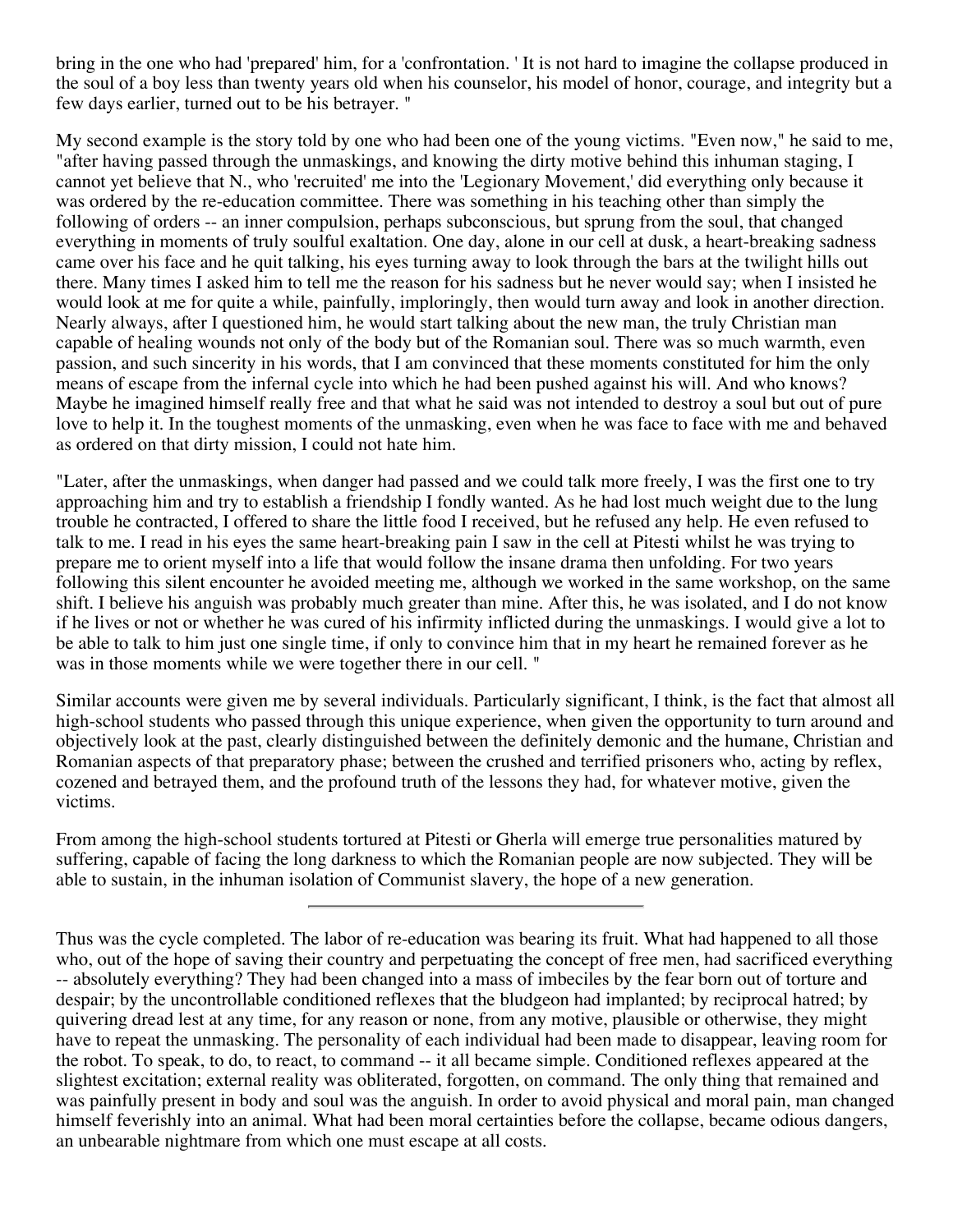bring in the one who had 'prepared' him, for a 'confrontation. ' It is not hard to imagine the collapse produced in the soul of a boy less than twenty years old when his counselor, his model of honor, courage, and integrity but a few days earlier, turned out to be his betrayer. "

My second example is the story told by one who had been one of the young victims. "Even now," he said to me, "after having passed through the unmaskings, and knowing the dirty motive behind this inhuman staging, I cannot yet believe that N., who 'recruited' me into the 'Legionary Movement,' did everything only because it was ordered by the re-education committee. There was something in his teaching other than simply the following of orders -- an inner compulsion, perhaps subconscious, but sprung from the soul, that changed everything in moments of truly soulful exaltation. One day, alone in our cell at dusk, a heart-breaking sadness came over his face and he quit talking, his eyes turning away to look through the bars at the twilight hills out there. Many times I asked him to tell me the reason for his sadness but he never would say; when I insisted he would look at me for quite a while, painfully, imploringly, then would turn away and look in another direction. Nearly always, after I questioned him, he would start talking about the new man, the truly Christian man capable of healing wounds not only of the body but of the Romanian soul. There was so much warmth, even passion, and such sincerity in his words, that I am convinced that these moments constituted for him the only means of escape from the infernal cycle into which he had been pushed against his will. And who knows? Maybe he imagined himself really free and that what he said was not intended to destroy a soul but out of pure love to help it. In the toughest moments of the unmasking, even when he was face to face with me and behaved as ordered on that dirty mission, I could not hate him.

"Later, after the unmaskings, when danger had passed and we could talk more freely, I was the first one to try approaching him and try to establish a friendship I fondly wanted. As he had lost much weight due to the lung trouble he contracted, I offered to share the little food I received, but he refused any help. He even refused to talk to me. I read in his eyes the same heart-breaking pain I saw in the cell at Pitesti whilst he was trying to prepare me to orient myself into a life that would follow the insane drama then unfolding. For two years following this silent encounter he avoided meeting me, although we worked in the same workshop, on the same shift. I believe his anguish was probably much greater than mine. After this, he was isolated, and I do not know if he lives or not or whether he was cured of his infirmity inflicted during the unmaskings. I would give a lot to be able to talk to him just one single time, if only to convince him that in my heart he remained forever as he was in those moments while we were together there in our cell. "

Similar accounts were given me by several individuals. Particularly significant, I think, is the fact that almost all high-school students who passed through this unique experience, when given the opportunity to turn around and objectively look at the past, clearly distinguished between the definitely demonic and the humane, Christian and Romanian aspects of that preparatory phase; between the crushed and terrified prisoners who, acting by reflex, cozened and betrayed them, and the profound truth of the lessons they had, for whatever motive, given the victims.

From among the high-school students tortured at Pitesti or Gherla will emerge true personalities matured by suffering, capable of facing the long darkness to which the Romanian people are now subjected. They will be able to sustain, in the inhuman isolation of Communist slavery, the hope of a new generation.

---

Thus was the cycle completed. The labor of re-education was bearing its fruit. What had happened to all those who, out of the hope of saving their country and perpetuating the concept of free men, had sacrificed everything -- absolutely everything? They had been changed into a mass of imbeciles by the fear born out of torture and despair; by the uncontrollable conditioned reflexes that the bludgeon had implanted; by reciprocal hatred; by quivering dread lest at any time, for any reason or none, from any motive, plausible or otherwise, they might have to repeat the unmasking. The personality of each individual had been made to disappear, leaving room for the robot. To speak, to do, to react, to command -- it all became simple. Conditioned reflexes appeared at the slightest excitation; external reality was obliterated, forgotten, on command. The only thing that remained and was painfully present in body and soul was the anguish. In order to avoid physical and moral pain, man changed himself feverishly into an animal. What had been moral certainties before the collapse, became odious dangers, an unbearable nightmare from which one must escape at all costs.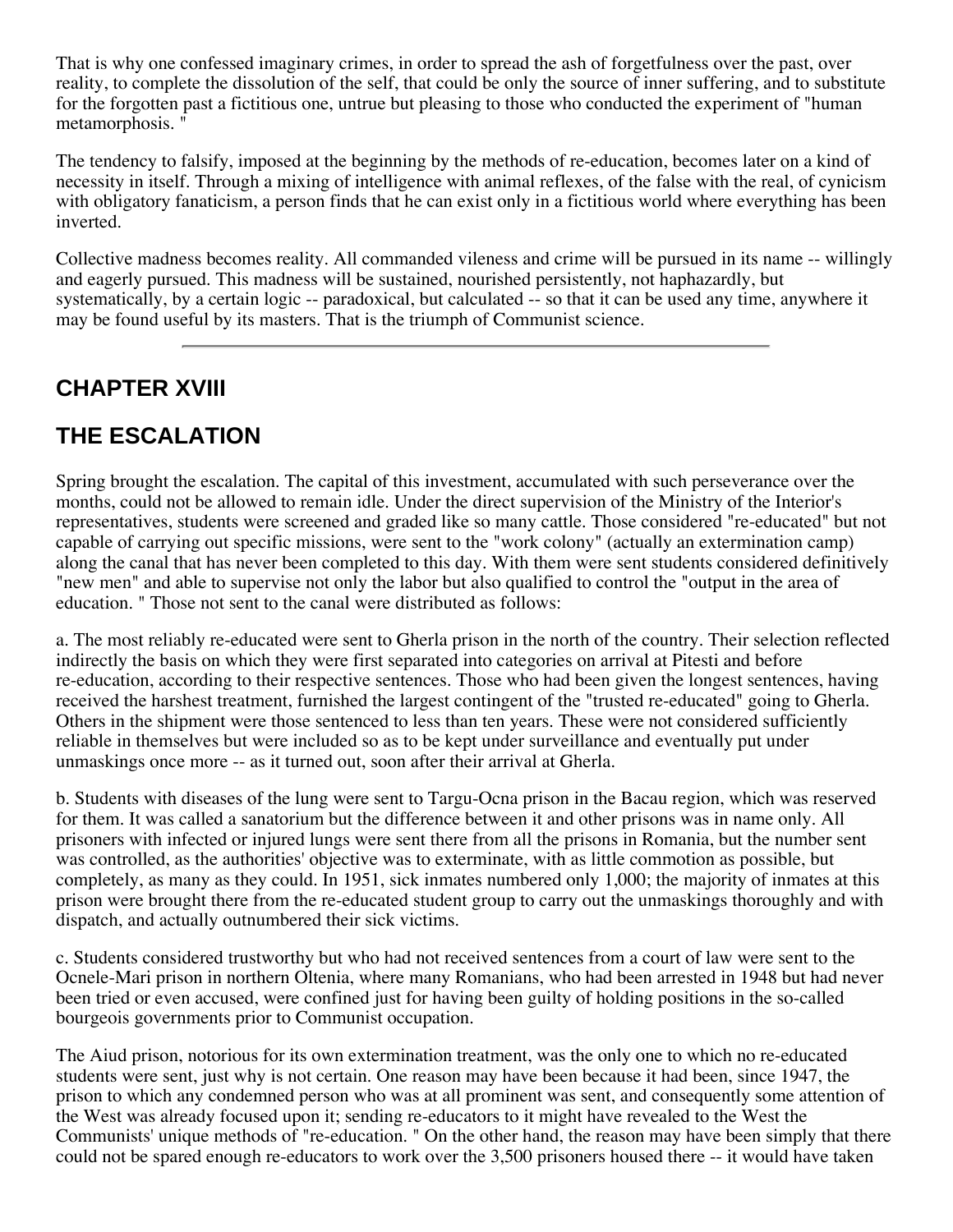That is why one confessed imaginary crimes, in order to spread the ash of forgetfulness over the past, over reality, to complete the dissolution of the self, that could be only the source of inner suffering, and to substitute for the forgotten past a fictitious one, untrue but pleasing to those who conducted the experiment of "human metamorphosis. "

The tendency to falsify, imposed at the beginning by the methods of re-education, becomes later on a kind of necessity in itself. Through a mixing of intelligence with animal reflexes, of the false with the real, of cynicism with obligatory fanaticism, a person finds that he can exist only in a fictitious world where everything has been inverted.

Collective madness becomes reality. All commanded vileness and crime will be pursued in its name -- willingly and eagerly pursued. This madness will be sustained, nourished persistently, not haphazardly, but systematically, by a certain logic -- paradoxical, but calculated -- so that it can be used any time, anywhere it may be found useful by its masters. That is the triumph of Communist science.

---

## CHAPTER XVIII

## THE ESCALATION

Spring brought the escalation. The capital of this investment, accumulated with such perseverance over the months, could not be allowed to remain idle. Under the direct supervision of the Ministry of the Interior's representatives, students were screened and graded like so many cattle. Those considered "re-educated" but not capable of carrying out specific missions, were sent to the "work colony" (actually an extermination camp) along the canal that has never been completed to this day. With them were sent students considered definitively "new men" and able to supervise not only the labor but also qualified to control the "output in the area of education. " Those not sent to the canal were distributed as follows:

a. The most reliably re-educated were sent to Gherla prison in the north of the country. Their selection reflected indirectly the basis on which they were first separated into categories on arrival at Pitesti and before re-education, according to their respective sentences. Those who had been given the longest sentences, having received the harshest treatment, furnished the largest contingent of the "trusted re-educated" going to Gherla. Others in the shipment were those sentenced to less than ten years. These were not considered sufficiently reliable in themselves but were included so as to be kept under surveillance and eventually put under unmaskings once more -- as it turned out, soon after their arrival at Gherla.

b. Students with diseases of the lung were sent to Targu-Ocna prison in the Bacau region, which was reserved for them. It was called a sanatorium but the difference between it and other prisons was in name only. All prisoners with infected or injured lungs were sent there from all the prisons in Romania, but the number sent was controlled, as the authorities' objective was to exterminate, with as little commotion as possible, but completely, as many as they could. In 1951, sick inmates numbered only 1,000; the majority of inmates at this prison were brought there from the re-educated student group to carry out the unmaskings thoroughly and with dispatch, and actually outnumbered their sick victims.

c. Students considered trustworthy but who had not received sentences from a court of law were sent to the Ocnele-Mari prison in northern Oltenia, where many Romanians, who had been arrested in 1948 but had never been tried or even accused, were confined just for having been guilty of holding positions in the so-called bourgeois governments prior to Communist occupation.

The Aiud prison, notorious for its own extermination treatment, was the only one to which no re-educated students were sent, just why is not certain. One reason may have been because it had been, since 1947, the prison to which any condemned person who was at all prominent was sent, and consequently some attention of the West was already focused upon it; sending re-educators to it might have revealed to the West the Communists' unique methods of "re-education. " On the other hand, the reason may have been simply that there could not be spared enough re-educators to work over the 3,500 prisoners housed there -- it would have taken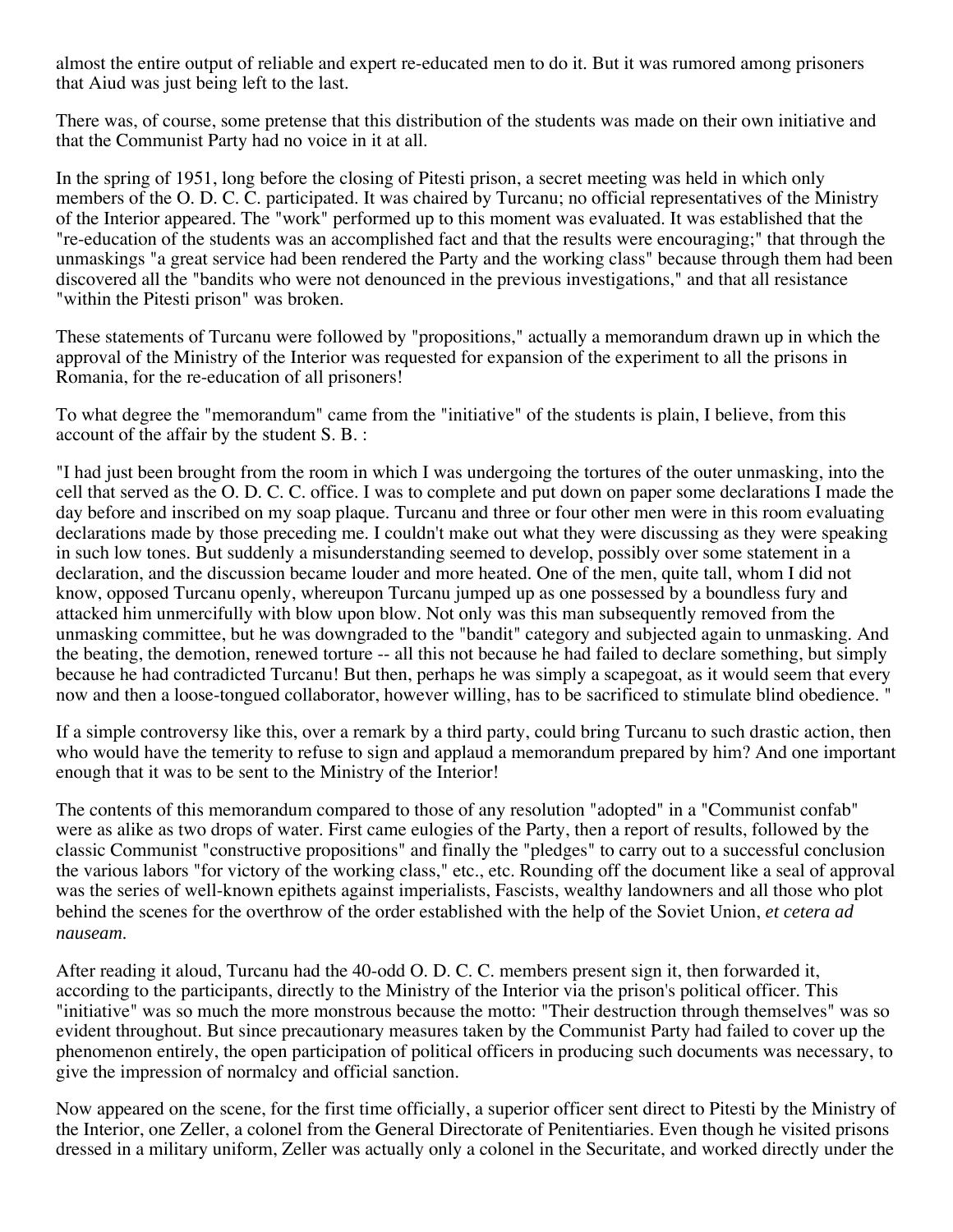almost the entire output of reliable and expert re-educated men to do it. But it was rumored among prisoners that Aiud was just being left to the last.

There was, of course, some pretense that this distribution of the students was made on their own initiative and that the Communist Party had no voice in it at all.

In the spring of 1951, long before the closing of Pitesti prison, a secret meeting was held in which only members of the O. D. C. C. participated. It was chaired by Turcanu; no official representatives of the Ministry of the Interior appeared. The "work" performed up to this moment was evaluated. It was established that the "re-education of the students was an accomplished fact and that the results were encouraging;" that through the unmaskings "a great service had been rendered the Party and the working class" because through them had been discovered all the "bandits who were not denounced in the previous investigations," and that all resistance "within the Pitesti prison" was broken.

These statements of Turcanu were followed by "propositions," actually a memorandum drawn up in which the approval of the Ministry of the Interior was requested for expansion of the experiment to all the prisons in Romania, for the re-education of all prisoners!

To what degree the "memorandum" came from the "initiative" of the students is plain, I believe, from this account of the affair by the student S. B. :

"I had just been brought from the room in which I was undergoing the tortures of the outer unmasking, into the cell that served as the O. D. C. C. office. I was to complete and put down on paper some declarations I made the day before and inscribed on my soap plaque. Turcanu and three or four other men were in this room evaluating declarations made by those preceding me. I couldn't make out what they were discussing as they were speaking in such low tones. But suddenly a misunderstanding seemed to develop, possibly over some statement in a declaration, and the discussion became louder and more heated. One of the men, quite tall, whom I did not know, opposed Turcanu openly, whereupon Turcanu jumped up as one possessed by a boundless fury and attacked him unmercifully with blow upon blow. Not only was this man subsequently removed from the unmasking committee, but he was downgraded to the "bandit" category and subjected again to unmasking. And the beating, the demotion, renewed torture -- all this not because he had failed to declare something, but simply because he had contradicted Turcanu! But then, perhaps he was simply a scapegoat, as it would seem that every now and then a loose-tongued collaborator, however willing, has to be sacrificed to stimulate blind obedience. "

If a simple controversy like this, over a remark by a third party, could bring Turcanu to such drastic action, then who would have the temerity to refuse to sign and applaud a memorandum prepared by him? And one important enough that it was to be sent to the Ministry of the Interior!

The contents of this memorandum compared to those of any resolution "adopted" in a "Communist confab" were as alike as two drops of water. First came eulogies of the Party, then a report of results, followed by the classic Communist "constructive propositions" and finally the "pledges" to carry out to a successful conclusion the various labors "for victory of the working class," etc., etc. Rounding off the document like a seal of approval was the series of well-known epithets against imperialists, Fascists, wealthy landowners and all those who plot behind the scenes for the overthrow of the order established with the help of the Soviet Union, *et cetera ad nauseam.*

After reading it aloud, Turcanu had the 40-odd O. D. C. C. members present sign it, then forwarded it, according to the participants, directly to the Ministry of the Interior via the prison's political officer. This "initiative" was so much the more monstrous because the motto: "Their destruction through themselves" was so evident throughout. But since precautionary measures taken by the Communist Party had failed to cover up the phenomenon entirely, the open participation of political officers in producing such documents was necessary, to give the impression of normalcy and official sanction.

Now appeared on the scene, for the first time officially, a superior officer sent direct to Pitesti by the Ministry of the Interior, one Zeller, a colonel from the General Directorate of Penitentiaries. Even though he visited prisons dressed in a military uniform, Zeller was actually only a colonel in the Securitate, and worked directly under the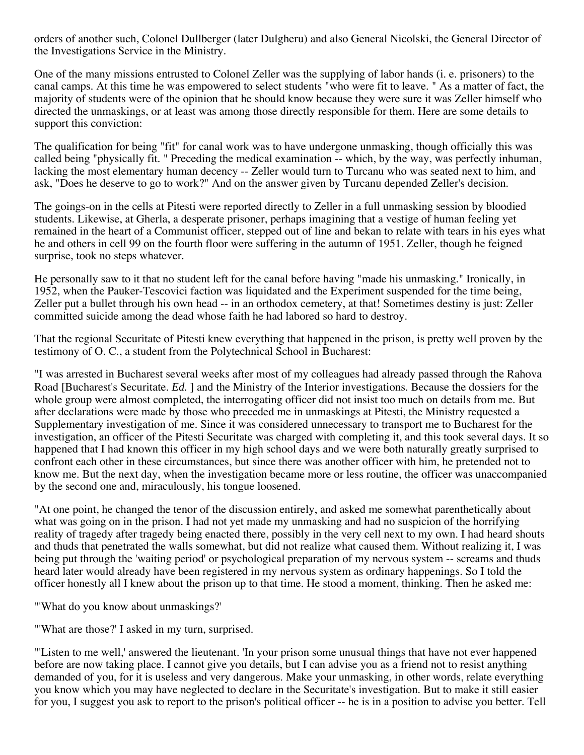orders of another such, Colonel Dullberger (later Dulgheru) and also General Nicolski, the General Director of the Investigations Service in the Ministry.

One of the many missions entrusted to Colonel Zeller was the supplying of labor hands (i. e. prisoners) to the canal camps. At this time he was empowered to select students "who were fit to leave. " As a matter of fact, the majority of students were of the opinion that he should know because they were sure it was Zeller himself who directed the unmaskings, or at least was among those directly responsible for them. Here are some details to support this conviction:

The qualification for being "fit" for canal work was to have undergone unmasking, though officially this was called being "physically fit. " Preceding the medical examination -- which, by the way, was perfectly inhuman, lacking the most elementary human decency -- Zeller would turn to Turcanu who was seated next to him, and ask, "Does he deserve to go to work?" And on the answer given by Turcanu depended Zeller's decision.

The goings-on in the cells at Pitesti were reported directly to Zeller in a full unmasking session by bloodied students. Likewise, at Gherla, a desperate prisoner, perhaps imagining that a vestige of human feeling yet remained in the heart of a Communist officer, stepped out of line and bekan to relate with tears in his eyes what he and others in cell 99 on the fourth floor were suffering in the autumn of 1951. Zeller, though he feigned surprise, took no steps whatever.

He personally saw to it that no student left for the canal before having "made his unmasking." Ironically, in 1952, when the Pauker-Tescovici faction was liquidated and the Experiment suspended for the time being, Zeller put a bullet through his own head -- in an orthodox cemetery, at that! Sometimes destiny is just: Zeller committed suicide among the dead whose faith he had labored so hard to destroy.

That the regional Securitate of Pitesti knew everything that happened in the prison, is pretty well proven by the testimony of O. C., a student from the Polytechnical School in Bucharest:

"I was arrested in Bucharest several weeks after most of my colleagues had already passed through the Rahova Road [Bucharest's Securitate. *Ed.* ] and the Ministry of the Interior investigations. Because the dossiers for the whole group were almost completed, the interrogating officer did not insist too much on details from me. But after declarations were made by those who preceded me in unmaskings at Pitesti, the Ministry requested a Supplementary investigation of me. Since it was considered unnecessary to transport me to Bucharest for the investigation, an officer of the Pitesti Securitate was charged with completing it, and this took several days. It so happened that I had known this officer in my high school days and we were both naturally greatly surprised to confront each other in these circumstances, but since there was another officer with him, he pretended not to know me. But the next day, when the investigation became more or less routine, the officer was unaccompanied by the second one and, miraculously, his tongue loosened.

"At one point, he changed the tenor of the discussion entirely, and asked me somewhat parenthetically about what was going on in the prison. I had not yet made my unmasking and had no suspicion of the horrifying reality of tragedy after tragedy being enacted there, possibly in the very cell next to my own. I had heard shouts and thuds that penetrated the walls somewhat, but did not realize what caused them. Without realizing it, I was being put through the 'waiting period' or psychological preparation of my nervous system -- screams and thuds heard later would already have been registered in my nervous system as ordinary happenings. So I told the officer honestly all I knew about the prison up to that time. He stood a moment, thinking. Then he asked me:

"'What do you know about unmaskings?'

"'What are those?' I asked in my turn, surprised.

"'Listen to me well,' answered the lieutenant. 'In your prison some unusual things that have not ever happened before are now taking place. I cannot give you details, but I can advise you as a friend not to resist anything demanded of you, for it is useless and very dangerous. Make your unmasking, in other words, relate everything you know which you may have neglected to declare in the Securitate's investigation. But to make it still easier for you, I suggest you ask to report to the prison's political officer -- he is in a position to advise you better. Tell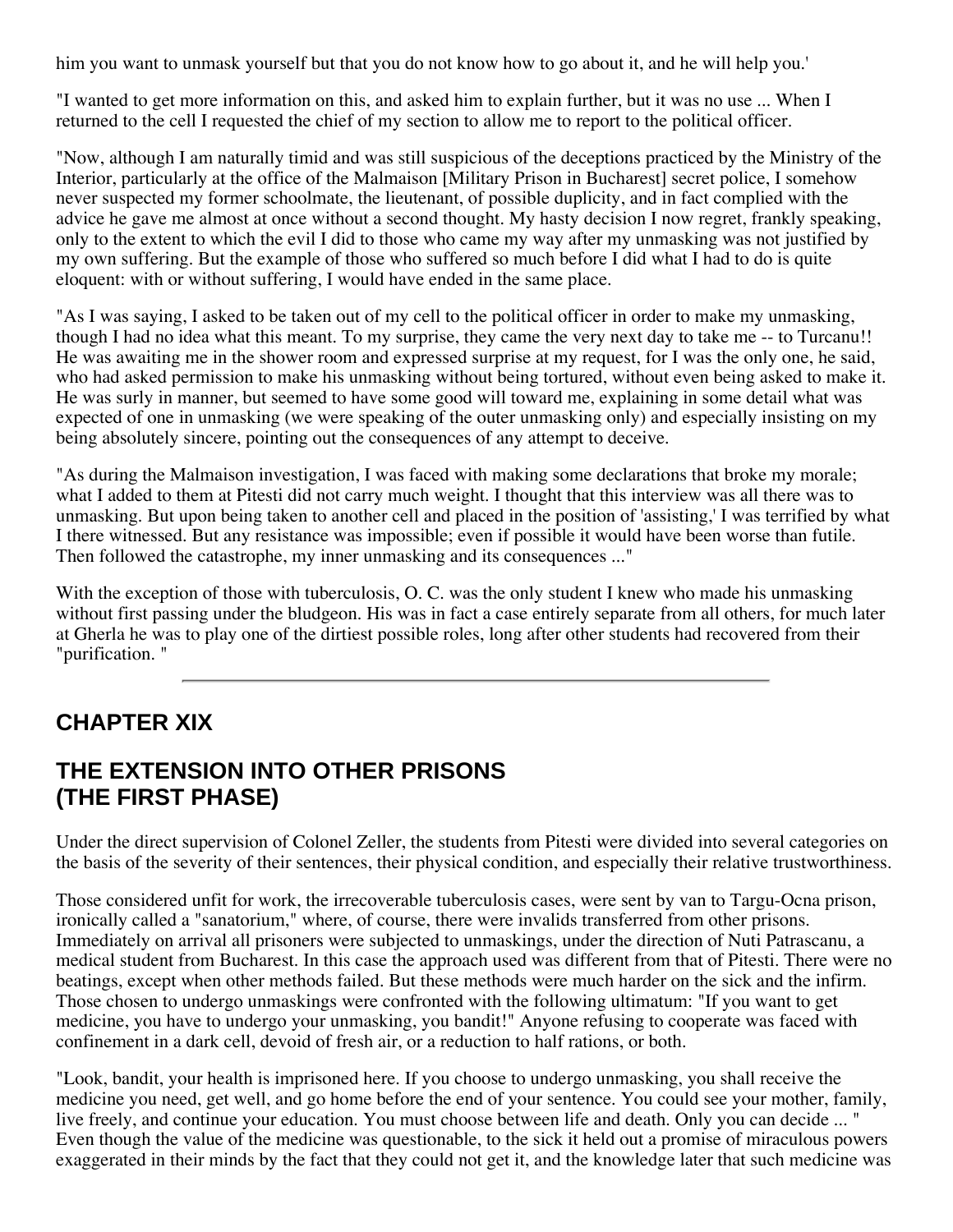him you want to unmask yourself but that you do not know how to go about it, and he will help you.'

"I wanted to get more information on this, and asked him to explain further, but it was no use ... When I returned to the cell I requested the chief of my section to allow me to report to the political officer.

"Now, although I am naturally timid and was still suspicious of the deceptions practiced by the Ministry of the Interior, particularly at the office of the Malmaison [Military Prison in Bucharest] secret police, I somehow never suspected my former schoolmate, the lieutenant, of possible duplicity, and in fact complied with the advice he gave me almost at once without a second thought. My hasty decision I now regret, frankly speaking, only to the extent to which the evil I did to those who came my way after my unmasking was not justified by my own suffering. But the example of those who suffered so much before I did what I had to do is quite eloquent: with or without suffering, I would have ended in the same place.

"As I was saying, I asked to be taken out of my cell to the political officer in order to make my unmasking, though I had no idea what this meant. To my surprise, they came the very next day to take me -- to Turcanu!! He was awaiting me in the shower room and expressed surprise at my request, for I was the only one, he said, who had asked permission to make his unmasking without being tortured, without even being asked to make it. He was surly in manner, but seemed to have some good will toward me, explaining in some detail what was expected of one in unmasking (we were speaking of the outer unmasking only) and especially insisting on my being absolutely sincere, pointing out the consequences of any attempt to deceive.

"As during the Malmaison investigation, I was faced with making some declarations that broke my morale; what I added to them at Pitesti did not carry much weight. I thought that this interview was all there was to unmasking. But upon being taken to another cell and placed in the position of 'assisting,' I was terrified by what I there witnessed. But any resistance was impossible; even if possible it would have been worse than futile. Then followed the catastrophe, my inner unmasking and its consequences ..."

With the exception of those with tuberculosis, O. C. was the only student I knew who made his unmasking without first passing under the bludgeon. His was in fact a case entirely separate from all others, for much later at Gherla he was to play one of the dirtiest possible roles, long after other students had recovered from their "purification. "

---

## CHAPTER XIX

## THE EXTENSION INTO OTHER PRISONS (THE FIRST PHASE)

Under the direct supervision of Colonel Zeller, the students from Pitesti were divided into several categories on the basis of the severity of their sentences, their physical condition, and especially their relative trustworthiness.

Those considered unfit for work, the irrecoverable tuberculosis cases, were sent by van to Targu-Ocna prison, ironically called a "sanatorium," where, of course, there were invalids transferred from other prisons. Immediately on arrival all prisoners were subjected to unmaskings, under the direction of Nuti Patrascanu, a medical student from Bucharest. In this case the approach used was different from that of Pitesti. There were no beatings, except when other methods failed. But these methods were much harder on the sick and the infirm. Those chosen to undergo unmaskings were confronted with the following ultimatum: "If you want to get medicine, you have to undergo your unmasking, you bandit!" Anyone refusing to cooperate was faced with confinement in a dark cell, devoid of fresh air, or a reduction to half rations, or both.

"Look, bandit, your health is imprisoned here. If you choose to undergo unmasking, you shall receive the medicine you need, get well, and go home before the end of your sentence. You could see your mother, family, live freely, and continue your education. You must choose between life and death. Only you can decide ... " Even though the value of the medicine was questionable, to the sick it held out a promise of miraculous powers exaggerated in their minds by the fact that they could not get it, and the knowledge later that such medicine was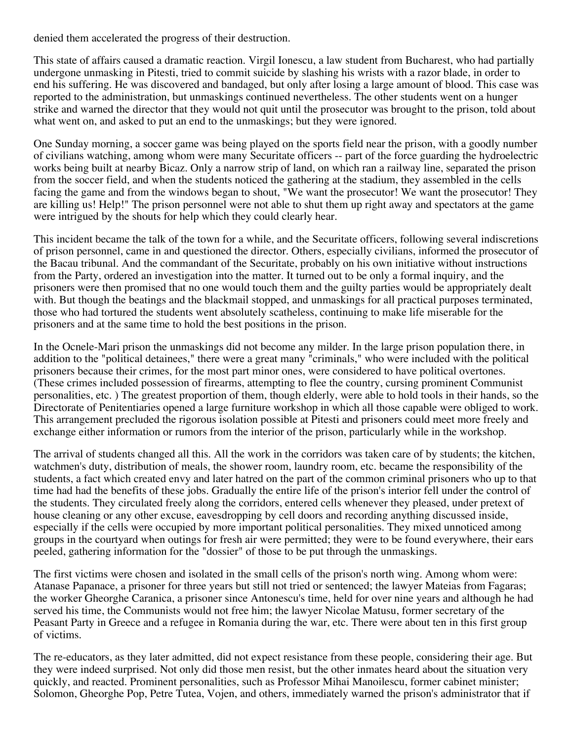denied them accelerated the progress of their destruction.

This state of affairs caused a dramatic reaction. Virgil Ionescu, a law student from Bucharest, who had partially undergone unmasking in Pitesti, tried to commit suicide by slashing his wrists with a razor blade, in order to end his suffering. He was discovered and bandaged, but only after losing a large amount of blood. This case was reported to the administration, but unmaskings continued nevertheless. The other students went on a hunger strike and warned the director that they would not quit until the prosecutor was brought to the prison, told about what went on, and asked to put an end to the unmaskings; but they were ignored.

One Sunday morning, a soccer game was being played on the sports field near the prison, with a goodly number of civilians watching, among whom were many Securitate officers -- part of the force guarding the hydroelectric works being built at nearby Bicaz. Only a narrow strip of land, on which ran a railway line, separated the prison from the soccer field, and when the students noticed the gathering at the stadium, they assembled in the cells facing the game and from the windows began to shout, "We want the prosecutor! We want the prosecutor! They are killing us! Help!" The prison personnel were not able to shut them up right away and spectators at the game were intrigued by the shouts for help which they could clearly hear.

This incident became the talk of the town for a while, and the Securitate officers, following several indiscretions of prison personnel, came in and questioned the director. Others, especially civilians, informed the prosecutor of the Bacau tribunal. And the commandant of the Securitate, probably on his own initiative without instructions from the Party, ordered an investigation into the matter. It turned out to be only a formal inquiry, and the prisoners were then promised that no one would touch them and the guilty parties would be appropriately dealt with. But though the beatings and the blackmail stopped, and unmaskings for all practical purposes terminated, those who had tortured the students went absolutely scatheless, continuing to make life miserable for the prisoners and at the same time to hold the best positions in the prison.

In the Ocnele-Mari prison the unmaskings did not become any milder. In the large prison population there, in addition to the "political detainees," there were a great many "criminals," who were included with the political prisoners because their crimes, for the most part minor ones, were considered to have political overtones. (These crimes included possession of firearms, attempting to flee the country, cursing prominent Communist personalities, etc. ) The greatest proportion of them, though elderly, were able to hold tools in their hands, so the Directorate of Penitentiaries opened a large furniture workshop in which all those capable were obliged to work. This arrangement precluded the rigorous isolation possible at Pitesti and prisoners could meet more freely and exchange either information or rumors from the interior of the prison, particularly while in the workshop.

The arrival of students changed all this. All the work in the corridors was taken care of by students; the kitchen, watchmen's duty, distribution of meals, the shower room, laundry room, etc. became the responsibility of the students, a fact which created envy and later hatred on the part of the common criminal prisoners who up to that time had had the benefits of these jobs. Gradually the entire life of the prison's interior fell under the control of the students. They circulated freely along the corridors, entered cells whenever they pleased, under pretext of house cleaning or any other excuse, eavesdropping by cell doors and recording anything discussed inside, especially if the cells were occupied by more important political personalities. They mixed unnoticed among groups in the courtyard when outings for fresh air were permitted; they were to be found everywhere, their ears peeled, gathering information for the "dossier" of those to be put through the unmaskings.

The first victims were chosen and isolated in the small cells of the prison's north wing. Among whom were: Atanase Papanace, a prisoner for three years but still not tried or sentenced; the lawyer Mateias from Fagaras; the worker Gheorghe Caranica, a prisoner since Antonescu's time, held for over nine years and although he had served his time, the Communists would not free him; the lawyer Nicolae Matusu, former secretary of the Peasant Party in Greece and a refugee in Romania during the war, etc. There were about ten in this first group of victims.

The re-educators, as they later admitted, did not expect resistance from these people, considering their age. But they were indeed surprised. Not only did those men resist, but the other inmates heard about the situation very quickly, and reacted. Prominent personalities, such as Professor Mihai Manoilescu, former cabinet minister; Solomon, Gheorghe Pop, Petre Tutea, Vojen, and others, immediately warned the prison's administrator that if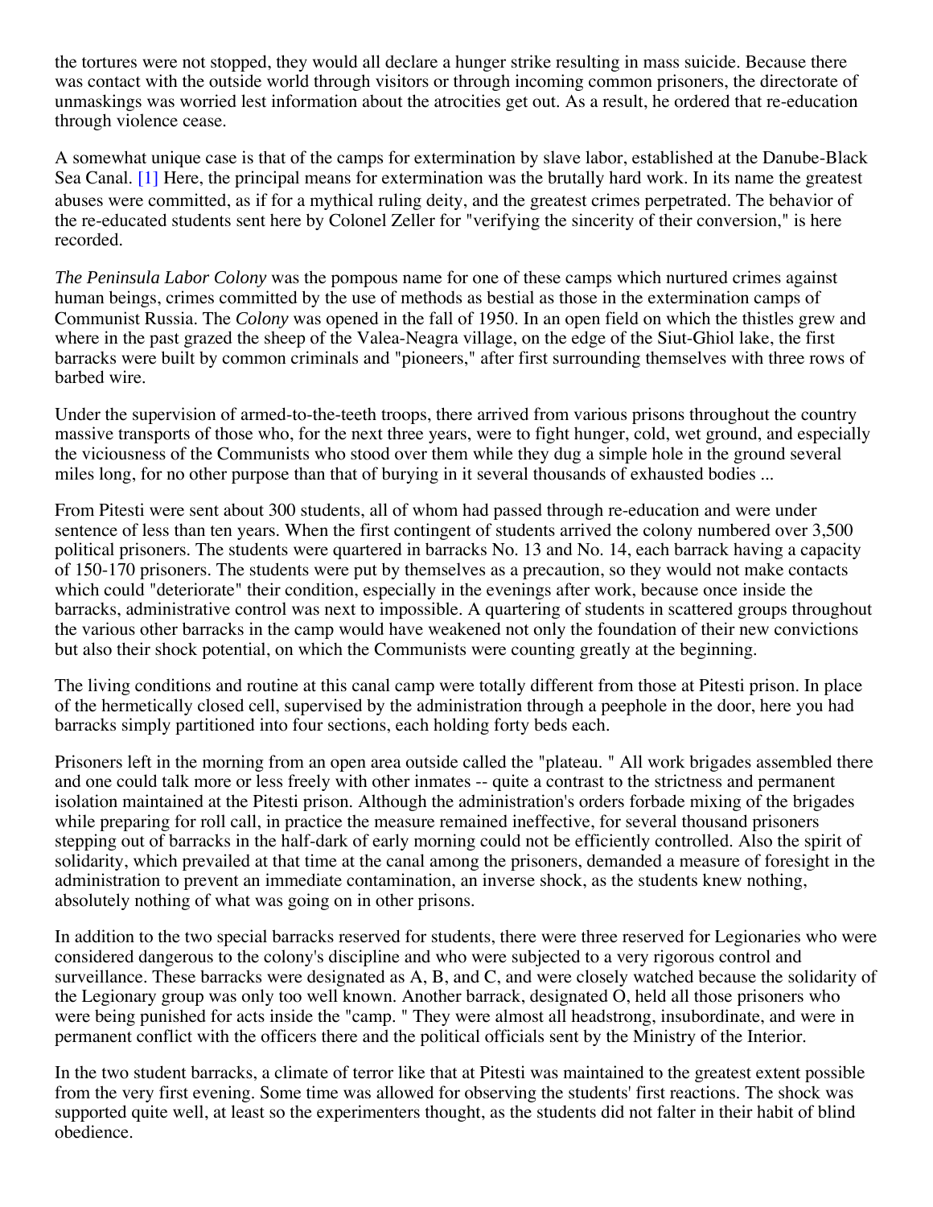the tortures were not stopped, they would all declare a hunger strike resulting in mass suicide. Because there was contact with the outside world through visitors or through incoming common prisoners, the directorate of unmaskings was worried lest information about the atrocities get out. As a result, he ordered that re-education through violence cease.

A somewhat unique case is that of the camps for extermination by slave labor, established at the Danube-Black Sea Canal. [1] Here, the principal means for extermination was the brutally hard work. In its name the greatest abuses were committed, as if for a mythical ruling deity, and the greatest crimes perpetrated. The behavior of the re-educated students sent here by Colonel Zeller for "verifying the sincerity of their conversion," is here recorded.

*The Peninsula Labor Colony* was the pompous name for one of these camps which nurtured crimes against human beings, crimes committed by the use of methods as bestial as those in the extermination camps of Communist Russia. The *Colony* was opened in the fall of 1950. In an open field on which the thistles grew and where in the past grazed the sheep of the Valea-Neagra village, on the edge of the Siut-Ghiol lake, the first barracks were built by common criminals and "pioneers," after first surrounding themselves with three rows of barbed wire.

Under the supervision of armed-to-the-teeth troops, there arrived from various prisons throughout the country massive transports of those who, for the next three years, were to fight hunger, cold, wet ground, and especially the viciousness of the Communists who stood over them while they dug a simple hole in the ground several miles long, for no other purpose than that of burying in it several thousands of exhausted bodies ...

From Pitesti were sent about 300 students, all of whom had passed through re-education and were under sentence of less than ten years. When the first contingent of students arrived the colony numbered over 3,500 political prisoners. The students were quartered in barracks No. 13 and No. 14, each barrack having a capacity of 150-170 prisoners. The students were put by themselves as a precaution, so they would not make contacts which could "deteriorate" their condition, especially in the evenings after work, because once inside the barracks, administrative control was next to impossible. A quartering of students in scattered groups throughout the various other barracks in the camp would have weakened not only the foundation of their new convictions but also their shock potential, on which the Communists were counting greatly at the beginning.

The living conditions and routine at this canal camp were totally different from those at Pitesti prison. In place of the hermetically closed cell, supervised by the administration through a peephole in the door, here you had barracks simply partitioned into four sections, each holding forty beds each.

Prisoners left in the morning from an open area outside called the "plateau. " All work brigades assembled there and one could talk more or less freely with other inmates -- quite a contrast to the strictness and permanent isolation maintained at the Pitesti prison. Although the administration's orders forbade mixing of the brigades while preparing for roll call, in practice the measure remained ineffective, for several thousand prisoners stepping out of barracks in the half-dark of early morning could not be efficiently controlled. Also the spirit of solidarity, which prevailed at that time at the canal among the prisoners, demanded a measure of foresight in the administration to prevent an immediate contamination, an inverse shock, as the students knew nothing, absolutely nothing of what was going on in other prisons.

In addition to the two special barracks reserved for students, there were three reserved for Legionaries who were considered dangerous to the colony's discipline and who were subjected to a very rigorous control and surveillance. These barracks were designated as A, B, and C, and were closely watched because the solidarity of the Legionary group was only too well known. Another barrack, designated O, held all those prisoners who were being punished for acts inside the "camp. " They were almost all headstrong, insubordinate, and were in permanent conflict with the officers there and the political officials sent by the Ministry of the Interior.

In the two student barracks, a climate of terror like that at Pitesti was maintained to the greatest extent possible from the very first evening. Some time was allowed for observing the students' first reactions. The shock was supported quite well, at least so the experimenters thought, as the students did not falter in their habit of blind obedience.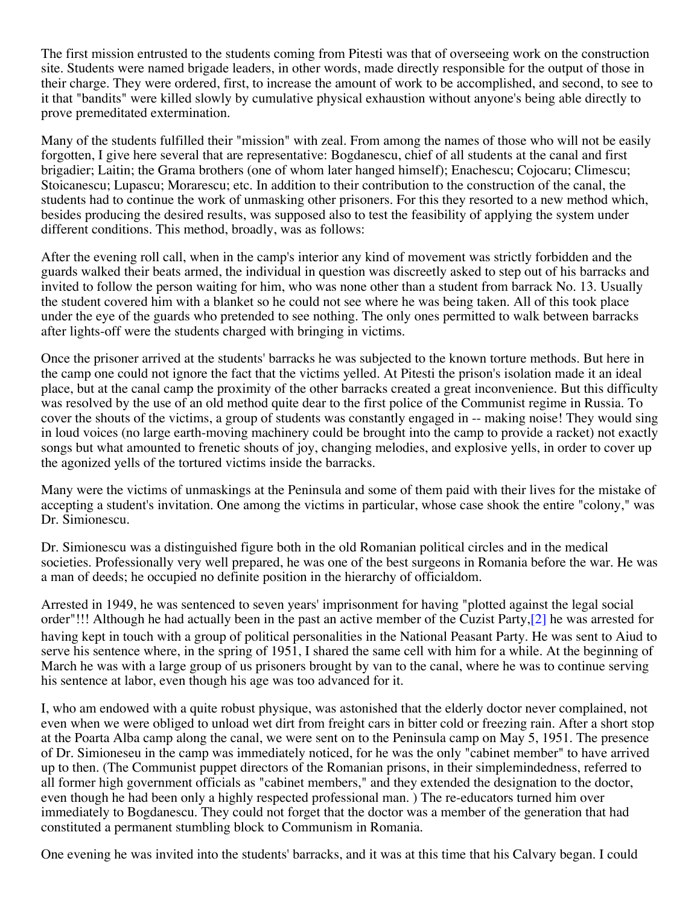The first mission entrusted to the students coming from Pitesti was that of overseeing work on the construction site. Students were named brigade leaders, in other words, made directly responsible for the output of those in their charge. They were ordered, first, to increase the amount of work to be accomplished, and second, to see to it that "bandits" were killed slowly by cumulative physical exhaustion without anyone's being able directly to prove premeditated extermination.

Many of the students fulfilled their "mission" with zeal. From among the names of those who will not be easily forgotten, I give here several that are representative: Bogdanescu, chief of all students at the canal and first brigadier; Laitin; the Grama brothers (one of whom later hanged himself); Enachescu; Cojocaru; Climescu; Stoicanescu; Lupascu; Morarescu; etc. In addition to their contribution to the construction of the canal, the students had to continue the work of unmasking other prisoners. For this they resorted to a new method which, besides producing the desired results, was supposed also to test the feasibility of applying the system under different conditions. This method, broadly, was as follows:

After the evening roll call, when in the camp's interior any kind of movement was strictly forbidden and the guards walked their beats armed, the individual in question was discreetly asked to step out of his barracks and invited to follow the person waiting for him, who was none other than a student from barrack No. 13. Usually the student covered him with a blanket so he could not see where he was being taken. All of this took place under the eye of the guards who pretended to see nothing. The only ones permitted to walk between barracks after lights-off were the students charged with bringing in victims.

Once the prisoner arrived at the students' barracks he was subjected to the known torture methods. But here in the camp one could not ignore the fact that the victims yelled. At Pitesti the prison's isolation made it an ideal place, but at the canal camp the proximity of the other barracks created a great inconvenience. But this difficulty was resolved by the use of an old method quite dear to the first police of the Communist regime in Russia. To cover the shouts of the victims, a group of students was constantly engaged in -- making noise! They would sing in loud voices (no large earth-moving machinery could be brought into the camp to provide a racket) not exactly songs but what amounted to frenetic shouts of joy, changing melodies, and explosive yells, in order to cover up the agonized yells of the tortured victims inside the barracks.

Many were the victims of unmaskings at the Peninsula and some of them paid with their lives for the mistake of accepting a student's invitation. One among the victims in particular, whose case shook the entire "colony," was Dr. Simionescu.

Dr. Simionescu was a distinguished figure both in the old Romanian political circles and in the medical societies. Professionally very well prepared, he was one of the best surgeons in Romania before the war. He was a man of deeds; he occupied no definite position in the hierarchy of officialdom.

Arrested in 1949, he was sentenced to seven years' imprisonment for having "plotted against the legal social order"!!! Although he had actually been in the past an active member of the Cuzist Party,[2] he was arrested for having kept in touch with a group of political personalities in the National Peasant Party. He was sent to Aiud to serve his sentence where, in the spring of 1951, I shared the same cell with him for a while. At the beginning of March he was with a large group of us prisoners brought by van to the canal, where he was to continue serving his sentence at labor, even though his age was too advanced for it.

I, who am endowed with a quite robust physique, was astonished that the elderly doctor never complained, not even when we were obliged to unload wet dirt from freight cars in bitter cold or freezing rain. After a short stop at the Poarta Alba camp along the canal, we were sent on to the Peninsula camp on May 5, 1951. The presence of Dr. Simioneseu in the camp was immediately noticed, for he was the only "cabinet member" to have arrived up to then. (The Communist puppet directors of the Romanian prisons, in their simplemindedness, referred to all former high government officials as "cabinet members," and they extended the designation to the doctor, even though he had been only a highly respected professional man. ) The re-educators turned him over immediately to Bogdanescu. They could not forget that the doctor was a member of the generation that had constituted a permanent stumbling block to Communism in Romania.

One evening he was invited into the students' barracks, and it was at this time that his Calvary began. I could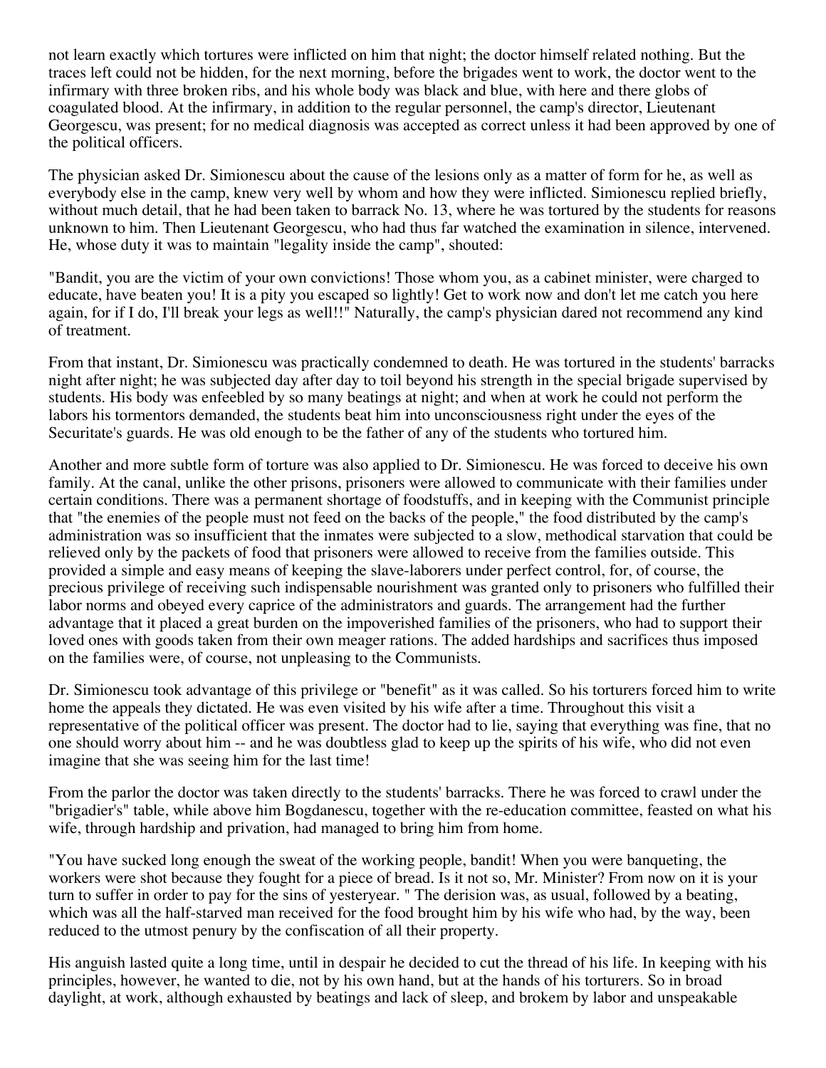not learn exactly which tortures were inflicted on him that night; the doctor himself related nothing. But the traces left could not be hidden, for the next morning, before the brigades went to work, the doctor went to the infirmary with three broken ribs, and his whole body was black and blue, with here and there globs of coagulated blood. At the infirmary, in addition to the regular personnel, the camp's director, Lieutenant Georgescu, was present; for no medical diagnosis was accepted as correct unless it had been approved by one of the political officers.

The physician asked Dr. Simionescu about the cause of the lesions only as a matter of form for he, as well as everybody else in the camp, knew very well by whom and how they were inflicted. Simionescu replied briefly, without much detail, that he had been taken to barrack No. 13, where he was tortured by the students for reasons unknown to him. Then Lieutenant Georgescu, who had thus far watched the examination in silence, intervened. He, whose duty it was to maintain "legality inside the camp", shouted:

"Bandit, you are the victim of your own convictions! Those whom you, as a cabinet minister, were charged to educate, have beaten you! It is a pity you escaped so lightly! Get to work now and don't let me catch you here again, for if I do, I'll break your legs as well!!" Naturally, the camp's physician dared not recommend any kind of treatment.

From that instant, Dr. Simionescu was practically condemned to death. He was tortured in the students' barracks night after night; he was subjected day after day to toil beyond his strength in the special brigade supervised by students. His body was enfeebled by so many beatings at night; and when at work he could not perform the labors his tormentors demanded, the students beat him into unconsciousness right under the eyes of the Securitate's guards. He was old enough to be the father of any of the students who tortured him.

Another and more subtle form of torture was also applied to Dr. Simionescu. He was forced to deceive his own family. At the canal, unlike the other prisons, prisoners were allowed to communicate with their families under certain conditions. There was a permanent shortage of foodstuffs, and in keeping with the Communist principle that "the enemies of the people must not feed on the backs of the people," the food distributed by the camp's administration was so insufficient that the inmates were subjected to a slow, methodical starvation that could be relieved only by the packets of food that prisoners were allowed to receive from the families outside. This provided a simple and easy means of keeping the slave-laborers under perfect control, for, of course, the precious privilege of receiving such indispensable nourishment was granted only to prisoners who fulfilled their labor norms and obeyed every caprice of the administrators and guards. The arrangement had the further advantage that it placed a great burden on the impoverished families of the prisoners, who had to support their loved ones with goods taken from their own meager rations. The added hardships and sacrifices thus imposed on the families were, of course, not unpleasing to the Communists.

Dr. Simionescu took advantage of this privilege or "benefit" as it was called. So his torturers forced him to write home the appeals they dictated. He was even visited by his wife after a time. Throughout this visit a representative of the political officer was present. The doctor had to lie, saying that everything was fine, that no one should worry about him -- and he was doubtless glad to keep up the spirits of his wife, who did not even imagine that she was seeing him for the last time!

From the parlor the doctor was taken directly to the students' barracks. There he was forced to crawl under the "brigadier's" table, while above him Bogdanescu, together with the re-education committee, feasted on what his wife, through hardship and privation, had managed to bring him from home.

"You have sucked long enough the sweat of the working people, bandit! When you were banqueting, the workers were shot because they fought for a piece of bread. Is it not so, Mr. Minister? From now on it is your turn to suffer in order to pay for the sins of yesteryear. " The derision was, as usual, followed by a beating, which was all the half-starved man received for the food brought him by his wife who had, by the way, been reduced to the utmost penury by the confiscation of all their property.

His anguish lasted quite a long time, until in despair he decided to cut the thread of his life. In keeping with his principles, however, he wanted to die, not by his own hand, but at the hands of his torturers. So in broad daylight, at work, although exhausted by beatings and lack of sleep, and brokem by labor and unspeakable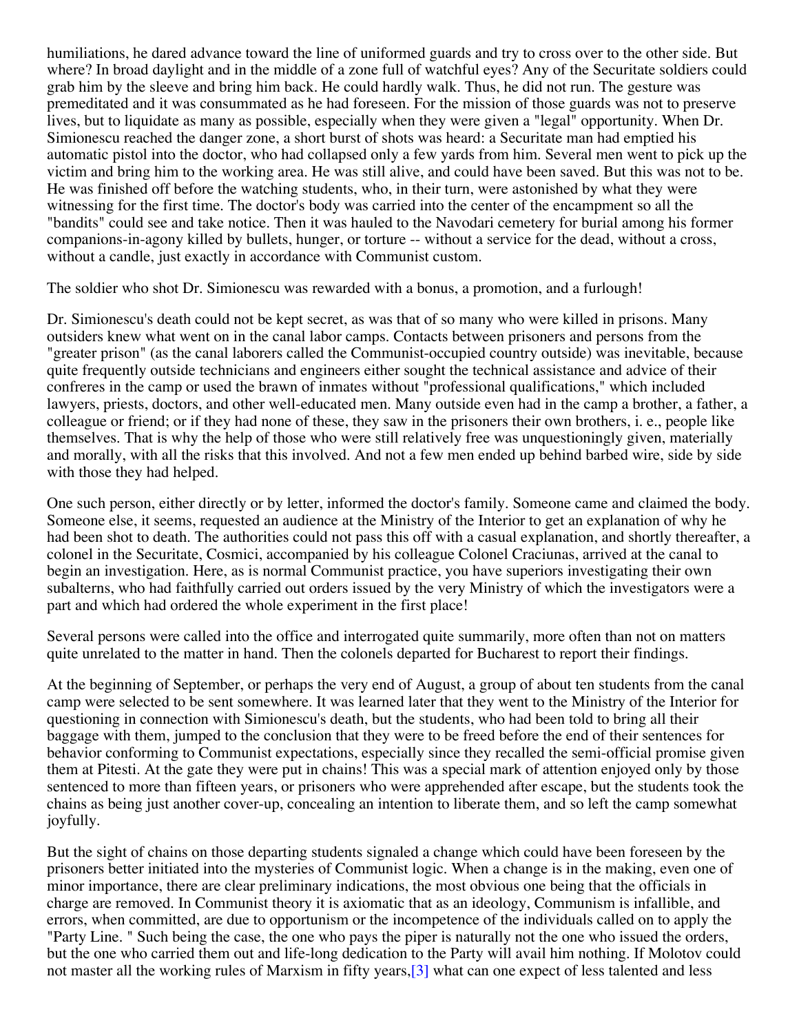humiliations, he dared advance toward the line of uniformed guards and try to cross over to the other side. But where? In broad daylight and in the middle of a zone full of watchful eyes? Any of the Securitate soldiers could grab him by the sleeve and bring him back. He could hardly walk. Thus, he did not run. The gesture was premeditated and it was consummated as he had foreseen. For the mission of those guards was not to preserve lives, but to liquidate as many as possible, especially when they were given a "legal" opportunity. When Dr. Simionescu reached the danger zone, a short burst of shots was heard: a Securitate man had emptied his automatic pistol into the doctor, who had collapsed only a few yards from him. Several men went to pick up the victim and bring him to the working area. He was still alive, and could have been saved. But this was not to be. He was finished off before the watching students, who, in their turn, were astonished by what they were witnessing for the first time. The doctor's body was carried into the center of the encampment so all the "bandits" could see and take notice. Then it was hauled to the Navodari cemetery for burial among his former companions-in-agony killed by bullets, hunger, or torture -- without a service for the dead, without a cross, without a candle, just exactly in accordance with Communist custom.

The soldier who shot Dr. Simionescu was rewarded with a bonus, a promotion, and a furlough!

Dr. Simionescu's death could not be kept secret, as was that of so many who were killed in prisons. Many outsiders knew what went on in the canal labor camps. Contacts between prisoners and persons from the "greater prison" (as the canal laborers called the Communist-occupied country outside) was inevitable, because quite frequently outside technicians and engineers either sought the technical assistance and advice of their confreres in the camp or used the brawn of inmates without "professional qualifications," which included lawyers, priests, doctors, and other well-educated men. Many outside even had in the camp a brother, a father, a colleague or friend; or if they had none of these, they saw in the prisoners their own brothers, i. e., people like themselves. That is why the help of those who were still relatively free was unquestioningly given, materially and morally, with all the risks that this involved. And not a few men ended up behind barbed wire, side by side with those they had helped.

One such person, either directly or by letter, informed the doctor's family. Someone came and claimed the body. Someone else, it seems, requested an audience at the Ministry of the Interior to get an explanation of why he had been shot to death. The authorities could not pass this off with a casual explanation, and shortly thereafter, a colonel in the Securitate, Cosmici, accompanied by his colleague Colonel Craciunas, arrived at the canal to begin an investigation. Here, as is normal Communist practice, you have superiors investigating their own subalterns, who had faithfully carried out orders issued by the very Ministry of which the investigators were a part and which had ordered the whole experiment in the first place!

Several persons were called into the office and interrogated quite summarily, more often than not on matters quite unrelated to the matter in hand. Then the colonels departed for Bucharest to report their findings.

At the beginning of September, or perhaps the very end of August, a group of about ten students from the canal camp were selected to be sent somewhere. It was learned later that they went to the Ministry of the Interior for questioning in connection with Simionescu's death, but the students, who had been told to bring all their baggage with them, jumped to the conclusion that they were to be freed before the end of their sentences for behavior conforming to Communist expectations, especially since they recalled the semi-official promise given them at Pitesti. At the gate they were put in chains! This was a special mark of attention enjoyed only by those sentenced to more than fifteen years, or prisoners who were apprehended after escape, but the students took the chains as being just another cover-up, concealing an intention to liberate them, and so left the camp somewhat joyfully.

But the sight of chains on those departing students signaled a change which could have been foreseen by the prisoners better initiated into the mysteries of Communist logic. When a change is in the making, even one of minor importance, there are clear preliminary indications, the most obvious one being that the officials in charge are removed. In Communist theory it is axiomatic that as an ideology, Communism is infallible, and errors, when committed, are due to opportunism or the incompetence of the individuals called on to apply the "Party Line. " Such being the case, the one who pays the piper is naturally not the one who issued the orders, but the one who carried them out and life-long dedication to the Party will avail him nothing. If Molotov could not master all the working rules of Marxism in fifty years,[3] what can one expect of less talented and less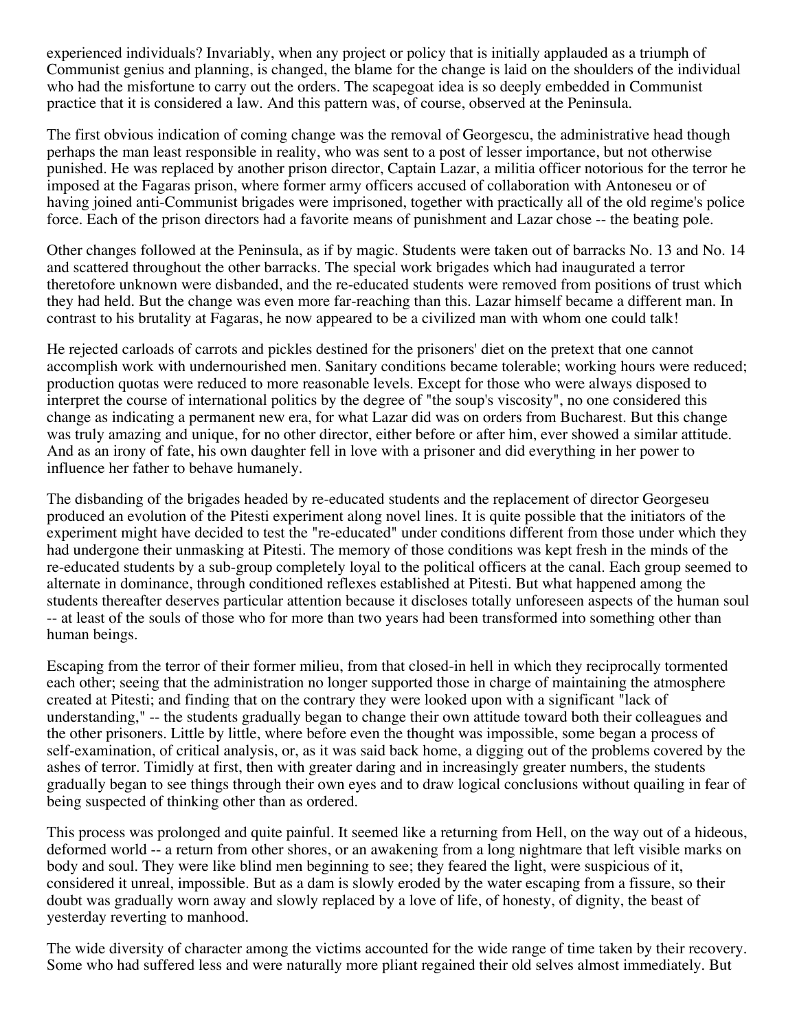experienced individuals? Invariably, when any project or policy that is initially applauded as a triumph of Communist genius and planning, is changed, the blame for the change is laid on the shoulders of the individual who had the misfortune to carry out the orders. The scapegoat idea is so deeply embedded in Communist practice that it is considered a law. And this pattern was, of course, observed at the Peninsula.

The first obvious indication of coming change was the removal of Georgescu, the administrative head though perhaps the man least responsible in reality, who was sent to a post of lesser importance, but not otherwise punished. He was replaced by another prison director, Captain Lazar, a militia officer notorious for the terror he imposed at the Fagaras prison, where former army officers accused of collaboration with Antonescu or of having joined anti-Communist brigades were imprisoned, together with practically all of the old regime's police force. Each of the prison directors had a favorite means of punishment and Lazar chose -- the beating pole.

Other changes followed at the Peninsula, as if by magic. Students were taken out of barracks No. 13 and No. 14 and scattered throughout the other barracks. The special work brigades which had inaugurated a terror theretofore unknown were disbanded, and the re-educated students were removed from positions of trust which they had held. But the change was even more far-reaching than this. Lazar himself became a different man. In contrast to his brutality at Fagaras, he now appeared to be a civilized man with whom one could talk!

He rejected carloads of carrots and pickles destined for the prisoners' diet on the pretext that one cannot accomplish work with undernourished men. Sanitary conditions became tolerable; working hours were reduced; production quotas were reduced to more reasonable levels. Except for those who were always disposed to interpret the course of international politics by the degree of "the soup's viscosity", no one considered this change as indicating a permanent new era, for what Lazar did was on orders from Bucharest. But this change was truly amazing and unique, for no other director, either before or after him, ever showed a similar attitude. And as an irony of fate, his own daughter fell in love with a prisoner and did everything in her power to influence her father to behave humanely.

The disbanding of the brigades headed by re-educated students and the replacement of director Georgescu produced an evolution of the Pitesti experiment along novel lines. It is quite possible that the initiators of the experiment might have decided to test the "re-educated" under conditions different from those under which they had undergone their unmasking at Pitesti. The memory of those conditions was kept fresh in the minds of the re-educated students by a sub-group completely loyal to the political officers at the canal. Each group seemed to alternate in dominance, through conditioned reflexes established at Pitesti. But what happened among the students thereafter deserves particular attention because it discloses totally unforeseen aspects of the human soul -- at least of the souls of those who for more than two years had been transformed into something other than human beings.

Escaping from the terror of their former milieu, from that closed-in hell in which they reciprocally tormented each other; seeing that the administration no longer supported those in charge of maintaining the atmosphere created at Pitesti; and finding that on the contrary they were looked upon with a significant "lack of understanding," -- the students gradually began to change their own attitude toward both their colleagues and the other prisoners. Little by little, where before even the thought was impossible, some began a process of self-examination, of critical analysis, or, as it was said back home, a digging out of the problems covered by the ashes of terror. Timidly at first, then with greater daring and in increasingly greater numbers, the students gradually began to see things through their own eyes and to draw logical conclusions without quailing in fear of being suspected of thinking other than as ordered.

This process was prolonged and quite painful. It seemed like a returning from Hell, on the way out of a hideous, deformed world -- a return from other shores, or an awakening from a long nightmare that left visible marks on body and soul. They were like blind men beginning to see; they feared the light, were suspicious of it, considered it unreal, impossible. But as a dam is slowly eroded by the water escaping from a fissure, so their doubt was gradually worn away and slowly replaced by a love of life, of honesty, of dignity, the beast of yesterday reverting to manhood.

The wide diversity of character among the victims accounted for the wide range of time taken by their recovery. Some who had suffered less and were naturally more pliant regained their old selves almost immediately. But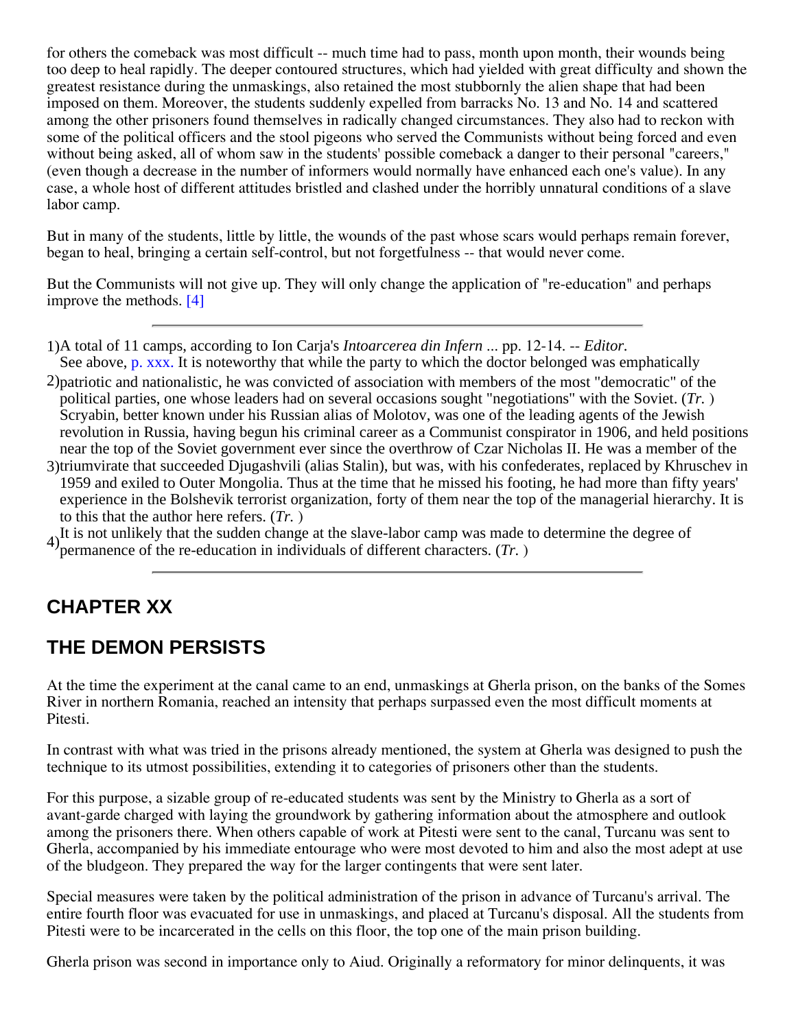for others the comeback was most difficult -- much time had to pass, month upon month, their wounds being too deep to heal rapidly. The deeper contoured structures, which had yielded with great difficulty and shown the greatest resistance during the unmaskings, also retained the most stubbornly the alien shape that had been imposed on them. Moreover, the students suddenly expelled from barracks No. 13 and No. 14 and scattered among the other prisoners found themselves in radically changed circumstances. They also had to reckon with some of the political officers and the stool pigeons who served the Communists without being forced and even without being asked, all of whom saw in the students' possible comeback a danger to their personal "careers," (even though a decrease in the number of informers would normally have enhanced each one's value). In any case, a whole host of different attitudes bristled and clashed under the horribly unnatural conditions of a slave labor camp.

But in many of the students, little by little, the wounds of the past whose scars would perhaps remain forever, began to heal, bringing a certain self-control, but not forgetfulness -- that would never come.

But the Communists will not give up. They will only change the application of "re-education" and perhaps improve the methods. [4]

---

1) A total of 11 camps, according to Ion Carja's *Intoarcerea din Infern* ... pp. 12-14. -- *Editor.*

2) See above, p. xxx. It is noteworthy that while the party to which the doctor belonged was emphatically patriotic and nationalistic, he was convicted of association with members of the most "democratic" of the political parties, one whose leaders had on several occasions sought "negotiations" with the Soviet. (*Tr.* )

3) Scryabin, better known under his Russian alias of Molotov, was one of the leading agents of the Jewish revolution in Russia, having begun his criminal career as a Communist conspirator in 1906, and held positions near the top of the Soviet government ever since the overthrow of Czar Nicholas II. He was a member of the triumvirate that succeeded Djugashvili (alias Stalin), but was, with his confederates, replaced by Khruschev in 1959 and exiled to Outer Mongolia. Thus at the time that he missed his footing, he had more than fifty years' experience in the Bolshevik terrorist organization, forty of them near the top of the managerial hierarchy. It is to this that the author here refers. (*Tr.* )

4) It is not unlikely that the sudden change at the slave-labor camp was made to determine the degree of permanence of the re-education in individuals of different characters. (*Tr.* )

---

## CHAPTER XX

## THE DEMON PERSISTS

At the time the experiment at the canal came to an end, unmaskings at Gherla prison, on the banks of the Somes River in northern Romania, reached an intensity that perhaps surpassed even the most difficult moments at Pitesti.

In contrast with what was tried in the prisons already mentioned, the system at Gherla was designed to push the technique to its utmost possibilities, extending it to categories of prisoners other than the students.

For this purpose, a sizable group of re-educated students was sent by the Ministry to Gherla as a sort of avant-garde charged with laying the groundwork by gathering information about the atmosphere and outlook among the prisoners there. When others capable of work at Pitesti were sent to the canal, Turcanu was sent to Gherla, accompanied by his immediate entourage who were most devoted to him and also the most adept at use of the bludgeon. They prepared the way for the larger contingents that were sent later.

Special measures were taken by the political administration of the prison in advance of Turcanu's arrival. The entire fourth floor was evacuated for use in unmaskings, and placed at Turcanu's disposal. All the students from Pitesti were to be incarcerated in the cells on this floor, the top one of the main prison building.

Gherla prison was second in importance only to Aiud. Originally a reformatory for minor delinquents, it was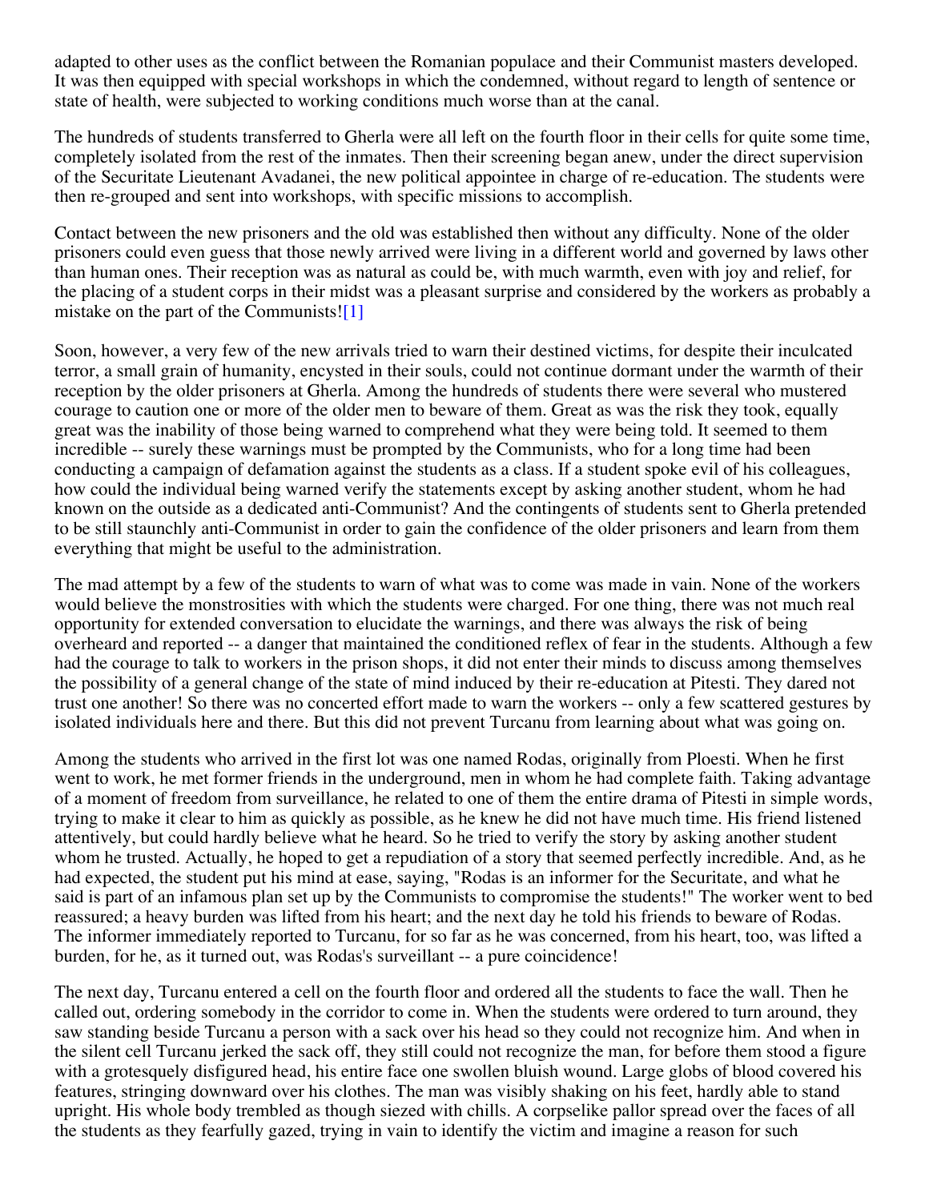adapted to other uses as the conflict between the Romanian populace and their Communist masters developed. It was then equipped with special workshops in which the condemned, without regard to length of sentence or state of health, were subjected to working conditions much worse than at the canal.

The hundreds of students transferred to Gherla were all left on the fourth floor in their cells for quite some time, completely isolated from the rest of the inmates. Then their screening began anew, under the direct supervision of the Securitate Lieutenant Avadanei, the new political appointee in charge of re-education. The students were then re-grouped and sent into workshops, with specific missions to accomplish.

Contact between the new prisoners and the old was established then without any difficulty. None of the older prisoners could even guess that those newly arrived were living in a different world and governed by laws other than human ones. Their reception was as natural as could be, with much warmth, even with joy and relief, for the placing of a student corps in their midst was a pleasant surprise and considered by the workers as probably a mistake on the part of the Communists![1]

Soon, however, a very few of the new arrivals tried to warn their destined victims, for despite their inculcated terror, a small grain of humanity, encysted in their souls, could not continue dormant under the warmth of their reception by the older prisoners at Gherla. Among the hundreds of students there were several who mustered courage to caution one or more of the older men to beware of them. Great as was the risk they took, equally great was the inability of those being warned to comprehend what they were being told. It seemed to them incredible -- surely these warnings must be prompted by the Communists, who for a long time had been conducting a campaign of defamation against the students as a class. If a student spoke evil of his colleagues, how could the individual being warned verify the statements except by asking another student, whom he had known on the outside as a dedicated anti-Communist? And the contingents of students sent to Gherla pretended to be still staunchly anti-Communist in order to gain the confidence of the older prisoners and learn from them everything that might be useful to the administration.

The mad attempt by a few of the students to warn of what was to come was made in vain. None of the workers would believe the monstrosities with which the students were charged. For one thing, there was not much real opportunity for extended conversation to elucidate the warnings, and there was always the risk of being overheard and reported -- a danger that maintained the conditioned reflex of fear in the students. Although a few had the courage to talk to workers in the prison shops, it did not enter their minds to discuss among themselves the possibility of a general change of the state of mind induced by their re-education at Pitesti. They dared not trust one another! So there was no concerted effort made to warn the workers -- only a few scattered gestures by isolated individuals here and there. But this did not prevent Turcanu from learning about what was going on.

Among the students who arrived in the first lot was one named Rodas, originally from Ploesti. When he first went to work, he met former friends in the underground, men in whom he had complete faith. Taking advantage of a moment of freedom from surveillance, he related to one of them the entire drama of Pitesti in simple words, trying to make it clear to him as quickly as possible, as he knew he did not have much time. His friend listened attentively, but could hardly believe what he heard. So he tried to verify the story by asking another student whom he trusted. Actually, he hoped to get a repudiation of a story that seemed perfectly incredible. And, as he had expected, the student put his mind at ease, saying, "Rodas is an informer for the Securitate, and what he said is part of an infamous plan set up by the Communists to compromise the students!" The worker went to bed reassured; a heavy burden was lifted from his heart; and the next day he told his friends to beware of Rodas. The informer immediately reported to Turcanu, for so far as he was concerned, from his heart, too, was lifted a burden, for he, as it turned out, was Rodas's surveillant -- a pure coincidence!

The next day, Turcanu entered a cell on the fourth floor and ordered all the students to face the wall. Then he called out, ordering somebody in the corridor to come in. When the students were ordered to turn around, they saw standing beside Turcanu a person with a sack over his head so they could not recognize him. And when in the silent cell Turcanu jerked the sack off, they still could not recognize the man, for before them stood a figure with a grotesquely disfigured head, his entire face one swollen bluish wound. Large globs of blood covered his features, stringing downward over his clothes. The man was visibly shaking on his feet, hardly able to stand upright. His whole body trembled as though siezed with chills. A corpselike pallor spread over the faces of all the students as they fearfully gazed, trying in vain to identify the victim and imagine a reason for such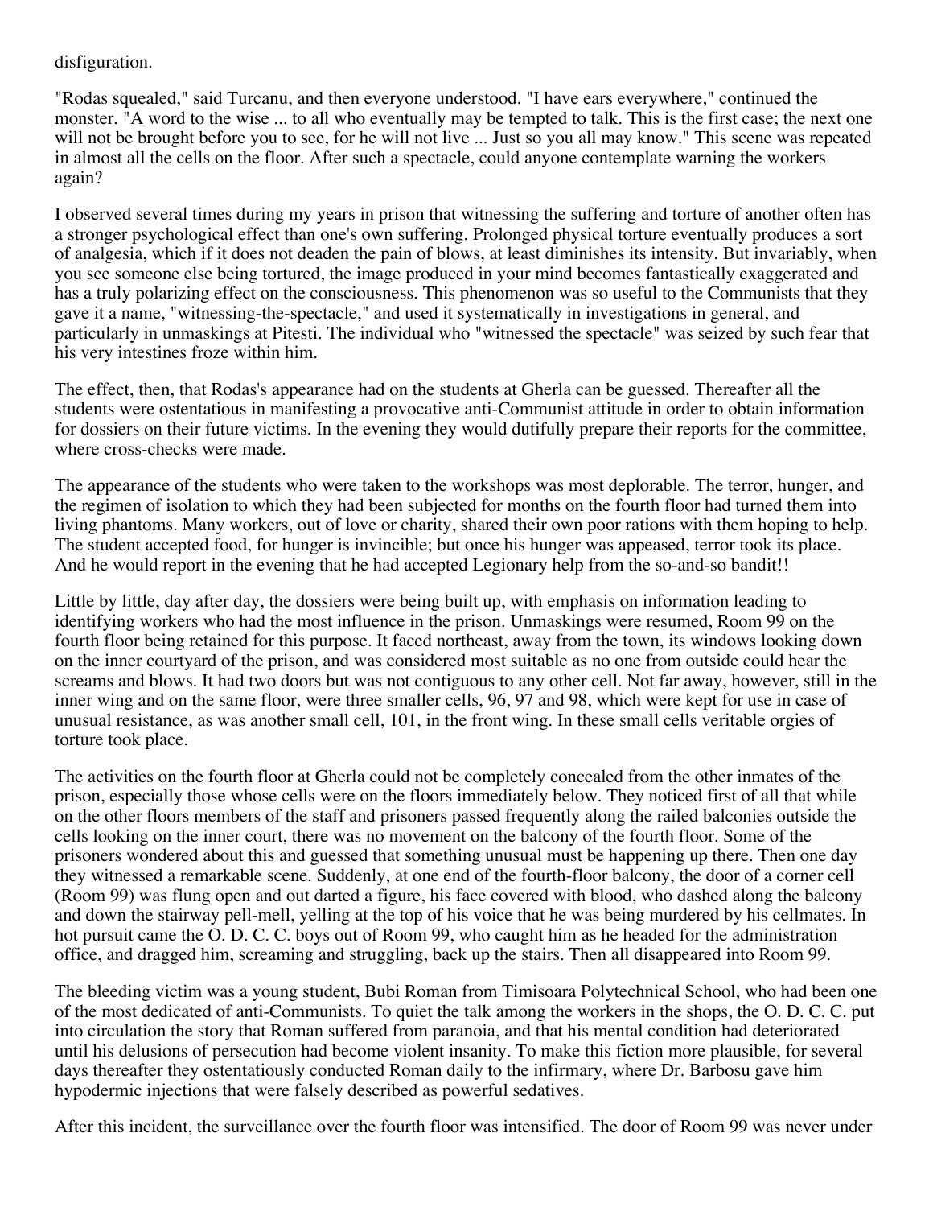disfiguration.

"Rodas squealed," said Turcanu, and then everyone understood. "I have ears everywhere," continued the monster. "A word to the wise ... to all who eventually may be tempted to talk. This is the first case; the next one will not be brought before you to see, for he will not live ... Just so you all may know." This scene was repeated in almost all the cells on the floor. After such a spectacle, could anyone contemplate warning the workers again?

I observed several times during my years in prison that witnessing the suffering and torture of another often has a stronger psychological effect than one's own suffering. Prolonged physical torture eventually produces a sort of analgesia, which if it does not deaden the pain of blows, at least diminishes its intensity. But invariably, when you see someone else being tortured, the image produced in your mind becomes fantastically exaggerated and has a truly polarizing effect on the consciousness. This phenomenon was so useful to the Communists that they gave it a name, "witnessing-the-spectacle," and used it systematically in investigations in general, and particularly in unmaskings at Pitesti. The individual who "witnessed the spectacle" was seized by such fear that his very intestines froze within him.

The effect, then, that Rodas's appearance had on the students at Gherla can be guessed. Thereafter all the students were ostentatious in manifesting a provocative anti-Communist attitude in order to obtain information for dossiers on their future victims. In the evening they would dutifully prepare their reports for the committee, where cross-checks were made.

The appearance of the students who were taken to the workshops was most deplorable. The terror, hunger, and the regimen of isolation to which they had been subjected for months on the fourth floor had turned them into living phantoms. Many workers, out of love or charity, shared their own poor rations with them hoping to help. The student accepted food, for hunger is invincible; but once his hunger was appeased, terror took its place. And he would report in the evening that he had accepted Legionary help from the so-and-so bandit!!

Little by little, day after day, the dossiers were being built up, with emphasis on information leading to identifying workers who had the most influence in the prison. Unmaskings were resumed, Room 99 on the fourth floor being retained for this purpose. It faced northeast, away from the town, its windows looking down on the inner courtyard of the prison, and was considered most suitable as no one from outside could hear the screams and blows. It had two doors but was not contiguous to any other cell. Not far away, however, still in the inner wing and on the same floor, were three smaller cells, 96, 97 and 98, which were kept for use in case of unusual resistance, as was another small cell, 101, in the front wing. In these small cells veritable orgies of torture took place.

The activities on the fourth floor at Gherla could not be completely concealed from the other inmates of the prison, especially those whose cells were on the floors immediately below. They noticed first of all that while on the other floors members of the staff and prisoners passed frequently along the railed balconies outside the cells looking on the inner court, there was no movement on the balcony of the fourth floor. Some of the prisoners wondered about this and guessed that something unusual must be happening up there. Then one day they witnessed a remarkable scene. Suddenly, at one end of the fourth-floor balcony, the door of a corner cell (Room 99) was flung open and out darted a figure, his face covered with blood, who dashed along the balcony and down the stairway pell-mell, yelling at the top of his voice that he was being murdered by his cellmates. In hot pursuit came the O. D. C. C. boys out of Room 99, who caught him as he headed for the administration office, and dragged him, screaming and struggling, back up the stairs. Then all disappeared into Room 99.

The bleeding victim was a young student, Bubi Roman from Timisoara Polytechnical School, who had been one of the most dedicated of anti-Communists. To quiet the talk among the workers in the shops, the O. D. C. C. put into circulation the story that Roman suffered from paranoia, and that his mental condition had deteriorated until his delusions of persecution had become violent insanity. To make this fiction more plausible, for several days thereafter they ostentatiously conducted Roman daily to the infirmary, where Dr. Barbosu gave him hypodermic injections that were falsely described as powerful sedatives.

After this incident, the surveillance over the fourth floor was intensified. The door of Room 99 was never under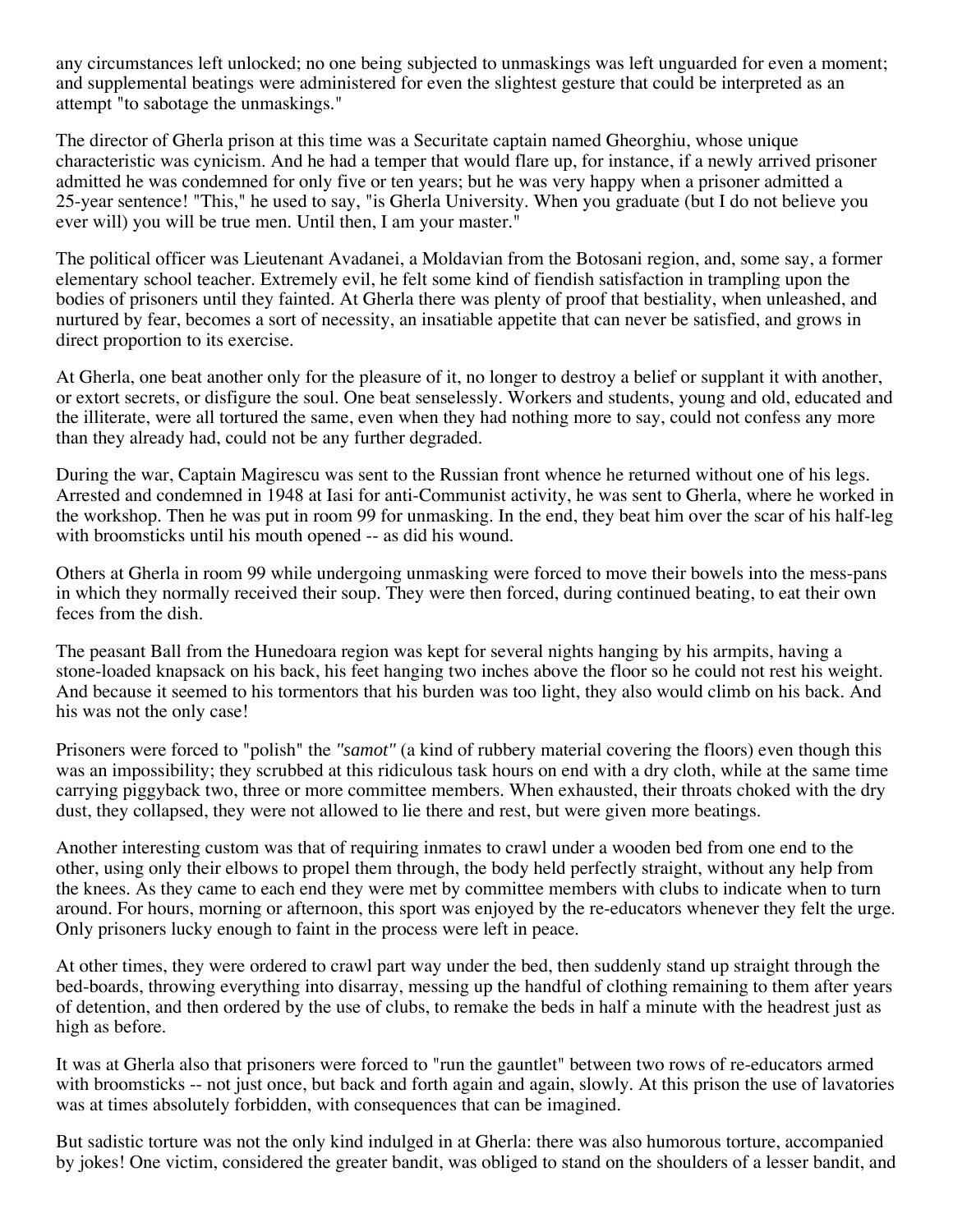any circumstances left unlocked; no one being subjected to unmaskings was left unguarded for even a moment; and supplemental beatings were administered for even the slightest gesture that could be interpreted as an attempt "to sabotage the unmaskings."

The director of Gherla prison at this time was a Securitate captain named Gheorghiu, whose unique characteristic was cynicism. And he had a temper that would flare up, for instance, if a newly arrived prisoner admitted he was condemned for only five or ten years; but he was very happy when a prisoner admitted a 25-year sentence! "This," he used to say, "is Gherla University. When you graduate (but I do not believe you ever will) you will be true men. Until then, I am your master."

The political officer was Lieutenant Avadanei, a Moldavian from the Botosani region, and, some say, a former elementary school teacher. Extremely evil, he felt some kind of fiendish satisfaction in trampling upon the bodies of prisoners until they fainted. At Gherla there was plenty of proof that bestiality, when unleashed, and nurtured by fear, becomes a sort of necessity, an insatiable appetite that can never be satisfied, and grows in direct proportion to its exercise.

At Gherla, one beat another only for the pleasure of it, no longer to destroy a belief or supplant it with another, or extort secrets, or disfigure the soul. One beat senselessly. Workers and students, young and old, educated and the illiterate, were all tortured the same, even when they had nothing more to say, could not confess any more than they already had, could not be any further degraded.

During the war, Captain Magirescu was sent to the Russian front whence he returned without one of his legs. Arrested and condemned in 1948 at Iasi for anti-Communist activity, he was sent to Gherla, where he worked in the workshop. Then he was put in room 99 for unmasking. In the end, they beat him over the scar of his half-leg with broomsticks until his mouth opened -- as did his wound.

Others at Gherla in room 99 while undergoing unmasking were forced to move their bowels into the mess-pans in which they normally received their soup. They were then forced, during continued beating, to eat their own feces from the dish.

The peasant Ball from the Hunedoara region was kept for several nights hanging by his armpits, having a stone-loaded knapsack on his back, his feet hanging two inches above the floor so he could not rest his weight. And because it seemed to his tormentors that his burden was too light, they also would climb on his back. And his was not the only case!

Prisoners were forced to "polish" the *"samot"* (a kind of rubbery material covering the floors) even though this was an impossibility; they scrubbed at this ridiculous task hours on end with a dry cloth, while at the same time carrying piggyback two, three or more committee members. When exhausted, their throats choked with the dry dust, they collapsed, they were not allowed to lie there and rest, but were given more beatings.

Another interesting custom was that of requiring inmates to crawl under a wooden bed from one end to the other, using only their elbows to propel them through, the body held perfectly straight, without any help from the knees. As they came to each end they were met by committee members with clubs to indicate when to turn around. For hours, morning or afternoon, this sport was enjoyed by the re-educators whenever they felt the urge. Only prisoners lucky enough to faint in the process were left in peace.

At other times, they were ordered to crawl part way under the bed, then suddenly stand up straight through the bed-boards, throwing everything into disarray, messing up the handful of clothing remaining to them after years of detention, and then ordered by the use of clubs, to remake the beds in half a minute with the headrest just as high as before.

It was at Gherla also that prisoners were forced to "run the gauntlet" between two rows of re-educators armed with broomsticks -- not just once, but back and forth again and again, slowly. At this prison the use of lavatories was at times absolutely forbidden, with consequences that can be imagined.

But sadistic torture was not the only kind indulged in at Gherla: there was also humorous torture, accompanied by jokes! One victim, considered the greater bandit, was obliged to stand on the shoulders of a lesser bandit, and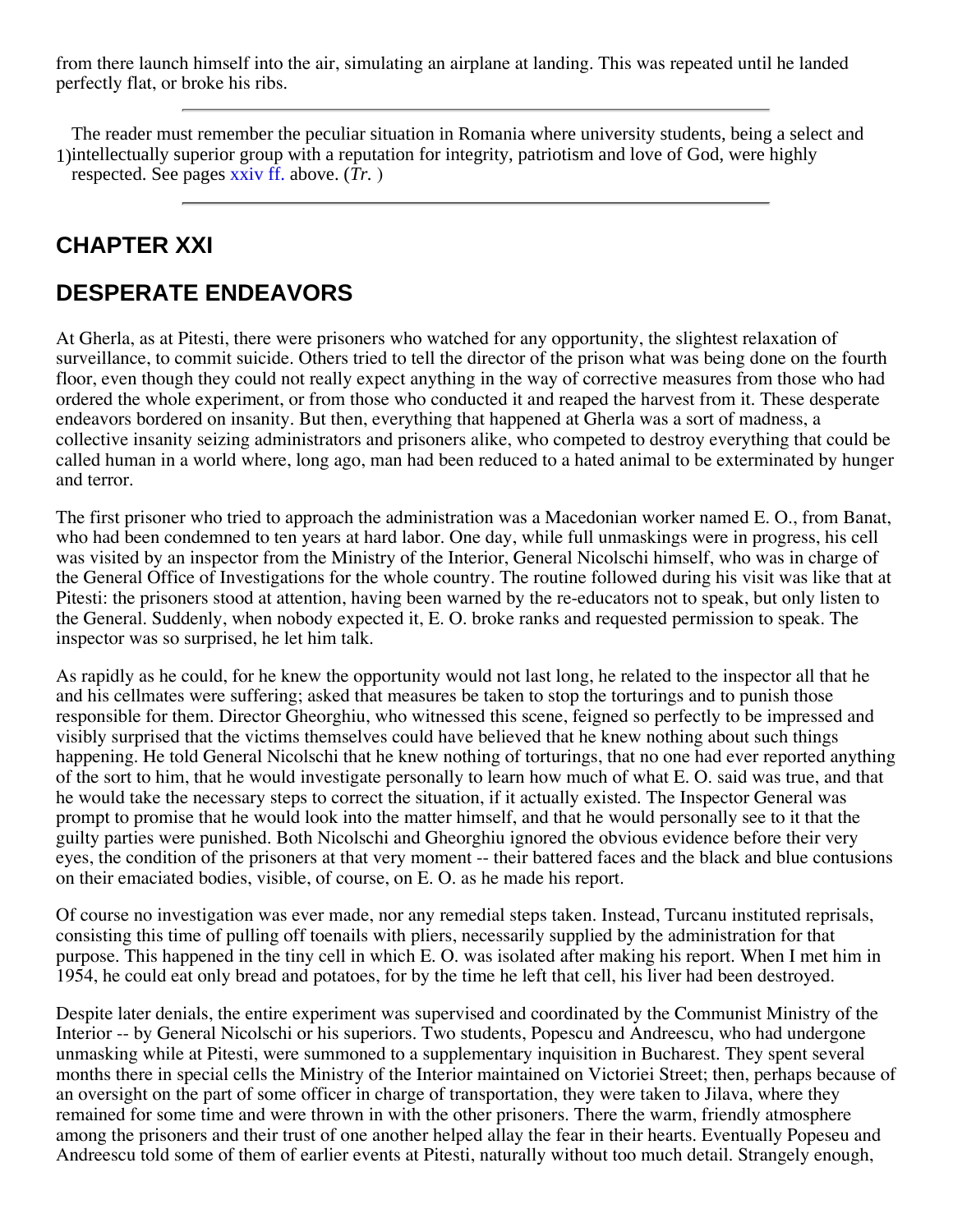from there launch himself into the air, simulating an airplane at landing. This was repeated until he landed perfectly flat, or broke his ribs.

---

1) The reader must remember the peculiar situation in Romania where university students, being a select and intellectually superior group with a reputation for integrity, patriotism and love of God, were highly respected. See pages xxiv ff. above. (*Tr.* )

---

## CHAPTER XXI

## DESPERATE ENDEAVORS

At Gherla, as at Pitesti, there were prisoners who watched for any opportunity, the slightest relaxation of surveillance, to commit suicide. Others tried to tell the director of the prison what was being done on the fourth floor, even though they could not really expect anything in the way of corrective measures from those who had ordered the whole experiment, or from those who conducted it and reaped the harvest from it. These desperate endeavors bordered on insanity. But then, everything that happened at Gherla was a sort of madness, a collective insanity seizing administrators and prisoners alike, who competed to destroy everything that could be called human in a world where, long ago, man had been reduced to a hated animal to be exterminated by hunger and terror.

The first prisoner who tried to approach the administration was a Macedonian worker named E. O., from Banat, who had been condemned to ten years at hard labor. One day, while full unmaskings were in progress, his cell was visited by an inspector from the Ministry of the Interior, General Nicolschi himself, who was in charge of the General Office of Investigations for the whole country. The routine followed during his visit was like that at Pitesti: the prisoners stood at attention, having been warned by the re-educators not to speak, but only listen to the General. Suddenly, when nobody expected it, E. O. broke ranks and requested permission to speak. The inspector was so surprised, he let him talk.

As rapidly as he could, for he knew the opportunity would not last long, he related to the inspector all that he and his cellmates were suffering; asked that measures be taken to stop the torturings and to punish those responsible for them. Director Gheorghiu, who witnessed this scene, feigned so perfectly to be impressed and visibly surprised that the victims themselves could have believed that he knew nothing about such things happening. He told General Nicolschi that he knew nothing of torturings, that no one had ever reported anything of the sort to him, that he would investigate personally to learn how much of what E. O. said was true, and that he would take the necessary steps to correct the situation, if it actually existed. The Inspector General was prompt to promise that he would look into the matter himself, and that he would personally see to it that the guilty parties were punished. Both Nicolschi and Gheorghiu ignored the obvious evidence before their very eyes, the condition of the prisoners at that very moment -- their battered faces and the black and blue contusions on their emaciated bodies, visible, of course, on E. O. as he made his report.

Of course no investigation was ever made, nor any remedial steps taken. Instead, Turcanu instituted reprisals, consisting this time of pulling off toenails with pliers, necessarily supplied by the administration for that purpose. This happened in the tiny cell in which E. O. was isolated after making his report. When I met him in 1954, he could eat only bread and potatoes, for by the time he left that cell, his liver had been destroyed.

Despite later denials, the entire experiment was supervised and coordinated by the Communist Ministry of the Interior -- by General Nicolschi or his superiors. Two students, Popescu and Andreescu, who had undergone unmasking while at Pitesti, were summoned to a supplementary inquisition in Bucharest. They spent several months there in special cells the Ministry of the Interior maintained on Victoriei Street; then, perhaps because of an oversight on the part of some officer in charge of transportation, they were taken to Jilava, where they remained for some time and were thrown in with the other prisoners. There the warm, friendly atmosphere among the prisoners and their trust of one another helped allay the fear in their hearts. Eventually Popeseu and Andreescu told some of them of earlier events at Pitesti, naturally without too much detail. Strangely enough,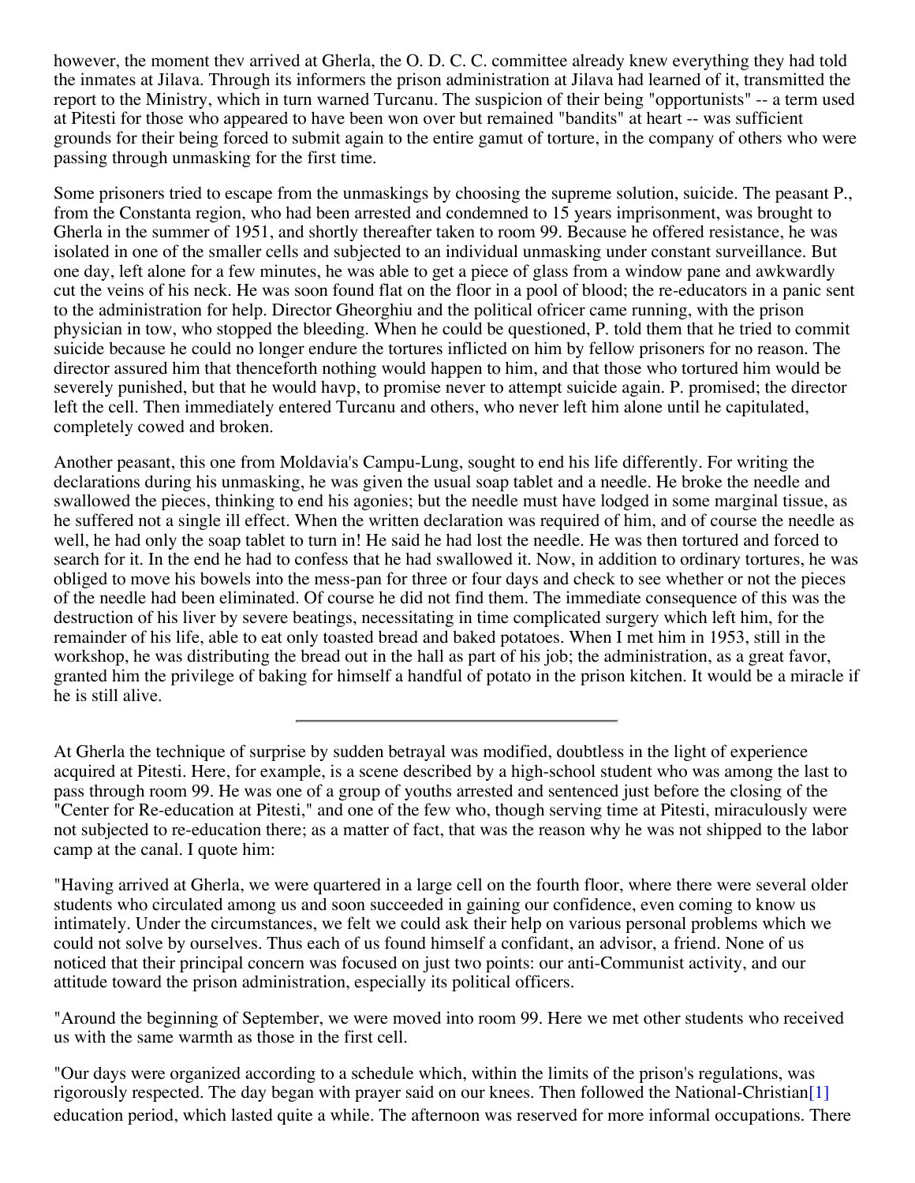however, the moment thev arrived at Gherla, the O. D. C. C. committee already knew everything they had told the inmates at Jilava. Through its informers the prison administration at Jilava had learned of it, transmitted the report to the Ministry, which in turn warned Turcanu. The suspicion of their being "opportunists" -- a term used at Pitesti for those who appeared to have been won over but remained "bandits" at heart -- was sufficient grounds for their being forced to submit again to the entire gamut of torture, in the company of others who were passing through unmasking for the first time.

Some prisoners tried to escape from the unmaskings by choosing the supreme solution, suicide. The peasant P., from the Constanta region, who had been arrested and condemned to 15 years imprisonment, was brought to Gherla in the summer of 1951, and shortly thereafter taken to room 99. Because he offered resistance, he was isolated in one of the smaller cells and subjected to an individual unmasking under constant surveillance. But one day, left alone for a few minutes, he was able to get a piece of glass from a window pane and awkwardly cut the veins of his neck. He was soon found flat on the floor in a pool of blood; the re-educators in a panic sent to the administration for help. Director Gheorghiu and the political ofricer came running, with the prison physician in tow, who stopped the bleeding. When he could be questioned, P. told them that he tried to commit suicide because he could no longer endure the tortures inflicted on him by fellow prisoners for no reason. The director assured him that thenceforth nothing would happen to him, and that those who tortured him would be severely punished, but that he would havp, to promise never to attempt suicide again. P. promised; the director left the cell. Then immediately entered Turcanu and others, who never left him alone until he capitulated, completely cowed and broken.

Another peasant, this one from Moldavia's Campu-Lung, sought to end his life differently. For writing the declarations during his unmasking, he was given the usual soap tablet and a needle. He broke the needle and swallowed the pieces, thinking to end his agonies; but the needle must have lodged in some marginal tissue, as he suffered not a single ill effect. When the written declaration was required of him, and of course the needle as well, he had only the soap tablet to turn in! He said he had lost the needle. He was then tortured and forced to search for it. In the end he had to confess that he had swallowed it. Now, in addition to ordinary tortures, he was obliged to move his bowels into the mess-pan for three or four days and check to see whether or not the pieces of the needle had been eliminated. Of course he did not find them. The immediate consequence of this was the destruction of his liver by severe beatings, necessitating in time complicated surgery which left him, for the remainder of his life, able to eat only toasted bread and baked potatoes. When I met him in 1953, still in the workshop, he was distributing the bread out in the hall as part of his job; the administration, as a great favor, granted him the privilege of baking for himself a handful of potato in the prison kitchen. It would be a miracle if he is still alive.

---

At Gherla the technique of surprise by sudden betrayal was modified, doubtless in the light of experience acquired at Pitesti. Here, for example, is a scene described by a high-school student who was among the last to pass through room 99. He was one of a group of youths arrested and sentenced just before the closing of the "Center for Re-education at Pitesti," and one of the few who, though serving time at Pitesti, miraculously were not subjected to re-education there; as a matter of fact, that was the reason why he was not shipped to the labor camp at the canal. I quote him:

"Having arrived at Gherla, we were quartered in a large cell on the fourth floor, where there were several older students who circulated among us and soon succeeded in gaining our confidence, even coming to know us intimately. Under the circumstances, we felt we could ask their help on various personal problems which we could not solve by ourselves. Thus each of us found himself a confidant, an advisor, a friend. None of us noticed that their principal concern was focused on just two points: our anti-Communist activity, and our attitude toward the prison administration, especially its political officers.

"Around the beginning of September, we were moved into room 99. Here we met other students who received us with the same warmth as those in the first cell.

"Our days were organized according to a schedule which, within the limits of the prison's regulations, was rigorously respected. The day began with prayer said on our knees. Then followed the National-Christian[1] education period, which lasted quite a while. The afternoon was reserved for more informal occupations. There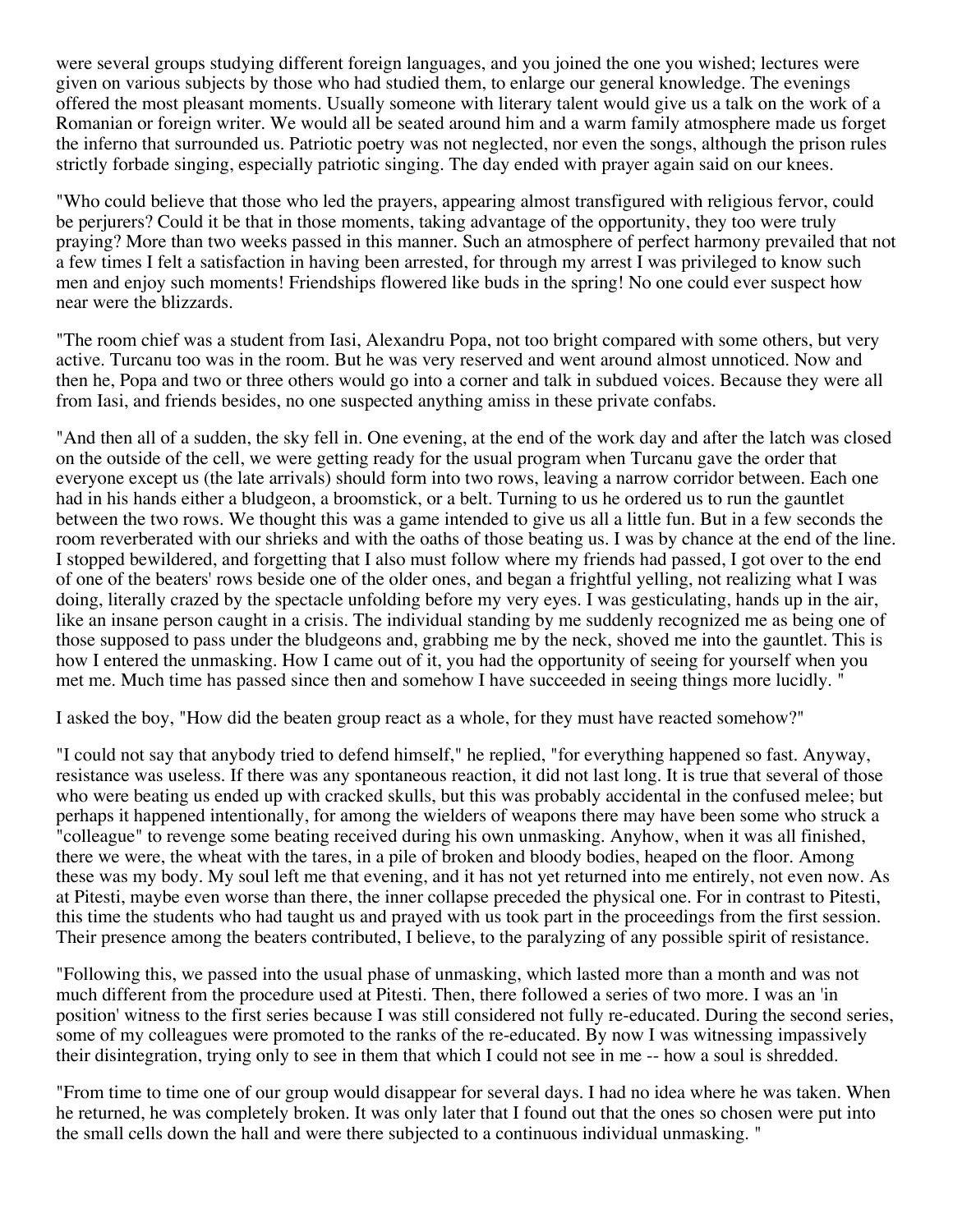were several groups studying different foreign languages, and you joined the one you wished; lectures were given on various subjects by those who had studied them, to enlarge our general knowledge. The evenings offered the most pleasant moments. Usually someone with literary talent would give us a talk on the work of a Romanian or foreign writer. We would all be seated around him and a warm family atmosphere made us forget the inferno that surrounded us. Patriotic poetry was not neglected, nor even the songs, although the prison rules strictly forbade singing, especially patriotic singing. The day ended with prayer again said on our knees.

"Who could believe that those who led the prayers, appearing almost transfigured with religious fervor, could be perjurers? Could it be that in those moments, taking advantage of the opportunity, they too were truly praying? More than two weeks passed in this manner. Such an atmosphere of perfect harmony prevailed that not a few times I felt a satisfaction in having been arrested, for through my arrest I was privileged to know such men and enjoy such moments! Friendships flowered like buds in the spring! No one could ever suspect how near were the blizzards.

"The room chief was a student from Iasi, Alexandru Popa, not too bright compared with some others, but very active. Turcanu too was in the room. But he was very reserved and went around almost unnoticed. Now and then he, Popa and two or three others would go into a corner and talk in subdued voices. Because they were all from Iasi, and friends besides, no one suspected anything amiss in these private confabs.

"And then all of a sudden, the sky fell in. One evening, at the end of the work day and after the latch was closed on the outside of the cell, we were getting ready for the usual program when Turcanu gave the order that everyone except us (the late arrivals) should form into two rows, leaving a narrow corridor between. Each one had in his hands either a bludgeon, a broomstick, or a belt. Turning to us he ordered us to run the gauntlet between the two rows. We thought this was a game intended to give us all a little fun. But in a few seconds the room reverberated with our shrieks and with the oaths of those beating us. I was by chance at the end of the line. I stopped bewildered, and forgetting that I also must follow where my friends had passed, I got over to the end of one of the beaters' rows beside one of the older ones, and began a frightful yelling, not realizing what I was doing, literally crazed by the spectacle unfolding before my very eyes. I was gesticulating, hands up in the air, like an insane person caught in a crisis. The individual standing by me suddenly recognized me as being one of those supposed to pass under the bludgeons and, grabbing me by the neck, shoved me into the gauntlet. This is how I entered the unmasking. How I came out of it, you had the opportunity of seeing for yourself when you met me. Much time has passed since then and somehow I have succeeded in seeing things more lucidly. "

I asked the boy, "How did the beaten group react as a whole, for they must have reacted somehow?"

"I could not say that anybody tried to defend himself," he replied, "for everything happened so fast. Anyway, resistance was useless. If there was any spontaneous reaction, it did not last long. It is true that several of those who were beating us ended up with cracked skulls, but this was probably accidental in the confused melee; but perhaps it happened intentionally, for among the wielders of weapons there may have been some who struck a "colleague" to revenge some beating received during his own unmasking. Anyhow, when it was all finished, there we were, the wheat with the tares, in a pile of broken and bloody bodies, heaped on the floor. Among these was my body. My soul left me that evening, and it has not yet returned into me entirely, not even now. As at Pitesti, maybe even worse than there, the inner collapse preceded the physical one. For in contrast to Pitesti, this time the students who had taught us and prayed with us took part in the proceedings from the first session. Their presence among the beaters contributed, I believe, to the paralyzing of any possible spirit of resistance.

"Following this, we passed into the usual phase of unmasking, which lasted more than a month and was not much different from the procedure used at Pitesti. Then, there followed a series of two more. I was an 'in position' witness to the first series because I was still considered not fully re-educated. During the second series, some of my colleagues were promoted to the ranks of the re-educated. By now I was witnessing impassively their disintegration, trying only to see in them that which I could not see in me -- how a soul is shredded.

"From time to time one of our group would disappear for several days. I had no idea where he was taken. When he returned, he was completely broken. It was only later that I found out that the ones so chosen were put into the small cells down the hall and were there subjected to a continuous individual unmasking. "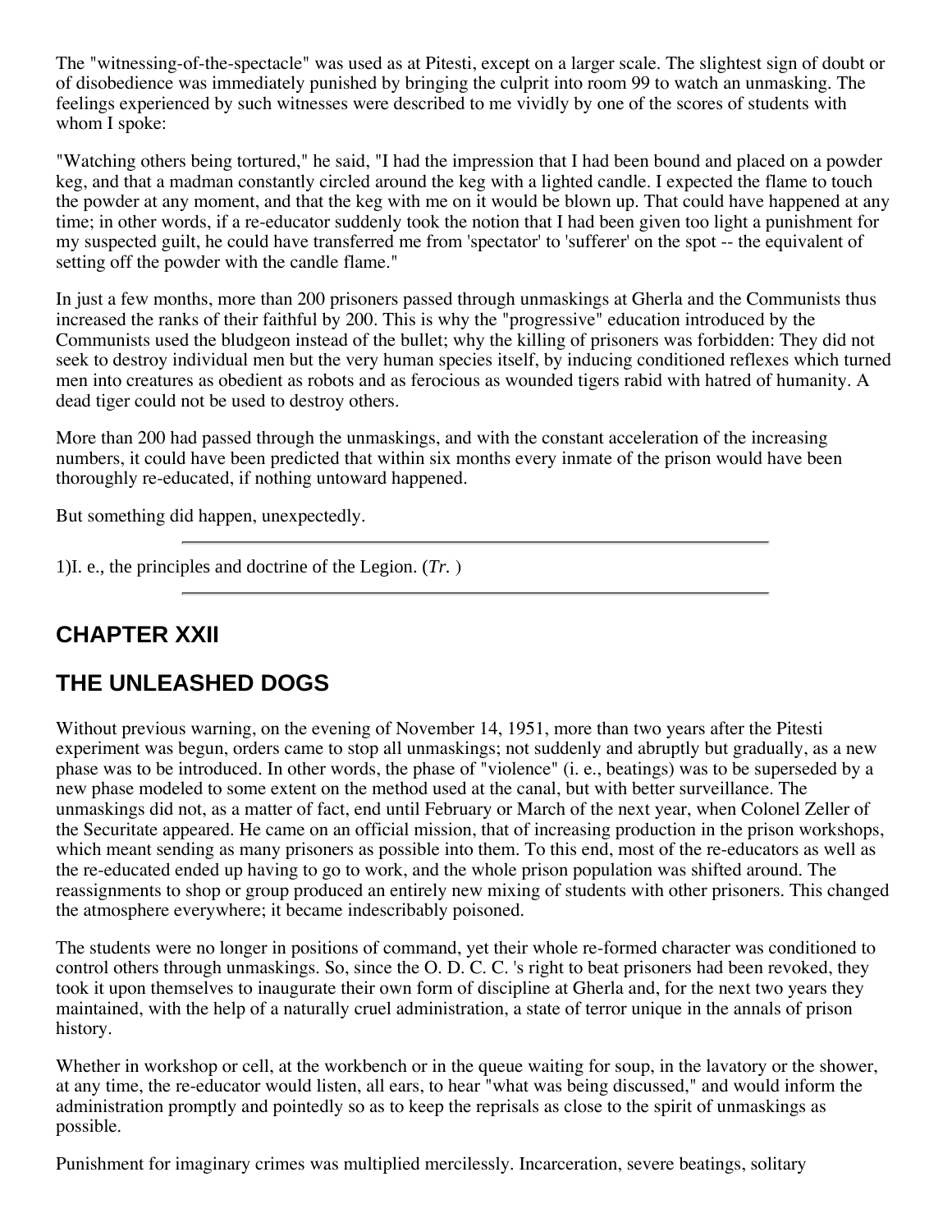The "witnessing-of-the-spectacle" was used as at Pitesti, except on a larger scale. The slightest sign of doubt or of disobedience was immediately punished by bringing the culprit into room 99 to watch an unmasking. The feelings experienced by such witnesses were described to me vividly by one of the scores of students with whom I spoke:

"Watching others being tortured," he said, "I had the impression that I had been bound and placed on a powder keg, and that a madman constantly circled around the keg with a lighted candle. I expected the flame to touch the powder at any moment, and that the keg with me on it would be blown up. That could have happened at any time; in other words, if a re-educator suddenly took the notion that I had been given too light a punishment for my suspected guilt, he could have transferred me from 'spectator' to 'sufferer' on the spot -- the equivalent of setting off the powder with the candle flame."

In just a few months, more than 200 prisoners passed through unmaskings at Gherla and the Communists thus increased the ranks of their faithful by 200. This is why the "progressive" education introduced by the Communists used the bludgeon instead of the bullet; why the killing of prisoners was forbidden: They did not seek to destroy individual men but the very human species itself, by inducing conditioned reflexes which turned men into creatures as obedient as robots and as ferocious as wounded tigers rabid with hatred of humanity. A dead tiger could not be used to destroy others.

More than 200 had passed through the unmaskings, and with the constant acceleration of the increasing numbers, it could have been predicted that within six months every inmate of the prison would have been thoroughly re-educated, if nothing untoward happened.

But something did happen, unexpectedly.

---

1)I. e., the principles and doctrine of the Legion. (*Tr.* )

---

## CHAPTER XXII

## THE UNLEASHED DOGS

Without previous warning, on the evening of November 14, 1951, more than two years after the Pitesti experiment was begun, orders came to stop all unmaskings; not suddenly and abruptly but gradually, as a new phase was to be introduced. In other words, the phase of "violence" (i. e., beatings) was to be superseded by a new phase modeled to some extent on the method used at the canal, but with better surveillance. The unmaskings did not, as a matter of fact, end until February or March of the next year, when Colonel Zeller of the Securitate appeared. He came on an official mission, that of increasing production in the prison workshops, which meant sending as many prisoners as possible into them. To this end, most of the re-educators as well as the re-educated ended up having to go to work, and the whole prison population was shifted around. The reassignments to shop or group produced an entirely new mixing of students with other prisoners. This changed the atmosphere everywhere; it became indescribably poisoned.

The students were no longer in positions of command, yet their whole re-formed character was conditioned to control others through unmaskings. So, since the O. D. C. C. 's right to beat prisoners had been revoked, they took it upon themselves to inaugurate their own form of discipline at Gherla and, for the next two years they maintained, with the help of a naturally cruel administration, a state of terror unique in the annals of prison history.

Whether in workshop or cell, at the workbench or in the queue waiting for soup, in the lavatory or the shower, at any time, the re-educator would listen, all ears, to hear "what was being discussed," and would inform the administration promptly and pointedly so as to keep the reprisals as close to the spirit of unmaskings as possible.

Punishment for imaginary crimes was multiplied mercilessly. Incarceration, severe beatings, solitary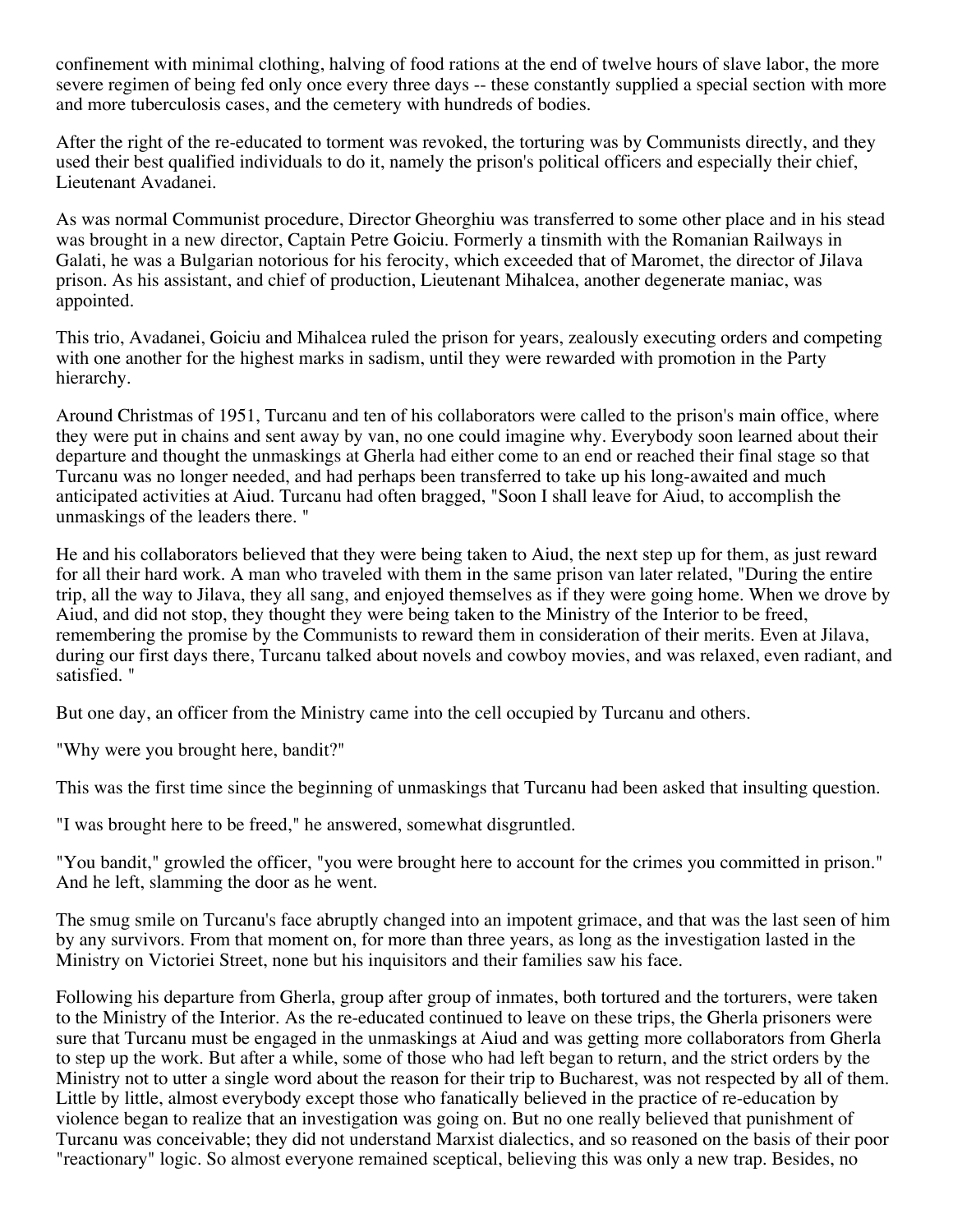confinement with minimal clothing, halving of food rations at the end of twelve hours of slave labor, the more severe regimen of being fed only once every three days -- these constantly supplied a special section with more and more tuberculosis cases, and the cemetery with hundreds of bodies.

After the right of the re-educated to torment was revoked, the torturing was by Communists directly, and they used their best qualified individuals to do it, namely the prison's political officers and especially their chief, Lieutenant Avadanei.

As was normal Communist procedure, Director Gheorghiu was transferred to some other place and in his stead was brought in a new director, Captain Petre Goiciu. Formerly a tinsmith with the Romanian Railways in Galati, he was a Bulgarian notorious for his ferocity, which exceeded that of Maromet, the director of Jilava prison. As his assistant, and chief of production, Lieutenant Mihalcea, another degenerate maniac, was appointed.

This trio, Avadanei, Goiciu and Mihalcea ruled the prison for years, zealously executing orders and competing with one another for the highest marks in sadism, until they were rewarded with promotion in the Party hierarchy.

Around Christmas of 1951, Turcanu and ten of his collaborators were called to the prison's main office, where they were put in chains and sent away by van, no one could imagine why. Everybody soon learned about their departure and thought the unmaskings at Gherla had either come to an end or reached their final stage so that Turcanu was no longer needed, and had perhaps been transferred to take up his long-awaited and much anticipated activities at Aiud. Turcanu had often bragged, "Soon I shall leave for Aiud, to accomplish the unmaskings of the leaders there. "

He and his collaborators believed that they were being taken to Aiud, the next step up for them, as just reward for all their hard work. A man who traveled with them in the same prison van later related, "During the entire trip, all the way to Jilava, they all sang, and enjoyed themselves as if they were going home. When we drove by Aiud, and did not stop, they thought they were being taken to the Ministry of the Interior to be freed, remembering the promise by the Communists to reward them in consideration of their merits. Even at Jilava, during our first days there, Turcanu talked about novels and cowboy movies, and was relaxed, even radiant, and satisfied. "

But one day, an officer from the Ministry came into the cell occupied by Turcanu and others.

"Why were you brought here, bandit?"

This was the first time since the beginning of unmaskings that Turcanu had been asked that insulting question.

"I was brought here to be freed," he answered, somewhat disgruntled.

"You bandit," growled the officer, "you were brought here to account for the crimes you committed in prison." And he left, slamming the door as he went.

The smug smile on Turcanu's face abruptly changed into an impotent grimace, and that was the last seen of him by any survivors. From that moment on, for more than three years, as long as the investigation lasted in the Ministry on Victoriei Street, none but his inquisitors and their families saw his face.

Following his departure from Gherla, group after group of inmates, both tortured and the torturers, were taken to the Ministry of the Interior. As the re-educated continued to leave on these trips, the Gherla prisoners were sure that Turcanu must be engaged in the unmaskings at Aiud and was getting more collaborators from Gherla to step up the work. But after a while, some of those who had left began to return, and the strict orders by the Ministry not to utter a single word about the reason for their trip to Bucharest, was not respected by all of them. Little by little, almost everybody except those who fanatically believed in the practice of re-education by violence began to realize that an investigation was going on. But no one really believed that punishment of Turcanu was conceivable; they did not understand Marxist dialectics, and so reasoned on the basis of their poor "reactionary" logic. So almost everyone remained sceptical, believing this was only a new trap. Besides, no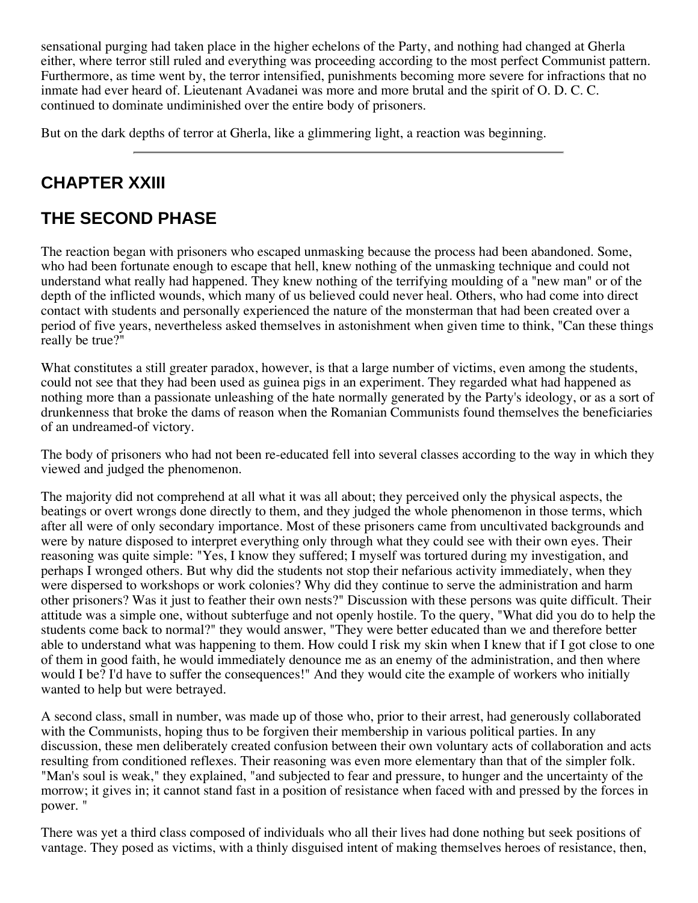sensational purging had taken place in the higher echelons of the Party, and nothing had changed at Gherla either, where terror still ruled and everything was proceeding according to the most perfect Communist pattern. Furthermore, as time went by, the terror intensified, punishments becoming more severe for infractions that no inmate had ever heard of. Lieutenant Avadanei was more and more brutal and the spirit of O. D. C. C. continued to dominate undiminished over the entire body of prisoners.

But on the dark depths of terror at Gherla, like a glimmering light, a reaction was beginning.

---

## CHAPTER XXIII

## THE SECOND PHASE

The reaction began with prisoners who escaped unmasking because the process had been abandoned. Some, who had been fortunate enough to escape that hell, knew nothing of the unmasking technique and could not understand what really had happened. They knew nothing of the terrifying moulding of a "new man" or of the depth of the inflicted wounds, which many of us believed could never heal. Others, who had come into direct contact with students and personally experienced the nature of the monsterman that had been created over a period of five years, nevertheless asked themselves in astonishment when given time to think, "Can these things really be true?"

What constitutes a still greater paradox, however, is that a large number of victims, even among the students, could not see that they had been used as guinea pigs in an experiment. They regarded what had happened as nothing more than a passionate unleashing of the hate normally generated by the Party's ideology, or as a sort of drunkenness that broke the dams of reason when the Romanian Communists found themselves the beneficiaries of an undreamed-of victory.

The body of prisoners who had not been re-educated fell into several classes according to the way in which they viewed and judged the phenomenon.

The majority did not comprehend at all what it was all about; they perceived only the physical aspects, the beatings or overt wrongs done directly to them, and they judged the whole phenomenon in those terms, which after all were of only secondary importance. Most of these prisoners came from uncultivated backgrounds and were by nature disposed to interpret everything only through what they could see with their own eyes. Their reasoning was quite simple: "Yes, I know they suffered; I myself was tortured during my investigation, and perhaps I wronged others. But why did the students not stop their nefarious activity immediately, when they were dispersed to workshops or work colonies? Why did they continue to serve the administration and harm other prisoners? Was it just to feather their own nests?" Discussion with these persons was quite difficult. Their attitude was a simple one, without subterfuge and not openly hostile. To the query, "What did you do to help the students come back to normal?" they would answer, "They were better educated than we and therefore better able to understand what was happening to them. How could I risk my skin when I knew that if I got close to one of them in good faith, he would immediately denounce me as an enemy of the administration, and then where would I be? I'd have to suffer the consequences!" And they would cite the example of workers who initially wanted to help but were betrayed.

A second class, small in number, was made up of those who, prior to their arrest, had generously collaborated with the Communists, hoping thus to be forgiven their membership in various political parties. In any discussion, these men deliberately created confusion between their own voluntary acts of collaboration and acts resulting from conditioned reflexes. Their reasoning was even more elementary than that of the simpler folk. "Man's soul is weak," they explained, "and subjected to fear and pressure, to hunger and the uncertainty of the morrow; it gives in; it cannot stand fast in a position of resistance when faced with and pressed by the forces in power. "

There was yet a third class composed of individuals who all their lives had done nothing but seek positions of vantage. They posed as victims, with a thinly disguised intent of making themselves heroes of resistance, then,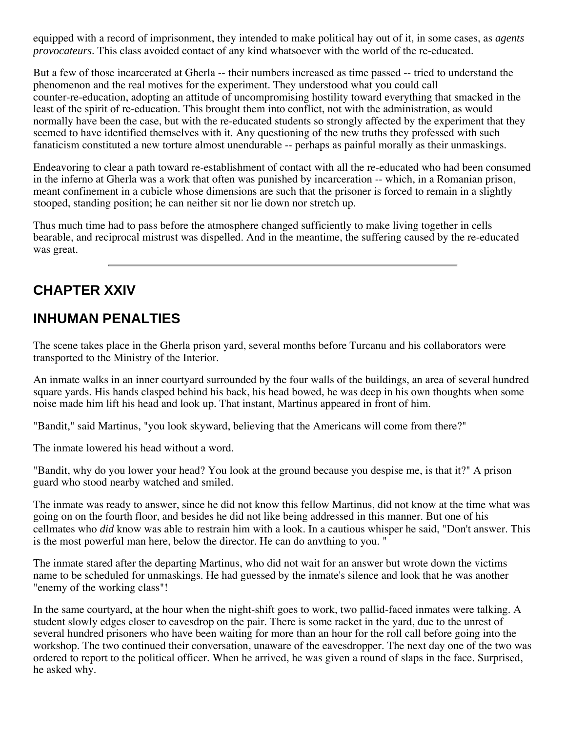equipped with a record of imprisonment, they intended to make political hay out of it, in some cases, as *agents provocateurs*. This class avoided contact of any kind whatsoever with the world of the re-educated.

But a few of those incarcerated at Gherla -- their numbers increased as time passed -- tried to understand the phenomenon and the real motives for the experiment. They understood what you could call counter-re-education, adopting an attitude of uncompromising hostility toward everything that smacked in the least of the spirit of re-education. This brought them into conflict, not with the administration, as would normally have been the case, but with the re-educated students so strongly affected by the experiment that they seemed to have identified themselves with it. Any questioning of the new truths they professed with such fanaticism constituted a new torture almost unendurable -- perhaps as painful morally as their unmaskings.

Endeavoring to clear a path toward re-establishment of contact with all the re-educated who had been consumed in the inferno at Gherla was a work that often was punished by incarceration -- which, in a Romanian prison, meant confinement in a cubicle whose dimensions are such that the prisoner is forced to remain in a slightly stooped, standing position; he can neither sit nor lie down nor stretch up.

Thus much time had to pass before the atmosphere changed sufficiently to make living together in cells bearable, and reciprocal mistrust was dispelled. And in the meantime, the suffering caused by the re-educated was great.

---

## CHAPTER XXIV

## INHUMAN PENALTIES

The scene takes place in the Gherla prison yard, several months before Turcanu and his collaborators were transported to the Ministry of the Interior.

An inmate walks in an inner courtyard surrounded by the four walls of the buildings, an area of several hundred square yards. His hands clasped behind his back, his head bowed, he was deep in his own thoughts when some noise made him lift his head and look up. That instant, Martinus appeared in front of him.

"Bandit," said Martinus, "you look skyward, believing that the Americans will come from there?"

The inmate lowered his head without a word.

"Bandit, why do you lower your head? You look at the ground because you despise me, is that it?" A prison guard who stood nearby watched and smiled.

The inmate was ready to answer, since he did not know this fellow Martinus, did not know at the time what was going on on the fourth floor, and besides he did not like being addressed in this manner. But one of his cellmates who *did* know was able to restrain him with a look. In a cautious whisper he said, "Don't answer. This is the most powerful man here, below the director. He can do anvthing to you. "

The inmate stared after the departing Martinus, who did not wait for an answer but wrote down the victims name to be scheduled for unmaskings. He had guessed by the inmate's silence and look that he was another "enemy of the working class"!

In the same courtyard, at the hour when the night-shift goes to work, two pallid-faced inmates were talking. A student slowly edges closer to eavesdrop on the pair. There is some racket in the yard, due to the unrest of several hundred prisoners who have been waiting for more than an hour for the roll call before going into the workshop. The two continued their conversation, unaware of the eavesdropper. The next day one of the two was ordered to report to the political officer. When he arrived, he was given a round of slaps in the face. Surprised, he asked why.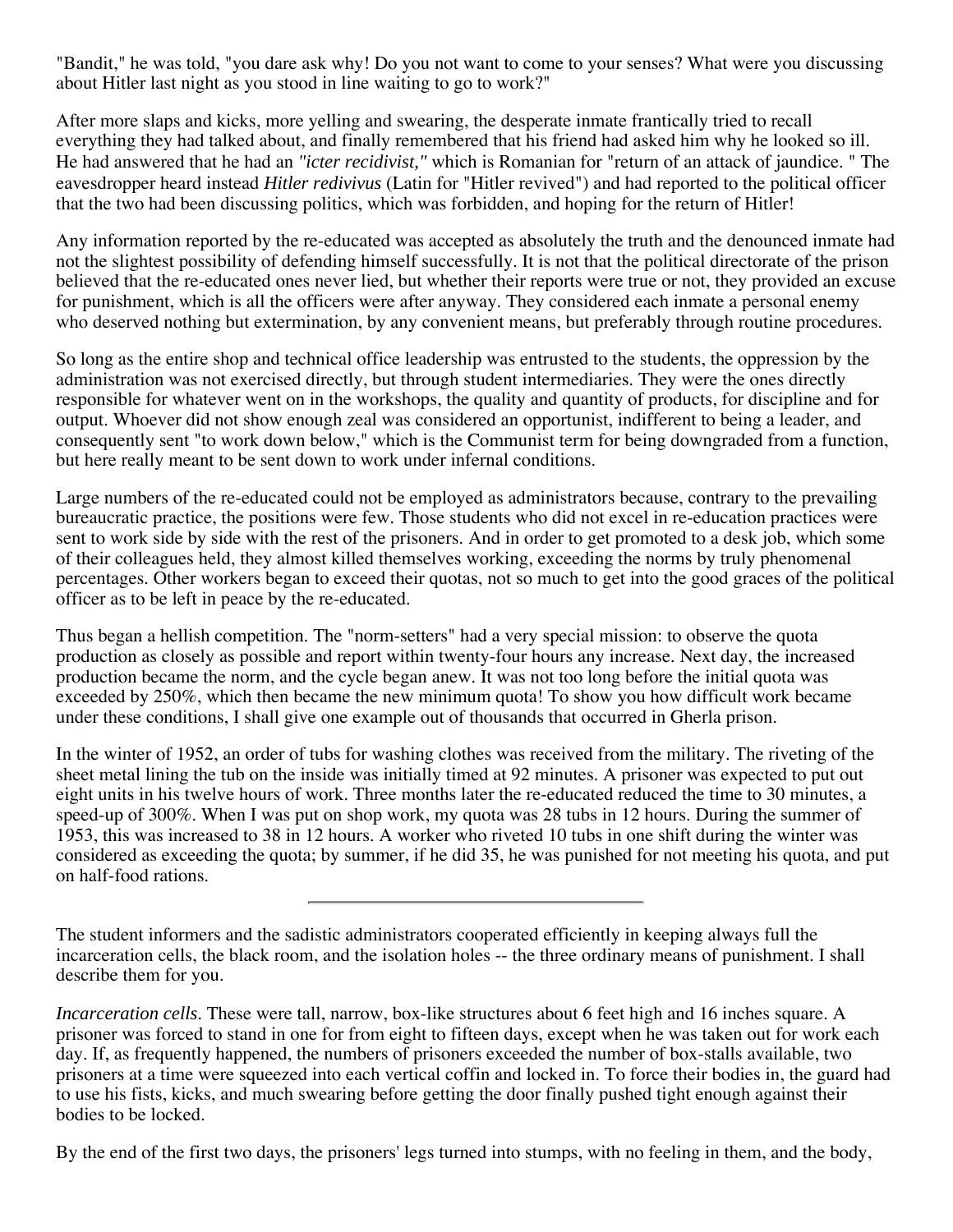"Bandit," he was told, "you dare ask why! Do you not want to come to your senses? What were you discussing about Hitler last night as you stood in line waiting to go to work?"

After more slaps and kicks, more yelling and swearing, the desperate inmate frantically tried to recall everything they had talked about, and finally remembered that his friend had asked him why he looked so ill. He had answered that he had an *"icter recidivist,"* which is Romanian for "return of an attack of jaundice. " The eavesdropper heard instead *Hitler redivivus* (Latin for "Hitler revived") and had reported to the political officer that the two had been discussing politics, which was forbidden, and hoping for the return of Hitler!

Any information reported by the re-educated was accepted as absolutely the truth and the denounced inmate had not the slightest possibility of defending himself successfully. It is not that the political directorate of the prison believed that the re-educated ones never lied, but whether their reports were true or not, they provided an excuse for punishment, which is all the officers were after anyway. They considered each inmate a personal enemy who deserved nothing but extermination, by any convenient means, but preferably through routine procedures.

So long as the entire shop and technical office leadership was entrusted to the students, the oppression by the administration was not exercised directly, but through student intermediaries. They were the ones directly responsible for whatever went on in the workshops, the quality and quantity of products, for discipline and for output. Whoever did not show enough zeal was considered an opportunist, indifferent to being a leader, and consequently sent "to work down below," which is the Communist term for being downgraded from a function, but here really meant to be sent down to work under infernal conditions.

Large numbers of the re-educated could not be employed as administrators because, contrary to the prevailing bureaucratic practice, the positions were few. Those students who did not excel in re-education practices were sent to work side by side with the rest of the prisoners. And in order to get promoted to a desk job, which some of their colleagues held, they almost killed themselves working, exceeding the norms by truly phenomenal percentages. Other workers began to exceed their quotas, not so much to get into the good graces of the political officer as to be left in peace by the re-educated.

Thus began a hellish competition. The "norm-setters" had a very special mission: to observe the quota production as closely as possible and report within twenty-four hours any increase. Next day, the increased production became the norm, and the cycle began anew. It was not too long before the initial quota was exceeded by 250%, which then became the new minimum quota! To show you how difficult work became under these conditions, I shall give one example out of thousands that occurred in Gherla prison.

In the winter of 1952, an order of tubs for washing clothes was received from the military. The riveting of the sheet metal lining the tub on the inside was initially timed at 92 minutes. A prisoner was expected to put out eight units in his twelve hours of work. Three months later the re-educated reduced the time to 30 minutes, a speed-up of 300%. When I was put on shop work, my quota was 28 tubs in 12 hours. During the summer of 1953, this was increased to 38 in 12 hours. A worker who riveted 10 tubs in one shift during the winter was considered as exceeding the quota; by summer, if he did 35, he was punished for not meeting his quota, and put on half-food rations.

---

The student informers and the sadistic administrators cooperated efficiently in keeping always full the incarceration cells, the black room, and the isolation holes -- the three ordinary means of punishment. I shall describe them for you.

*Incarceration cells.* These were tall, narrow, box-like structures about 6 feet high and 16 inches square. A prisoner was forced to stand in one for from eight to fifteen days, except when he was taken out for work each day. If, as frequently happened, the numbers of prisoners exceeded the number of box-stalls available, two prisoners at a time were squeezed into each vertical coffin and locked in. To force their bodies in, the guard had to use his fists, kicks, and much swearing before getting the door finally pushed tight enough against their bodies to be locked.

By the end of the first two days, the prisoners' legs turned into stumps, with no feeling in them, and the body,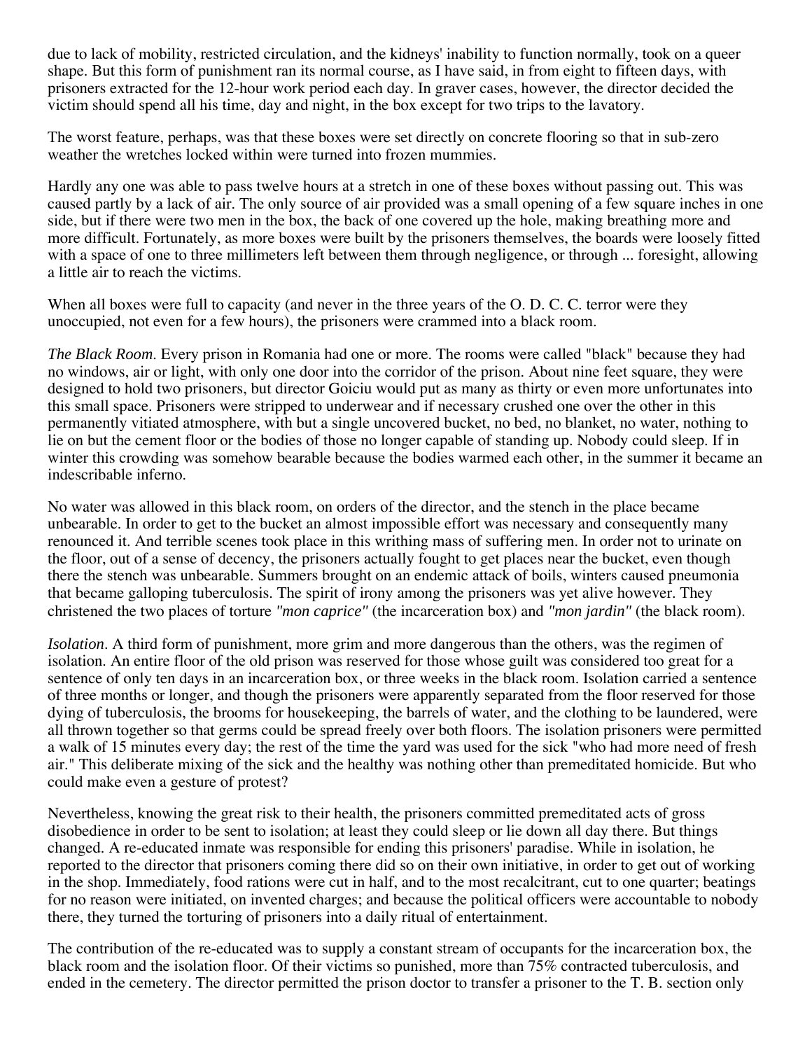due to lack of mobility, restricted circulation, and the kidneys' inability to function normally, took on a queer shape. But this form of punishment ran its normal course, as I have said, in from eight to fifteen days, with prisoners extracted for the 12-hour work period each day. In graver cases, however, the director decided the victim should spend all his time, day and night, in the box except for two trips to the lavatory.

The worst feature, perhaps, was that these boxes were set directly on concrete flooring so that in sub-zero weather the wretches locked within were turned into frozen mummies.

Hardly any one was able to pass twelve hours at a stretch in one of these boxes without passing out. This was caused partly by a lack of air. The only source of air provided was a small opening of a few square inches in one side, but if there were two men in the box, the back of one covered up the hole, making breathing more and more difficult. Fortunately, as more boxes were built by the prisoners themselves, the boards were loosely fitted with a space of one to three millimeters left between them through negligence, or through ... foresight, allowing a little air to reach the victims.

When all boxes were full to capacity (and never in the three years of the O. D. C. C. terror were they unoccupied, not even for a few hours), the prisoners were crammed into a black room.

*The Black Room.* Every prison in Romania had one or more. The rooms were called "black" because they had no windows, air or light, with only one door into the corridor of the prison. About nine feet square, they were designed to hold two prisoners, but director Goiciu would put as many as thirty or even more unfortunates into this small space. Prisoners were stripped to underwear and if necessary crushed one over the other in this permanently vitiated atmosphere, with but a single uncovered bucket, no bed, no blanket, no water, nothing to lie on but the cement floor or the bodies of those no longer capable of standing up. Nobody could sleep. If in winter this crowding was somehow bearable because the bodies warmed each other, in the summer it became an indescribable inferno.

No water was allowed in this black room, on orders of the director, and the stench in the place became unbearable. In order to get to the bucket an almost impossible effort was necessary and consequently many renounced it. And terrible scenes took place in this writhing mass of suffering men. In order not to urinate on the floor, out of a sense of decency, the prisoners actually fought to get places near the bucket, even though there the stench was unbearable. Summers brought on an endemic attack of boils, winters caused pneumonia that became galloping tuberculosis. The spirit of irony among the prisoners was yet alive however. They christened the two places of torture *"mon caprice"* (the incarceration box) and *"mon jardin"* (the black room).

*Isolation.* A third form of punishment, more grim and more dangerous than the others, was the regimen of isolation. An entire floor of the old prison was reserved for those whose guilt was considered too great for a sentence of only ten days in an incarceration box, or three weeks in the black room. Isolation carried a sentence of three months or longer, and though the prisoners were apparently separated from the floor reserved for those dying of tuberculosis, the brooms for housekeeping, the barrels of water, and the clothing to be laundered, were all thrown together so that germs could be spread freely over both floors. The isolation prisoners were permitted a walk of 15 minutes every day; the rest of the time the yard was used for the sick "who had more need of fresh air." This deliberate mixing of the sick and the healthy was nothing other than premeditated homicide. But who could make even a gesture of protest?

Nevertheless, knowing the great risk to their health, the prisoners committed premeditated acts of gross disobedience in order to be sent to isolation; at least they could sleep or lie down all day there. But things changed. A re-educated inmate was responsible for ending this prisoners' paradise. While in isolation, he reported to the director that prisoners coming there did so on their own initiative, in order to get out of working in the shop. Immediately, food rations were cut in half, and to the most recalcitrant, cut to one quarter; beatings for no reason were initiated, on invented charges; and because the political officers were accountable to nobody there, they turned the torturing of prisoners into a daily ritual of entertainment.

The contribution of the re-educated was to supply a constant stream of occupants for the incarceration box, the black room and the isolation floor. Of their victims so punished, more than 75% contracted tuberculosis, and ended in the cemetery. The director permitted the prison doctor to transfer a prisoner to the T. B. section only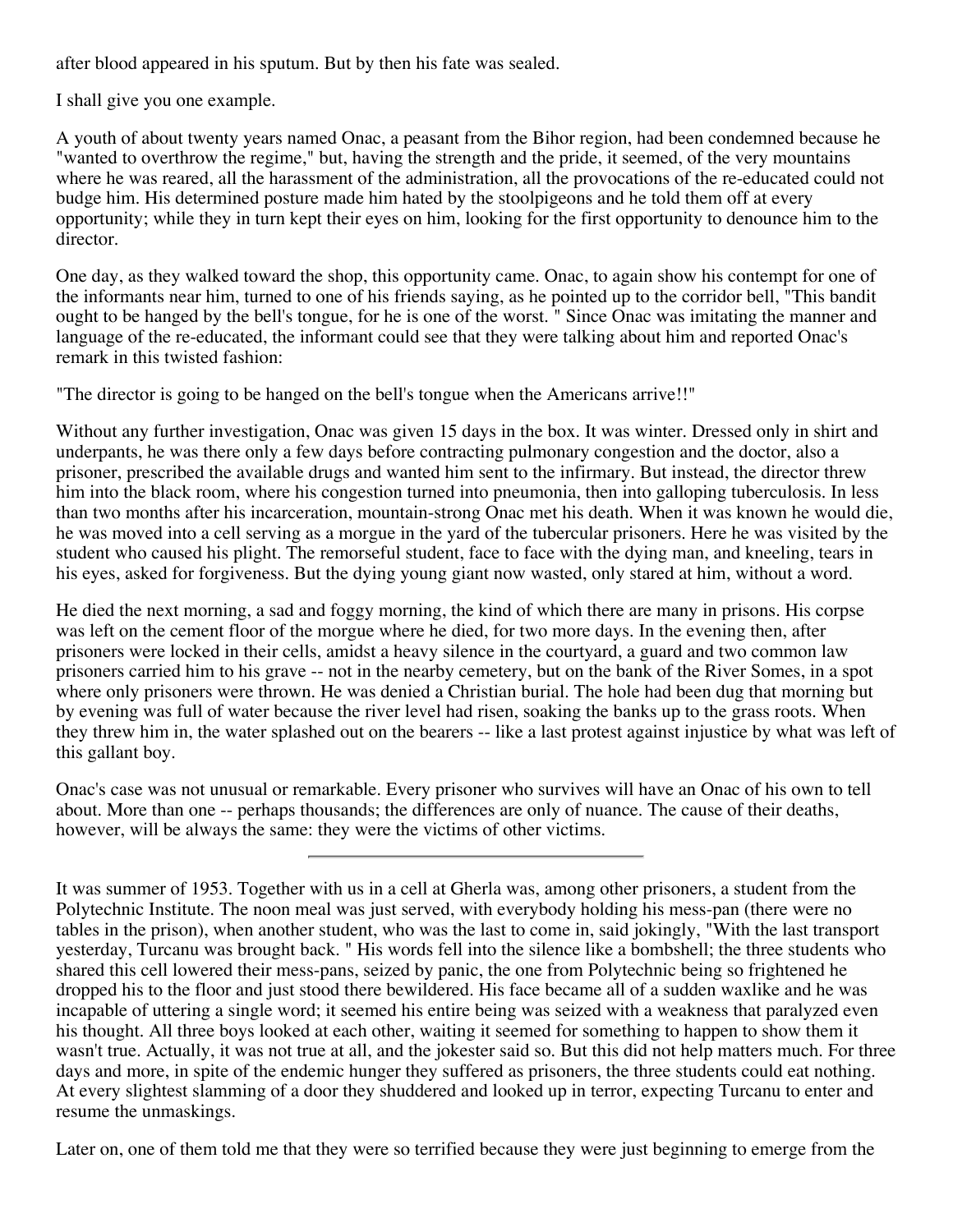after blood appeared in his sputum. But by then his fate was sealed.

I shall give you one example.

A youth of about twenty years named Onac, a peasant from the Bihor region, had been condemned because he "wanted to overthrow the regime," but, having the strength and the pride, it seemed, of the very mountains where he was reared, all the harassment of the administration, all the provocations of the re-educated could not budge him. His determined posture made him hated by the stoolpigeons and he told them off at every opportunity; while they in turn kept their eyes on him, looking for the first opportunity to denounce him to the director.

One day, as they walked toward the shop, this opportunity came. Onac, to again show his contempt for one of the informants near him, turned to one of his friends saying, as he pointed up to the corridor bell, "This bandit ought to be hanged by the bell's tongue, for he is one of the worst. " Since Onac was imitating the manner and language of the re-educated, the informant could see that they were talking about him and reported Onac's remark in this twisted fashion:

"The director is going to be hanged on the bell's tongue when the Americans arrive!!"

Without any further investigation, Onac was given 15 days in the box. It was winter. Dressed only in shirt and underpants, he was there only a few days before contracting pulmonary congestion and the doctor, also a prisoner, prescribed the available drugs and wanted him sent to the infirmary. But instead, the director threw him into the black room, where his congestion turned into pneumonia, then into galloping tuberculosis. In less than two months after his incarceration, mountain-strong Onac met his death. When it was known he would die, he was moved into a cell serving as a morgue in the yard of the tubercular prisoners. Here he was visited by the student who caused his plight. The remorseful student, face to face with the dying man, and kneeling, tears in his eyes, asked for forgiveness. But the dying young giant now wasted, only stared at him, without a word.

He died the next morning, a sad and foggy morning, the kind of which there are many in prisons. His corpse was left on the cement floor of the morgue where he died, for two more days. In the evening then, after prisoners were locked in their cells, amidst a heavy silence in the courtyard, a guard and two common law prisoners carried him to his grave -- not in the nearby cemetery, but on the bank of the River Somes, in a spot where only prisoners were thrown. He was denied a Christian burial. The hole had been dug that morning but by evening was full of water because the river level had risen, soaking the banks up to the grass roots. When they threw him in, the water splashed out on the bearers -- like a last protest against injustice by what was left of this gallant boy.

Onac's case was not unusual or remarkable. Every prisoner who survives will have an Onac of his own to tell about. More than one -- perhaps thousands; the differences are only of nuance. The cause of their deaths, however, will be always the same: they were the victims of other victims.

---

It was summer of 1953. Together with us in a cell at Gherla was, among other prisoners, a student from the Polytechnic Institute. The noon meal was just served, with everybody holding his mess-pan (there were no tables in the prison), when another student, who was the last to come in, said jokingly, "With the last transport yesterday, Turcanu was brought back. " His words fell into the silence like a bombshell; the three students who shared this cell lowered their mess-pans, seized by panic, the one from Polytechnic being so frightened he dropped his to the floor and just stood there bewildered. His face became all of a sudden waxlike and he was incapable of uttering a single word; it seemed his entire being was seized with a weakness that paralyzed even his thought. All three boys looked at each other, waiting it seemed for something to happen to show them it wasn't true. Actually, it was not true at all, and the jokester said so. But this did not help matters much. For three days and more, in spite of the endemic hunger they suffered as prisoners, the three students could eat nothing. At every slightest slamming of a door they shuddered and looked up in terror, expecting Turcanu to enter and resume the unmaskings.

Later on, one of them told me that they were so terrified because they were just beginning to emerge from the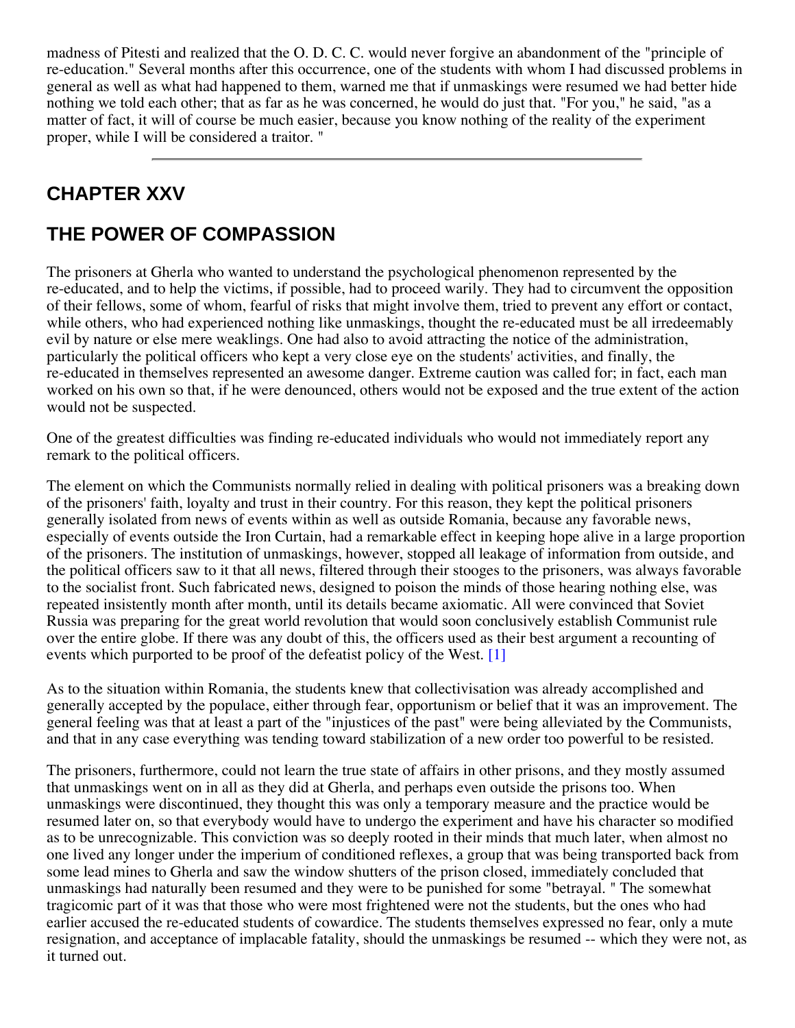madness of Pitesti and realized that the O. D. C. C. would never forgive an abandonment of the "principle of re-education." Several months after this occurrence, one of the students with whom I had discussed problems in general as well as what had happened to them, warned me that if unmaskings were resumed we had better hide nothing we told each other; that as far as he was concerned, he would do just that. "For you," he said, "as a matter of fact, it will of course be much easier, because you know nothing of the reality of the experiment proper, while I will be considered a traitor. "

---

## CHAPTER XXV

## THE POWER OF COMPASSION

The prisoners at Gherla who wanted to understand the psychological phenomenon represented by the re-educated, and to help the victims, if possible, had to proceed warily. They had to circumvent the opposition of their fellows, some of whom, fearful of risks that might involve them, tried to prevent any effort or contact, while others, who had experienced nothing like unmaskings, thought the re-educated must be all irredeemably evil by nature or else mere weaklings. One had also to avoid attracting the notice of the administration, particularly the political officers who kept a very close eye on the students' activities, and finally, the re-educated in themselves represented an awesome danger. Extreme caution was called for; in fact, each man worked on his own so that, if he were denounced, others would not be exposed and the true extent of the action would not be suspected.

One of the greatest difficulties was finding re-educated individuals who would not immediately report any remark to the political officers.

The element on which the Communists normally relied in dealing with political prisoners was a breaking down of the prisoners' faith, loyalty and trust in their country. For this reason, they kept the political prisoners generally isolated from news of events within as well as outside Romania, because any favorable news, especially of events outside the Iron Curtain, had a remarkable effect in keeping hope alive in a large proportion of the prisoners. The institution of unmaskings, however, stopped all leakage of information from outside, and the political officers saw to it that all news, filtered through their stooges to the prisoners, was always favorable to the socialist front. Such fabricated news, designed to poison the minds of those hearing nothing else, was repeated insistently month after month, until its details became axiomatic. All were convinced that Soviet Russia was preparing for the great world revolution that would soon conclusively establish Communist rule over the entire globe. If there was any doubt of this, the officers used as their best argument a recounting of events which purported to be proof of the defeatist policy of the West. [1]

As to the situation within Romania, the students knew that collectivisation was already accomplished and generally accepted by the populace, either through fear, opportunism or belief that it was an improvement. The general feeling was that at least a part of the "injustices of the past" were being alleviated by the Communists, and that in any case everything was tending toward stabilization of a new order too powerful to be resisted.

The prisoners, furthermore, could not learn the true state of affairs in other prisons, and they mostly assumed that unmaskings went on in all as they did at Gherla, and perhaps even outside the prisons too. When unmaskings were discontinued, they thought this was only a temporary measure and the practice would be resumed later on, so that everybody would have to undergo the experiment and have his character so modified as to be unrecognizable. This conviction was so deeply rooted in their minds that much later, when almost no one lived any longer under the imperium of conditioned reflexes, a group that was being transported back from some lead mines to Gherla and saw the window shutters of the prison closed, immediately concluded that unmaskings had naturally been resumed and they were to be punished for some "betrayal. " The somewhat tragicomic part of it was that those who were most frightened were not the students, but the ones who had earlier accused the re-educated students of cowardice. The students themselves expressed no fear, only a mute resignation, and acceptance of implacable fatality, should the unmaskings be resumed -- which they were not, as it turned out.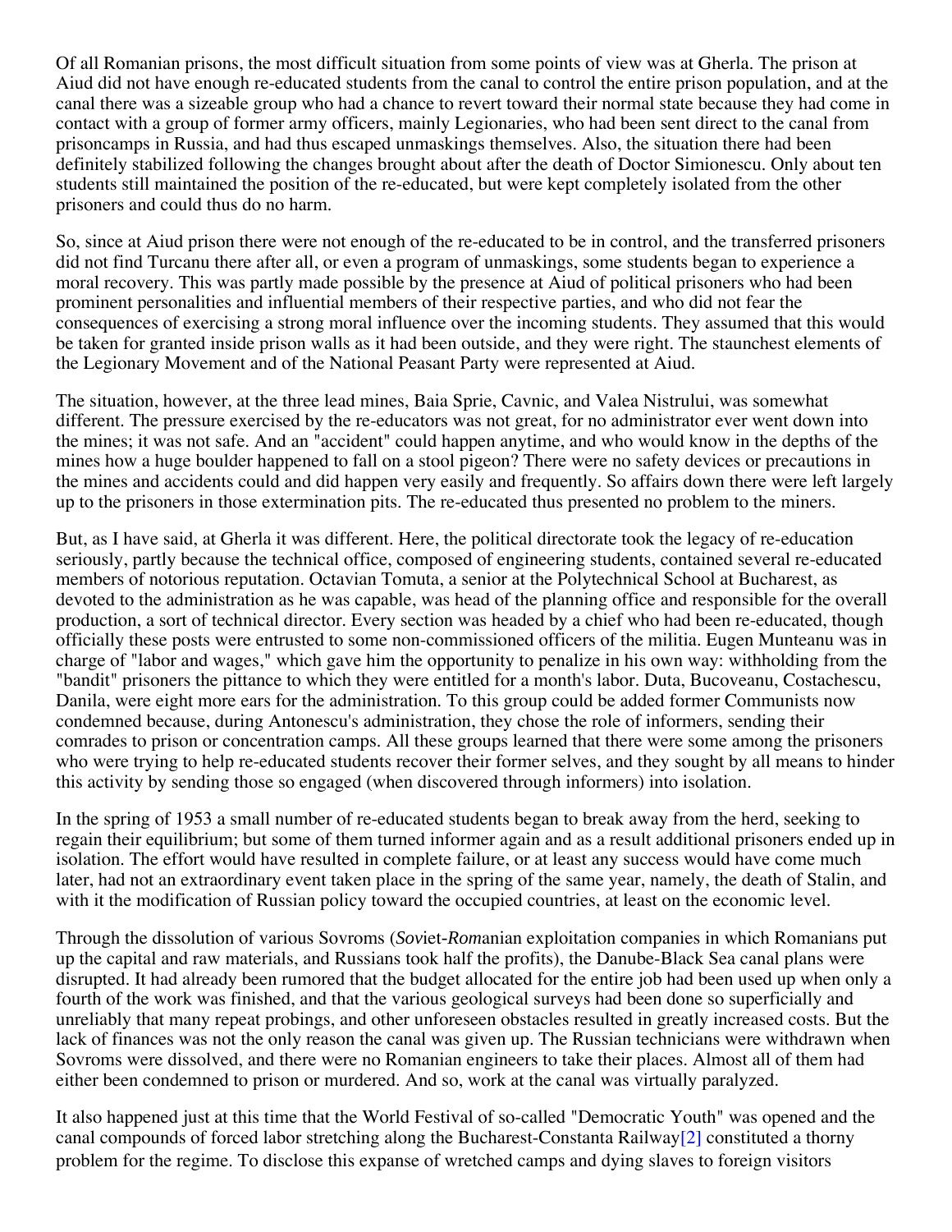Of all Romanian prisons, the most difficult situation from some points of view was at Gherla. The prison at Aiud did not have enough re-educated students from the canal to control the entire prison population, and at the canal there was a sizeable group who had a chance to revert toward their normal state because they had come in contact with a group of former army officers, mainly Legionaries, who had been sent direct to the canal from prisoncamps in Russia, and had thus escaped unmaskings themselves. Also, the situation there had been definitely stabilized following the changes brought about after the death of Doctor Simionescu. Only about ten students still maintained the position of the re-educated, but were kept completely isolated from the other prisoners and could thus do no harm.

So, since at Aiud prison there were not enough of the re-educated to be in control, and the transferred prisoners did not find Turcanu there after all, or even a program of unmaskings, some students began to experience a moral recovery. This was partly made possible by the presence at Aiud of political prisoners who had been prominent personalities and influential members of their respective parties, and who did not fear the consequences of exercising a strong moral influence over the incoming students. They assumed that this would be taken for granted inside prison walls as it had been outside, and they were right. The staunchest elements of the Legionary Movement and of the National Peasant Party were represented at Aiud.

The situation, however, at the three lead mines, Baia Sprie, Cavnic, and Valea Nistrului, was somewhat different. The pressure exercised by the re-educators was not great, for no administrator ever went down into the mines; it was not safe. And an "accident" could happen anytime, and who would know in the depths of the mines how a huge boulder happened to fall on a stool pigeon? There were no safety devices or precautions in the mines and accidents could and did happen very easily and frequently. So affairs down there were left largely up to the prisoners in those extermination pits. The re-educated thus presented no problem to the miners.

But, as I have said, at Gherla it was different. Here, the political directorate took the legacy of re-education seriously, partly because the technical office, composed of engineering students, contained several re-educated members of notorious reputation. Octavian Tomuta, a senior at the Polytechnical School at Bucharest, as devoted to the administration as he was capable, was head of the planning office and responsible for the overall production, a sort of technical director. Every section was headed by a chief who had been re-educated, though officially these posts were entrusted to some non-commissioned officers of the militia. Eugen Munteanu was in charge of "labor and wages," which gave him the opportunity to penalize in his own way: withholding from the "bandit" prisoners the pittance to which they were entitled for a month's labor. Duta, Bucoveanu, Costachescu, Danila, were eight more ears for the administration. To this group could be added former Communists now condemned because, during Antonescu's administration, they chose the role of informers, sending their comrades to prison or concentration camps. All these groups learned that there were some among the prisoners who were trying to help re-educated students recover their former selves, and they sought by all means to hinder this activity by sending those so engaged (when discovered through informers) into isolation.

In the spring of 1953 a small number of re-educated students began to break away from the herd, seeking to regain their equilibrium; but some of them turned informer again and as a result additional prisoners ended up in isolation. The effort would have resulted in complete failure, or at least any success would have come much later, had not an extraordinary event taken place in the spring of the same year, namely, the death of Stalin, and with it the modification of Russian policy toward the occupied countries, at least on the economic level.

Through the dissolution of various Sovroms (*Sov*iet-*Rom*anian exploitation companies in which Romanians put up the capital and raw materials, and Russians took half the profits), the Danube-Black Sea canal plans were disrupted. It had already been rumored that the budget allocated for the entire job had been used up when only a fourth of the work was finished, and that the various geological surveys had been done so superficially and unreliably that many repeat probings, and other unforeseen obstacles resulted in greatly increased costs. But the lack of finances was not the only reason the canal was given up. The Russian technicians were withdrawn when Sovroms were dissolved, and there were no Romanian engineers to take their places. Almost all of them had either been condemned to prison or murdered. And so, work at the canal was virtually paralyzed.

It also happened just at this time that the World Festival of so-called "Democratic Youth" was opened and the canal compounds of forced labor stretching along the Bucharest-Constanta Railway[2] constituted a thorny problem for the regime. To disclose this expanse of wretched camps and dying slaves to foreign visitors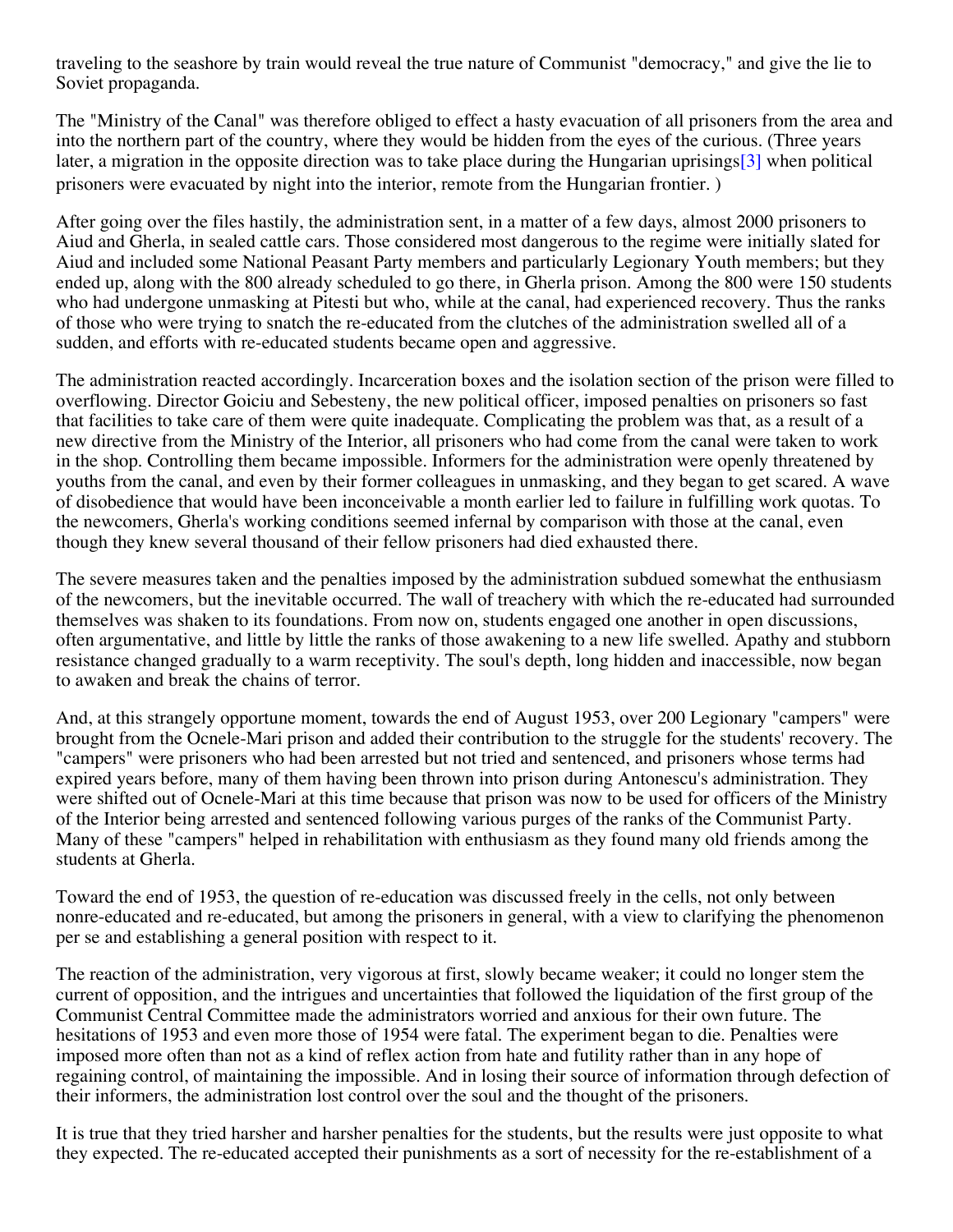traveling to the seashore by train would reveal the true nature of Communist "democracy," and give the lie to Soviet propaganda.

The "Ministry of the Canal" was therefore obliged to effect a hasty evacuation of all prisoners from the area and into the northern part of the country, where they would be hidden from the eyes of the curious. (Three years later, a migration in the opposite direction was to take place during the Hungarian uprisings[3] when political prisoners were evacuated by night into the interior, remote from the Hungarian frontier. )

After going over the files hastily, the administration sent, in a matter of a few days, almost 2000 prisoners to Aiud and Gherla, in sealed cattle cars. Those considered most dangerous to the regime were initially slated for Aiud and included some National Peasant Party members and particularly Legionary Youth members; but they ended up, along with the 800 already scheduled to go there, in Gherla prison. Among the 800 were 150 students who had undergone unmasking at Pitesti but who, while at the canal, had experienced recovery. Thus the ranks of those who were trying to snatch the re-educated from the clutches of the administration swelled all of a sudden, and efforts with re-educated students became open and aggressive.

The administration reacted accordingly. Incarceration boxes and the isolation section of the prison were filled to overflowing. Director Goiciu and Sebesteny, the new political officer, imposed penalties on prisoners so fast that facilities to take care of them were quite inadequate. Complicating the problem was that, as a result of a new directive from the Ministry of the Interior, all prisoners who had come from the canal were taken to work in the shop. Controlling them became impossible. Informers for the administration were openly threatened by youths from the canal, and even by their former colleagues in unmasking, and they began to get scared. A wave of disobedience that would have been inconceivable a month earlier led to failure in fulfilling work quotas. To the newcomers, Gherla's working conditions seemed infernal by comparison with those at the canal, even though they knew several thousand of their fellow prisoners had died exhausted there.

The severe measures taken and the penalties imposed by the administration subdued somewhat the enthusiasm of the newcomers, but the inevitable occurred. The wall of treachery with which the re-educated had surrounded themselves was shaken to its foundations. From now on, students engaged one another in open discussions, often argumentative, and little by little the ranks of those awakening to a new life swelled. Apathy and stubborn resistance changed gradually to a warm receptivity. The soul's depth, long hidden and inaccessible, now began to awaken and break the chains of terror.

And, at this strangely opportune moment, towards the end of August 1953, over 200 Legionary "campers" were brought from the Ocnele-Mari prison and added their contribution to the struggle for the students' recovery. The "campers" were prisoners who had been arrested but not tried and sentenced, and prisoners whose terms had expired years before, many of them having been thrown into prison during Antonescu's administration. They were shifted out of Ocnele-Mari at this time because that prison was now to be used for officers of the Ministry of the Interior being arrested and sentenced following various purges of the ranks of the Communist Party. Many of these "campers" helped in rehabilitation with enthusiasm as they found many old friends among the students at Gherla.

Toward the end of 1953, the question of re-education was discussed freely in the cells, not only between nonre-educated and re-educated, but among the prisoners in general, with a view to clarifying the phenomenon per se and establishing a general position with respect to it.

The reaction of the administration, very vigorous at first, slowly became weaker; it could no longer stem the current of opposition, and the intrigues and uncertainties that followed the liquidation of the first group of the Communist Central Committee made the administrators worried and anxious for their own future. The hesitations of 1953 and even more those of 1954 were fatal. The experiment began to die. Penalties were imposed more often than not as a kind of reflex action from hate and futility rather than in any hope of regaining control, of maintaining the impossible. And in losing their source of information through defection of their informers, the administration lost control over the soul and the thought of the prisoners.

It is true that they tried harsher and harsher penalties for the students, but the results were just opposite to what they expected. The re-educated accepted their punishments as a sort of necessity for the re-establishment of a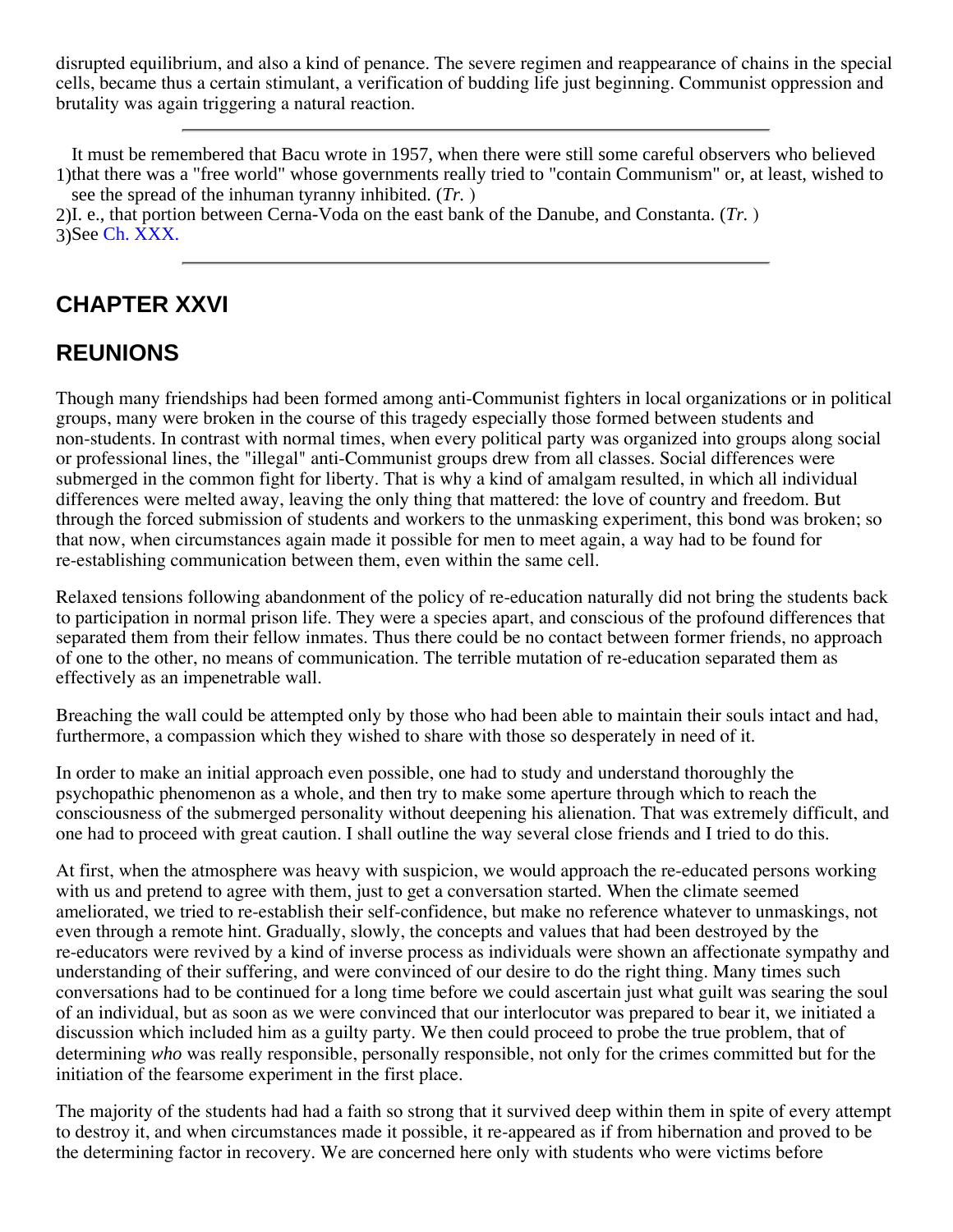disrupted equilibrium, and also a kind of penance. The severe regimen and reappearance of chains in the special cells, became thus a certain stimulant, a verification of budding life just beginning. Communist oppression and brutality was again triggering a natural reaction.

---

1) It must be remembered that Bacu wrote in 1957, when there were still some careful observers who believed that there was a "free world" whose governments really tried to "contain Communism" or, at least, wished to see the spread of the inhuman tyranny inhibited. (*Tr.* )

2) I. e., that portion between Cerna-Voda on the east bank of the Danube, and Constanta. (*Tr.* )

3) See Ch. XXX.

---

## CHAPTER XXVI

## REUNIONS

Though many friendships had been formed among anti-Communist fighters in local organizations or in political groups, many were broken in the course of this tragedy especially those formed between students and non-students. In contrast with normal times, when every political party was organized into groups along social or professional lines, the "illegal" anti-Communist groups drew from all classes. Social differences were submerged in the common fight for liberty. That is why a kind of amalgam resulted, in which all individual differences were melted away, leaving the only thing that mattered: the love of country and freedom. But through the forced submission of students and workers to the unmasking experiment, this bond was broken; so that now, when circumstances again made it possible for men to meet again, a way had to be found for re-establishing communication between them, even within the same cell.

Relaxed tensions following abandonment of the policy of re-education naturally did not bring the students back to participation in normal prison life. They were a species apart, and conscious of the profound differences that separated them from their fellow inmates. Thus there could be no contact between former friends, no approach of one to the other, no means of communication. The terrible mutation of re-education separated them as effectively as an impenetrable wall.

Breaching the wall could be attempted only by those who had been able to maintain their souls intact and had, furthermore, a compassion which they wished to share with those so desperately in need of it.

In order to make an initial approach even possible, one had to study and understand thoroughly the psychopathic phenomenon as a whole, and then try to make some aperture through which to reach the consciousness of the submerged personality without deepening his alienation. That was extremely difficult, and one had to proceed with great caution. I shall outline the way several close friends and I tried to do this.

At first, when the atmosphere was heavy with suspicion, we would approach the re-educated persons working with us and pretend to agree with them, just to get a conversation started. When the climate seemed ameliorated, we tried to re-establish their self-confidence, but make no reference whatever to unmaskings, not even through a remote hint. Gradually, slowly, the concepts and values that had been destroyed by the re-educators were revived by a kind of inverse process as individuals were shown an affectionate sympathy and understanding of their suffering, and were convinced of our desire to do the right thing. Many times such conversations had to be continued for a long time before we could ascertain just what guilt was searing the soul of an individual, but as soon as we were convinced that our interlocutor was prepared to bear it, we initiated a discussion which included him as a guilty party. We then could proceed to probe the true problem, that of determining *who* was really responsible, personally responsible, not only for the crimes committed but for the initiation of the fearsome experiment in the first place.

The majority of the students had had a faith so strong that it survived deep within them in spite of every attempt to destroy it, and when circumstances made it possible, it re-appeared as if from hibernation and proved to be the determining factor in recovery. We are concerned here only with students who were victims before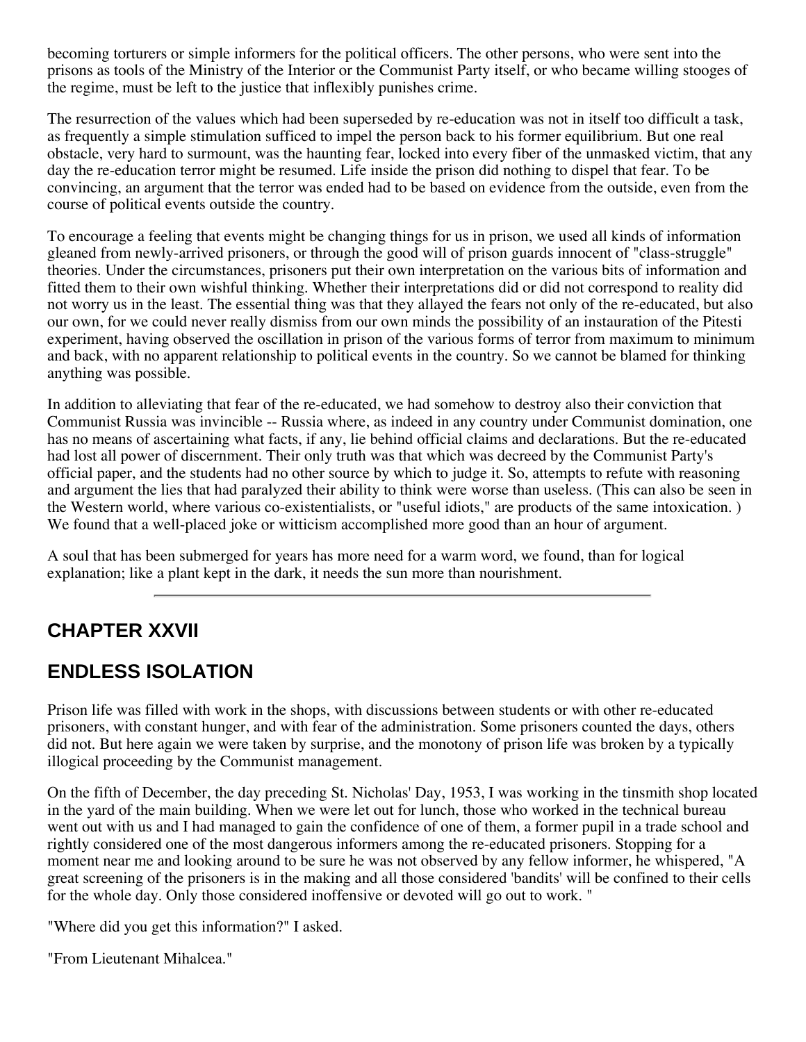becoming torturers or simple informers for the political officers. The other persons, who were sent into the prisons as tools of the Ministry of the Interior or the Communist Party itself, or who became willing stooges of the regime, must be left to the justice that inflexibly punishes crime.

The resurrection of the values which had been superseded by re-education was not in itself too difficult a task, as frequently a simple stimulation sufficed to impel the person back to his former equilibrium. But one real obstacle, very hard to surmount, was the haunting fear, locked into every fiber of the unmasked victim, that any day the re-education terror might be resumed. Life inside the prison did nothing to dispel that fear. To be convincing, an argument that the terror was ended had to be based on evidence from the outside, even from the course of political events outside the country.

To encourage a feeling that events might be changing things for us in prison, we used all kinds of information gleaned from newly-arrived prisoners, or through the good will of prison guards innocent of "class-struggle" theories. Under the circumstances, prisoners put their own interpretation on the various bits of information and fitted them to their own wishful thinking. Whether their interpretations did or did not correspond to reality did not worry us in the least. The essential thing was that they allayed the fears not only of the re-educated, but also our own, for we could never really dismiss from our own minds the possibility of an instauration of the Pitesti experiment, having observed the oscillation in prison of the various forms of terror from maximum to minimum and back, with no apparent relationship to political events in the country. So we cannot be blamed for thinking anything was possible.

In addition to alleviating that fear of the re-educated, we had somehow to destroy also their conviction that Communist Russia was invincible -- Russia where, as indeed in any country under Communist domination, one has no means of ascertaining what facts, if any, lie behind official claims and declarations. But the re-educated had lost all power of discernment. Their only truth was that which was decreed by the Communist Party's official paper, and the students had no other source by which to judge it. So, attempts to refute with reasoning and argument the lies that had paralyzed their ability to think were worse than useless. (This can also be seen in the Western world, where various co-existentialists, or "useful idiots," are products of the same intoxication. ) We found that a well-placed joke or witticism accomplished more good than an hour of argument.

A soul that has been submerged for years has more need for a warm word, we found, than for logical explanation; like a plant kept in the dark, it needs the sun more than nourishment.

---

## CHAPTER XXVII

## ENDLESS ISOLATION

Prison life was filled with work in the shops, with discussions between students or with other re-educated prisoners, with constant hunger, and with fear of the administration. Some prisoners counted the days, others did not. But here again we were taken by surprise, and the monotony of prison life was broken by a typically illogical proceeding by the Communist management.

On the fifth of December, the day preceding St. Nicholas' Day, 1953, I was working in the tinsmith shop located in the yard of the main building. When we were let out for lunch, those who worked in the technical bureau went out with us and I had managed to gain the confidence of one of them, a former pupil in a trade school and rightly considered one of the most dangerous informers among the re-educated prisoners. Stopping for a moment near me and looking around to be sure he was not observed by any fellow informer, he whispered, "A great screening of the prisoners is in the making and all those considered 'bandits' will be confined to their cells for the whole day. Only those considered inoffensive or devoted will go out to work. "

"Where did you get this information?" I asked.

"From Lieutenant Mihalcea."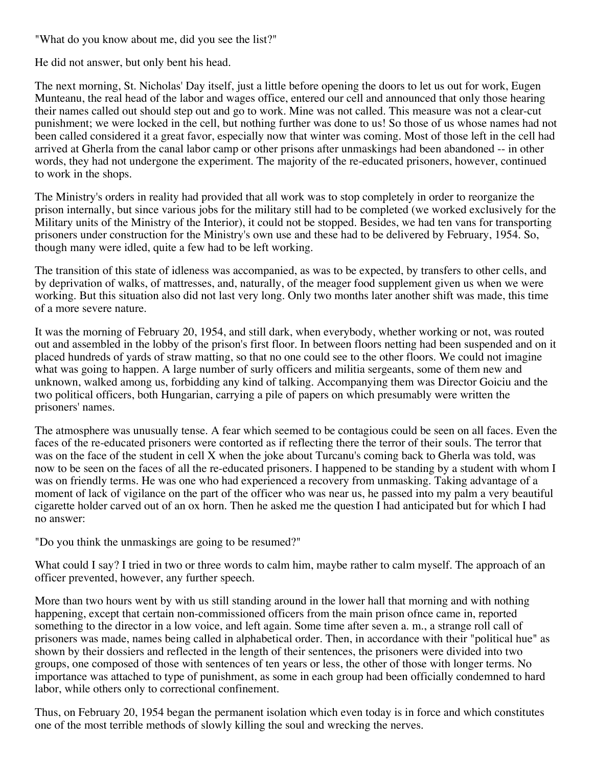"What do you know about me, did you see the list?"

He did not answer, but only bent his head.

The next morning, St. Nicholas' Day itself, just a little before opening the doors to let us out for work, Eugen Munteanu, the real head of the labor and wages office, entered our cell and announced that only those hearing their names called out should step out and go to work. Mine was not called. This measure was not a clear-cut punishment; we were locked in the cell, but nothing further was done to us! So those of us whose names had not been called considered it a great favor, especially now that winter was coming. Most of those left in the cell had arrived at Gherla from the canal labor camp or other prisons after unmaskings had been abandoned -- in other words, they had not undergone the experiment. The majority of the re-educated prisoners, however, continued to work in the shops.

The Ministry's orders in reality had provided that all work was to stop completely in order to reorganize the prison internally, but since various jobs for the military still had to be completed (we worked exclusively for the Military units of the Ministry of the Interior), it could not be stopped. Besides, we had ten vans for transporting prisoners under construction for the Ministry's own use and these had to be delivered by February, 1954. So, though many were idled, quite a few had to be left working.

The transition of this state of idleness was accompanied, as was to be expected, by transfers to other cells, and by deprivation of walks, of mattresses, and, naturally, of the meager food supplement given us when we were working. But this situation also did not last very long. Only two months later another shift was made, this time of a more severe nature.

It was the morning of February 20, 1954, and still dark, when everybody, whether working or not, was routed out and assembled in the lobby of the prison's first floor. In between floors netting had been suspended and on it placed hundreds of yards of straw matting, so that no one could see to the other floors. We could not imagine what was going to happen. A large number of surly officers and militia sergeants, some of them new and unknown, walked among us, forbidding any kind of talking. Accompanying them was Director Goiciu and the two political officers, both Hungarian, carrying a pile of papers on which presumably were written the prisoners' names.

The atmosphere was unusually tense. A fear which seemed to be contagious could be seen on all faces. Even the faces of the re-educated prisoners were contorted as if reflecting there the terror of their souls. The terror that was on the face of the student in cell X when the joke about Turcanu's coming back to Gherla was told, was now to be seen on the faces of all the re-educated prisoners. I happened to be standing by a student with whom I was on friendly terms. He was one who had experienced a recovery from unmasking. Taking advantage of a moment of lack of vigilance on the part of the officer who was near us, he passed into my palm a very beautiful cigarette holder carved out of an ox horn. Then he asked me the question I had anticipated but for which I had no answer:

"Do you think the unmaskings are going to be resumed?"

What could I say? I tried in two or three words to calm him, maybe rather to calm myself. The approach of an officer prevented, however, any further speech.

More than two hours went by with us still standing around in the lower hall that morning and with nothing happening, except that certain non-commissioned officers from the main prison ofnce came in, reported something to the director in a low voice, and left again. Some time after seven a. m., a strange roll call of prisoners was made, names being called in alphabetical order. Then, in accordance with their "political hue" as shown by their dossiers and reflected in the length of their sentences, the prisoners were divided into two groups, one composed of those with sentences of ten years or less, the other of those with longer terms. No importance was attached to type of punishment, as some in each group had been officially condemned to hard labor, while others only to correctional confinement.

Thus, on February 20, 1954 began the permanent isolation which even today is in force and which constitutes one of the most terrible methods of slowly killing the soul and wrecking the nerves.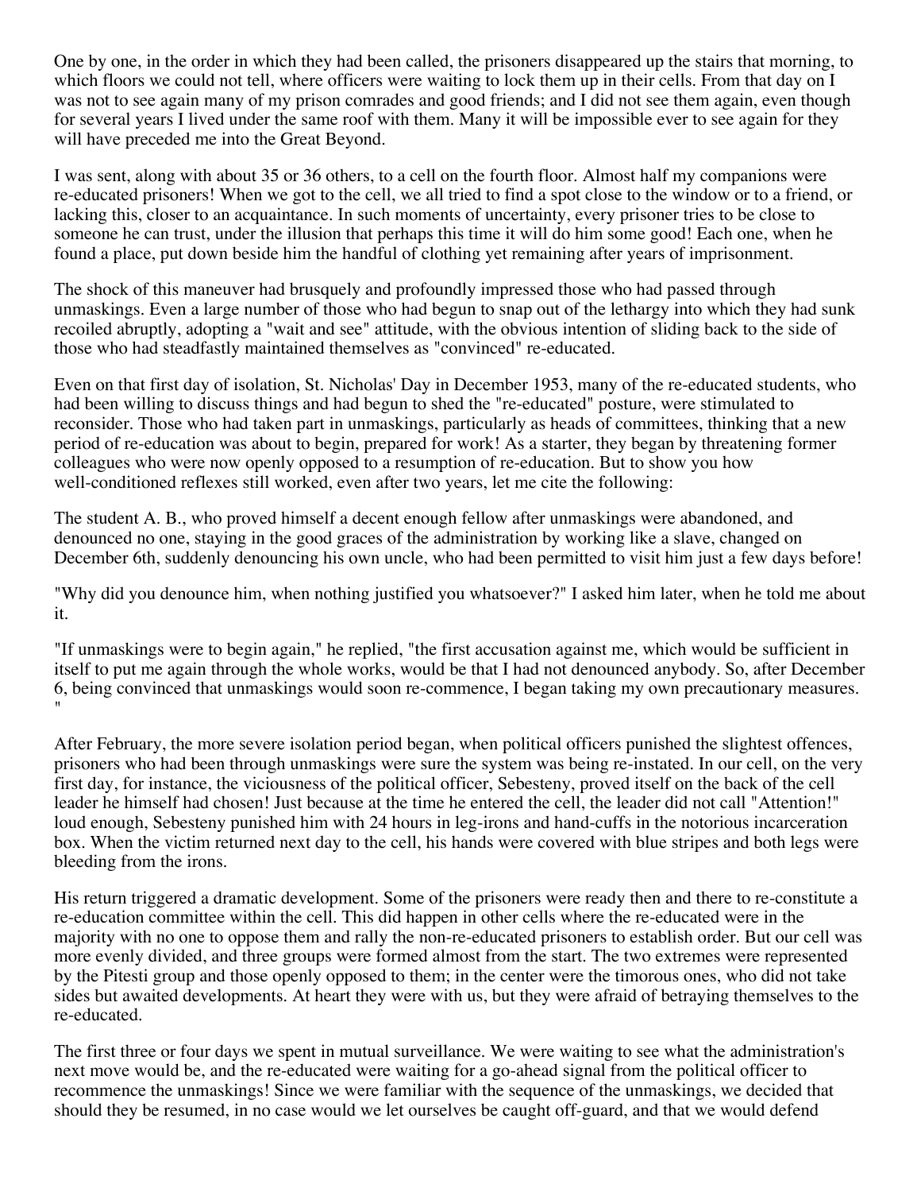One by one, in the order in which they had been called, the prisoners disappeared up the stairs that morning, to which floors we could not tell, where officers were waiting to lock them up in their cells. From that day on I was not to see again many of my prison comrades and good friends; and I did not see them again, even though for several years I lived under the same roof with them. Many it will be impossible ever to see again for they will have preceded me into the Great Beyond.

I was sent, along with about 35 or 36 others, to a cell on the fourth floor. Almost half my companions were re-educated prisoners! When we got to the cell, we all tried to find a spot close to the window or to a friend, or lacking this, closer to an acquaintance. In such moments of uncertainty, every prisoner tries to be close to someone he can trust, under the illusion that perhaps this time it will do him some good! Each one, when he found a place, put down beside him the handful of clothing yet remaining after years of imprisonment.

The shock of this maneuver had brusquely and profoundly impressed those who had passed through unmaskings. Even a large number of those who had begun to snap out of the lethargy into which they had sunk recoiled abruptly, adopting a "wait and see" attitude, with the obvious intention of sliding back to the side of those who had steadfastly maintained themselves as "convinced" re-educated.

Even on that first day of isolation, St. Nicholas' Day in December 1953, many of the re-educated students, who had been willing to discuss things and had begun to shed the "re-educated" posture, were stimulated to reconsider. Those who had taken part in unmaskings, particularly as heads of committees, thinking that a new period of re-education was about to begin, prepared for work! As a starter, they began by threatening former colleagues who were now openly opposed to a resumption of re-education. But to show you how well-conditioned reflexes still worked, even after two years, let me cite the following:

The student A. B., who proved himself a decent enough fellow after unmaskings were abandoned, and denounced no one, staying in the good graces of the administration by working like a slave, changed on December 6th, suddenly denouncing his own uncle, who had been permitted to visit him just a few days before!

"Why did you denounce him, when nothing justified you whatsoever?" I asked him later, when he told me about it.

"If unmaskings were to begin again," he replied, "the first accusation against me, which would be sufficient in itself to put me again through the whole works, would be that I had not denounced anybody. So, after December 6, being convinced that unmaskings would soon re-commence, I began taking my own precautionary measures."

After February, the more severe isolation period began, when political officers punished the slightest offences, prisoners who had been through unmaskings were sure the system was being re-instated. In our cell, on the very first day, for instance, the viciousness of the political officer, Sebesteny, proved itself on the back of the cell leader he himself had chosen! Just because at the time he entered the cell, the leader did not call "Attention!" loud enough, Sebesteny punished him with 24 hours in leg-irons and hand-cuffs in the notorious incarceration box. When the victim returned next day to the cell, his hands were covered with blue stripes and both legs were bleeding from the irons.

His return triggered a dramatic development. Some of the prisoners were ready then and there to re-constitute a re-education committee within the cell. This did happen in other cells where the re-educated were in the majority with no one to oppose them and rally the non-re-educated prisoners to establish order. But our cell was more evenly divided, and three groups were formed almost from the start. The two extremes were represented by the Pitesti group and those openly opposed to them; in the center were the timorous ones, who did not take sides but awaited developments. At heart they were with us, but they were afraid of betraying themselves to the re-educated.

The first three or four days we spent in mutual surveillance. We were waiting to see what the administration's next move would be, and the re-educated were waiting for a go-ahead signal from the political officer to recommence the unmaskings! Since we were familiar with the sequence of the unmaskings, we decided that should they be resumed, in no case would we let ourselves be caught off-guard, and that we would defend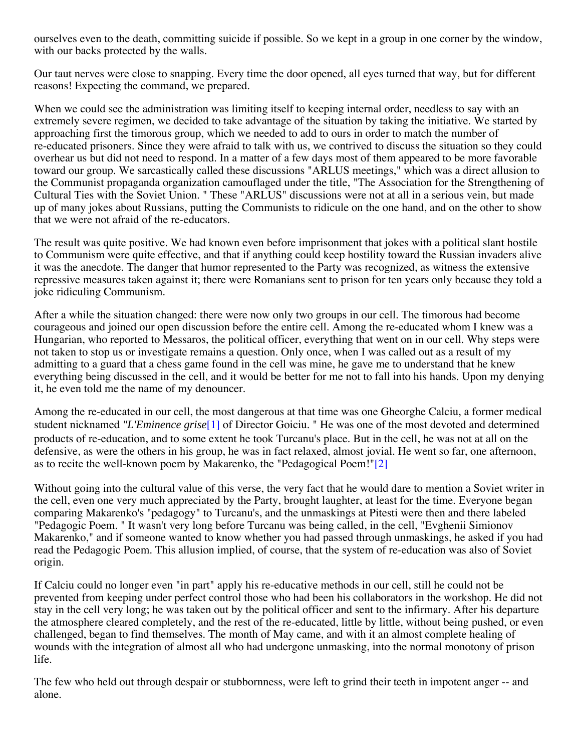ourselves even to the death, committing suicide if possible. So we kept in a group in one corner by the window, with our backs protected by the walls.

Our taut nerves were close to snapping. Every time the door opened, all eyes turned that way, but for different reasons! Expecting the command, we prepared.

When we could see the administration was limiting itself to keeping internal order, needless to say with an extremely severe regimen, we decided to take advantage of the situation by taking the initiative. We started by approaching first the timorous group, which we needed to add to ours in order to match the number of re-educated prisoners. Since they were afraid to talk with us, we contrived to discuss the situation so they could overhear us but did not need to respond. In a matter of a few days most of them appeared to be more favorable toward our group. We sarcastically called these discussions "ARLUS meetings," which was a direct allusion to the Communist propaganda organization camouflaged under the title, "The Association for the Strengthening of Cultural Ties with the Soviet Union. " These "ARLUS" discussions were not at all in a serious vein, but made up of many jokes about Russians, putting the Communists to ridicule on the one hand, and on the other to show that we were not afraid of the re-educators.

The result was quite positive. We had known even before imprisonment that jokes with a political slant hostile to Communism were quite effective, and that if anything could keep hostility toward the Russian invaders alive it was the anecdote. The danger that humor represented to the Party was recognized, as witness the extensive repressive measures taken against it; there were Romanians sent to prison for ten years only because they told a joke ridiculing Communism.

After a while the situation changed: there were now only two groups in our cell. The timorous had become courageous and joined our open discussion before the entire cell. Among the re-educated whom I knew was a Hungarian, who reported to Messaros, the political officer, everything that went on in our cell. Why steps were not taken to stop us or investigate remains a question. Only once, when I was called out as a result of my admitting to a guard that a chess game found in the cell was mine, he gave me to understand that he knew everything being discussed in the cell, and it would be better for me not to fall into his hands. Upon my denying it, he even told me the name of my denouncer.

Among the re-educated in our cell, the most dangerous at that time was one Gheorghe Calciu, a former medical student nicknamed *"L'Eminence grise*[1] of Director Goiciu. " He was one of the most devoted and determined products of re-education, and to some extent he took Turcanu's place. But in the cell, he was not at all on the defensive, as were the others in his group, he was in fact relaxed, almost jovial. He went so far, one afternoon, as to recite the well-known poem by Makarenko, the "Pedagogical Poem!"[2]

Without going into the cultural value of this verse, the very fact that he would dare to mention a Soviet writer in the cell, even one very much appreciated by the Party, brought laughter, at least for the time. Everyone began comparing Makarenko's "pedagogy" to Turcanu's, and the unmaskings at Pitesti were then and there labeled "Pedagogic Poem. " It wasn't very long before Turcanu was being called, in the cell, "Evghenii Simionov Makarenko," and if someone wanted to know whether you had passed through unmaskings, he asked if you had read the Pedagogic Poem. This allusion implied, of course, that the system of re-education was also of Soviet origin.

If Calciu could no longer even "in part" apply his re-educative methods in our cell, still he could not be prevented from keeping under perfect control those who had been his collaborators in the workshop. He did not stay in the cell very long; he was taken out by the political officer and sent to the infirmary. After his departure the atmosphere cleared completely, and the rest of the re-educated, little by little, without being pushed, or even challenged, began to find themselves. The month of May came, and with it an almost complete healing of wounds with the integration of almost all who had undergone unmasking, into the normal monotony of prison life.

The few who held out through despair or stubbornness, were left to grind their teeth in impotent anger -- and alone.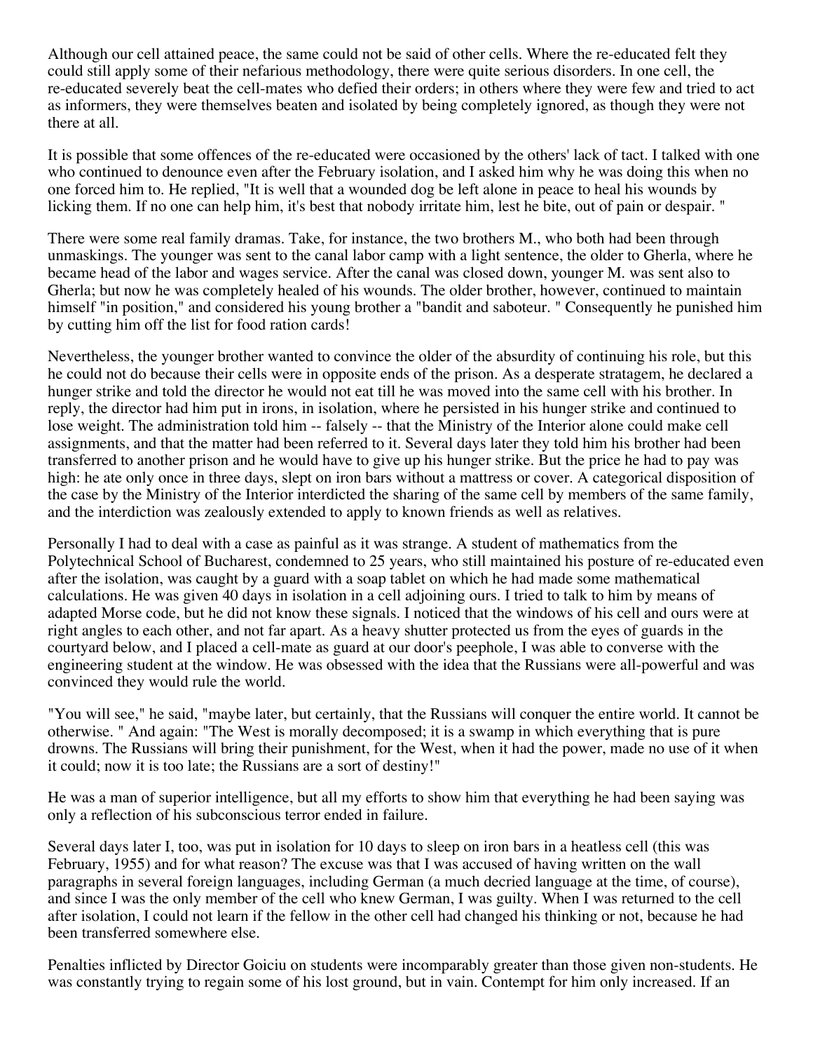Although our cell attained peace, the same could not be said of other cells. Where the re-educated felt they could still apply some of their nefarious methodology, there were quite serious disorders. In one cell, the re-educated severely beat the cell-mates who defied their orders; in others where they were few and tried to act as informers, they were themselves beaten and isolated by being completely ignored, as though they were not there at all.

It is possible that some offences of the re-educated were occasioned by the others' lack of tact. I talked with one who continued to denounce even after the February isolation, and I asked him why he was doing this when no one forced him to. He replied, "It is well that a wounded dog be left alone in peace to heal his wounds by licking them. If no one can help him, it's best that nobody irritate him, lest he bite, out of pain or despair. "

There were some real family dramas. Take, for instance, the two brothers M., who both had been through unmaskings. The younger was sent to the canal labor camp with a light sentence, the older to Gherla, where he became head of the labor and wages service. After the canal was closed down, younger M. was sent also to Gherla; but now he was completely healed of his wounds. The older brother, however, continued to maintain himself "in position," and considered his young brother a "bandit and saboteur. " Consequently he punished him by cutting him off the list for food ration cards!

Nevertheless, the younger brother wanted to convince the older of the absurdity of continuing his role, but this he could not do because their cells were in opposite ends of the prison. As a desperate stratagem, he declared a hunger strike and told the director he would not eat till he was moved into the same cell with his brother. In reply, the director had him put in irons, in isolation, where he persisted in his hunger strike and continued to lose weight. The administration told him -- falsely -- that the Ministry of the Interior alone could make cell assignments, and that the matter had been referred to it. Several days later they told him his brother had been transferred to another prison and he would have to give up his hunger strike. But the price he had to pay was high: he ate only once in three days, slept on iron bars without a mattress or cover. A categorical disposition of the case by the Ministry of the Interior interdicted the sharing of the same cell by members of the same family, and the interdiction was zealously extended to apply to known friends as well as relatives.

Personally I had to deal with a case as painful as it was strange. A student of mathematics from the Polytechnical School of Bucharest, condemned to 25 years, who still maintained his posture of re-educated even after the isolation, was caught by a guard with a soap tablet on which he had made some mathematical calculations. He was given 40 days in isolation in a cell adjoining ours. I tried to talk to him by means of adapted Morse code, but he did not know these signals. I noticed that the windows of his cell and ours were at right angles to each other, and not far apart. As a heavy shutter protected us from the eyes of guards in the courtyard below, and I placed a cell-mate as guard at our door's peephole, I was able to converse with the engineering student at the window. He was obsessed with the idea that the Russians were all-powerful and was convinced they would rule the world.

"You will see," he said, "maybe later, but certainly, that the Russians will conquer the entire world. It cannot be otherwise. " And again: "The West is morally decomposed; it is a swamp in which everything that is pure drowns. The Russians will bring their punishment, for the West, when it had the power, made no use of it when it could; now it is too late; the Russians are a sort of destiny!"

He was a man of superior intelligence, but all my efforts to show him that everything he had been saying was only a reflection of his subconscious terror ended in failure.

Several days later I, too, was put in isolation for 10 days to sleep on iron bars in a heatless cell (this was February, 1955) and for what reason? The excuse was that I was accused of having written on the wall paragraphs in several foreign languages, including German (a much decried language at the time, of course), and since I was the only member of the cell who knew German, I was guilty. When I was returned to the cell after isolation, I could not learn if the fellow in the other cell had changed his thinking or not, because he had been transferred somewhere else.

Penalties inflicted by Director Goiciu on students were incomparably greater than those given non-students. He was constantly trying to regain some of his lost ground, but in vain. Contempt for him only increased. If an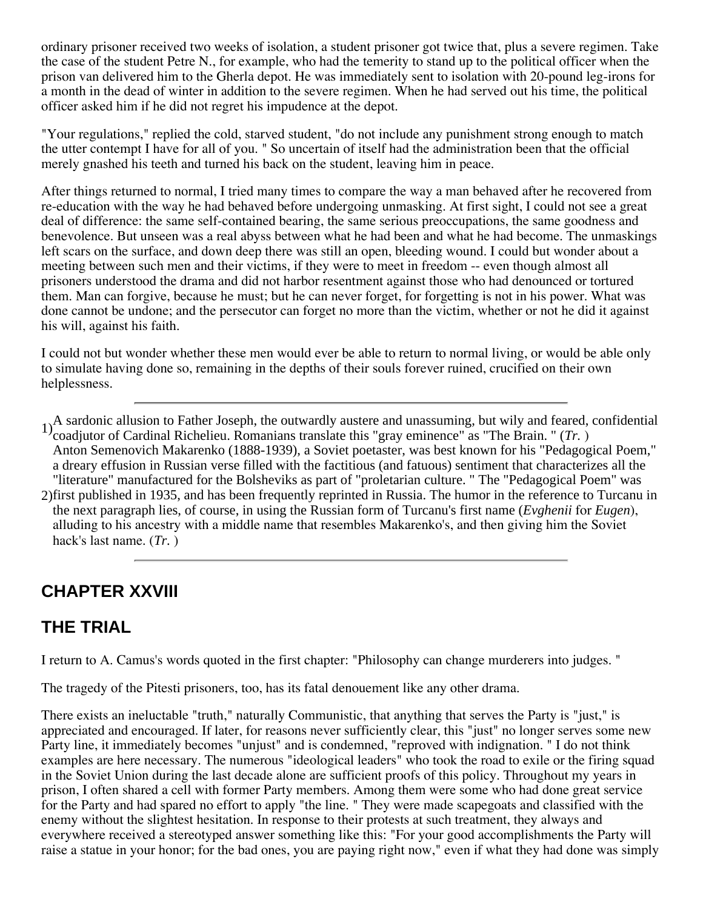ordinary prisoner received two weeks of isolation, a student prisoner got twice that, plus a severe regimen. Take the case of the student Petre N., for example, who had the temerity to stand up to the political officer when the prison van delivered him to the Gherla depot. He was immediately sent to isolation with 20-pound leg-irons for a month in the dead of winter in addition to the severe regimen. When he had served out his time, the political officer asked him if he did not regret his impudence at the depot.

"Your regulations," replied the cold, starved student, "do not include any punishment strong enough to match the utter contempt I have for all of you. " So uncertain of itself had the administration been that the official merely gnashed his teeth and turned his back on the student, leaving him in peace.

After things returned to normal, I tried many times to compare the way a man behaved after he recovered from re-education with the way he had behaved before undergoing unmasking. At first sight, I could not see a great deal of difference: the same self-contained bearing, the same serious preoccupations, the same goodness and benevolence. But unseen was a real abyss between what he had been and what he had become. The unmaskings left scars on the surface, and down deep there was still an open, bleeding wound. I could but wonder about a meeting between such men and their victims, if they were to meet in freedom -- even though almost all prisoners understood the drama and did not harbor resentment against those who had denounced or tortured them. Man can forgive, because he must; but he can never forget, for forgetting is not in his power. What was done cannot be undone; and the persecutor can forget no more than the victim, whether or not he did it against his will, against his faith.

I could not but wonder whether these men would ever be able to return to normal living, or would be able only to simulate having done so, remaining in the depths of their souls forever ruined, crucified on their own helplessness.

---

1) A sardonic allusion to Father Joseph, the outwardly austere and unassuming, but wily and feared, confidential coadjutor of Cardinal Richelieu. Romanians translate this "gray eminence" as "The Brain. " (*Tr.* )

2) Anton Semenovich Makarenko (1888-1939), a Soviet poetaster, was best known for his "Pedagogical Poem," a dreary effusion in Russian verse filled with the factitious (and fatuous) sentiment that characterizes all the "literature" manufactured for the Bolsheviks as part of "proletarian culture. " The "Pedagogical Poem" was first published in 1935, and has been frequently reprinted in Russia. The humor in the reference to Turcanu in the next paragraph lies, of course, in using the Russian form of Turcanu's first name (*Evghenii* for *Eugen*), alluding to his ancestry with a middle name that resembles Makarenko's, and then giving him the Soviet hack's last name. (*Tr.* )

---

## CHAPTER XXVIII

## THE TRIAL

I return to A. Camus's words quoted in the first chapter: "Philosophy can change murderers into judges. "

The tragedy of the Pitesti prisoners, too, has its fatal denouement like any other drama.

There exists an ineluctable "truth," naturally Communistic, that anything that serves the Party is "just," is appreciated and encouraged. If later, for reasons never sufficiently clear, this "just" no longer serves some new Party line, it immediately becomes "unjust" and is condemned, "reproved with indignation. " I do not think examples are here necessary. The numerous "ideological leaders" who took the road to exile or the firing squad in the Soviet Union during the last decade alone are sufficient proofs of this policy. Throughout my years in prison, I often shared a cell with former Party members. Among them were some who had done great service for the Party and had spared no effort to apply "the line. " They were made scapegoats and classified with the enemy without the slightest hesitation. In response to their protests at such treatment, they always and everywhere received a stereotyped answer something like this: "For your good accomplishments the Party will raise a statue in your honor; for the bad ones, you are paying right now," even if what they had done was simply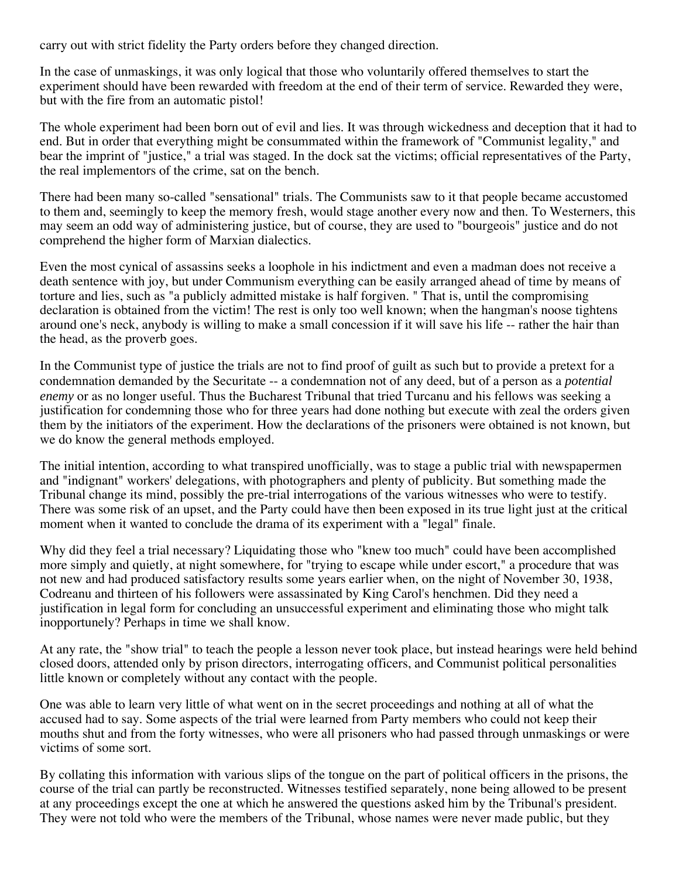carry out with strict fidelity the Party orders before they changed direction.

In the case of unmaskings, it was only logical that those who voluntarily offered themselves to start the experiment should have been rewarded with freedom at the end of their term of service. Rewarded they were, but with the fire from an automatic pistol!

The whole experiment had been born out of evil and lies. It was through wickedness and deception that it had to end. But in order that everything might be consummated within the framework of "Communist legality," and bear the imprint of "justice," a trial was staged. In the dock sat the victims; official representatives of the Party, the real implementors of the crime, sat on the bench.

There had been many so-called "sensational" trials. The Communists saw to it that people became accustomed to them and, seemingly to keep the memory fresh, would stage another every now and then. To Westerners, this may seem an odd way of administering justice, but of course, they are used to "bourgeois" justice and do not comprehend the higher form of Marxian dialectics.

Even the most cynical of assassins seeks a loophole in his indictment and even a madman does not receive a death sentence with joy, but under Communism everything can be easily arranged ahead of time by means of torture and lies, such as "a publicly admitted mistake is half forgiven. " That is, until the compromising declaration is obtained from the victim! The rest is only too well known; when the hangman's noose tightens around one's neck, anybody is willing to make a small concession if it will save his life -- rather the hair than the head, as the proverb goes.

In the Communist type of justice the trials are not to find proof of guilt as such but to provide a pretext for a condemnation demanded by the Securitate -- a condemnation not of any deed, but of a person as a *potential enemy* or as no longer useful. Thus the Bucharest Tribunal that tried Turcanu and his fellows was seeking a justification for condemning those who for three years had done nothing but execute with zeal the orders given them by the initiators of the experiment. How the declarations of the prisoners were obtained is not known, but we do know the general methods employed.

The initial intention, according to what transpired unofficially, was to stage a public trial with newspapermen and "indignant" workers' delegations, with photographers and plenty of publicity. But something made the Tribunal change its mind, possibly the pre-trial interrogations of the various witnesses who were to testify. There was some risk of an upset, and the Party could have then been exposed in its true light just at the critical moment when it wanted to conclude the drama of its experiment with a "legal" finale.

Why did they feel a trial necessary? Liquidating those who "knew too much" could have been accomplished more simply and quietly, at night somewhere, for "trying to escape while under escort," a procedure that was not new and had produced satisfactory results some years earlier when, on the night of November 30, 1938, Codreanu and thirteen of his followers were assassinated by King Carol's henchmen. Did they need a justification in legal form for concluding an unsuccessful experiment and eliminating those who might talk inopportunely? Perhaps in time we shall know.

At any rate, the "show trial" to teach the people a lesson never took place, but instead hearings were held behind closed doors, attended only by prison directors, interrogating officers, and Communist political personalities little known or completely without any contact with the people.

One was able to learn very little of what went on in the secret proceedings and nothing at all of what the accused had to say. Some aspects of the trial were learned from Party members who could not keep their mouths shut and from the forty witnesses, who were all prisoners who had passed through unmaskings or were victims of some sort.

By collating this information with various slips of the tongue on the part of political officers in the prisons, the course of the trial can partly be reconstructed. Witnesses testified separately, none being allowed to be present at any proceedings except the one at which he answered the questions asked him by the Tribunal's president. They were not told who were the members of the Tribunal, whose names were never made public, but they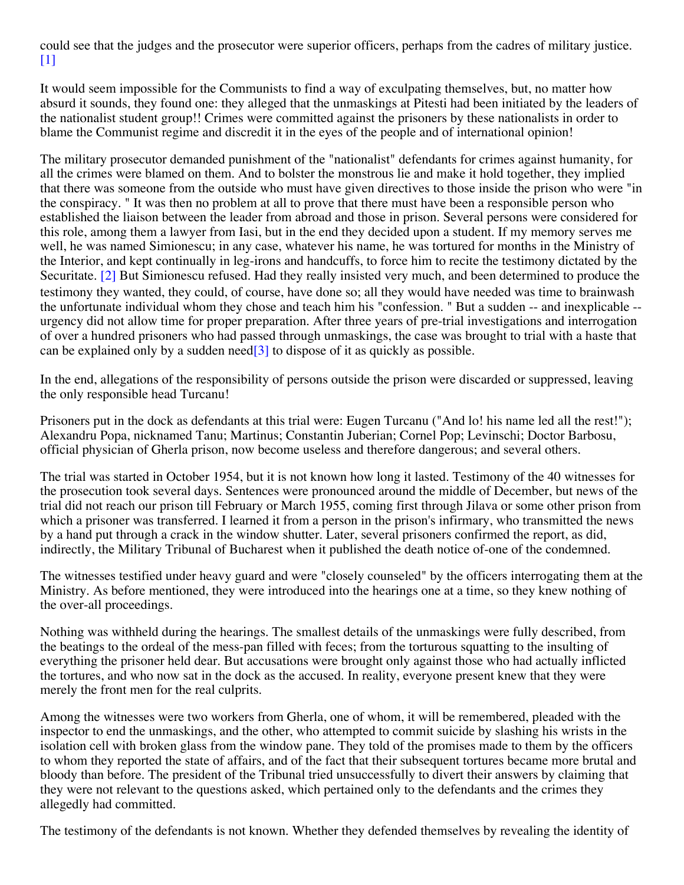could see that the judges and the prosecutor were superior officers, perhaps from the cadres of military justice. [1]

It would seem impossible for the Communists to find a way of exculpating themselves, but, no matter how absurd it sounds, they found one: they alleged that the unmaskings at Pitesti had been initiated by the leaders of the nationalist student group!! Crimes were committed against the prisoners by these nationalists in order to blame the Communist regime and discredit it in the eyes of the people and of international opinion!

The military prosecutor demanded punishment of the "nationalist" defendants for crimes against humanity, for all the crimes were blamed on them. And to bolster the monstrous lie and make it hold together, they implied that there was someone from the outside who must have given directives to those inside the prison who were "in the conspiracy. " It was then no problem at all to prove that there must have been a responsible person who established the liaison between the leader from abroad and those in prison. Several persons were considered for this role, among them a lawyer from Iasi, but in the end they decided upon a student. If my memory serves me well, he was named Simionescu; in any case, whatever his name, he was tortured for months in the Ministry of the Interior, and kept continually in leg-irons and handcuffs, to force him to recite the testimony dictated by the Securitate. [2] But Simionescu refused. Had they really insisted very much, and been determined to produce the testimony they wanted, they could, of course, have done so; all they would have needed was time to brainwash the unfortunate individual whom they chose and teach him his "confession. " But a sudden -- and inexplicable -- urgency did not allow time for proper preparation. After three years of pre-trial investigations and interrogation of over a hundred prisoners who had passed through unmaskings, the case was brought to trial with a haste that can be explained only by a sudden need[3] to dispose of it as quickly as possible.

In the end, allegations of the responsibility of persons outside the prison were discarded or suppressed, leaving the only responsible head Turcanu!

Prisoners put in the dock as defendants at this trial were: Eugen Turcanu ("And lo! his name led all the rest!"); Alexandru Popa, nicknamed Tanu; Martinus; Constantin Juberian; Cornel Pop; Levinschi; Doctor Barbosu, official physician of Gherla prison, now become useless and therefore dangerous; and several others.

The trial was started in October 1954, but it is not known how long it lasted. Testimony of the 40 witnesses for the prosecution took several days. Sentences were pronounced around the middle of December, but news of the trial did not reach our prison till February or March 1955, coming first through Jilava or some other prison from which a prisoner was transferred. I learned it from a person in the prison's infirmary, who transmitted the news by a hand put through a crack in the window shutter. Later, several prisoners confirmed the report, as did, indirectly, the Military Tribunal of Bucharest when it published the death notice of-one of the condemned.

The witnesses testified under heavy guard and were "closely counseled" by the officers interrogating them at the Ministry. As before mentioned, they were introduced into the hearings one at a time, so they knew nothing of the over-all proceedings.

Nothing was withheld during the hearings. The smallest details of the unmaskings were fully described, from the beatings to the ordeal of the mess-pan filled with feces; from the torturous squatting to the insulting of everything the prisoner held dear. But accusations were brought only against those who had actually inflicted the tortures, and who now sat in the dock as the accused. In reality, everyone present knew that they were merely the front men for the real culprits.

Among the witnesses were two workers from Gherla, one of whom, it will be remembered, pleaded with the inspector to end the unmaskings, and the other, who attempted to commit suicide by slashing his wrists in the isolation cell with broken glass from the window pane. They told of the promises made to them by the officers to whom they reported the state of affairs, and of the fact that their subsequent tortures became more brutal and bloody than before. The president of the Tribunal tried unsuccessfully to divert their answers by claiming that they were not relevant to the questions asked, which pertained only to the defendants and the crimes they allegedly had committed.

The testimony of the defendants is not known. Whether they defended themselves by revealing the identity of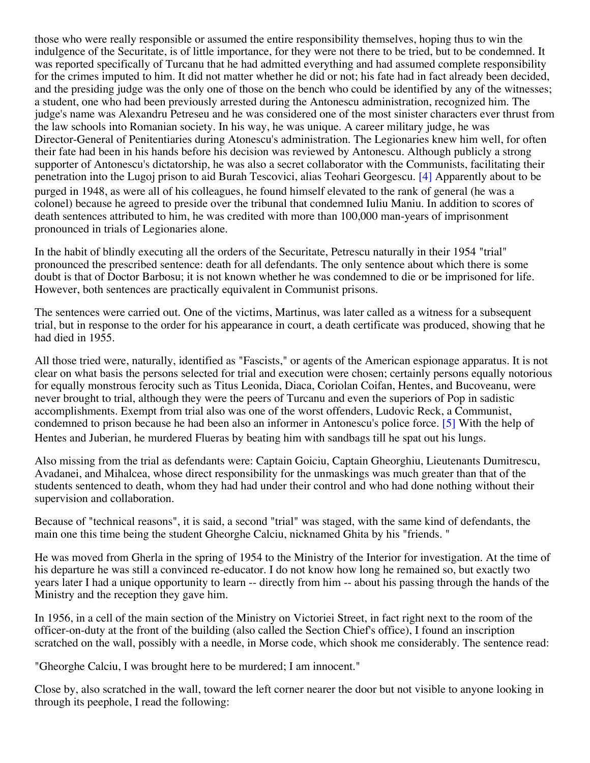those who were really responsible or assumed the entire responsibility themselves, hoping thus to win the indulgence of the Securitate, is of little importance, for they were not there to be tried, but to be condemned. It was reported specifically of Turcanu that he had admitted everything and had assumed complete responsibility for the crimes imputed to him. It did not matter whether he did or not; his fate had in fact already been decided, and the presiding judge was the only one of those on the bench who could be identified by any of the witnesses; a student, one who had been previously arrested during the Antonescu administration, recognized him. The judge's name was Alexandru Petreseu and he was considered one of the most sinister characters ever thrust from the law schools into Romanian society. In his way, he was unique. A career military judge, he was Director-General of Penitentiaries during Atonescu's administration. The Legionaries knew him well, for often their fate had been in his hands before his decision was reviewed by Antonescu. Although publicly a strong supporter of Antonescu's dictatorship, he was also a secret collaborator with the Communists, facilitating their penetration into the Lugoj prison to aid Burah Tescovici, alias Teohari Georgescu. [4] Apparently about to be purged in 1948, as were all of his colleagues, he found himself elevated to the rank of general (he was a colonel) because he agreed to preside over the tribunal that condemned Iuliu Maniu. In addition to scores of death sentences attributed to him, he was credited with more than 100,000 man-years of imprisonment pronounced in trials of Legionaries alone.

In the habit of blindly executing all the orders of the Securitate, Petrescu naturally in their 1954 "trial" pronounced the prescribed sentence: death for all defendants. The only sentence about which there is some doubt is that of Doctor Barbosu; it is not known whether he was condemned to die or be imprisoned for life. However, both sentences are practically equivalent in Communist prisons.

The sentences were carried out. One of the victims, Martinus, was later called as a witness for a subsequent trial, but in response to the order for his appearance in court, a death certificate was produced, showing that he had died in 1955.

All those tried were, naturally, identified as "Fascists," or agents of the American espionage apparatus. It is not clear on what basis the persons selected for trial and execution were chosen; certainly persons equally notorious for equally monstrous ferocity such as Titus Leonida, Diaca, Coriolan Coifan, Hentes, and Bucoveanu, were never brought to trial, although they were the peers of Turcanu and even the superiors of Pop in sadistic accomplishments. Exempt from trial also was one of the worst offenders, Ludovic Reck, a Communist, condemned to prison because he had been also an informer in Antonescu's police force. [5] With the help of Hentes and Juberian, he murdered Flueras by beating him with sandbags till he spat out his lungs.

Also missing from the trial as defendants were: Captain Goiciu, Captain Gheorghiu, Lieutenants Dumitrescu, Avadanei, and Mihalcea, whose direct responsibility for the unmaskings was much greater than that of the students sentenced to death, whom they had had under their control and who had done nothing without their supervision and collaboration.

Because of "technical reasons", it is said, a second "trial" was staged, with the same kind of defendants, the main one this time being the student Gheorghe Calciu, nicknamed Ghita by his "friends. "

He was moved from Gherla in the spring of 1954 to the Ministry of the Interior for investigation. At the time of his departure he was still a convinced re-educator. I do not know how long he remained so, but exactly two years later I had a unique opportunity to learn -- directly from him -- about his passing through the hands of the Ministry and the reception they gave him.

In 1956, in a cell of the main section of the Ministry on Victoriei Street, in fact right next to the room of the officer-on-duty at the front of the building (also called the Section Chief's office), I found an inscription scratched on the wall, possibly with a needle, in Morse code, which shook me considerably. The sentence read:

"Gheorghe Calciu, I was brought here to be murdered; I am innocent."

Close by, also scratched in the wall, toward the left corner nearer the door but not visible to anyone looking in through its peephole, I read the following: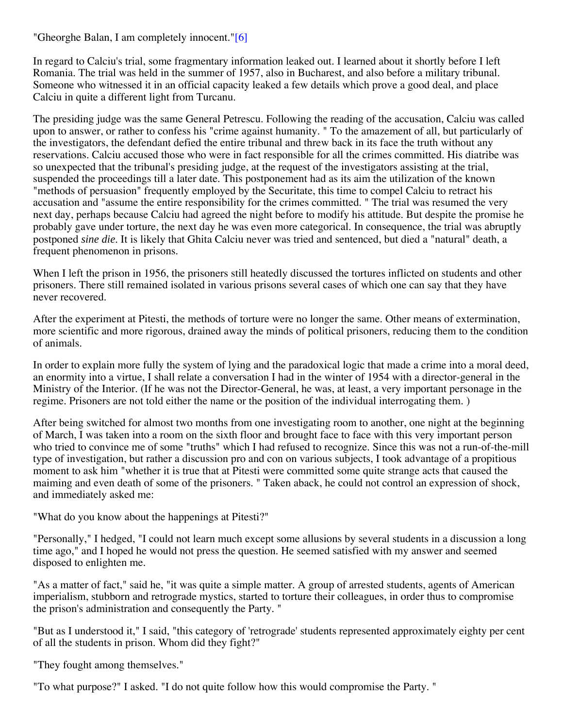"Gheorghe Balan, I am completely innocent."[6]

In regard to Calciu's trial, some fragmentary information leaked out. I learned about it shortly before I left Romania. The trial was held in the summer of 1957, also in Bucharest, and also before a military tribunal. Someone who witnessed it in an official capacity leaked a few details which prove a good deal, and place Calciu in quite a different light from Turcanu.

The presiding judge was the same General Petrescu. Following the reading of the accusation, Calciu was called upon to answer, or rather to confess his "crime against humanity. " To the amazement of all, but particularly of the investigators, the defendant defied the entire tribunal and threw back in its face the truth without any reservations. Calciu accused those who were in fact responsible for all the crimes committed. His diatribe was so unexpected that the tribunal's presiding judge, at the request of the investigators assisting at the trial, suspended the proceedings till a later date. This postponement had as its aim the utilization of the known "methods of persuasion" frequently employed by the Securitate, this time to compel Calciu to retract his accusation and "assume the entire responsibility for the crimes committed. " The trial was resumed the very next day, perhaps because Calciu had agreed the night before to modify his attitude. But despite the promise he probably gave under torture, the next day he was even more categorical. In consequence, the trial was abruptly postponed *sine die*. It is likely that Ghita Calciu never was tried and sentenced, but died a "natural" death, a frequent phenomenon in prisons.

When I left the prison in 1956, the prisoners still heatedly discussed the tortures inflicted on students and other prisoners. There still remained isolated in various prisons several cases of which one can say that they have never recovered.

After the experiment at Pitesti, the methods of torture were no longer the same. Other means of extermination, more scientific and more rigorous, drained away the minds of political prisoners, reducing them to the condition of animals.

In order to explain more fully the system of lying and the paradoxical logic that made a crime into a moral deed, an enormity into a virtue, I shall relate a conversation I had in the winter of 1954 with a director-general in the Ministry of the Interior. (If he was not the Director-General, he was, at least, a very important personage in the regime. Prisoners are not told either the name or the position of the individual interrogating them. )

After being switched for almost two months from one investigating room to another, one night at the beginning of March, I was taken into a room on the sixth floor and brought face to face with this very important person who tried to convince me of some "truths" which I had refused to recognize. Since this was not a run-of-the-mill type of investigation, but rather a discussion pro and con on various subjects, I took advantage of a propitious moment to ask him "whether it is true that at Pitesti were committed some quite strange acts that caused the maiming and even death of some of the prisoners. " Taken aback, he could not control an expression of shock, and immediately asked me:

"What do you know about the happenings at Pitesti?"

"Personally," I hedged, "I could not learn much except some allusions by several students in a discussion a long time ago," and I hoped he would not press the question. He seemed satisfied with my answer and seemed disposed to enlighten me.

"As a matter of fact," said he, "it was quite a simple matter. A group of arrested students, agents of American imperialism, stubborn and retrograde mystics, started to torture their colleagues, in order thus to compromise the prison's administration and consequently the Party. "

"But as I understood it," I said, "this category of 'retrograde' students represented approximately eighty per cent of all the students in prison. Whom did they fight?"

"They fought among themselves."

"To what purpose?" I asked. "I do not quite follow how this would compromise the Party. "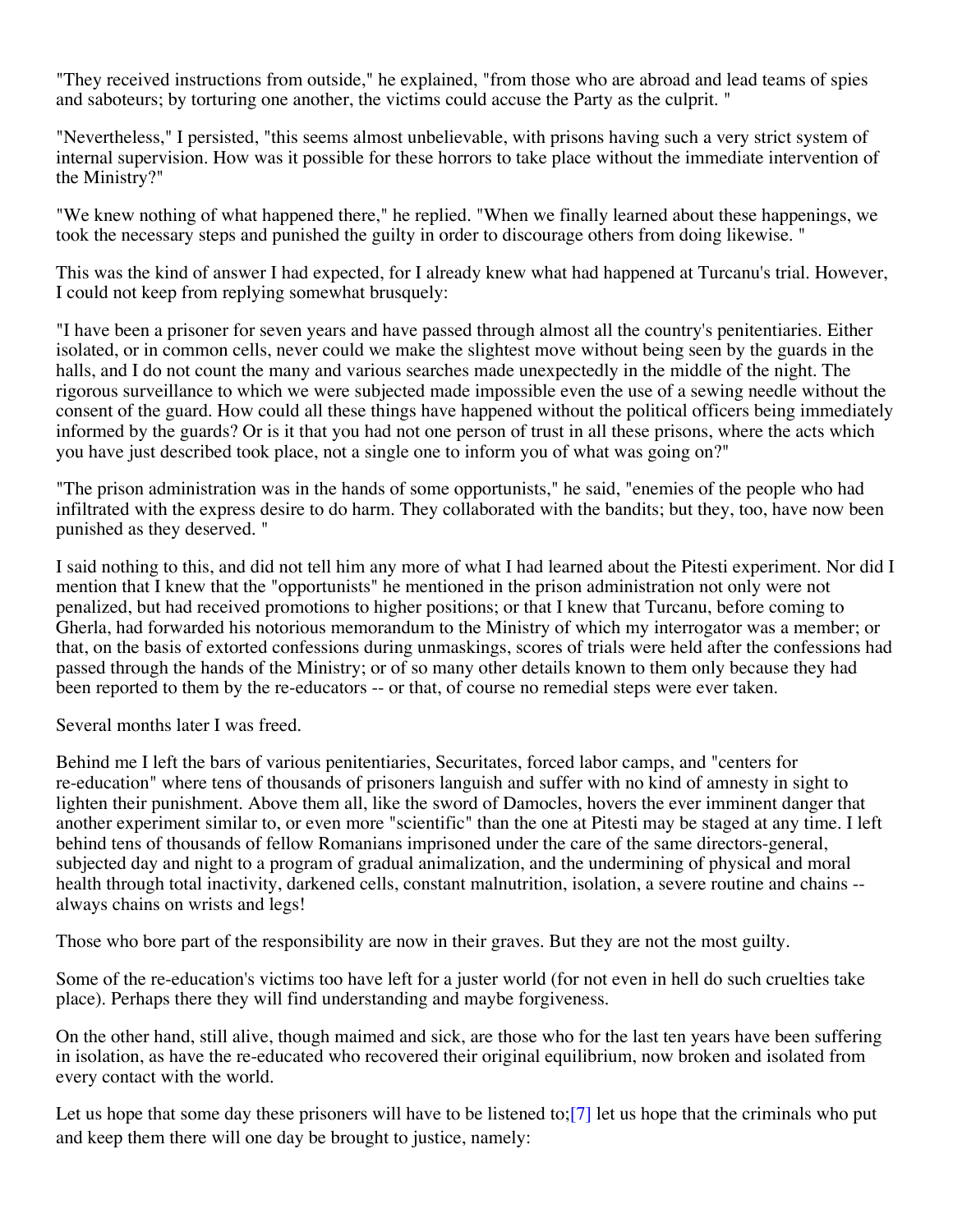"They received instructions from outside," he explained, "from those who are abroad and lead teams of spies and saboteurs; by torturing one another, the victims could accuse the Party as the culprit. "

"Nevertheless," I persisted, "this seems almost unbelievable, with prisons having such a very strict system of internal supervision. How was it possible for these horrors to take place without the immediate intervention of the Ministry?"

"We knew nothing of what happened there," he replied. "When we finally learned about these happenings, we took the necessary steps and punished the guilty in order to discourage others from doing likewise. "

This was the kind of answer I had expected, for I already knew what had happened at Turcanu's trial. However, I could not keep from replying somewhat brusquely:

"I have been a prisoner for seven years and have passed through almost all the country's penitentiaries. Either isolated, or in common cells, never could we make the slightest move without being seen by the guards in the halls, and I do not count the many and various searches made unexpectedly in the middle of the night. The rigorous surveillance to which we were subjected made impossible even the use of a sewing needle without the consent of the guard. How could all these things have happened without the political officers being immediately informed by the guards? Or is it that you had not one person of trust in all these prisons, where the acts which you have just described took place, not a single one to inform you of what was going on?"

"The prison administration was in the hands of some opportunists," he said, "enemies of the people who had infiltrated with the express desire to do harm. They collaborated with the bandits; but they, too, have now been punished as they deserved. "

I said nothing to this, and did not tell him any more of what I had learned about the Pitesti experiment. Nor did I mention that I knew that the "opportunists" he mentioned in the prison administration not only were not penalized, but had received promotions to higher positions; or that I knew that Turcanu, before coming to Gherla, had forwarded his notorious memorandum to the Ministry of which my interrogator was a member; or that, on the basis of extorted confessions during unmaskings, scores of trials were held after the confessions had passed through the hands of the Ministry; or of so many other details known to them only because they had been reported to them by the re-educators -- or that, of course no remedial steps were ever taken.

Several months later I was freed.

Behind me I left the bars of various penitentiaries, Securitates, forced labor camps, and "centers for re-education" where tens of thousands of prisoners languish and suffer with no kind of amnesty in sight to lighten their punishment. Above them all, like the sword of Damocles, hovers the ever imminent danger that another experiment similar to, or even more "scientific" than the one at Pitesti may be staged at any time. I left behind tens of thousands of fellow Romanians imprisoned under the care of the same directors-general, subjected day and night to a program of gradual animalization, and the undermining of physical and moral health through total inactivity, darkened cells, constant malnutrition, isolation, a severe routine and chains -- always chains on wrists and legs!

Those who bore part of the responsibility are now in their graves. But they are not the most guilty.

Some of the re-education's victims too have left for a juster world (for not even in hell do such cruelties take place). Perhaps there they will find understanding and maybe forgiveness.

On the other hand, still alive, though maimed and sick, are those who for the last ten years have been suffering in isolation, as have the re-educated who recovered their original equilibrium, now broken and isolated from every contact with the world.

Let us hope that some day these prisoners will have to be listened to;[7] let us hope that the criminals who put and keep them there will one day be brought to justice, namely: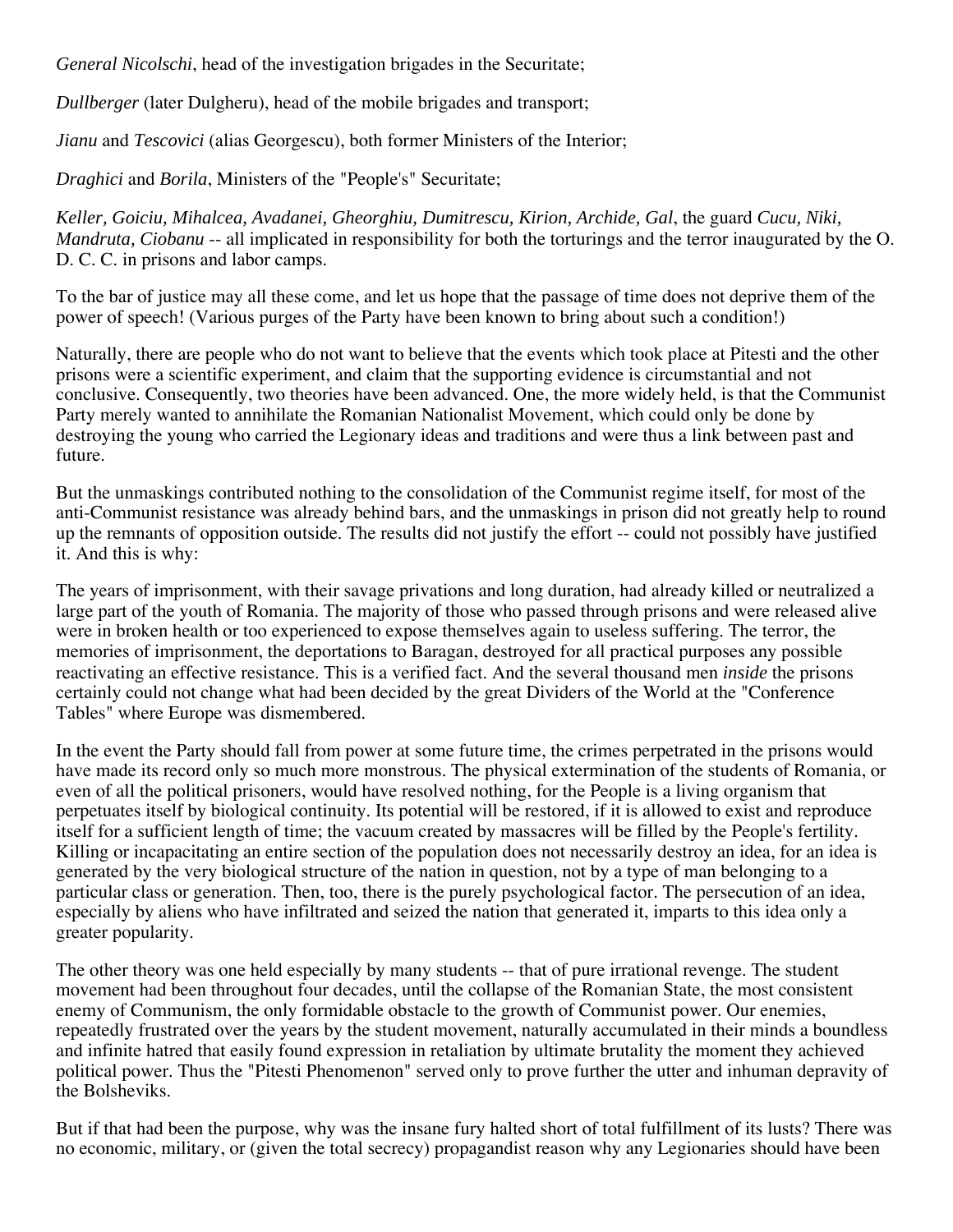*General Nicolschi*, head of the investigation brigades in the Securitate;

*Dullberger* (later Dulgheru), head of the mobile brigades and transport;

*Jianu* and *Tescovici* (alias Georgescu), both former Ministers of the Interior;

*Draghici* and *Borila*, Ministers of the "People's" Securitate;

*Keller, Goiciu, Mihalcea, Avadanei, Gheorghiu, Dumitrescu, Kirion, Archide, Gal*, the guard *Cucu, Niki, Mandruta, Ciobanu* -- all implicated in responsibility for both the torturings and the terror inaugurated by the O. D. C. C. in prisons and labor camps.

To the bar of justice may all these come, and let us hope that the passage of time does not deprive them of the power of speech! (Various purges of the Party have been known to bring about such a condition!)

Naturally, there are people who do not want to believe that the events which took place at Pitesti and the other prisons were a scientific experiment, and claim that the supporting evidence is circumstantial and not conclusive. Consequently, two theories have been advanced. One, the more widely held, is that the Communist Party merely wanted to annihilate the Romanian Nationalist Movement, which could only be done by destroying the young who carried the Legionary ideas and traditions and were thus a link between past and future.

But the unmaskings contributed nothing to the consolidation of the Communist regime itself, for most of the anti-Communist resistance was already behind bars, and the unmaskings in prison did not greatly help to round up the remnants of opposition outside. The results did not justify the effort -- could not possibly have justified it. And this is why:

The years of imprisonment, with their savage privations and long duration, had already killed or neutralized a large part of the youth of Romania. The majority of those who passed through prisons and were released alive were in broken health or too experienced to expose themselves again to useless suffering. The terror, the memories of imprisonment, the deportations to Baragan, destroyed for all practical purposes any possible reactivating an effective resistance. This is a verified fact. And the several thousand men *inside* the prisons certainly could not change what had been decided by the great Dividers of the World at the "Conference Tables" where Europe was dismembered.

In the event the Party should fall from power at some future time, the crimes perpetrated in the prisons would have made its record only so much more monstrous. The physical extermination of the students of Romania, or even of all the political prisoners, would have resolved nothing, for the People is a living organism that perpetuates itself by biological continuity. Its potential will be restored, if it is allowed to exist and reproduce itself for a sufficient length of time; the vacuum created by massacres will be filled by the People's fertility. Killing or incapacitating an entire section of the population does not necessarily destroy an idea, for an idea is generated by the very biological structure of the nation in question, not by a type of man belonging to a particular class or generation. Then, too, there is the purely psychological factor. The persecution of an idea, especially by aliens who have infiltrated and seized the nation that generated it, imparts to this idea only a greater popularity.

The other theory was one held especially by many students -- that of pure irrational revenge. The student movement had been throughout four decades, until the collapse of the Romanian State, the most consistent enemy of Communism, the only formidable obstacle to the growth of Communist power. Our enemies, repeatedly frustrated over the years by the student movement, naturally accumulated in their minds a boundless and infinite hatred that easily found expression in retaliation by ultimate brutality the moment they achieved political power. Thus the "Pitesti Phenomenon" served only to prove further the utter and inhuman depravity of the Bolsheviks.

But if that had been the purpose, why was the insane fury halted short of total fulfillment of its lusts? There was no economic, military, or (given the total secrecy) propagandist reason why any Legionaries should have been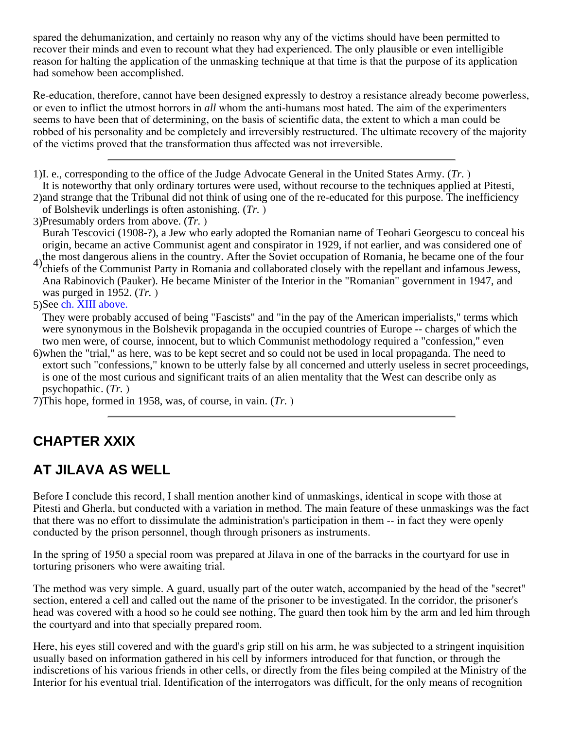spared the dehumanization, and certainly no reason why any of the victims should have been permitted to recover their minds and even to recount what they had experienced. The only plausible or even intelligible reason for halting the application of the unmasking technique at that time is that the purpose of its application had somehow been accomplished.

Re-education, therefore, cannot have been designed expressly to destroy a resistance already become powerless, or even to inflict the utmost horrors in *all* whom the anti-humans most hated. The aim of the experimenters seems to have been that of determining, on the basis of scientific data, the extent to which a man could be robbed of his personality and be completely and irreversibly restructured. The ultimate recovery of the majority of the victims proved that the transformation thus affected was not irreversible.

---

1) I. e., corresponding to the office of the Judge Advocate General in the United States Army. (*Tr.* )

2) It is noteworthy that only ordinary tortures were used, without recourse to the techniques applied at Pitesti, and strange that the Tribunal did not think of using one of the re-educated for this purpose. The inefficiency of Bolshevik underlings is often astonishing. (*Tr.* )

3) Presumably orders from above. (*Tr.* )

4) Burah Tescovici (1908-?), a Jew who early adopted the Romanian name of Teohari Georgescu to conceal his origin, became an active Communist agent and conspirator in 1929, if not earlier, and was considered one of the most dangerous aliens in the country. After the Soviet occupation of Romania, he became one of the four chiefs of the Communist Party in Romania and collaborated closely with the repellant and infamous Jewess, Ana Rabinovich (Pauker). He became Minister of the Interior in the "Romanian" government in 1947, and was purged in 1952. (*Tr.* )

5) See ch. XIII above.

6) They were probably accused of being "Fascists" and "in the pay of the American imperialists," terms which were synonymous in the Bolshevik propaganda in the occupied countries of Europe -- charges of which the two men were, of course, innocent, but to which Communist methodology required a "confession," even when the "trial," as here, was to be kept secret and so could not be used in local propaganda. The need to extort such "confessions," known to be utterly false by all concerned and utterly useless in secret proceedings, is one of the most curious and significant traits of an alien mentality that the West can describe only as psychopathic. (*Tr.* )

7) This hope, formed in 1958, was, of course, in vain. (*Tr.* )

---

## CHAPTER XXIX

## AT JILAVA AS WELL

Before I conclude this record, I shall mention another kind of unmaskings, identical in scope with those at Pitesti and Gherla, but conducted with a variation in method. The main feature of these unmaskings was the fact that there was no effort to dissimulate the administration's participation in them -- in fact they were openly conducted by the prison personnel, though through prisoners as instruments.

In the spring of 1950 a special room was prepared at Jilava in one of the barracks in the courtyard for use in torturing prisoners who were awaiting trial.

The method was very simple. A guard, usually part of the outer watch, accompanied by the head of the "secret" section, entered a cell and called out the name of the prisoner to be investigated. In the corridor, the prisoner's head was covered with a hood so he could see nothing, The guard then took him by the arm and led him through the courtyard and into that specially prepared room.

Here, his eyes still covered and with the guard's grip still on his arm, he was subjected to a stringent inquisition usually based on information gathered in his cell by informers introduced for that function, or through the indiscretions of his various friends in other cells, or directly from the files being compiled at the Ministry of the Interior for his eventual trial. Identification of the interrogators was difficult, for the only means of recognition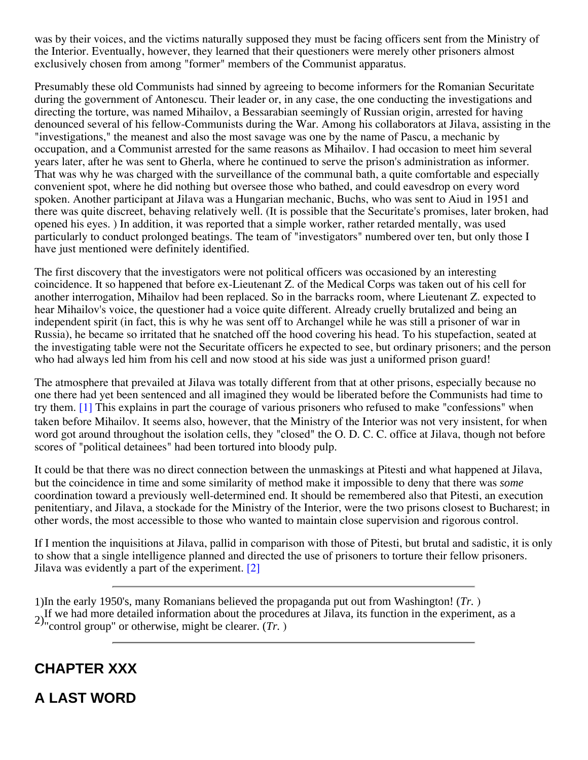was by their voices, and the victims naturally supposed they must be facing officers sent from the Ministry of the Interior. Eventually, however, they learned that their questioners were merely other prisoners almost exclusively chosen from among "former" members of the Communist apparatus.

Presumably these old Communists had sinned by agreeing to become informers for the Romanian Securitate during the government of Antonescu. Their leader or, in any case, the one conducting the investigations and directing the torture, was named Mihailov, a Bessarabian seemingly of Russian origin, arrested for having denounced several of his fellow-Communists during the War. Among his collaborators at Jilava, assisting in the "investigations," the meanest and also the most savage was one by the name of Pascu, a mechanic by occupation, and a Communist arrested for the same reasons as Mihailov. I had occasion to meet him several years later, after he was sent to Gherla, where he continued to serve the prison's administration as informer. That was why he was charged with the surveillance of the communal bath, a quite comfortable and especially convenient spot, where he did nothing but oversee those who bathed, and could eavesdrop on every word spoken. Another participant at Jilava was a Hungarian mechanic, Buchs, who was sent to Aiud in 1951 and there was quite discreet, behaving relatively well. (It is possible that the Securitate's promises, later broken, had opened his eyes. ) In addition, it was reported that a simple worker, rather retarded mentally, was used particularly to conduct prolonged beatings. The team of "investigators" numbered over ten, but only those I have just mentioned were definitely identified.

The first discovery that the investigators were not political officers was occasioned by an interesting coincidence. It so happened that before ex-Lieutenant Z. of the Medical Corps was taken out of his cell for another interrogation, Mihailov had been replaced. So in the barracks room, where Lieutenant Z. expected to hear Mihailov's voice, the questioner had a voice quite different. Already cruelly brutalized and being an independent spirit (in fact, this is why he was sent off to Archangel while he was still a prisoner of war in Russia), he became so irritated that he snatched off the hood covering his head. To his stupefaction, seated at the investigating table were not the Securitate officers he expected to see, but ordinary prisoners; and the person who had always led him from his cell and now stood at his side was just a uniformed prison guard!

The atmosphere that prevailed at Jilava was totally different from that at other prisons, especially because no one there had yet been sentenced and all imagined they would be liberated before the Communists had time to try them. [1] This explains in part the courage of various prisoners who refused to make "confessions" when taken before Mihailov. It seems also, however, that the Ministry of the Interior was not very insistent, for when word got around throughout the isolation cells, they "closed" the O. D. C. C. office at Jilava, though not before scores of "political detainees" had been tortured into bloody pulp.

It could be that there was no direct connection between the unmaskings at Pitesti and what happened at Jilava, but the coincidence in time and some similarity of method make it impossible to deny that there was *some* coordination toward a previously well-determined end. It should be remembered also that Pitesti, an execution penitentiary, and Jilava, a stockade for the Ministry of the Interior, were the two prisons closest to Bucharest; in other words, the most accessible to those who wanted to maintain close supervision and rigorous control.

If I mention the inquisitions at Jilava, pallid in comparison with those of Pitesti, but brutal and sadistic, it is only to show that a single intelligence planned and directed the use of prisoners to torture their fellow prisoners. Jilava was evidently a part of the experiment. [2]

---

1)In the early 1950's, many Romanians believed the propaganda put out from Washington! (*Tr.* )

2)If we had more detailed information about the procedures at Jilava, its function in the experiment, as a "control group" or otherwise, might be clearer. (*Tr.* )

---

## CHAPTER XXX

## A LAST WORD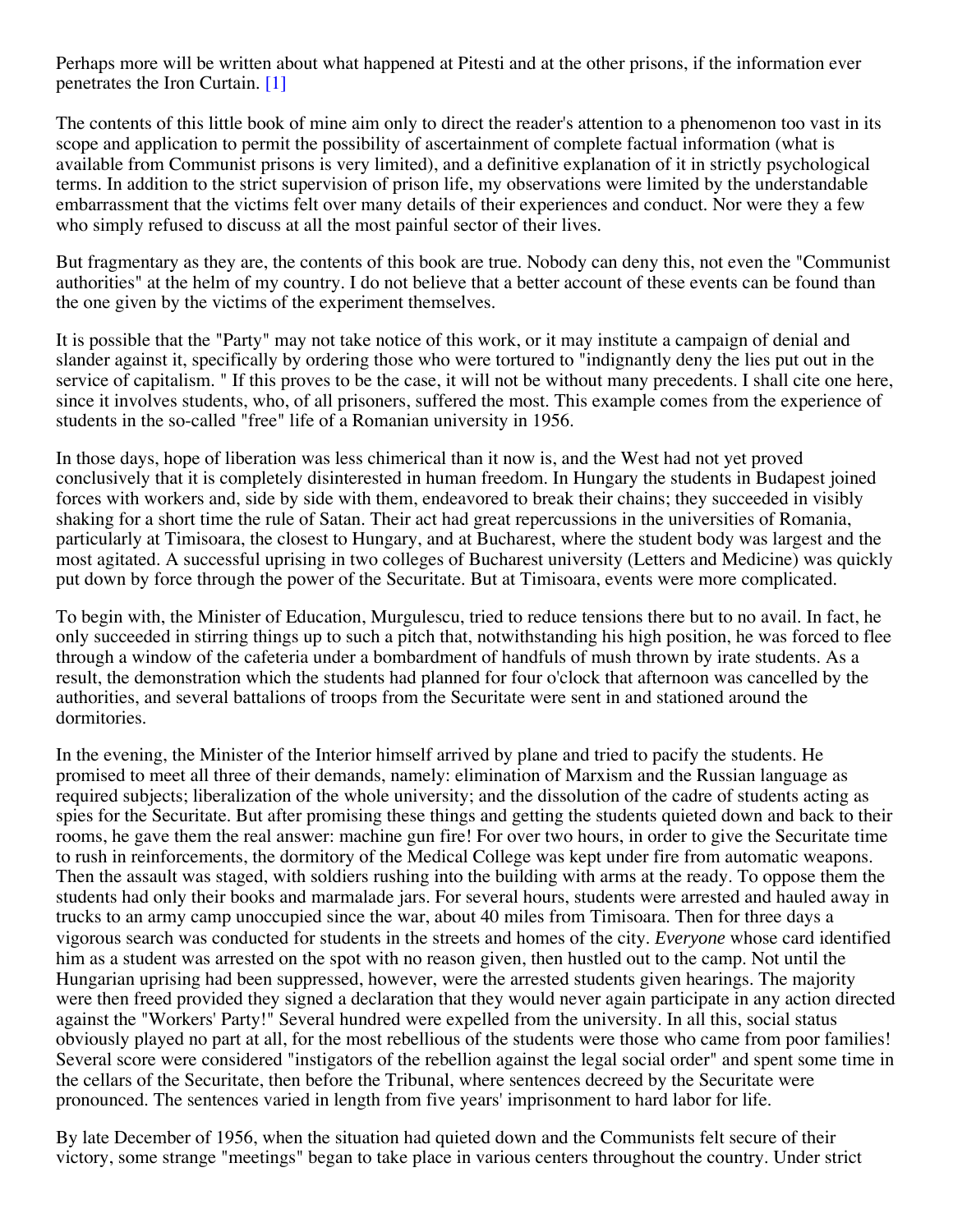Perhaps more will be written about what happened at Pitesti and at the other prisons, if the information ever penetrates the Iron Curtain. [1]

The contents of this little book of mine aim only to direct the reader's attention to a phenomenon too vast in its scope and application to permit the possibility of ascertainment of complete factual information (what is available from Communist prisons is very limited), and a definitive explanation of it in strictly psychological terms. In addition to the strict supervision of prison life, my observations were limited by the understandable embarrassment that the victims felt over many details of their experiences and conduct. Nor were they a few who simply refused to discuss at all the most painful sector of their lives.

But fragmentary as they are, the contents of this book are true. Nobody can deny this, not even the "Communist authorities" at the helm of my country. I do not believe that a better account of these events can be found than the one given by the victims of the experiment themselves.

It is possible that the "Party" may not take notice of this work, or it may institute a campaign of denial and slander against it, specifically by ordering those who were tortured to "indignantly deny the lies put out in the service of capitalism. " If this proves to be the case, it will not be without many precedents. I shall cite one here, since it involves students, who, of all prisoners, suffered the most. This example comes from the experience of students in the so-called "free" life of a Romanian university in 1956.

In those days, hope of liberation was less chimerical than it now is, and the West had not yet proved conclusively that it is completely disinterested in human freedom. In Hungary the students in Budapest joined forces with workers and, side by side with them, endeavored to break their chains; they succeeded in visibly shaking for a short time the rule of Satan. Their act had great repercussions in the universities of Romania, particularly at Timisoara, the closest to Hungary, and at Bucharest, where the student body was largest and the most agitated. A successful uprising in two colleges of Bucharest university (Letters and Medicine) was quickly put down by force through the power of the Securitate. But at Timisoara, events were more complicated.

To begin with, the Minister of Education, Murgulescu, tried to reduce tensions there but to no avail. In fact, he only succeeded in stirring things up to such a pitch that, notwithstanding his high position, he was forced to flee through a window of the cafeteria under a bombardment of handfuls of mush thrown by irate students. As a result, the demonstration which the students had planned for four o'clock that afternoon was cancelled by the authorities, and several battalions of troops from the Securitate were sent in and stationed around the dormitories.

In the evening, the Minister of the Interior himself arrived by plane and tried to pacify the students. He promised to meet all three of their demands, namely: elimination of Marxism and the Russian language as required subjects; liberalization of the whole university; and the dissolution of the cadre of students acting as spies for the Securitate. But after promising these things and getting the students quieted down and back to their rooms, he gave them the real answer: machine gun fire! For over two hours, in order to give the Securitate time to rush in reinforcements, the dormitory of the Medical College was kept under fire from automatic weapons. Then the assault was staged, with soldiers rushing into the building with arms at the ready. To oppose them the students had only their books and marmalade jars. For several hours, students were arrested and hauled away in trucks to an army camp unoccupied since the war, about 40 miles from Timisoara. Then for three days a vigorous search was conducted for students in the streets and homes of the city. *Everyone* whose card identified him as a student was arrested on the spot with no reason given, then hustled out to the camp. Not until the Hungarian uprising had been suppressed, however, were the arrested students given hearings. The majority were then freed provided they signed a declaration that they would never again participate in any action directed against the "Workers' Party!" Several hundred were expelled from the university. In all this, social status obviously played no part at all, for the most rebellious of the students were those who came from poor families! Several score were considered "instigators of the rebellion against the legal social order" and spent some time in the cellars of the Securitate, then before the Tribunal, where sentences decreed by the Securitate were pronounced. The sentences varied in length from five years' imprisonment to hard labor for life.

By late December of 1956, when the situation had quieted down and the Communists felt secure of their victory, some strange "meetings" began to take place in various centers throughout the country. Under strict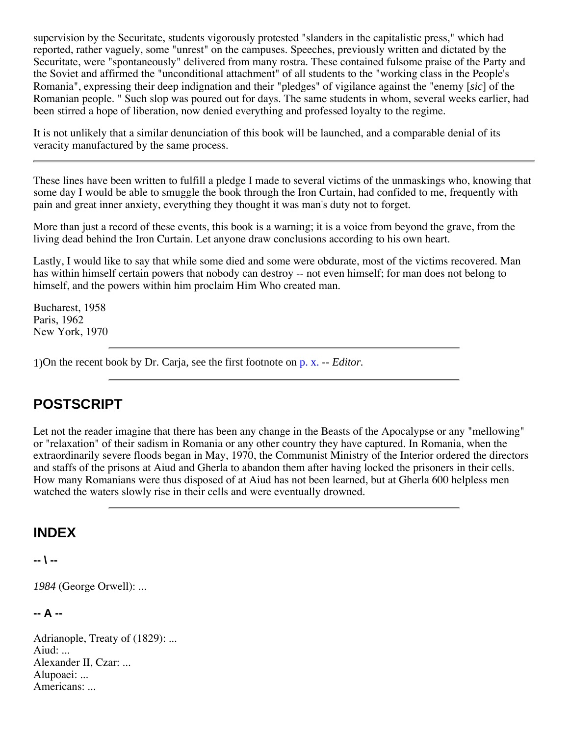supervision by the Securitate, students vigorously protested "slanders in the capitalistic press," which had reported, rather vaguely, some "unrest" on the campuses. Speeches, previously written and dictated by the Securitate, were "spontaneously" delivered from many rostra. These contained fulsome praise of the Party and the Soviet and affirmed the "unconditional attachment" of all students to the "working class in the People's Romania", expressing their deep indignation and their "pledges" of vigilance against the "enemy [*sic*] of the Romanian people. " Such slop was poured out for days. The same students in whom, several weeks earlier, had been stirred a hope of liberation, now denied everything and professed loyalty to the regime.

It is not unlikely that a similar denunciation of this book will be launched, and a comparable denial of its veracity manufactured by the same process.

---

These lines have been written to fulfill a pledge I made to several victims of the unmaskings who, knowing that some day I would be able to smuggle the book through the Iron Curtain, had confided to me, frequently with pain and great inner anxiety, everything they thought it was man's duty not to forget.

More than just a record of these events, this book is a warning; it is a voice from beyond the grave, from the living dead behind the Iron Curtain. Let anyone draw conclusions according to his own heart.

Lastly, I would like to say that while some died and some were obdurate, most of the victims recovered. Man has within himself certain powers that nobody can destroy -- not even himself; for man does not belong to himself, and the powers within him proclaim Him Who created man.

Bucharest, 1958
Paris, 1962
New York, 1970

---

1)On the recent book by Dr. Carja, see the first footnote on p. x. -- *Editor.*

---

## POSTSCRIPT

Let not the reader imagine that there has been any change in the Beasts of the Apocalypse or any "mellowing" or "relaxation" of their sadism in Romania or any other country they have captured. In Romania, when the extraordinarily severe floods began in May, 1970, the Communist Ministry of the Interior ordered the directors and staffs of the prisons at Aiud and Gherla to abandon them after having locked the prisoners in their cells. How many Romanians were thus disposed of at Aiud has not been learned, but at Gherla 600 helpless men watched the waters slowly rise in their cells and were eventually drowned.

---

## INDEX

**-- \ --**

*1984* (George Orwell): ...

**-- A --**

Adrianople, Treaty of (1829): ...
Aiud: ...
Alexander II, Czar: ...
Alupoaei: ...
Americans: ...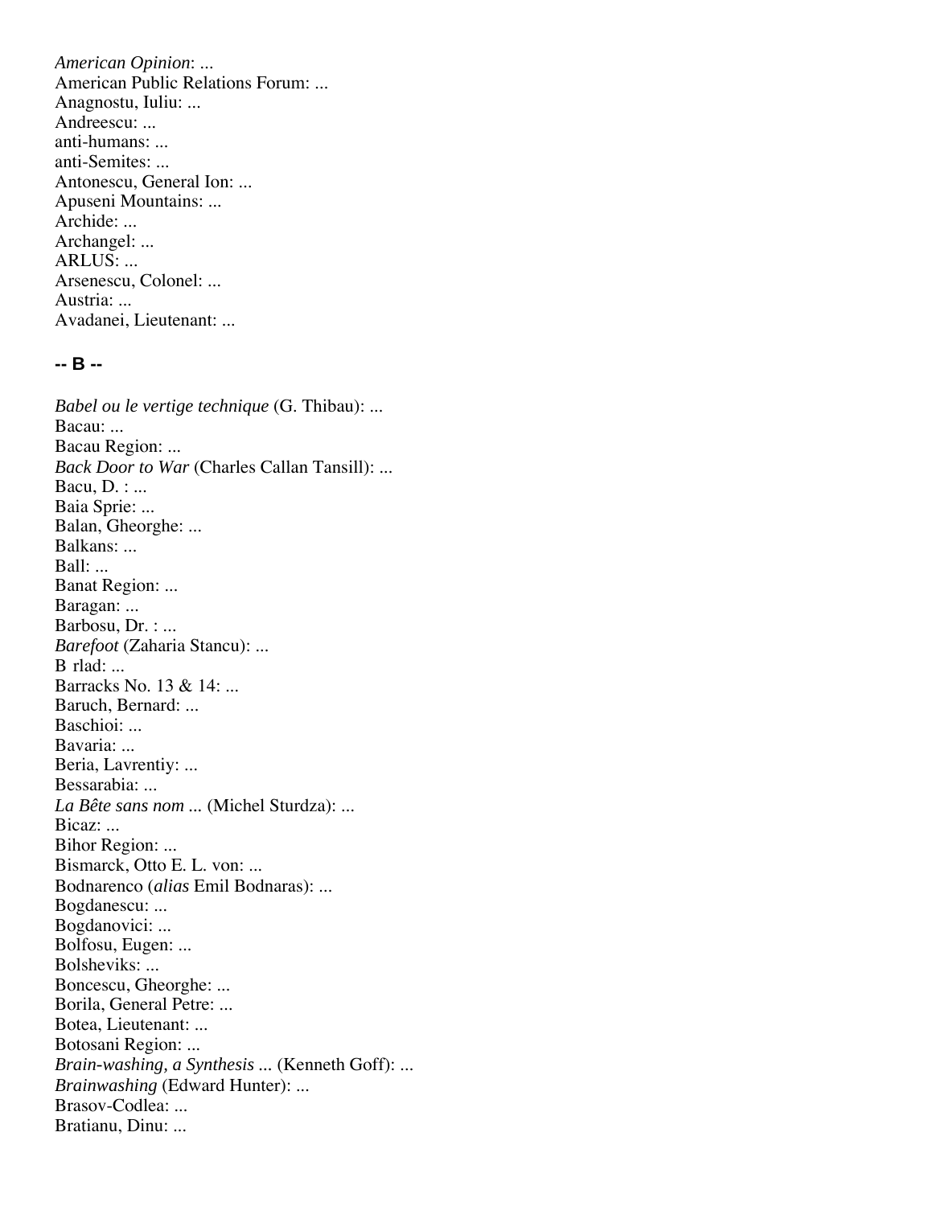*American Opinion*: ...  
American Public Relations Forum: ...  
Anagnostu, Iuliu: ...  
Andreescu: ...  
anti-humans: ...  
anti-Semites: ...  
Antonescu, General Ion: ...  
Apuseni Mountains: ...  
Archide: ...  
Archangel: ...  
ARLUS: ...  
Arsenescu, Colonel: ...  
Austria: ...  
Avadanei, Lieutenant: ...

**-- B --**

*Babel ou le vertige technique* (G. Thibau): ...  
Bacau: ...  
Bacau Region: ...  
*Back Door to War* (Charles Callan Tansill): ...  
Bacu, D. : ...  
Baia Sprie: ...  
Balan, Gheorghe: ...  
Balkans: ...  
Ball: ...  
Banat Region: ...  
Baragan: ...  
Barbosu, Dr. : ...  
*Barefoot* (Zaharia Stancu): ...  
B rlad: ...  
Barracks No. 13 & 14: ...  
Baruch, Bernard: ...  
Baschioi: ...  
Bavaria: ...  
Beria, Lavrentiy: ...  
Bessarabia: ...  
*La Bête sans nom* ... (Michel Sturdza): ...  
Bicaz: ...  
Bihor Region: ...  
Bismarck, Otto E. L. von: ...  
Bodnarenco (*alias* Emil Bodnaras): ...  
Bogdanescu: ...  
Bogdanovici: ...  
Bolfosu, Eugen: ...  
Bolsheviks: ...  
Boncescu, Gheorghe: ...  
Borila, General Petre: ...  
Botea, Lieutenant: ...  
Botosani Region: ...  
*Brain-washing, a Synthesis* ... (Kenneth Goff): ...  
*Brainwashing* (Edward Hunter): ...  
Brasov-Codlea: ...  
Bratianu, Dinu: ...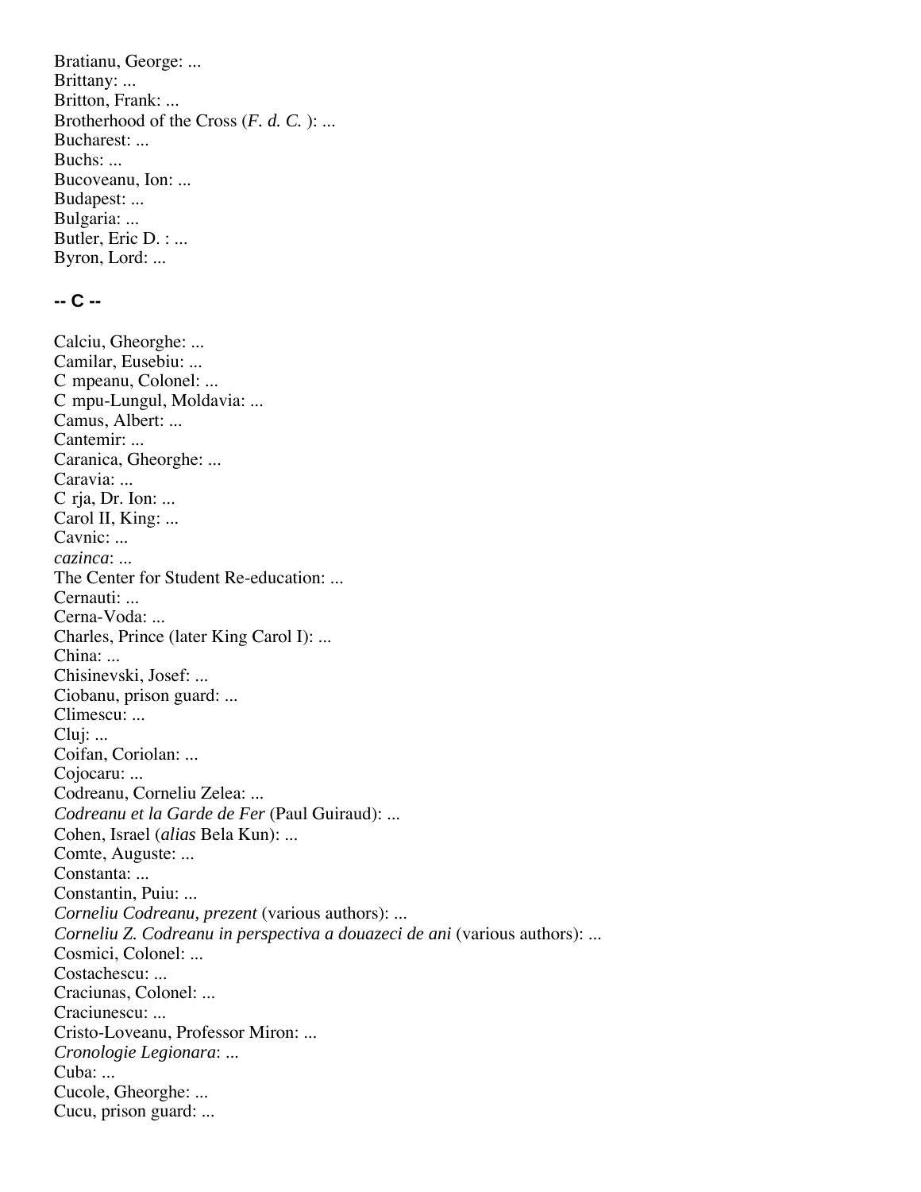Bratianu, George: ...
Brittany: ...
Britton, Frank: ...
Brotherhood of the Cross (*F. d. C.* ): ...
Bucharest: ...
Buchs: ...
Bucoveanu, Ion: ...
Budapest: ...
Bulgaria: ...
Butler, Eric D. : ...
Byron, Lord: ...

## -- C --

Calciu, Gheorghe: ...
Camilar, Eusebiu: ...
C mpeanu, Colonel: ...
C mpu-Lungul, Moldavia: ...
Camus, Albert: ...
Cantemir: ...
Caranica, Gheorghe: ...
Caravia: ...
C rja, Dr. Ion: ...
Carol II, King: ...
Cavnic: ...
*cazinca*: ...
The Center for Student Re-education: ...
Cernauti: ...
Cerna-Voda: ...
Charles, Prince (later King Carol I): ...
China: ...
Chisinevski, Josef: ...
Ciobanu, prison guard: ...
Climescu: ...
Cluj: ...
Coifan, Coriolan: ...
Cojocaru: ...
Codreanu, Corneliu Zelea: ...
*Codreanu et la Garde de Fer* (Paul Guiraud): ...
Cohen, Israel (*alias* Bela Kun): ...
Comte, Auguste: ...
Constanta: ...
Constantin, Puiu: ...
*Corneliu Codreanu, prezent* (various authors): ...
*Corneliu Z. Codreanu in perspectiva a douazeci de ani* (various authors): ...
Cosmici, Colonel: ...
Costachescu: ...
Craciunas, Colonel: ...
Craciunescu: ...
Cristo-Loveanu, Professor Miron: ...
*Cronologie Legionara*: ...
Cuba: ...
Cucole, Gheorghe: ...
Cucu, prison guard: ...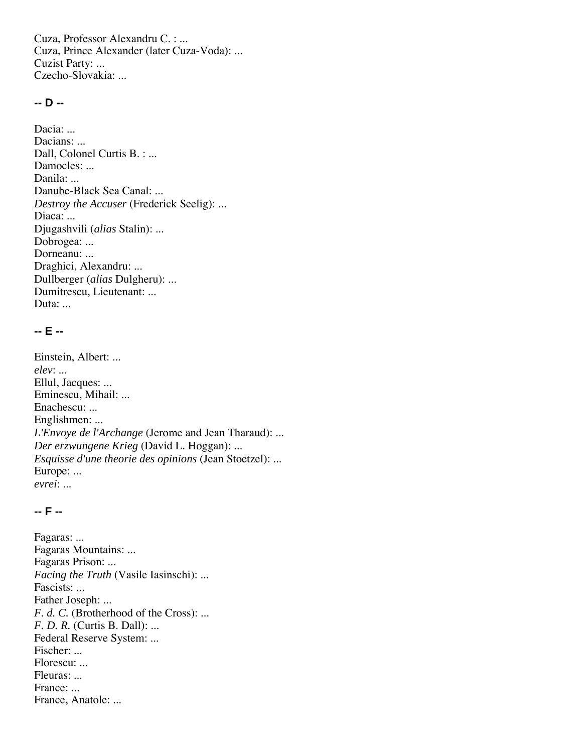Cuza, Professor Alexandru C. : ...
Cuza, Prince Alexander (later Cuza-Voda): ...
Cuzist Party: ...
Czecho-Slovakia: ...

## -- D --

Dacia: ...
Dacians: ...
Dall, Colonel Curtis B. : ...
Damocles: ...
Danila: ...
Danube-Black Sea Canal: ...
*Destroy the Accuser* (Frederick Seelig): ...
Diaca: ...
Djugashvili (*alias* Stalin): ...
Dobrogea: ...
Dorneanu: ...
Draghici, Alexandru: ...
Dullberger (*alias* Dulgheru): ...
Dumitrescu, Lieutenant: ...
Duta: ...

## -- E --

Einstein, Albert: ...
*elev*: ...
Ellul, Jacques: ...
Eminescu, Mihail: ...
Enachescu: ...
Englishmen: ...
*L'Envoye de l'Archange* (Jerome and Jean Tharaud): ...
*Der erzwungene Krieg* (David L. Hoggan): ...
*Esquisse d'une theorie des opinions* (Jean Stoetzel): ...
Europe: ...
*evrei*: ...

## -- F --

Fagaras: ...
Fagaras Mountains: ...
Fagaras Prison: ...
*Facing the Truth* (Vasile Iasinschi): ...
Fascists: ...
Father Joseph: ...
*F. d. C.* (Brotherhood of the Cross): ...
*F. D. R.* (Curtis B. Dall): ...
Federal Reserve System: ...
Fischer: ...
Florescu: ...
Fleuras: ...
France: ...
France, Anatole: ...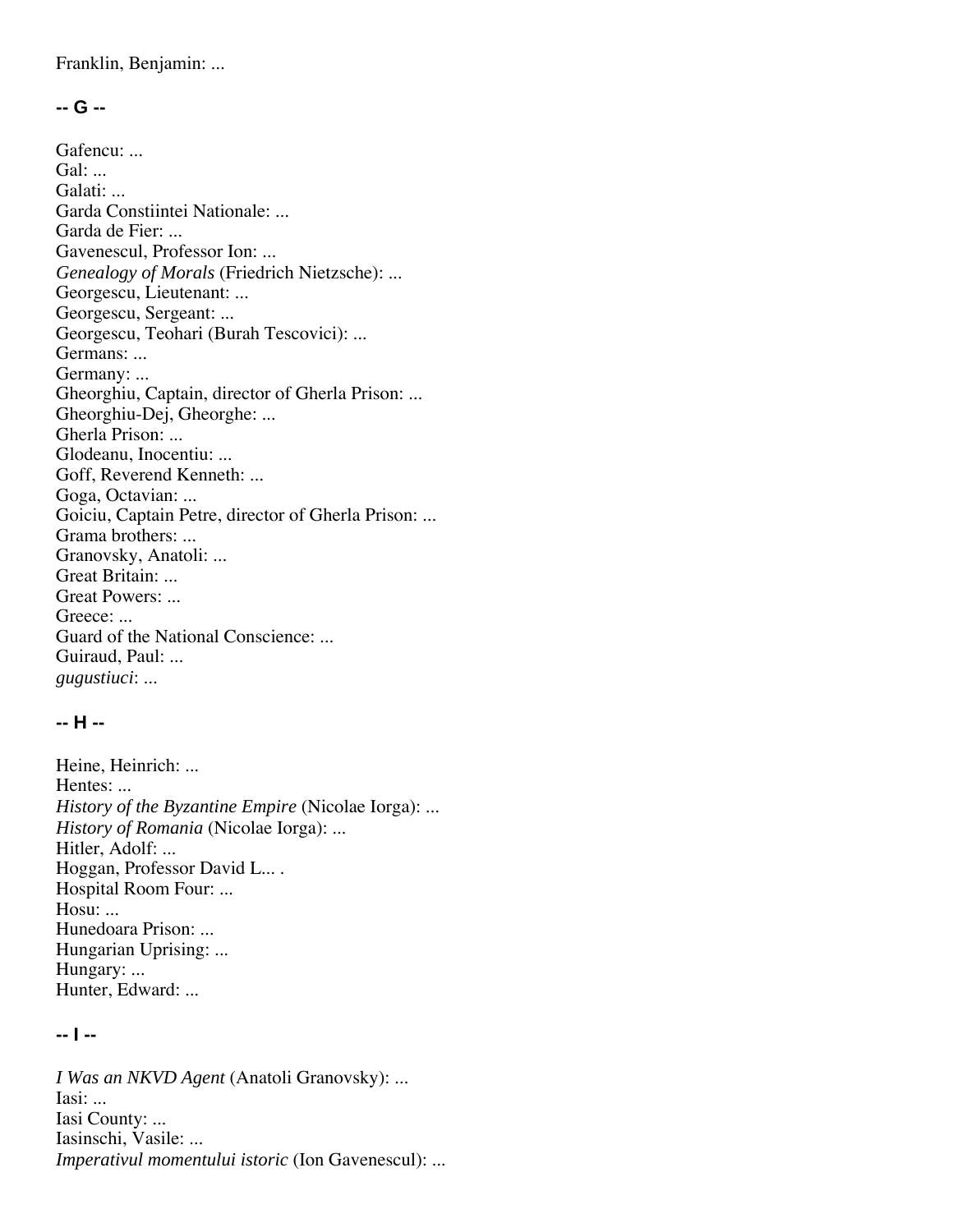Franklin, Benjamin: ...

**-- G --**

Gafencu: ...
Gal: ...
Galati: ...
Garda Constiintei Nationale: ...
Garda de Fier: ...
Gavenescul, Professor Ion: ...
*Genealogy of Morals* (Friedrich Nietzsche): ...
Georgescu, Lieutenant: ...
Georgescu, Sergeant: ...
Georgescu, Teohari (Burah Tescovici): ...
Germans: ...
Germany: ...
Gheorghiu, Captain, director of Gherla Prison: ...
Gheorghiu-Dej, Gheorghe: ...
Gherla Prison: ...
Glodeanu, Inocentiu: ...
Goff, Reverend Kenneth: ...
Goga, Octavian: ...
Goiciu, Captain Petre, director of Gherla Prison: ...
Grama brothers: ...
Granovsky, Anatoli: ...
Great Britain: ...
Great Powers: ...
Greece: ...
Guard of the National Conscience: ...
Guiraud, Paul: ...
*gugustiuci*: ...

**-- H --**

Heine, Heinrich: ...
Hentes: ...
*History of the Byzantine Empire* (Nicolae Iorga): ...
*History of Romania* (Nicolae Iorga): ...
Hitler, Adolf: ...
Hoggan, Professor David L... .
Hospital Room Four: ...
Hosu: ...
Hunedoara Prison: ...
Hungarian Uprising: ...
Hungary: ...
Hunter, Edward: ...

**-- I --**

*I Was an NKVD Agent* (Anatoli Granovsky): ...
Iasi: ...
Iasi County: ...
Iasinschi, Vasile: ...
*Imperativul momentului istoric* (Ion Gavenescul): ...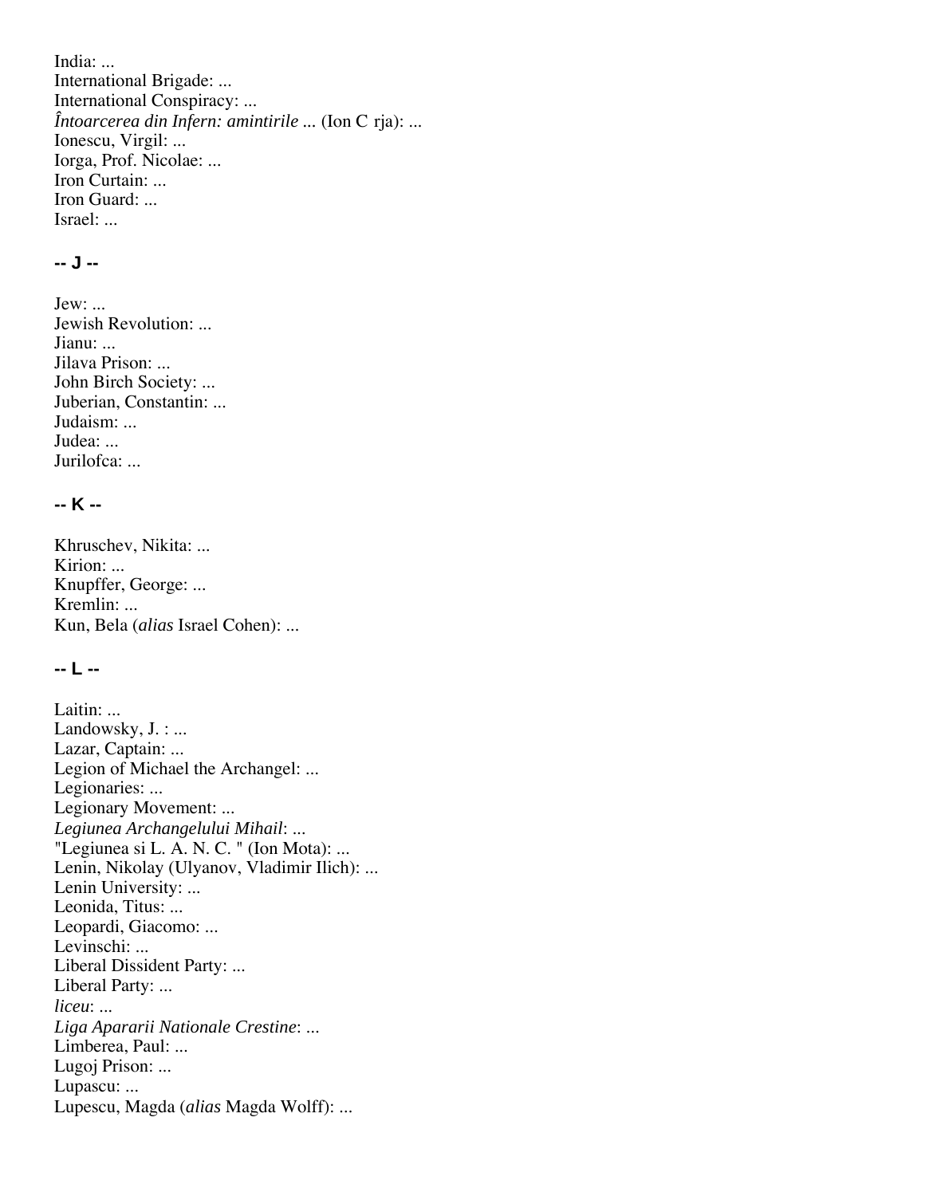India: ...
International Brigade: ...
International Conspiracy: ...
*Întoarcerea din Infern: amintirile ...* (Ion C rja): ...
Ionescu, Virgil: ...
Iorga, Prof. Nicolae: ...
Iron Curtain: ...
Iron Guard: ...
Israel: ...

#### -- J --

Jew: ...
Jewish Revolution: ...
Jianu: ...
Jilava Prison: ...
John Birch Society: ...
Juberian, Constantin: ...
Judaism: ...
Judea: ...
Jurilofca: ...

#### -- K --

Khruschev, Nikita: ...
Kirion: ...
Knupffer, George: ...
Kremlin: ...
Kun, Bela (*alias* Israel Cohen): ...

#### -- L --

Laitin: ...
Landowsky, J. : ...
Lazar, Captain: ...
Legion of Michael the Archangel: ...
Legionaries: ...
Legionary Movement: ...
*Legiunea Archangelului Mihail*: ...
"Legiunea si L. A. N. C. " (Ion Mota): ...
Lenin, Nikolay (Ulyanov, Vladimir Ilich): ...
Lenin University: ...
Leonida, Titus: ...
Leopardi, Giacomo: ...
Levinschi: ...
Liberal Dissident Party: ...
Liberal Party: ...
*liceu*: ...
*Liga Apararii Nationale Crestine*: ...
Limberea, Paul: ...
Lugoj Prison: ...
Lupascu: ...
Lupescu, Magda (*alias* Magda Wolff): ...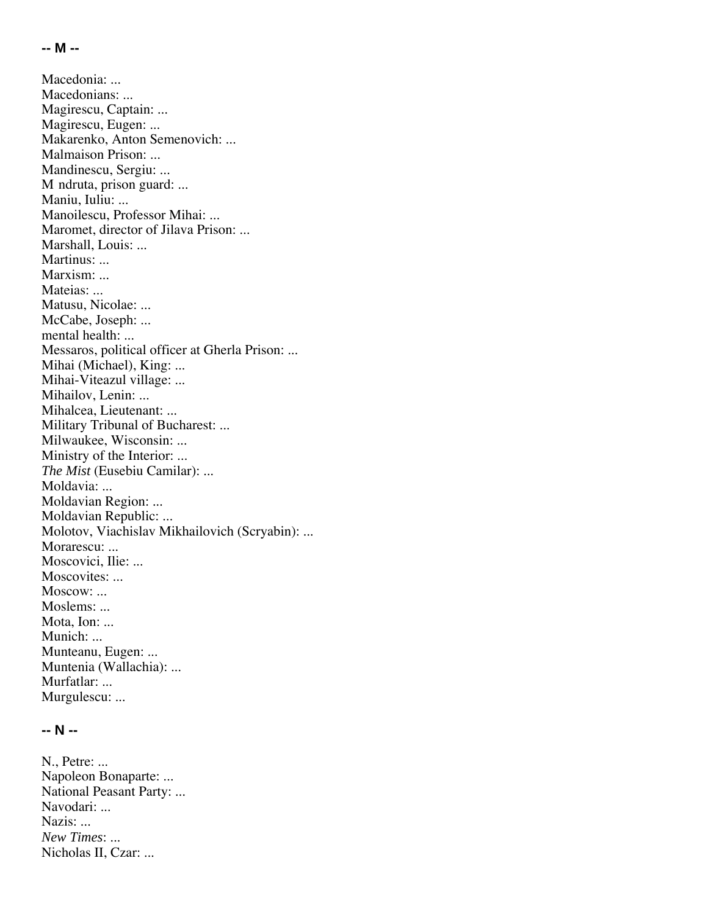**-- M --**

Macedonia: ...
Macedonians: ...
Magirescu, Captain: ...
Magirescu, Eugen: ...
Makarenko, Anton Semenovich: ...
Malmaison Prison: ...
Mandinescu, Sergiu: ...
M ndruta, prison guard: ...
Maniu, Iuliu: ...
Manoilescu, Professor Mihai: ...
Maromet, director of Jilava Prison: ...
Marshall, Louis: ...
Martinus: ...
Marxism: ...
Mateias: ...
Matusu, Nicolae: ...
McCabe, Joseph: ...
mental health: ...
Messaros, political officer at Gherla Prison: ...
Mihai (Michael), King: ...
Mihai-Viteazul village: ...
Mihailov, Lenin: ...
Mihalcea, Lieutenant: ...
Military Tribunal of Bucharest: ...
Milwaukee, Wisconsin: ...
Ministry of the Interior: ...
*The Mist* (Eusebiu Camilar): ...
Moldavia: ...
Moldavian Region: ...
Moldavian Republic: ...
Molotov, Viachislav Mikhailovich (Scryabin): ...
Morarescu: ...
Moscovici, Ilie: ...
Moscovites: ...
Moscow: ...
Moslems: ...
Mota, Ion: ...
Munich: ...
Munteanu, Eugen: ...
Muntenia (Wallachia): ...
Murfatlar: ...
Murgulescu: ...

**-- N --**

N., Petre: ...
Napoleon Bonaparte: ...
National Peasant Party: ...
Navodari: ...
Nazis: ...
*New Times*: ...
Nicholas II, Czar: ...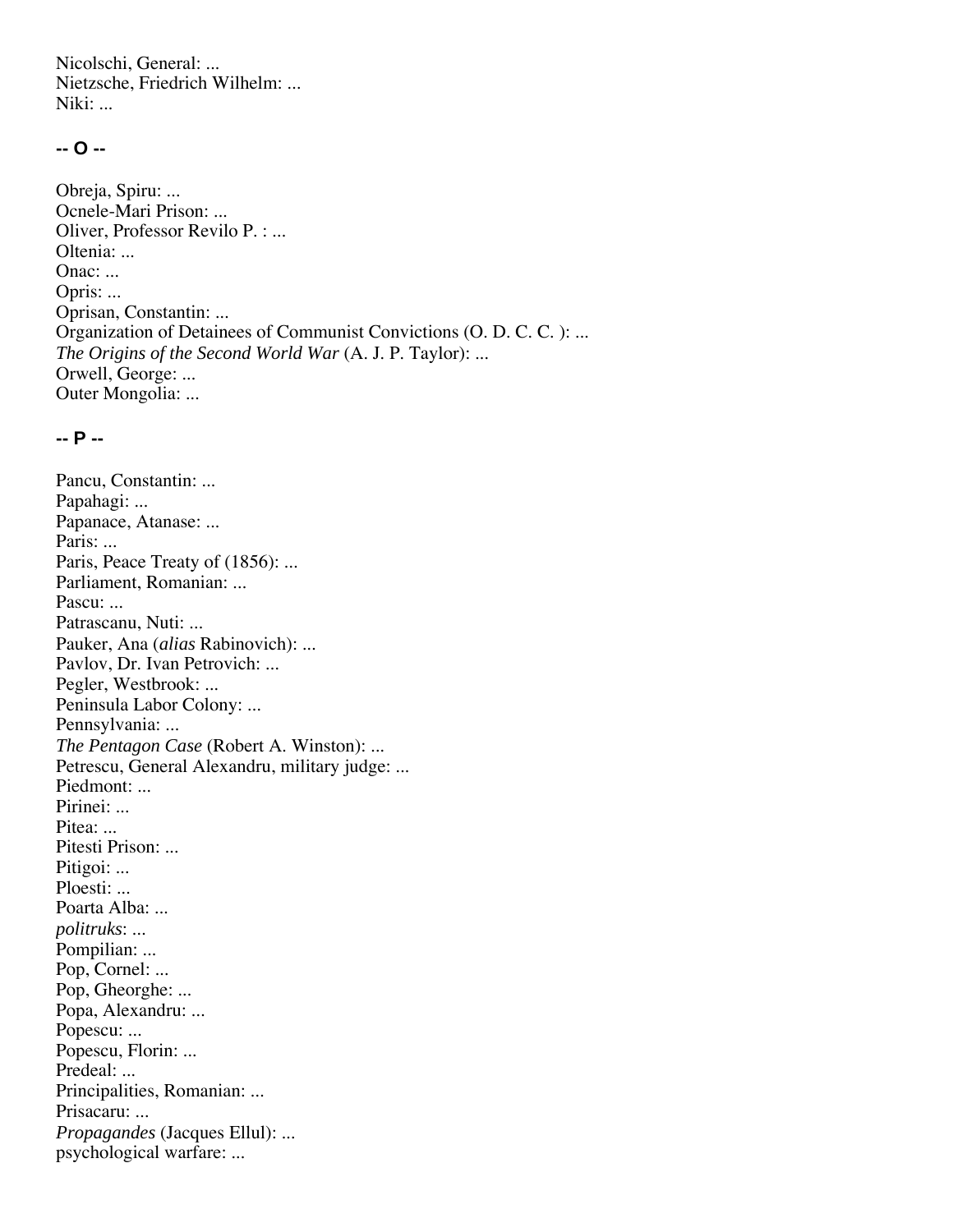Nicolschi, General: ...
Nietzsche, Friedrich Wilhelm: ...
Niki: ...

**-- O --**

Obreja, Spiru: ...
Ocnele-Mari Prison: ...
Oliver, Professor Revilo P. : ...
Oltenia: ...
Onac: ...
Opris: ...
Oprisan, Constantin: ...
Organization of Detainees of Communist Convictions (O. D. C. C. ): ...
*The Origins of the Second World War* (A. J. P. Taylor): ...
Orwell, George: ...
Outer Mongolia: ...

**-- P --**

Pancu, Constantin: ...
Papahagi: ...
Papanace, Atanase: ...
Paris: ...
Paris, Peace Treaty of (1856): ...
Parliament, Romanian: ...
Pascu: ...
Patrascanu, Nuti: ...
Pauker, Ana (*alias* Rabinovich): ...
Pavlov, Dr. Ivan Petrovich: ...
Pegler, Westbrook: ...
Peninsula Labor Colony: ...
Pennsylvania: ...
*The Pentagon Case* (Robert A. Winston): ...
Petrescu, General Alexandru, military judge: ...
Piedmont: ...
Pirinei: ...
Pitea: ...
Pitesti Prison: ...
Pitigoi: ...
Ploesti: ...
Poarta Alba: ...
*politruks*: ...
Pompilian: ...
Pop, Cornel: ...
Pop, Gheorghe: ...
Popa, Alexandru: ...
Popescu: ...
Popescu, Florin: ...
Predeal: ...
Principalities, Romanian: ...
Prisacaru: ...
*Propagandes* (Jacques Ellul): ...
psychological warfare: ...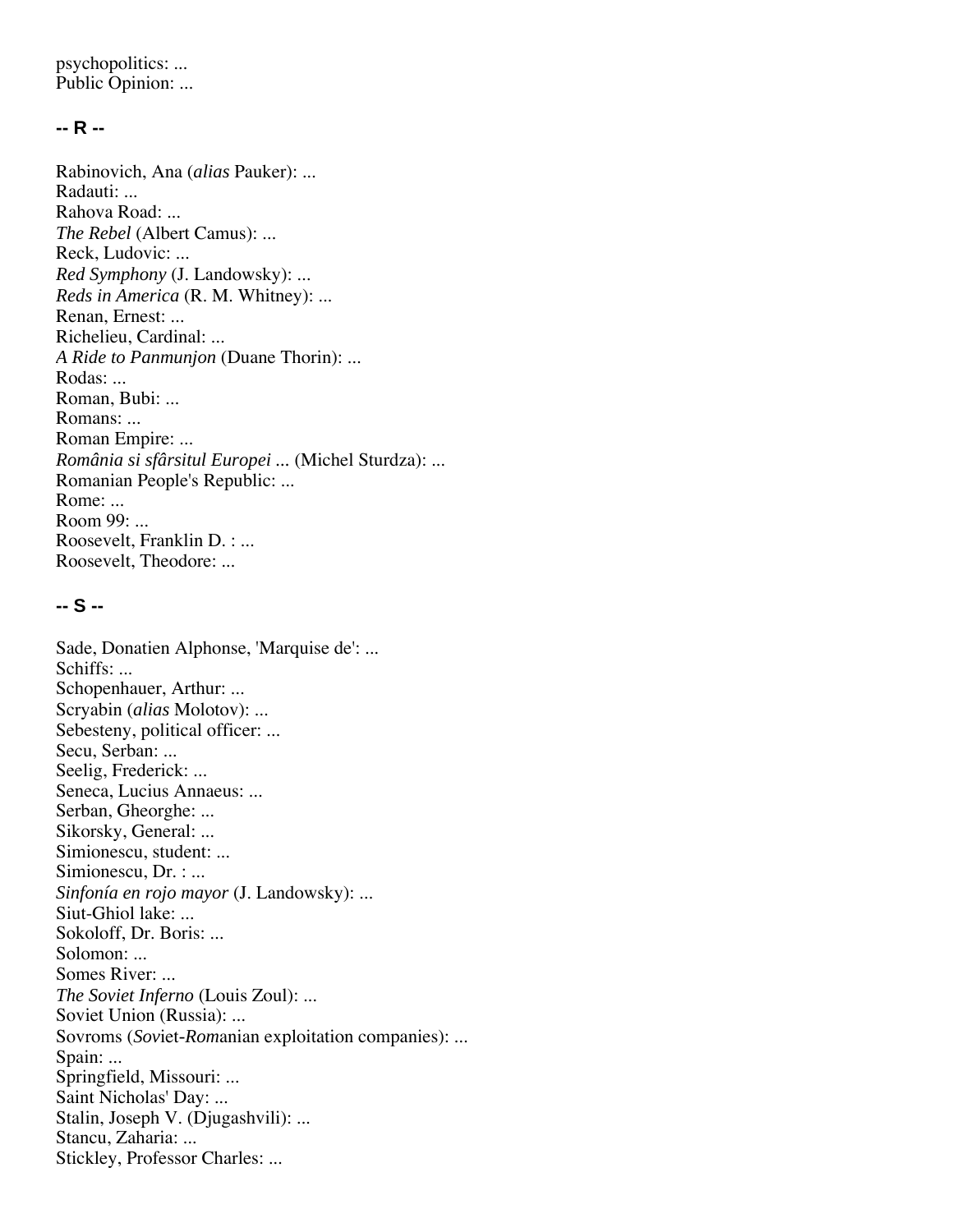psychopolitics: ...
Public Opinion: ...

### -- R --

Rabinovich, Ana (*alias* Pauker): ...
Radauti: ...
Rahova Road: ...
*The Rebel* (Albert Camus): ...
Reck, Ludovic: ...
*Red Symphony* (J. Landowsky): ...
*Reds in America* (R. M. Whitney): ...
Renan, Ernest: ...
Richelieu, Cardinal: ...
*A Ride to Panmunjon* (Duane Thorin): ...
Rodas: ...
Roman, Bubi: ...
Romans: ...
Roman Empire: ...
*România si sfârsitul Europei ...* (Michel Sturdza): ...
Romanian People's Republic: ...
Rome: ...
Room 99: ...
Roosevelt, Franklin D. : ...
Roosevelt, Theodore: ...

### -- S --

Sade, Donatien Alphonse, 'Marquise de': ...
Schiffs: ...
Schopenhauer, Arthur: ...
Scryabin (*alias* Molotov): ...
Sebesteny, political officer: ...
Secu, Serban: ...
Seelig, Frederick: ...
Seneca, Lucius Annaeus: ...
Serban, Gheorghe: ...
Sikorsky, General: ...
Simionescu, student: ...
Simionescu, Dr. : ...
*Sinfonía en rojo mayor* (J. Landowsky): ...
Siut-Ghiol lake: ...
Sokoloff, Dr. Boris: ...
Solomon: ...
Somes River: ...
*The Soviet Inferno* (Louis Zoul): ...
Soviet Union (Russia): ...
Sovroms (*Sov*iet-*Rom*anian exploitation companies): ...
Spain: ...
Springfield, Missouri: ...
Saint Nicholas' Day: ...
Stalin, Joseph V. (Djugashvili): ...
Stancu, Zaharia: ...
Stickley, Professor Charles: ...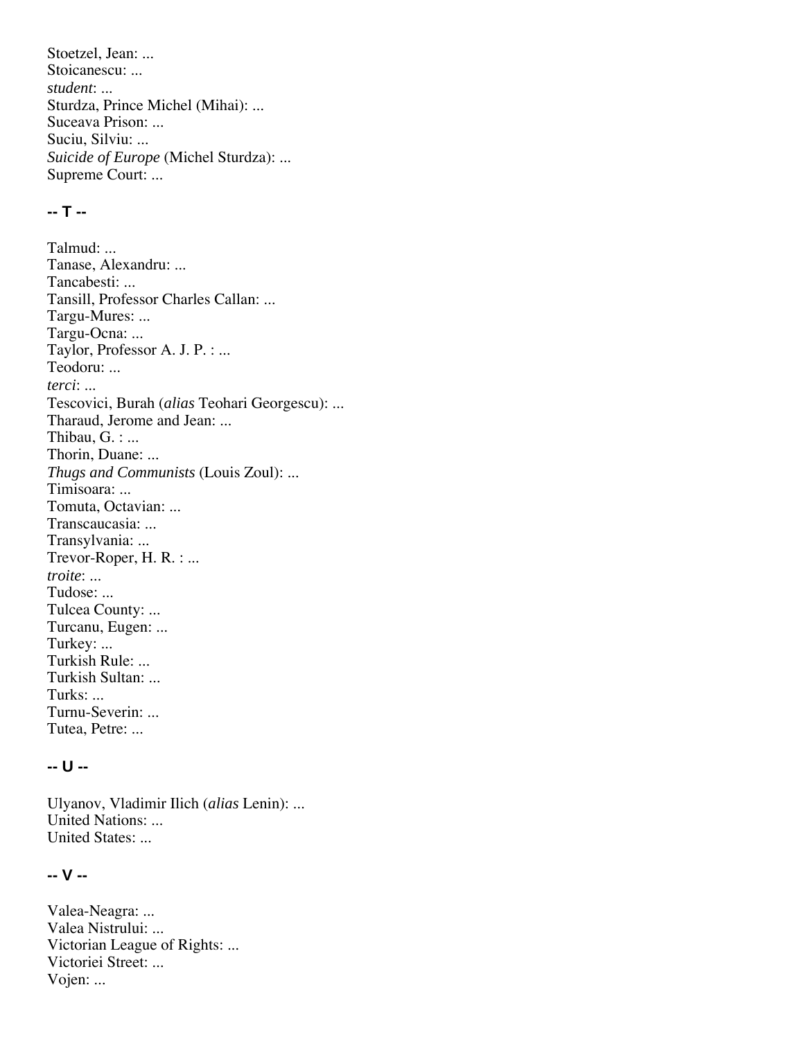Stoetzel, Jean: ...
Stoicanescu: ...
*student*: ...
Sturdza, Prince Michel (Mihai): ...
Suceava Prison: ...
Suciu, Silviu: ...
*Suicide of Europe* (Michel Sturdza): ...
Supreme Court: ...

### -- T --

Talmud: ...
Tanase, Alexandru: ...
Tancabesti: ...
Tansill, Professor Charles Callan: ...
Targu-Mures: ...
Targu-Ocna: ...
Taylor, Professor A. J. P. : ...
Teodoru: ...
*terci*: ...
Tescovici, Burah (*alias* Teohari Georgescu): ...
Tharaud, Jerome and Jean: ...
Thibau, G. : ...
Thorin, Duane: ...
*Thugs and Communists* (Louis Zoul): ...
Timisoara: ...
Tomuta, Octavian: ...
Transcaucasia: ...
Transylvania: ...
Trevor-Roper, H. R. : ...
*troite*: ...
Tudose: ...
Tulcea County: ...
Turcanu, Eugen: ...
Turkey: ...
Turkish Rule: ...
Turkish Sultan: ...
Turks: ...
Turnu-Severin: ...
Tutea, Petre: ...

### -- U --

Ulyanov, Vladimir Ilich (*alias* Lenin): ...
United Nations: ...
United States: ...

### -- V --

Valea-Neagra: ...
Valea Nistrului: ...
Victorian League of Rights: ...
Victoriei Street: ...
Vojen: ...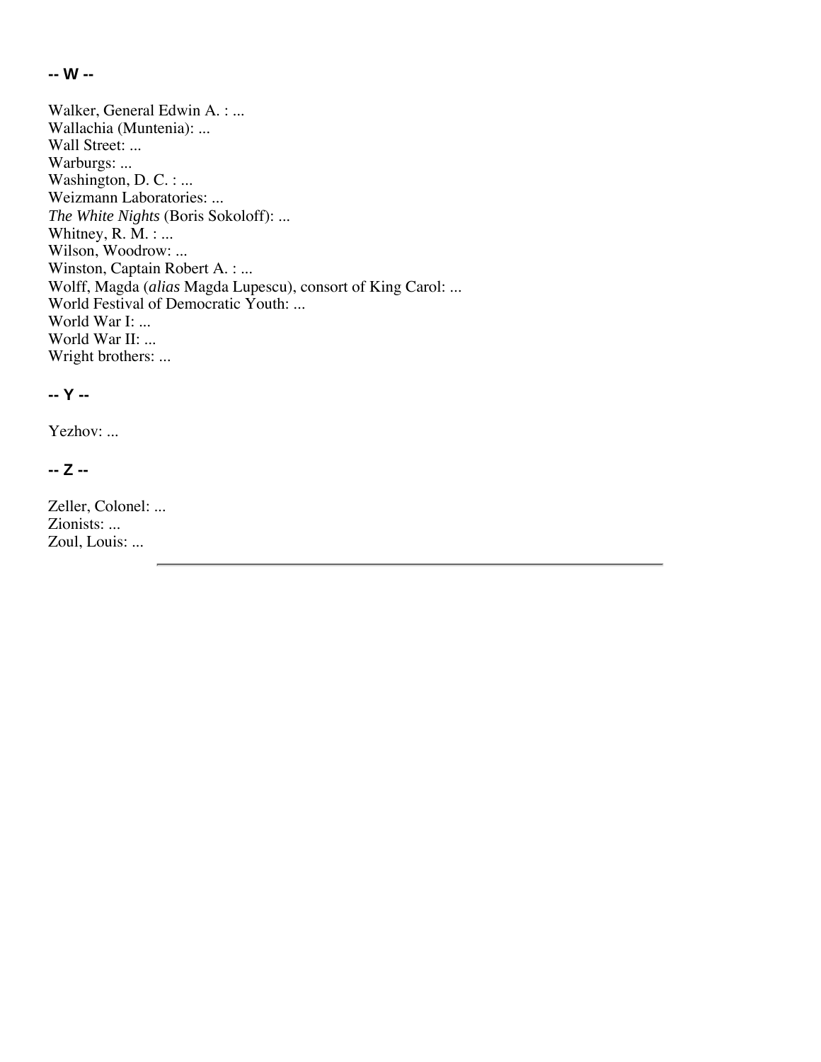## -- W --

Walker, General Edwin A. : ...
Wallachia (Muntenia): ...
Wall Street: ...
Warburgs: ...
Washington, D. C. : ...
Weizmann Laboratories: ...
*The White Nights* (Boris Sokoloff): ...
Whitney, R. M. : ...
Wilson, Woodrow: ...
Winston, Captain Robert A. : ...
Wolff, Magda (*alias* Magda Lupescu), consort of King Carol: ...
World Festival of Democratic Youth: ...
World War I: ...
World War II: ...
Wright brothers: ...

## -- Y --

Yezhov: ...

## -- Z --

Zeller, Colonel: ...
Zionists: ...
Zoul, Louis: ...

---